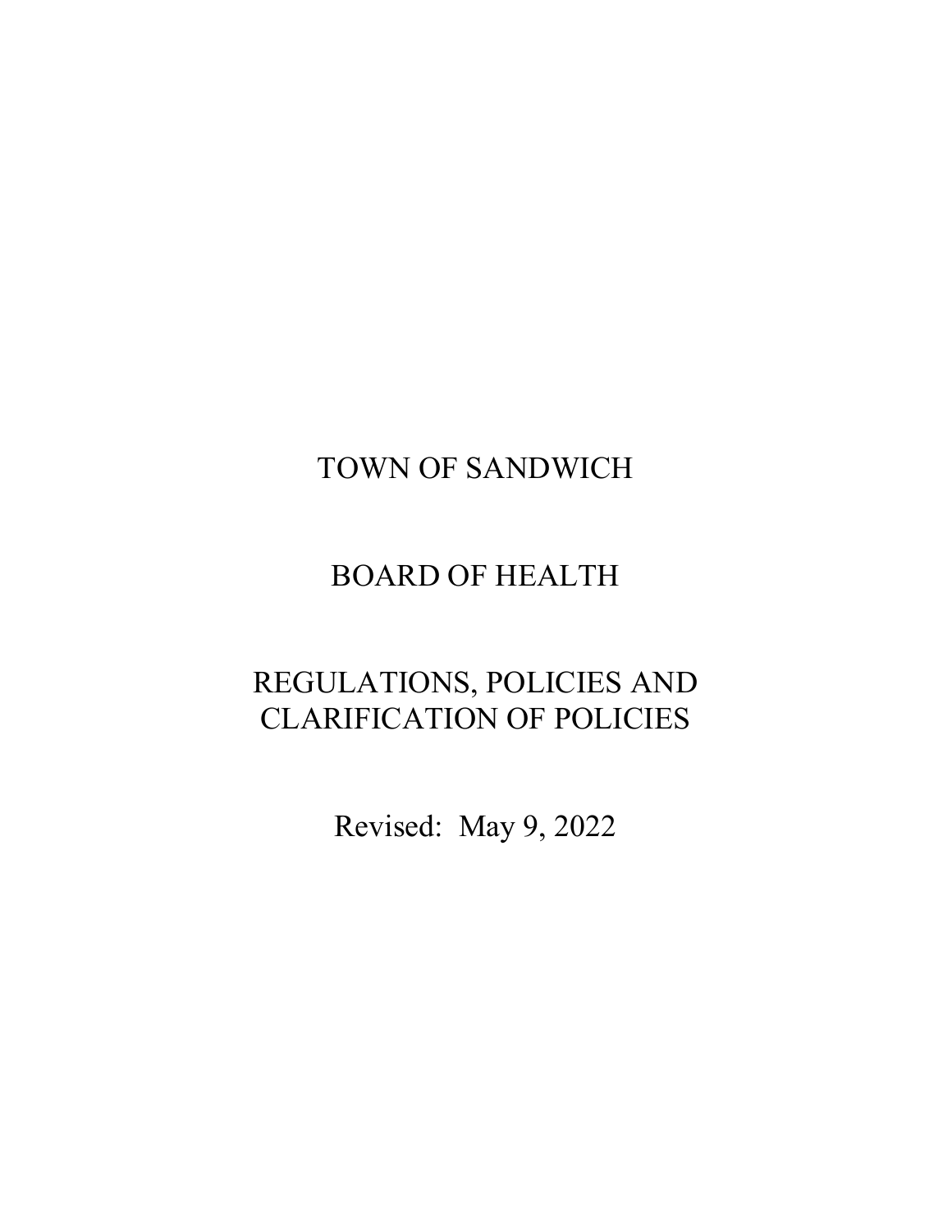# TOWN OF SANDWICH

# BOARD OF HEALTH

# REGULATIONS, POLICIES AND CLARIFICATION OF POLICIES

Revised: May 9, 2022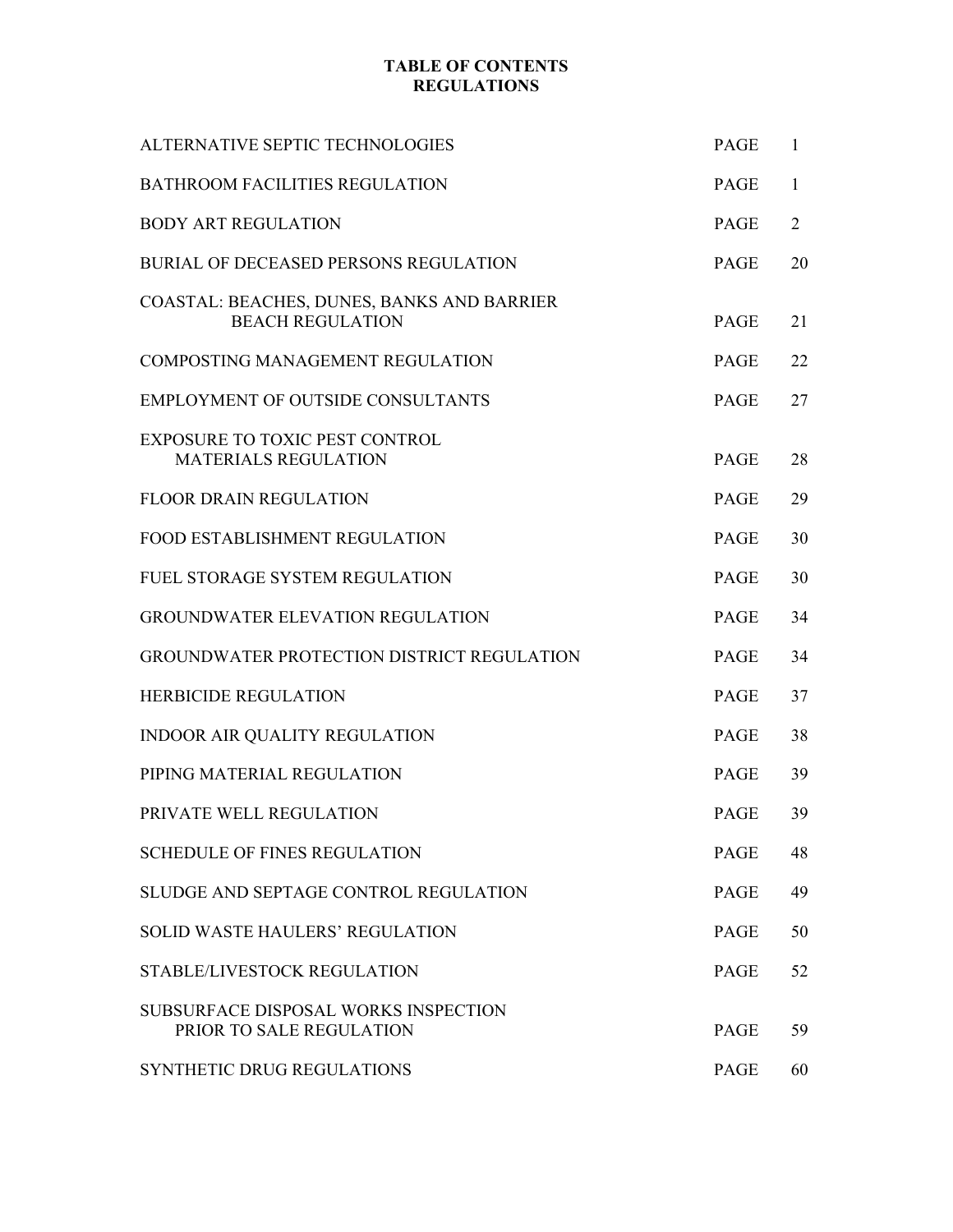# TABLE OF CONTENTS
## REGULATIONS

| | | |
|---|---|---|
| ALTERNATIVE SEPTIC TECHNOLOGIES | PAGE | 1 |
| BATHROOM FACILITIES REGULATION | PAGE | 1 |
| BODY ART REGULATION | PAGE | 2 |
| BURIAL OF DECEASED PERSONS REGULATION | PAGE | 20 |
| COASTAL: BEACHES, DUNES, BANKS AND BARRIER BEACH REGULATION | PAGE | 21 |
| COMPOSTING MANAGEMENT REGULATION | PAGE | 22 |
| EMPLOYMENT OF OUTSIDE CONSULTANTS | PAGE | 27 |
| EXPOSURE TO TOXIC PEST CONTROL MATERIALS REGULATION | PAGE | 28 |
| FLOOR DRAIN REGULATION | PAGE | 29 |
| FOOD ESTABLISHMENT REGULATION | PAGE | 30 |
| FUEL STORAGE SYSTEM REGULATION | PAGE | 30 |
| GROUNDWATER ELEVATION REGULATION | PAGE | 34 |
| GROUNDWATER PROTECTION DISTRICT REGULATION | PAGE | 34 |
| HERBICIDE REGULATION | PAGE | 37 |
| INDOOR AIR QUALITY REGULATION | PAGE | 38 |
| PIPING MATERIAL REGULATION | PAGE | 39 |
| PRIVATE WELL REGULATION | PAGE | 39 |
| SCHEDULE OF FINES REGULATION | PAGE | 48 |
| SLUDGE AND SEPTAGE CONTROL REGULATION | PAGE | 49 |
| SOLID WASTE HAULERS' REGULATION | PAGE | 50 |
| STABLE/LIVESTOCK REGULATION | PAGE | 52 |
| SUBSURFACE DISPOSAL WORKS INSPECTION PRIOR TO SALE REGULATION | PAGE | 59 |
| SYNTHETIC DRUG REGULATIONS | PAGE | 60 |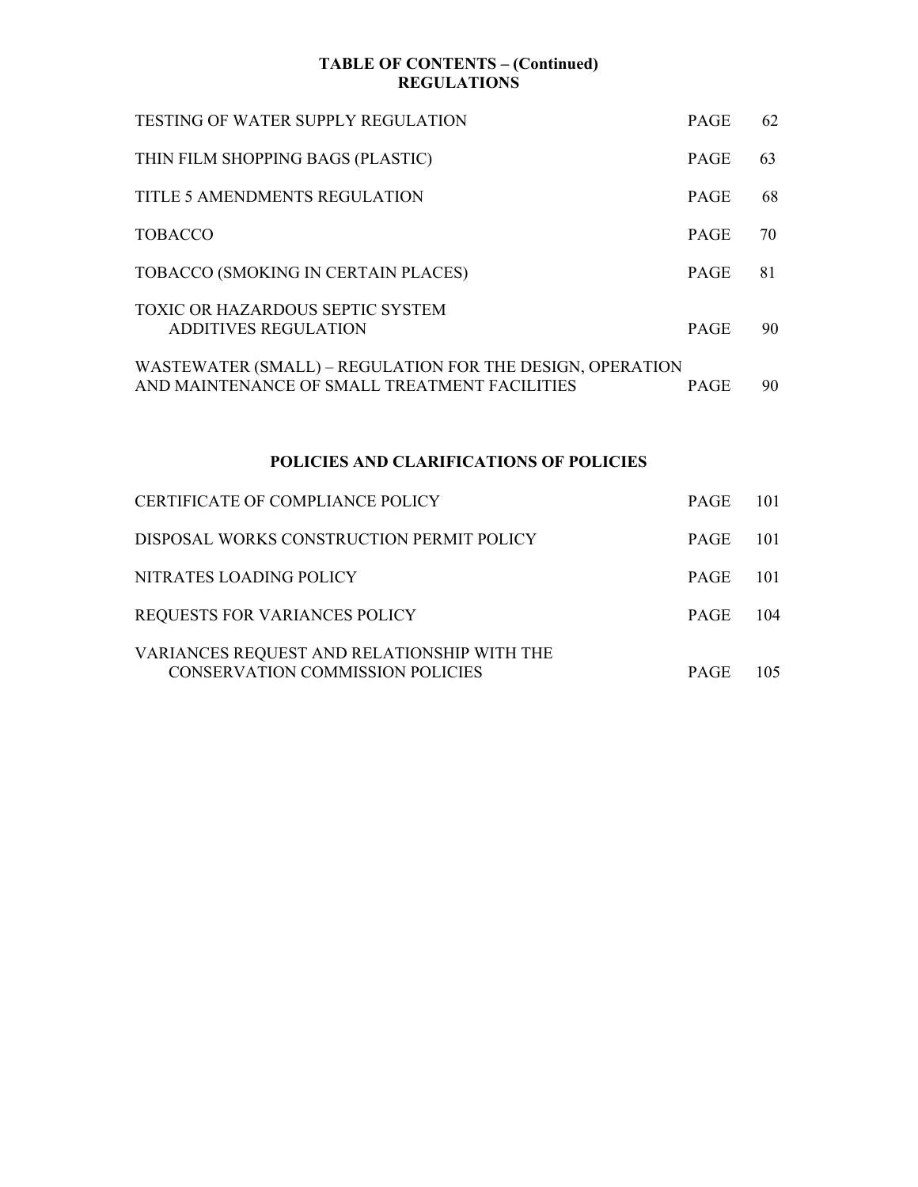# TABLE OF CONTENTS – (Continued)
## REGULATIONS

| | | |
|---|---|---|
| TESTING OF WATER SUPPLY REGULATION | PAGE | 62 |
| THIN FILM SHOPPING BAGS (PLASTIC) | PAGE | 63 |
| TITLE 5 AMENDMENTS REGULATION | PAGE | 68 |
| TOBACCO | PAGE | 70 |
| TOBACCO (SMOKING IN CERTAIN PLACES) | PAGE | 81 |
| TOXIC OR HAZARDOUS SEPTIC SYSTEM ADDITIVES REGULATION | PAGE | 90 |
| WASTEWATER (SMALL) – REGULATION FOR THE DESIGN, OPERATION AND MAINTENANCE OF SMALL TREATMENT FACILITIES | PAGE | 90 |

## POLICIES AND CLARIFICATIONS OF POLICIES

| | | |
|---|---|---|
| CERTIFICATE OF COMPLIANCE POLICY | PAGE | 101 |
| DISPOSAL WORKS CONSTRUCTION PERMIT POLICY | PAGE | 101 |
| NITRATES LOADING POLICY | PAGE | 101 |
| REQUESTS FOR VARIANCES POLICY | PAGE | 104 |
| VARIANCES REQUEST AND RELATIONSHIP WITH THE CONSERVATION COMMISSION POLICIES | PAGE | 105 |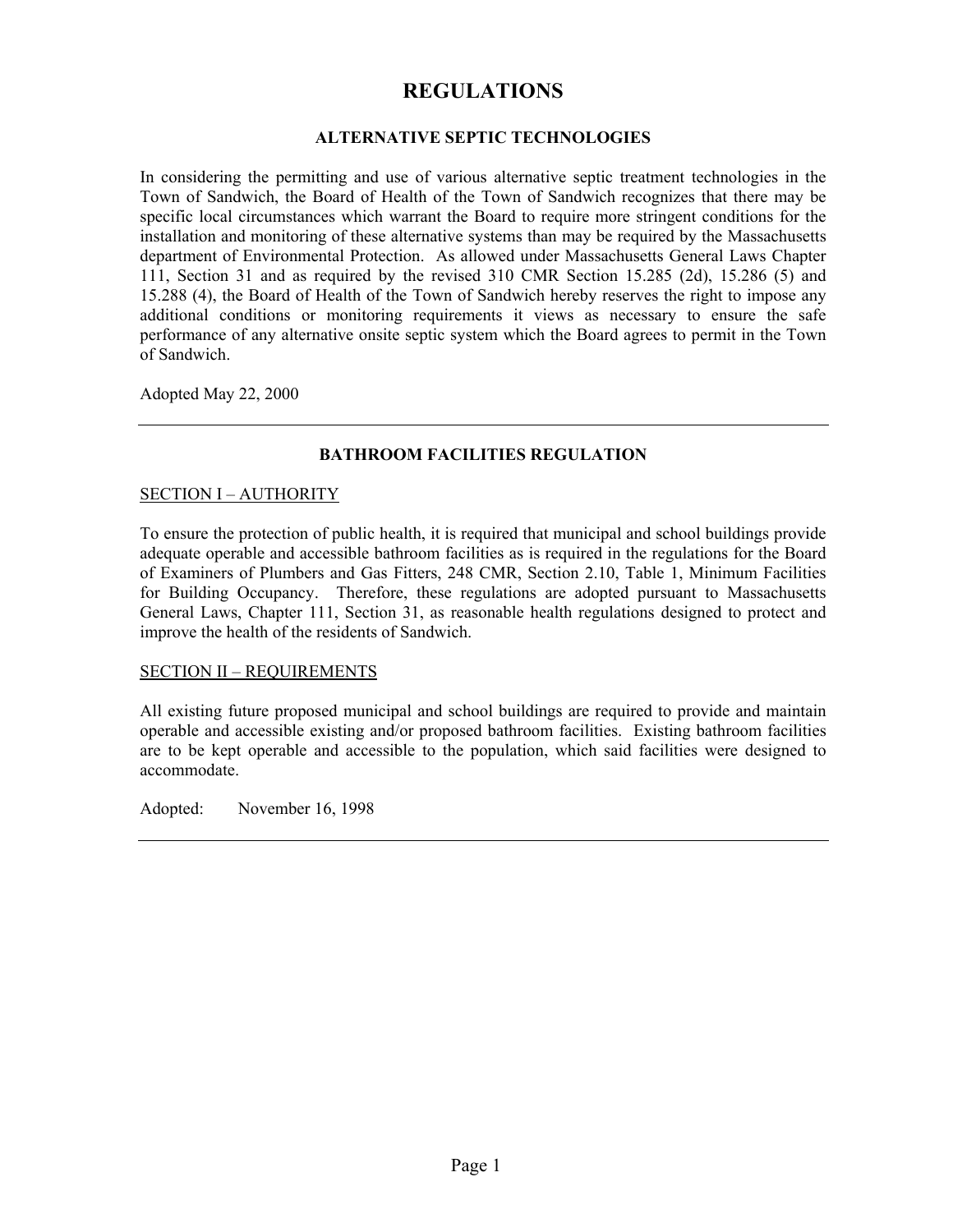# REGULATIONS

## ALTERNATIVE SEPTIC TECHNOLOGIES

In considering the permitting and use of various alternative septic treatment technologies in the Town of Sandwich, the Board of Health of the Town of Sandwich recognizes that there may be specific local circumstances which warrant the Board to require more stringent conditions for the installation and monitoring of these alternative systems than may be required by the Massachusetts department of Environmental Protection. As allowed under Massachusetts General Laws Chapter 111, Section 31 and as required by the revised 310 CMR Section 15.285 (2d), 15.286 (5) and 15.288 (4), the Board of Health of the Town of Sandwich hereby reserves the right to impose any additional conditions or monitoring requirements it views as necessary to ensure the safe performance of any alternative onsite septic system which the Board agrees to permit in the Town of Sandwich.

Adopted May 22, 2000

---

## BATHROOM FACILITIES REGULATION

### SECTION I – AUTHORITY

To ensure the protection of public health, it is required that municipal and school buildings provide adequate operable and accessible bathroom facilities as is required in the regulations for the Board of Examiners of Plumbers and Gas Fitters, 248 CMR, Section 2.10, Table 1, Minimum Facilities for Building Occupancy. Therefore, these regulations are adopted pursuant to Massachusetts General Laws, Chapter 111, Section 31, as reasonable health regulations designed to protect and improve the health of the residents of Sandwich.

### SECTION II – REQUIREMENTS

All existing future proposed municipal and school buildings are required to provide and maintain operable and accessible existing and/or proposed bathroom facilities. Existing bathroom facilities are to be kept operable and accessible to the population, which said facilities were designed to accommodate.

Adopted: November 16, 1998

---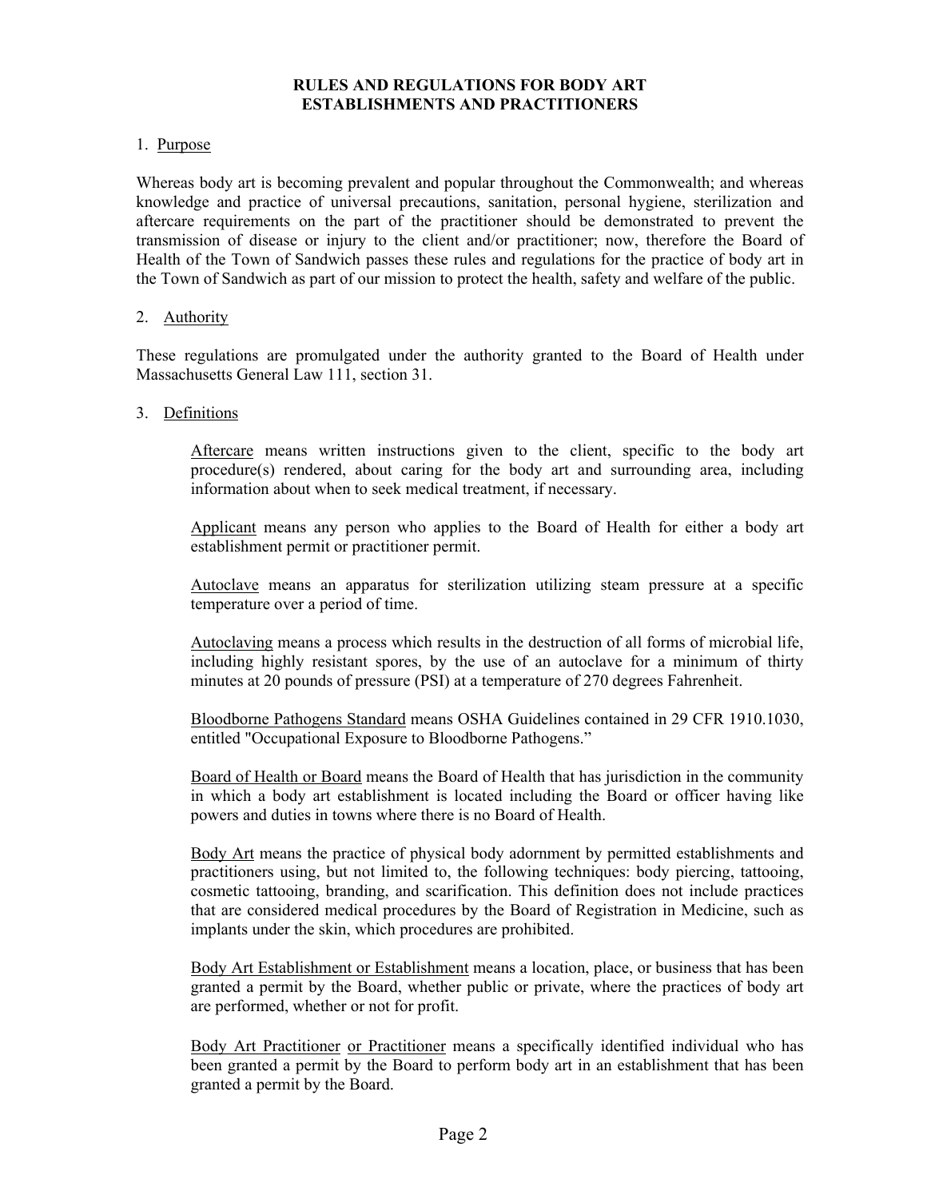# RULES AND REGULATIONS FOR BODY ART ESTABLISHMENTS AND PRACTITIONERS

## 1. Purpose

Whereas body art is becoming prevalent and popular throughout the Commonwealth; and whereas knowledge and practice of universal precautions, sanitation, personal hygiene, sterilization and aftercare requirements on the part of the practitioner should be demonstrated to prevent the transmission of disease or injury to the client and/or practitioner; now, therefore the Board of Health of the Town of Sandwich passes these rules and regulations for the practice of body art in the Town of Sandwich as part of our mission to protect the health, safety and welfare of the public.

## 2. Authority

These regulations are promulgated under the authority granted to the Board of Health under Massachusetts General Law 111, section 31.

## 3. Definitions

Aftercare means written instructions given to the client, specific to the body art procedure(s) rendered, about caring for the body art and surrounding area, including information about when to seek medical treatment, if necessary.

Applicant means any person who applies to the Board of Health for either a body art establishment permit or practitioner permit.

Autoclave means an apparatus for sterilization utilizing steam pressure at a specific temperature over a period of time.

Autoclaving means a process which results in the destruction of all forms of microbial life, including highly resistant spores, by the use of an autoclave for a minimum of thirty minutes at 20 pounds of pressure (PSI) at a temperature of 270 degrees Fahrenheit.

Bloodborne Pathogens Standard means OSHA Guidelines contained in 29 CFR 1910.1030, entitled "Occupational Exposure to Bloodborne Pathogens."

Board of Health or Board means the Board of Health that has jurisdiction in the community in which a body art establishment is located including the Board or officer having like powers and duties in towns where there is no Board of Health.

Body Art means the practice of physical body adornment by permitted establishments and practitioners using, but not limited to, the following techniques: body piercing, tattooing, cosmetic tattooing, branding, and scarification. This definition does not include practices that are considered medical procedures by the Board of Registration in Medicine, such as implants under the skin, which procedures are prohibited.

Body Art Establishment or Establishment means a location, place, or business that has been granted a permit by the Board, whether public or private, where the practices of body art are performed, whether or not for profit.

Body Art Practitioner or Practitioner means a specifically identified individual who has been granted a permit by the Board to perform body art in an establishment that has been granted a permit by the Board.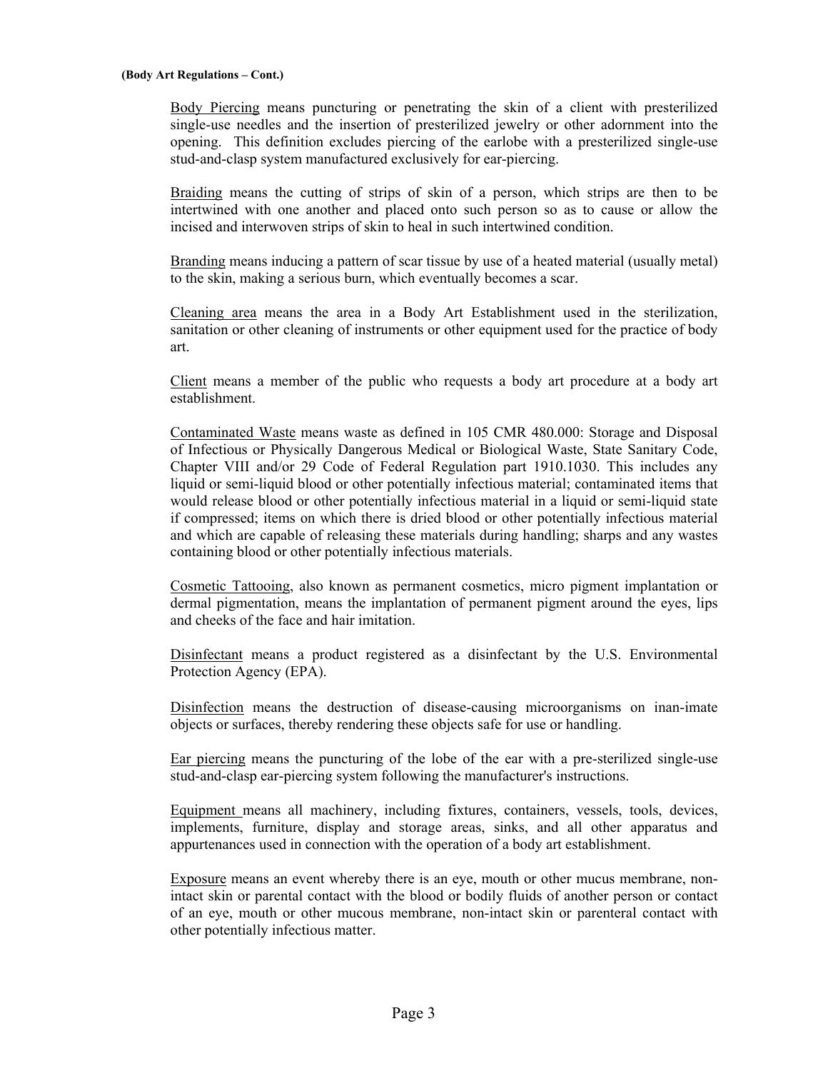Body Piercing means puncturing or penetrating the skin of a client with presterilized single-use needles and the insertion of presterilized jewelry or other adornment into the opening. This definition excludes piercing of the earlobe with a presterilized single-use stud-and-clasp system manufactured exclusively for ear-piercing.

Braiding means the cutting of strips of skin of a person, which strips are then to be intertwined with one another and placed onto such person so as to cause or allow the incised and interwoven strips of skin to heal in such intertwined condition.

Branding means inducing a pattern of scar tissue by use of a heated material (usually metal) to the skin, making a serious burn, which eventually becomes a scar.

Cleaning area means the area in a Body Art Establishment used in the sterilization, sanitation or other cleaning of instruments or other equipment used for the practice of body art.

Client means a member of the public who requests a body art procedure at a body art establishment.

Contaminated Waste means waste as defined in 105 CMR 480.000: Storage and Disposal of Infectious or Physically Dangerous Medical or Biological Waste, State Sanitary Code, Chapter VIII and/or 29 Code of Federal Regulation part 1910.1030. This includes any liquid or semi-liquid blood or other potentially infectious material; contaminated items that would release blood or other potentially infectious material in a liquid or semi-liquid state if compressed; items on which there is dried blood or other potentially infectious material and which are capable of releasing these materials during handling; sharps and any wastes containing blood or other potentially infectious materials.

Cosmetic Tattooing, also known as permanent cosmetics, micro pigment implantation or dermal pigmentation, means the implantation of permanent pigment around the eyes, lips and cheeks of the face and hair imitation.

Disinfectant means a product registered as a disinfectant by the U.S. Environmental Protection Agency (EPA).

Disinfection means the destruction of disease-causing microorganisms on inan-imate objects or surfaces, thereby rendering these objects safe for use or handling.

Ear piercing means the puncturing of the lobe of the ear with a pre-sterilized single-use stud-and-clasp ear-piercing system following the manufacturer's instructions.

Equipment means all machinery, including fixtures, containers, vessels, tools, devices, implements, furniture, display and storage areas, sinks, and all other apparatus and appurtenances used in connection with the operation of a body art establishment.

Exposure means an event whereby there is an eye, mouth or other mucus membrane, non-intact skin or parental contact with the blood or bodily fluids of another person or contact of an eye, mouth or other mucous membrane, non-intact skin or parenteral contact with other potentially infectious matter.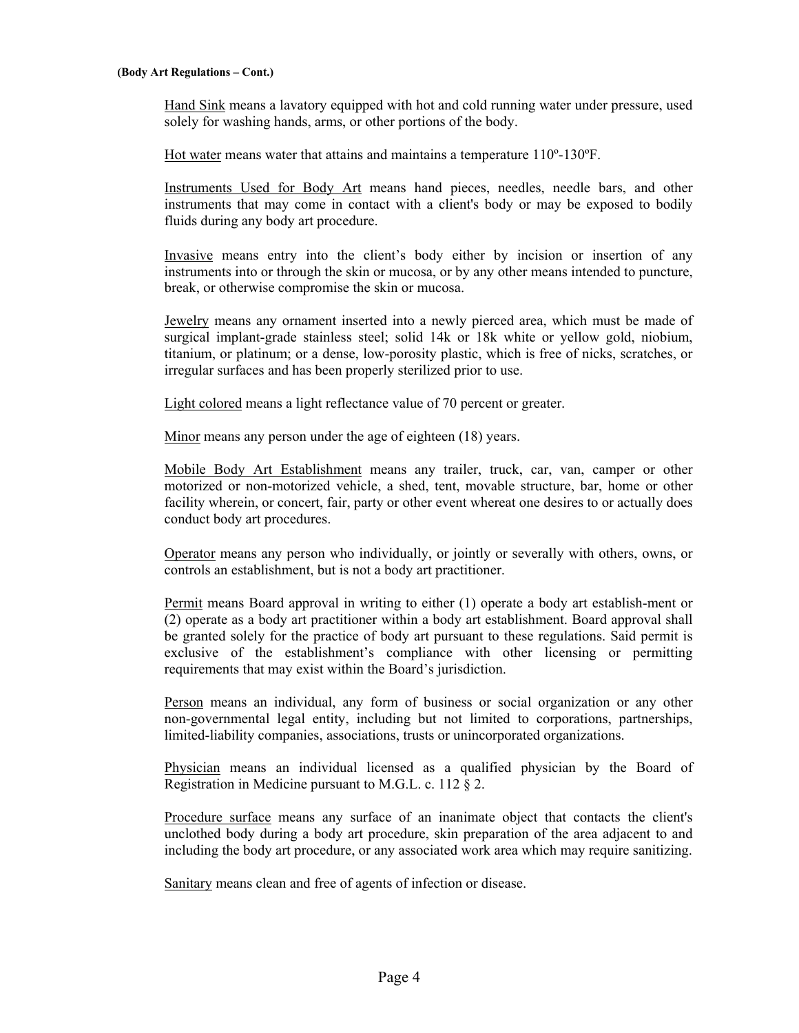Hand Sink means a lavatory equipped with hot and cold running water under pressure, used solely for washing hands, arms, or other portions of the body.

Hot water means water that attains and maintains a temperature 110º-130ºF.

Instruments Used for Body Art means hand pieces, needles, needle bars, and other instruments that may come in contact with a client's body or may be exposed to bodily fluids during any body art procedure.

Invasive means entry into the client's body either by incision or insertion of any instruments into or through the skin or mucosa, or by any other means intended to puncture, break, or otherwise compromise the skin or mucosa.

Jewelry means any ornament inserted into a newly pierced area, which must be made of surgical implant-grade stainless steel; solid 14k or 18k white or yellow gold, niobium, titanium, or platinum; or a dense, low-porosity plastic, which is free of nicks, scratches, or irregular surfaces and has been properly sterilized prior to use.

Light colored means a light reflectance value of 70 percent or greater.

Minor means any person under the age of eighteen (18) years.

Mobile Body Art Establishment means any trailer, truck, car, van, camper or other motorized or non-motorized vehicle, a shed, tent, movable structure, bar, home or other facility wherein, or concert, fair, party or other event whereat one desires to or actually does conduct body art procedures.

Operator means any person who individually, or jointly or severally with others, owns, or controls an establishment, but is not a body art practitioner.

Permit means Board approval in writing to either (1) operate a body art establish-ment or (2) operate as a body art practitioner within a body art establishment. Board approval shall be granted solely for the practice of body art pursuant to these regulations. Said permit is exclusive of the establishment's compliance with other licensing or permitting requirements that may exist within the Board's jurisdiction.

Person means an individual, any form of business or social organization or any other non-governmental legal entity, including but not limited to corporations, partnerships, limited-liability companies, associations, trusts or unincorporated organizations.

Physician means an individual licensed as a qualified physician by the Board of Registration in Medicine pursuant to M.G.L. c. 112 § 2.

Procedure surface means any surface of an inanimate object that contacts the client's unclothed body during a body art procedure, skin preparation of the area adjacent to and including the body art procedure, or any associated work area which may require sanitizing.

Sanitary means clean and free of agents of infection or disease.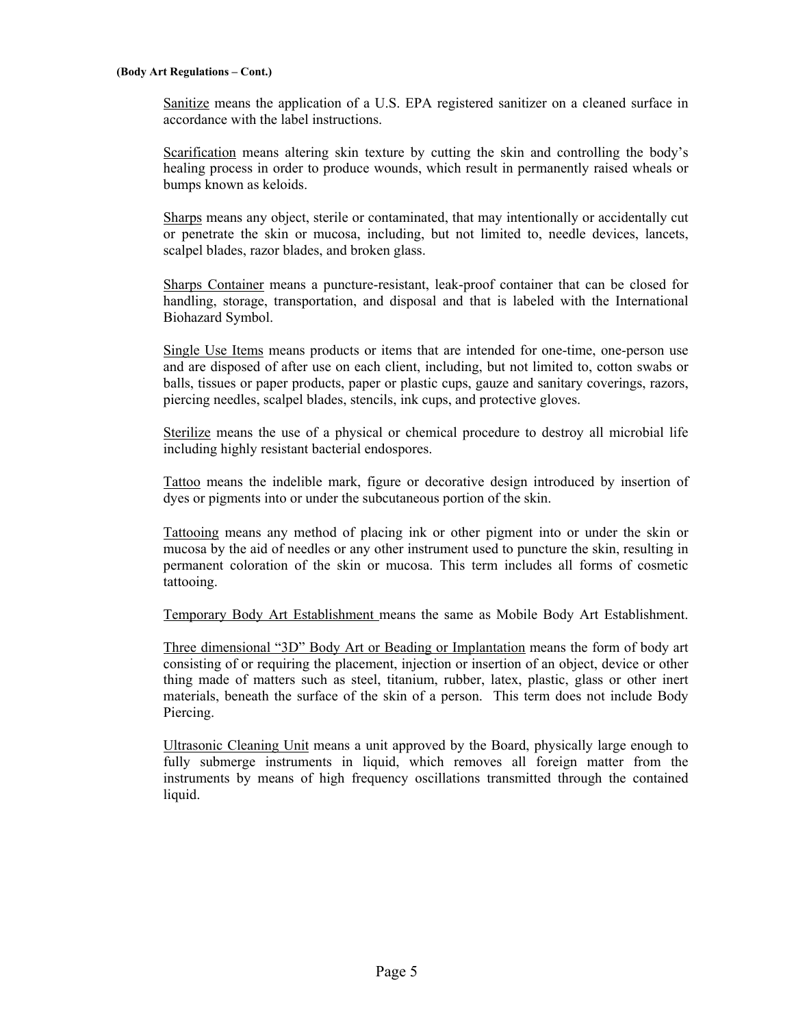Sanitize means the application of a U.S. EPA registered sanitizer on a cleaned surface in accordance with the label instructions.

Scarification means altering skin texture by cutting the skin and controlling the body's healing process in order to produce wounds, which result in permanently raised wheals or bumps known as keloids.

Sharps means any object, sterile or contaminated, that may intentionally or accidentally cut or penetrate the skin or mucosa, including, but not limited to, needle devices, lancets, scalpel blades, razor blades, and broken glass.

Sharps Container means a puncture-resistant, leak-proof container that can be closed for handling, storage, transportation, and disposal and that is labeled with the International Biohazard Symbol.

Single Use Items means products or items that are intended for one-time, one-person use and are disposed of after use on each client, including, but not limited to, cotton swabs or balls, tissues or paper products, paper or plastic cups, gauze and sanitary coverings, razors, piercing needles, scalpel blades, stencils, ink cups, and protective gloves.

Sterilize means the use of a physical or chemical procedure to destroy all microbial life including highly resistant bacterial endospores.

Tattoo means the indelible mark, figure or decorative design introduced by insertion of dyes or pigments into or under the subcutaneous portion of the skin.

Tattooing means any method of placing ink or other pigment into or under the skin or mucosa by the aid of needles or any other instrument used to puncture the skin, resulting in permanent coloration of the skin or mucosa. This term includes all forms of cosmetic tattooing.

Temporary Body Art Establishment means the same as Mobile Body Art Establishment.

Three dimensional "3D" Body Art or Beading or Implantation means the form of body art consisting of or requiring the placement, injection or insertion of an object, device or other thing made of matters such as steel, titanium, rubber, latex, plastic, glass or other inert materials, beneath the surface of the skin of a person. This term does not include Body Piercing.

Ultrasonic Cleaning Unit means a unit approved by the Board, physically large enough to fully submerge instruments in liquid, which removes all foreign matter from the instruments by means of high frequency oscillations transmitted through the contained liquid.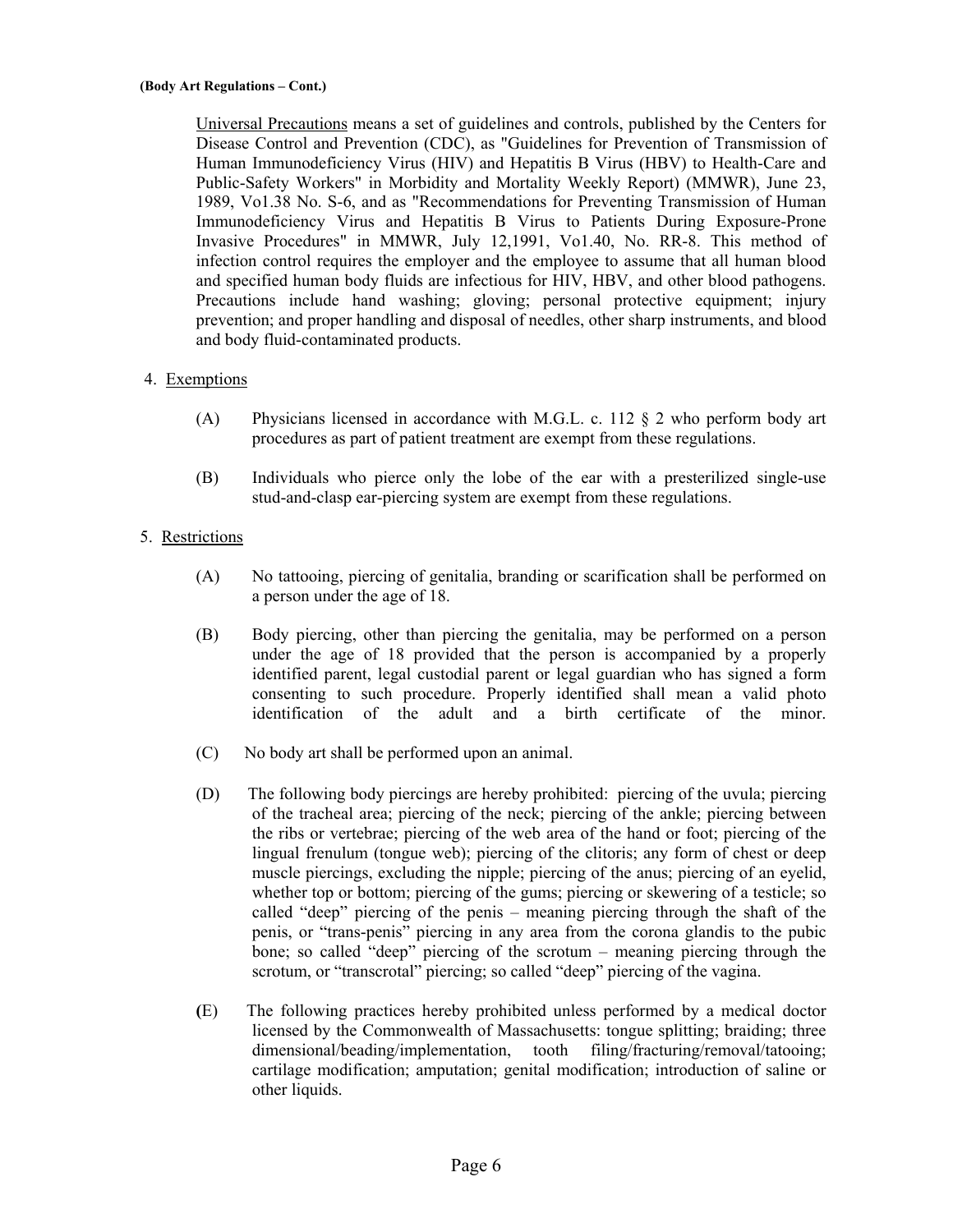Universal Precautions means a set of guidelines and controls, published by the Centers for Disease Control and Prevention (CDC), as "Guidelines for Prevention of Transmission of Human Immunodeficiency Virus (HIV) and Hepatitis B Virus (HBV) to Health-Care and Public-Safety Workers" in Morbidity and Mortality Weekly Report) (MMWR), June 23, 1989, Vo1.38 No. S-6, and as "Recommendations for Preventing Transmission of Human Immunodeficiency Virus and Hepatitis B Virus to Patients During Exposure-Prone Invasive Procedures" in MMWR, July 12,1991, Vo1.40, No. RR-8. This method of infection control requires the employer and the employee to assume that all human blood and specified human body fluids are infectious for HIV, HBV, and other blood pathogens. Precautions include hand washing; gloving; personal protective equipment; injury prevention; and proper handling and disposal of needles, other sharp instruments, and blood and body fluid-contaminated products.

4. Exemptions

(A) Physicians licensed in accordance with M.G.L. c. 112 § 2 who perform body art procedures as part of patient treatment are exempt from these regulations.

(B) Individuals who pierce only the lobe of the ear with a presterilized single-use stud-and-clasp ear-piercing system are exempt from these regulations.

5. Restrictions

(A) No tattooing, piercing of genitalia, branding or scarification shall be performed on a person under the age of 18.

(B) Body piercing, other than piercing the genitalia, may be performed on a person under the age of 18 provided that the person is accompanied by a properly identified parent, legal custodial parent or legal guardian who has signed a form consenting to such procedure. Properly identified shall mean a valid photo identification of the adult and a birth certificate of the minor.

(C) No body art shall be performed upon an animal.

(D) The following body piercings are hereby prohibited: piercing of the uvula; piercing of the tracheal area; piercing of the neck; piercing of the ankle; piercing between the ribs or vertebrae; piercing of the web area of the hand or foot; piercing of the lingual frenulum (tongue web); piercing of the clitoris; any form of chest or deep muscle piercings, excluding the nipple; piercing of the anus; piercing of an eyelid, whether top or bottom; piercing of the gums; piercing or skewering of a testicle; so called "deep" piercing of the penis – meaning piercing through the shaft of the penis, or "trans-penis" piercing in any area from the corona glandis to the pubic bone; so called "deep" piercing of the scrotum – meaning piercing through the scrotum, or "transcrotal" piercing; so called "deep" piercing of the vagina.

(E) The following practices hereby prohibited unless performed by a medical doctor licensed by the Commonwealth of Massachusetts: tongue splitting; braiding; three dimensional/beading/implementation, tooth filing/fracturing/removal/tatooing; cartilage modification; amputation; genital modification; introduction of saline or other liquids.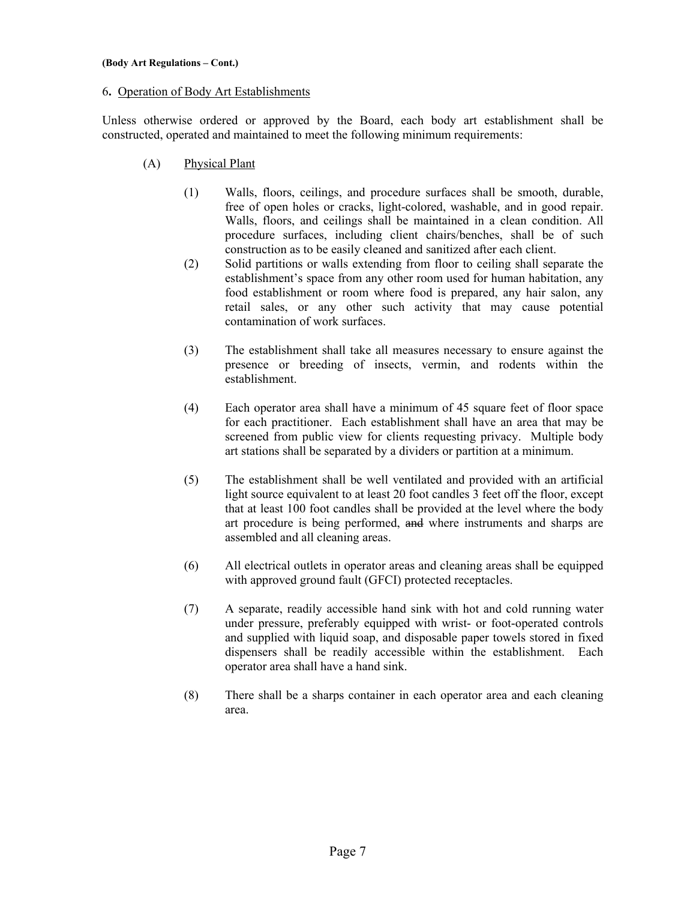**(Body Art Regulations – Cont.)**

6. <u>Operation of Body Art Establishments</u>

Unless otherwise ordered or approved by the Board, each body art establishment shall be constructed, operated and maintained to meet the following minimum requirements:

(A) <u>Physical Plant</u>

(1) Walls, floors, ceilings, and procedure surfaces shall be smooth, durable, free of open holes or cracks, light-colored, washable, and in good repair. Walls, floors, and ceilings shall be maintained in a clean condition. All procedure surfaces, including client chairs/benches, shall be of such construction as to be easily cleaned and sanitized after each client.

(2) Solid partitions or walls extending from floor to ceiling shall separate the establishment's space from any other room used for human habitation, any food establishment or room where food is prepared, any hair salon, any retail sales, or any other such activity that may cause potential contamination of work surfaces.

(3) The establishment shall take all measures necessary to ensure against the presence or breeding of insects, vermin, and rodents within the establishment.

(4) Each operator area shall have a minimum of 45 square feet of floor space for each practitioner. Each establishment shall have an area that may be screened from public view for clients requesting privacy. Multiple body art stations shall be separated by a dividers or partition at a minimum.

(5) The establishment shall be well ventilated and provided with an artificial light source equivalent to at least 20 foot candles 3 feet off the floor, except that at least 100 foot candles shall be provided at the level where the body art procedure is being performed, ~~and~~ where instruments and sharps are assembled and all cleaning areas.

(6) All electrical outlets in operator areas and cleaning areas shall be equipped with approved ground fault (GFCI) protected receptacles.

(7) A separate, readily accessible hand sink with hot and cold running water under pressure, preferably equipped with wrist- or foot-operated controls and supplied with liquid soap, and disposable paper towels stored in fixed dispensers shall be readily accessible within the establishment. Each operator area shall have a hand sink.

(8) There shall be a sharps container in each operator area and each cleaning area.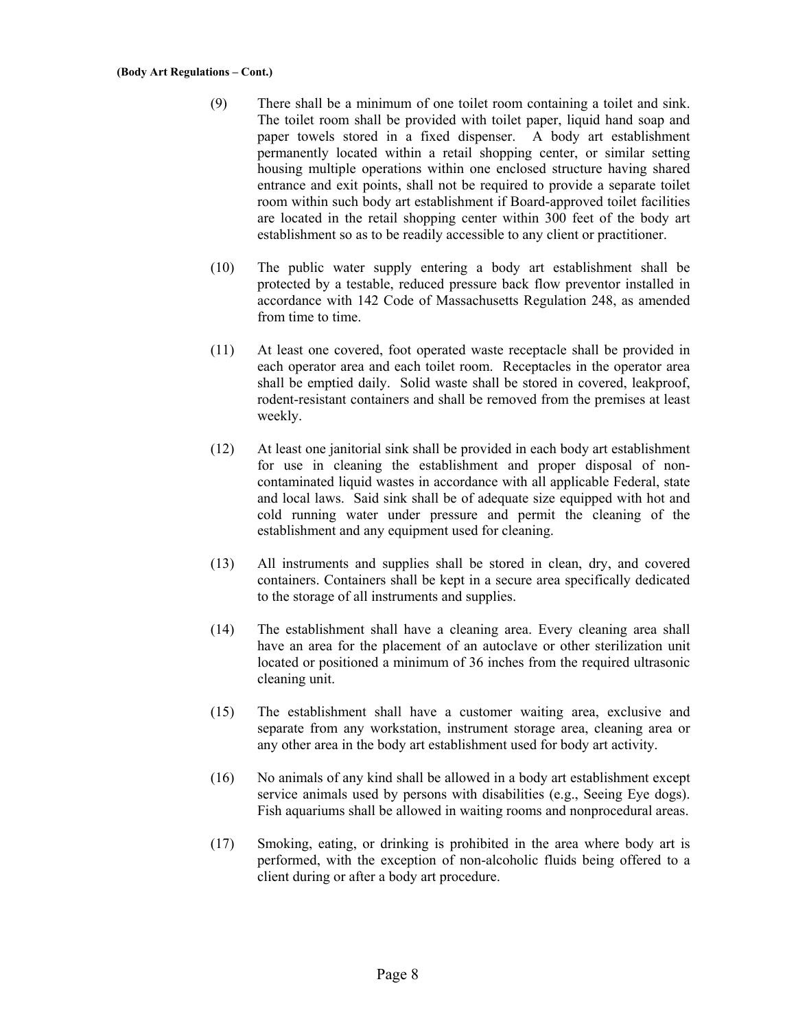(9) There shall be a minimum of one toilet room containing a toilet and sink. The toilet room shall be provided with toilet paper, liquid hand soap and paper towels stored in a fixed dispenser. A body art establishment permanently located within a retail shopping center, or similar setting housing multiple operations within one enclosed structure having shared entrance and exit points, shall not be required to provide a separate toilet room within such body art establishment if Board-approved toilet facilities are located in the retail shopping center within 300 feet of the body art establishment so as to be readily accessible to any client or practitioner.

(10) The public water supply entering a body art establishment shall be protected by a testable, reduced pressure back flow preventor installed in accordance with 142 Code of Massachusetts Regulation 248, as amended from time to time.

(11) At least one covered, foot operated waste receptacle shall be provided in each operator area and each toilet room. Receptacles in the operator area shall be emptied daily. Solid waste shall be stored in covered, leakproof, rodent-resistant containers and shall be removed from the premises at least weekly.

(12) At least one janitorial sink shall be provided in each body art establishment for use in cleaning the establishment and proper disposal of non-contaminated liquid wastes in accordance with all applicable Federal, state and local laws. Said sink shall be of adequate size equipped with hot and cold running water under pressure and permit the cleaning of the establishment and any equipment used for cleaning.

(13) All instruments and supplies shall be stored in clean, dry, and covered containers. Containers shall be kept in a secure area specifically dedicated to the storage of all instruments and supplies.

(14) The establishment shall have a cleaning area. Every cleaning area shall have an area for the placement of an autoclave or other sterilization unit located or positioned a minimum of 36 inches from the required ultrasonic cleaning unit.

(15) The establishment shall have a customer waiting area, exclusive and separate from any workstation, instrument storage area, cleaning area or any other area in the body art establishment used for body art activity.

(16) No animals of any kind shall be allowed in a body art establishment except service animals used by persons with disabilities (e.g., Seeing Eye dogs). Fish aquariums shall be allowed in waiting rooms and nonprocedural areas.

(17) Smoking, eating, or drinking is prohibited in the area where body art is performed, with the exception of non-alcoholic fluids being offered to a client during or after a body art procedure.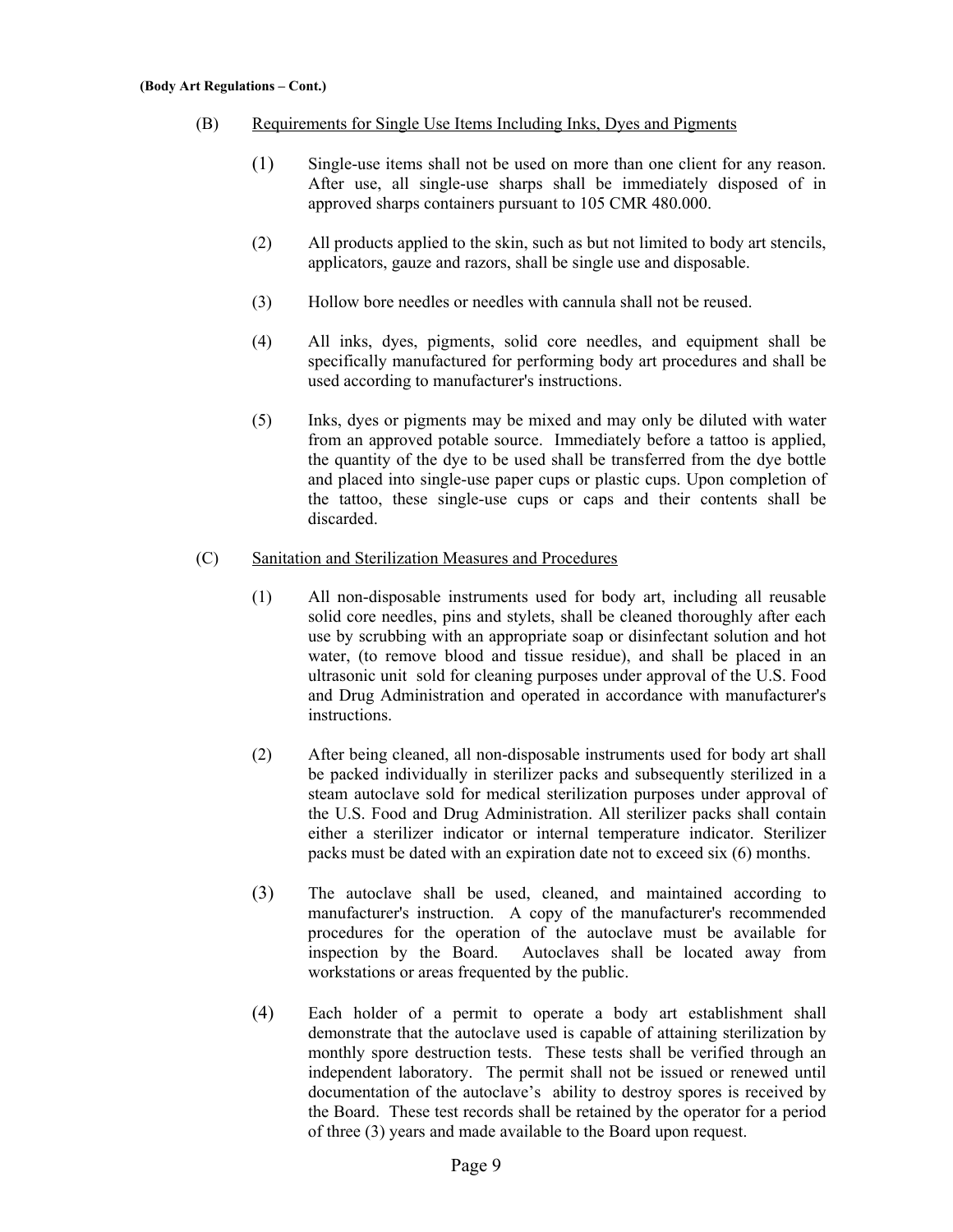(B) Requirements for Single Use Items Including Inks, Dyes and Pigments

(1) Single-use items shall not be used on more than one client for any reason. After use, all single-use sharps shall be immediately disposed of in approved sharps containers pursuant to 105 CMR 480.000.

(2) All products applied to the skin, such as but not limited to body art stencils, applicators, gauze and razors, shall be single use and disposable.

(3) Hollow bore needles or needles with cannula shall not be reused.

(4) All inks, dyes, pigments, solid core needles, and equipment shall be specifically manufactured for performing body art procedures and shall be used according to manufacturer's instructions.

(5) Inks, dyes or pigments may be mixed and may only be diluted with water from an approved potable source. Immediately before a tattoo is applied, the quantity of the dye to be used shall be transferred from the dye bottle and placed into single-use paper cups or plastic cups. Upon completion of the tattoo, these single-use cups or caps and their contents shall be discarded.

(C) Sanitation and Sterilization Measures and Procedures

(1) All non-disposable instruments used for body art, including all reusable solid core needles, pins and stylets, shall be cleaned thoroughly after each use by scrubbing with an appropriate soap or disinfectant solution and hot water, (to remove blood and tissue residue), and shall be placed in an ultrasonic unit sold for cleaning purposes under approval of the U.S. Food and Drug Administration and operated in accordance with manufacturer's instructions.

(2) After being cleaned, all non-disposable instruments used for body art shall be packed individually in sterilizer packs and subsequently sterilized in a steam autoclave sold for medical sterilization purposes under approval of the U.S. Food and Drug Administration. All sterilizer packs shall contain either a sterilizer indicator or internal temperature indicator. Sterilizer packs must be dated with an expiration date not to exceed six (6) months.

(3) The autoclave shall be used, cleaned, and maintained according to manufacturer's instruction. A copy of the manufacturer's recommended procedures for the operation of the autoclave must be available for inspection by the Board. Autoclaves shall be located away from workstations or areas frequented by the public.

(4) Each holder of a permit to operate a body art establishment shall demonstrate that the autoclave used is capable of attaining sterilization by monthly spore destruction tests. These tests shall be verified through an independent laboratory. The permit shall not be issued or renewed until documentation of the autoclave's ability to destroy spores is received by the Board. These test records shall be retained by the operator for a period of three (3) years and made available to the Board upon request.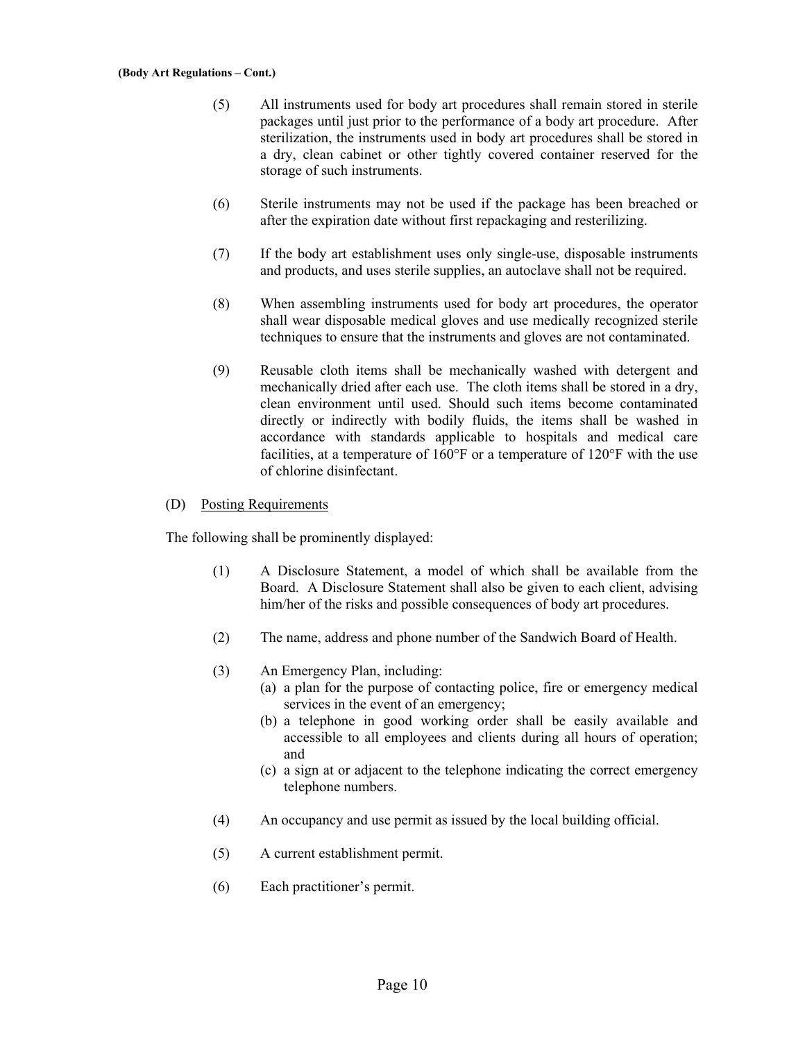(5) All instruments used for body art procedures shall remain stored in sterile packages until just prior to the performance of a body art procedure. After sterilization, the instruments used in body art procedures shall be stored in a dry, clean cabinet or other tightly covered container reserved for the storage of such instruments.

(6) Sterile instruments may not be used if the package has been breached or after the expiration date without first repackaging and resterilizing.

(7) If the body art establishment uses only single-use, disposable instruments and products, and uses sterile supplies, an autoclave shall not be required.

(8) When assembling instruments used for body art procedures, the operator shall wear disposable medical gloves and use medically recognized sterile techniques to ensure that the instruments and gloves are not contaminated.

(9) Reusable cloth items shall be mechanically washed with detergent and mechanically dried after each use. The cloth items shall be stored in a dry, clean environment until used. Should such items become contaminated directly or indirectly with bodily fluids, the items shall be washed in accordance with standards applicable to hospitals and medical care facilities, at a temperature of 160°F or a temperature of 120°F with the use of chlorine disinfectant.

(D) Posting Requirements

The following shall be prominently displayed:

(1) A Disclosure Statement, a model of which shall be available from the Board. A Disclosure Statement shall also be given to each client, advising him/her of the risks and possible consequences of body art procedures.

(2) The name, address and phone number of the Sandwich Board of Health.

(3) An Emergency Plan, including:
   (a) a plan for the purpose of contacting police, fire or emergency medical services in the event of an emergency;
   (b) a telephone in good working order shall be easily available and accessible to all employees and clients during all hours of operation; and
   (c) a sign at or adjacent to the telephone indicating the correct emergency telephone numbers.

(4) An occupancy and use permit as issued by the local building official.

(5) A current establishment permit.

(6) Each practitioner's permit.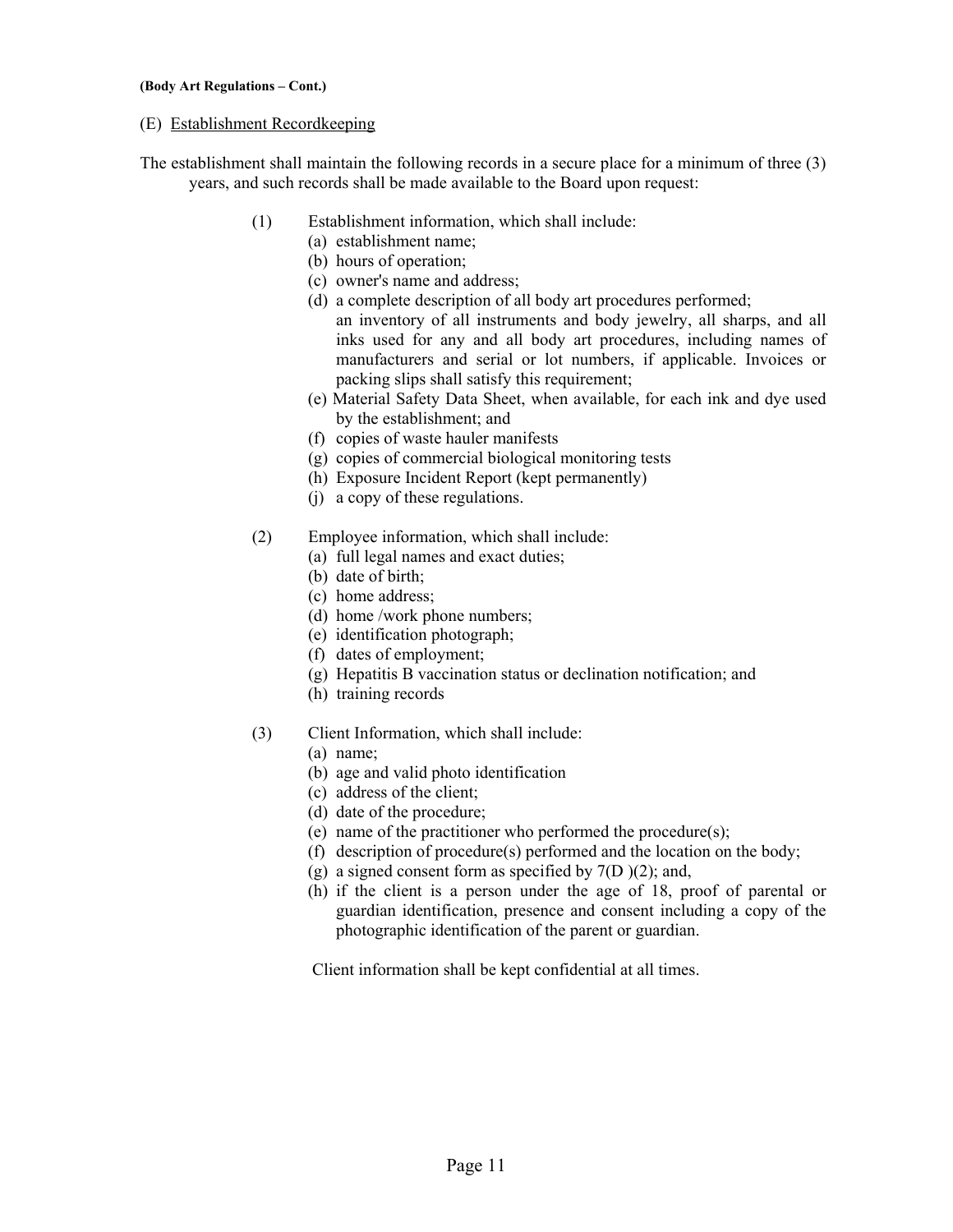(E) Establishment Recordkeeping

The establishment shall maintain the following records in a secure place for a minimum of three (3) years, and such records shall be made available to the Board upon request:

(1) Establishment information, which shall include:

- (a) establishment name;
- (b) hours of operation;
- (c) owner's name and address;
- (d) a complete description of all body art procedures performed;
  an inventory of all instruments and body jewelry, all sharps, and all inks used for any and all body art procedures, including names of manufacturers and serial or lot numbers, if applicable. Invoices or packing slips shall satisfy this requirement;
- (e) Material Safety Data Sheet, when available, for each ink and dye used by the establishment; and
- (f) copies of waste hauler manifests
- (g) copies of commercial biological monitoring tests
- (h) Exposure Incident Report (kept permanently)
- (j) a copy of these regulations.

(2) Employee information, which shall include:

- (a) full legal names and exact duties;
- (b) date of birth;
- (c) home address;
- (d) home /work phone numbers;
- (e) identification photograph;
- (f) dates of employment;
- (g) Hepatitis B vaccination status or declination notification; and
- (h) training records

(3) Client Information, which shall include:

- (a) name;
- (b) age and valid photo identification
- (c) address of the client;
- (d) date of the procedure;
- (e) name of the practitioner who performed the procedure(s);
- (f) description of procedure(s) performed and the location on the body;
- (g) a signed consent form as specified by 7(D )(2); and,
- (h) if the client is a person under the age of 18, proof of parental or guardian identification, presence and consent including a copy of the photographic identification of the parent or guardian.

Client information shall be kept confidential at all times.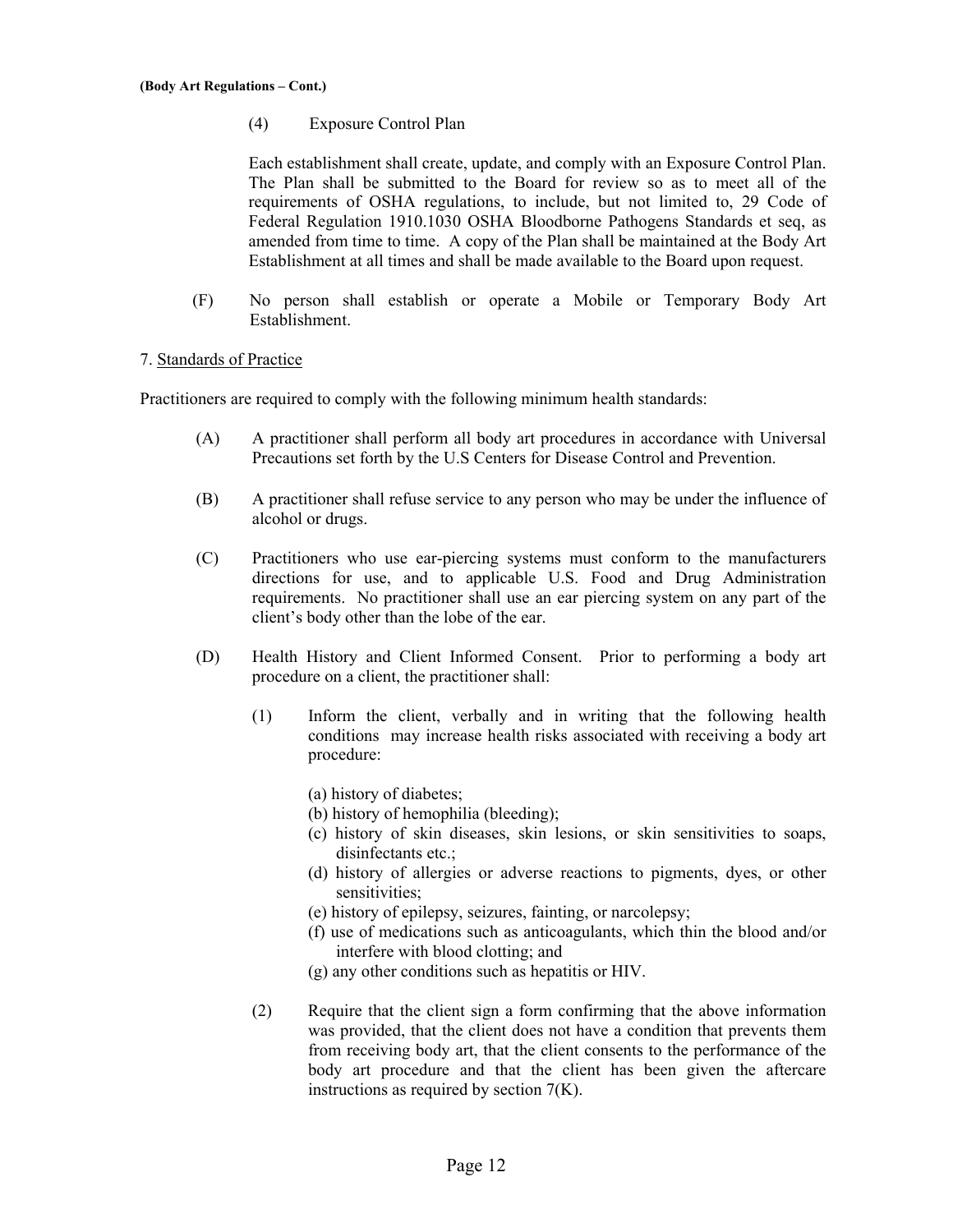(4) Exposure Control Plan

Each establishment shall create, update, and comply with an Exposure Control Plan. The Plan shall be submitted to the Board for review so as to meet all of the requirements of OSHA regulations, to include, but not limited to, 29 Code of Federal Regulation 1910.1030 OSHA Bloodborne Pathogens Standards et seq, as amended from time to time. A copy of the Plan shall be maintained at the Body Art Establishment at all times and shall be made available to the Board upon request.

(F) No person shall establish or operate a Mobile or Temporary Body Art Establishment.

7. Standards of Practice

Practitioners are required to comply with the following minimum health standards:

(A) A practitioner shall perform all body art procedures in accordance with Universal Precautions set forth by the U.S Centers for Disease Control and Prevention.

(B) A practitioner shall refuse service to any person who may be under the influence of alcohol or drugs.

(C) Practitioners who use ear-piercing systems must conform to the manufacturers directions for use, and to applicable U.S. Food and Drug Administration requirements. No practitioner shall use an ear piercing system on any part of the client's body other than the lobe of the ear.

(D) Health History and Client Informed Consent. Prior to performing a body art procedure on a client, the practitioner shall:

(1) Inform the client, verbally and in writing that the following health conditions may increase health risks associated with receiving a body art procedure:

(a) history of diabetes;
(b) history of hemophilia (bleeding);
(c) history of skin diseases, skin lesions, or skin sensitivities to soaps, disinfectants etc.;
(d) history of allergies or adverse reactions to pigments, dyes, or other sensitivities;
(e) history of epilepsy, seizures, fainting, or narcolepsy;
(f) use of medications such as anticoagulants, which thin the blood and/or interfere with blood clotting; and
(g) any other conditions such as hepatitis or HIV.

(2) Require that the client sign a form confirming that the above information was provided, that the client does not have a condition that prevents them from receiving body art, that the client consents to the performance of the body art procedure and that the client has been given the aftercare instructions as required by section 7(K).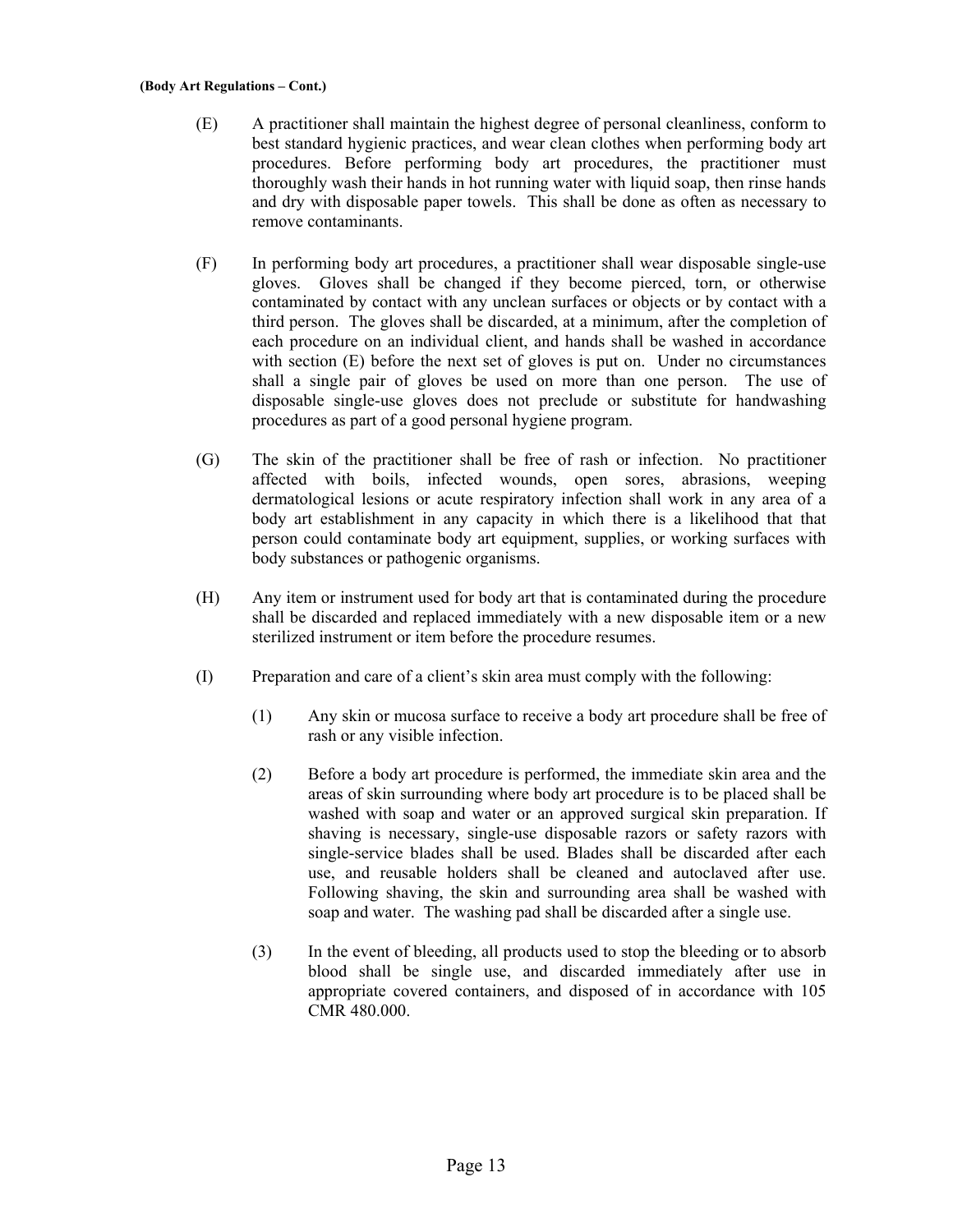**(Body Art Regulations – Cont.)**

(E) A practitioner shall maintain the highest degree of personal cleanliness, conform to best standard hygienic practices, and wear clean clothes when performing body art procedures. Before performing body art procedures, the practitioner must thoroughly wash their hands in hot running water with liquid soap, then rinse hands and dry with disposable paper towels. This shall be done as often as necessary to remove contaminants.

(F) In performing body art procedures, a practitioner shall wear disposable single-use gloves. Gloves shall be changed if they become pierced, torn, or otherwise contaminated by contact with any unclean surfaces or objects or by contact with a third person. The gloves shall be discarded, at a minimum, after the completion of each procedure on an individual client, and hands shall be washed in accordance with section (E) before the next set of gloves is put on. Under no circumstances shall a single pair of gloves be used on more than one person. The use of disposable single-use gloves does not preclude or substitute for handwashing procedures as part of a good personal hygiene program.

(G) The skin of the practitioner shall be free of rash or infection. No practitioner affected with boils, infected wounds, open sores, abrasions, weeping dermatological lesions or acute respiratory infection shall work in any area of a body art establishment in any capacity in which there is a likelihood that that person could contaminate body art equipment, supplies, or working surfaces with body substances or pathogenic organisms.

(H) Any item or instrument used for body art that is contaminated during the procedure shall be discarded and replaced immediately with a new disposable item or a new sterilized instrument or item before the procedure resumes.

(I) Preparation and care of a client's skin area must comply with the following:

(1) Any skin or mucosa surface to receive a body art procedure shall be free of rash or any visible infection.

(2) Before a body art procedure is performed, the immediate skin area and the areas of skin surrounding where body art procedure is to be placed shall be washed with soap and water or an approved surgical skin preparation. If shaving is necessary, single-use disposable razors or safety razors with single-service blades shall be used. Blades shall be discarded after each use, and reusable holders shall be cleaned and autoclaved after use. Following shaving, the skin and surrounding area shall be washed with soap and water. The washing pad shall be discarded after a single use.

(3) In the event of bleeding, all products used to stop the bleeding or to absorb blood shall be single use, and discarded immediately after use in appropriate covered containers, and disposed of in accordance with 105 CMR 480.000.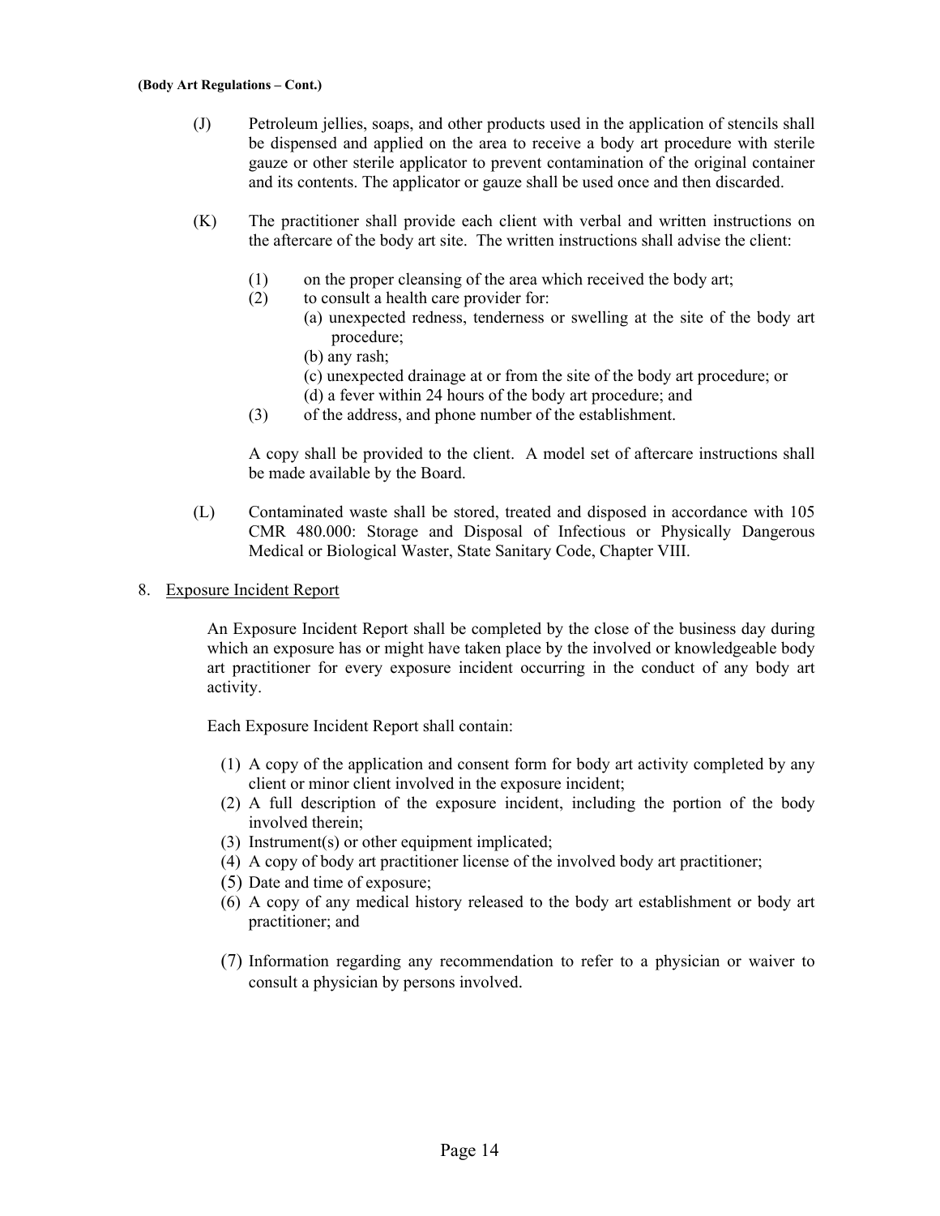(J) Petroleum jellies, soaps, and other products used in the application of stencils shall be dispensed and applied on the area to receive a body art procedure with sterile gauze or other sterile applicator to prevent contamination of the original container and its contents. The applicator or gauze shall be used once and then discarded.

(K) The practitioner shall provide each client with verbal and written instructions on the aftercare of the body art site. The written instructions shall advise the client:

(1) on the proper cleansing of the area which received the body art;

(2) to consult a health care provider for:

(a) unexpected redness, tenderness or swelling at the site of the body art procedure;

(b) any rash;

(c) unexpected drainage at or from the site of the body art procedure; or

(d) a fever within 24 hours of the body art procedure; and

(3) of the address, and phone number of the establishment.

A copy shall be provided to the client. A model set of aftercare instructions shall be made available by the Board.

(L) Contaminated waste shall be stored, treated and disposed in accordance with 105 CMR 480.000: Storage and Disposal of Infectious or Physically Dangerous Medical or Biological Waster, State Sanitary Code, Chapter VIII.

8. Exposure Incident Report

An Exposure Incident Report shall be completed by the close of the business day during which an exposure has or might have taken place by the involved or knowledgeable body art practitioner for every exposure incident occurring in the conduct of any body art activity.

Each Exposure Incident Report shall contain:

(1) A copy of the application and consent form for body art activity completed by any client or minor client involved in the exposure incident;

(2) A full description of the exposure incident, including the portion of the body involved therein;

(3) Instrument(s) or other equipment implicated;

(4) A copy of body art practitioner license of the involved body art practitioner;

(5) Date and time of exposure;

(6) A copy of any medical history released to the body art establishment or body art practitioner; and

(7) Information regarding any recommendation to refer to a physician or waiver to consult a physician by persons involved.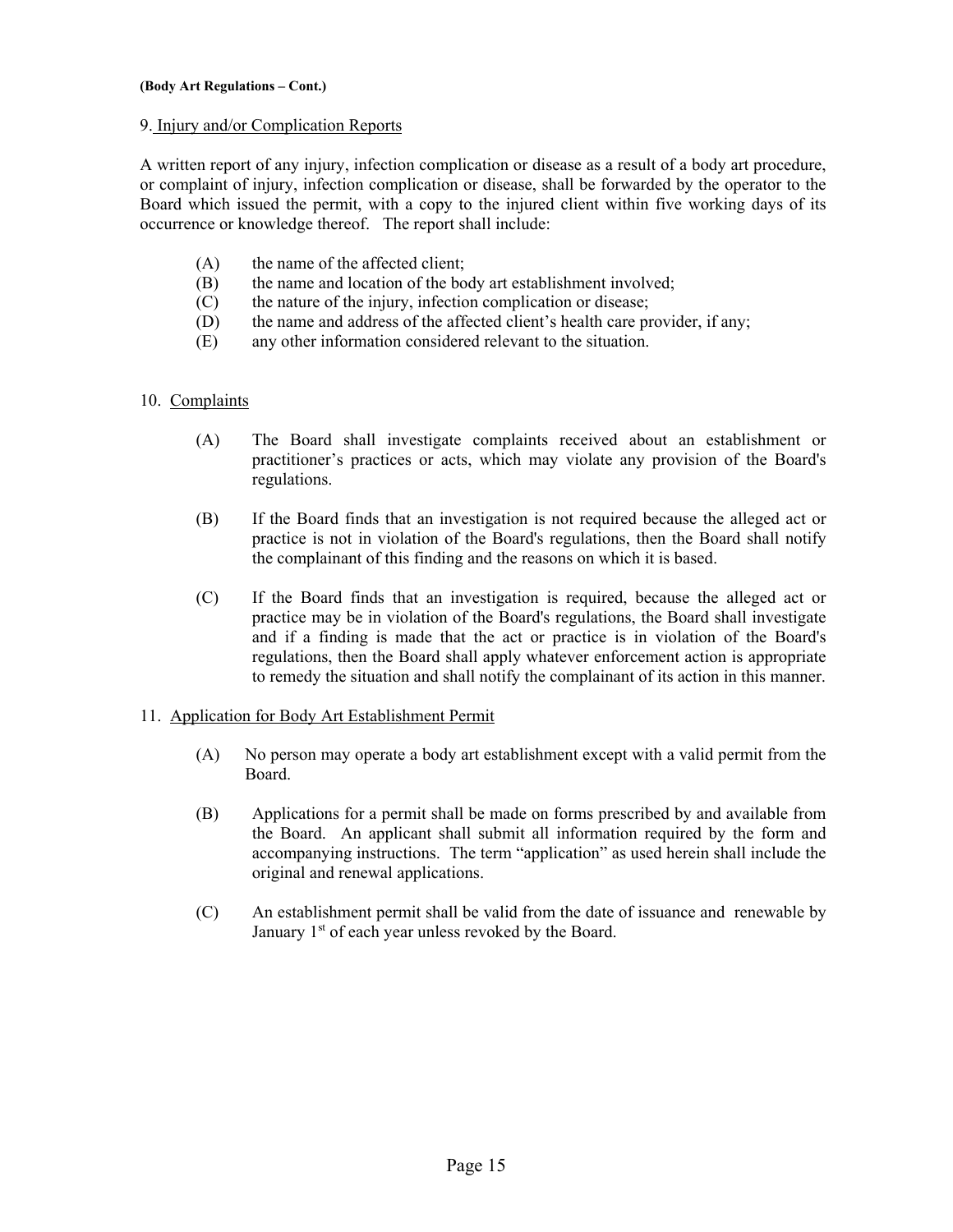9. Injury and/or Complication Reports

A written report of any injury, infection complication or disease as a result of a body art procedure, or complaint of injury, infection complication or disease, shall be forwarded by the operator to the Board which issued the permit, with a copy to the injured client within five working days of its occurrence or knowledge thereof. The report shall include:

(A) the name of the affected client;
(B) the name and location of the body art establishment involved;
(C) the nature of the injury, infection complication or disease;
(D) the name and address of the affected client's health care provider, if any;
(E) any other information considered relevant to the situation.

10. Complaints

(A) The Board shall investigate complaints received about an establishment or practitioner's practices or acts, which may violate any provision of the Board's regulations.

(B) If the Board finds that an investigation is not required because the alleged act or practice is not in violation of the Board's regulations, then the Board shall notify the complainant of this finding and the reasons on which it is based.

(C) If the Board finds that an investigation is required, because the alleged act or practice may be in violation of the Board's regulations, the Board shall investigate and if a finding is made that the act or practice is in violation of the Board's regulations, then the Board shall apply whatever enforcement action is appropriate to remedy the situation and shall notify the complainant of its action in this manner.

11. Application for Body Art Establishment Permit

(A) No person may operate a body art establishment except with a valid permit from the Board.

(B) Applications for a permit shall be made on forms prescribed by and available from the Board. An applicant shall submit all information required by the form and accompanying instructions. The term "application" as used herein shall include the original and renewal applications.

(C) An establishment permit shall be valid from the date of issuance and renewable by January 1st of each year unless revoked by the Board.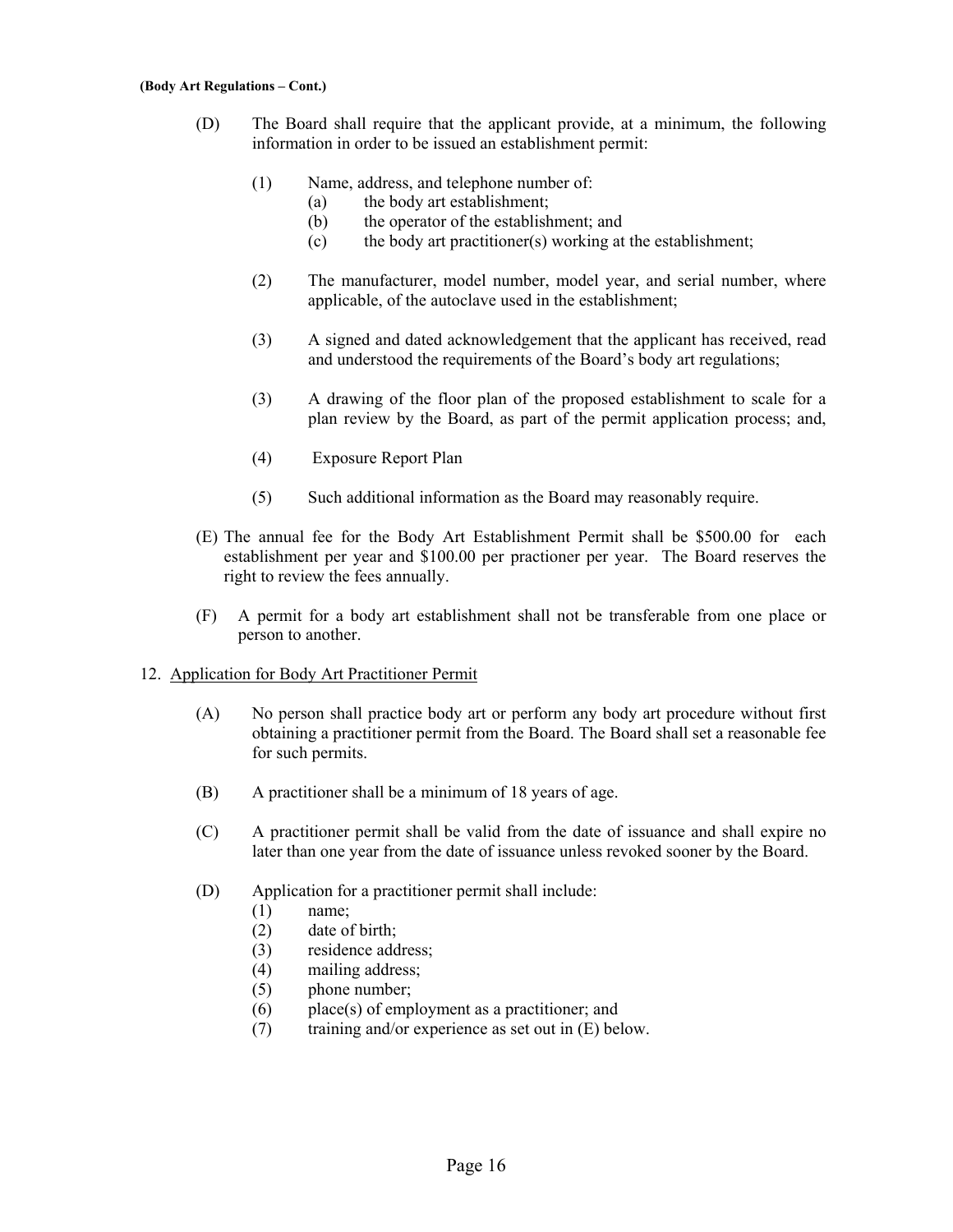(D) The Board shall require that the applicant provide, at a minimum, the following information in order to be issued an establishment permit:

(1) Name, address, and telephone number of:
   (a) the body art establishment;
   (b) the operator of the establishment; and
   (c) the body art practitioner(s) working at the establishment;

(2) The manufacturer, model number, model year, and serial number, where applicable, of the autoclave used in the establishment;

(3) A signed and dated acknowledgement that the applicant has received, read and understood the requirements of the Board's body art regulations;

(3) A drawing of the floor plan of the proposed establishment to scale for a plan review by the Board, as part of the permit application process; and,

(4) Exposure Report Plan

(5) Such additional information as the Board may reasonably require.

(E) The annual fee for the Body Art Establishment Permit shall be $500.00 for each establishment per year and $100.00 per practioner per year. The Board reserves the right to review the fees annually.

(F) A permit for a body art establishment shall not be transferable from one place or person to another.

12. <u>Application for Body Art Practitioner Permit</u>

(A) No person shall practice body art or perform any body art procedure without first obtaining a practitioner permit from the Board. The Board shall set a reasonable fee for such permits.

(B) A practitioner shall be a minimum of 18 years of age.

(C) A practitioner permit shall be valid from the date of issuance and shall expire no later than one year from the date of issuance unless revoked sooner by the Board.

(D) Application for a practitioner permit shall include:
   (1) name;
   (2) date of birth;
   (3) residence address;
   (4) mailing address;
   (5) phone number;
   (6) place(s) of employment as a practitioner; and
   (7) training and/or experience as set out in (E) below.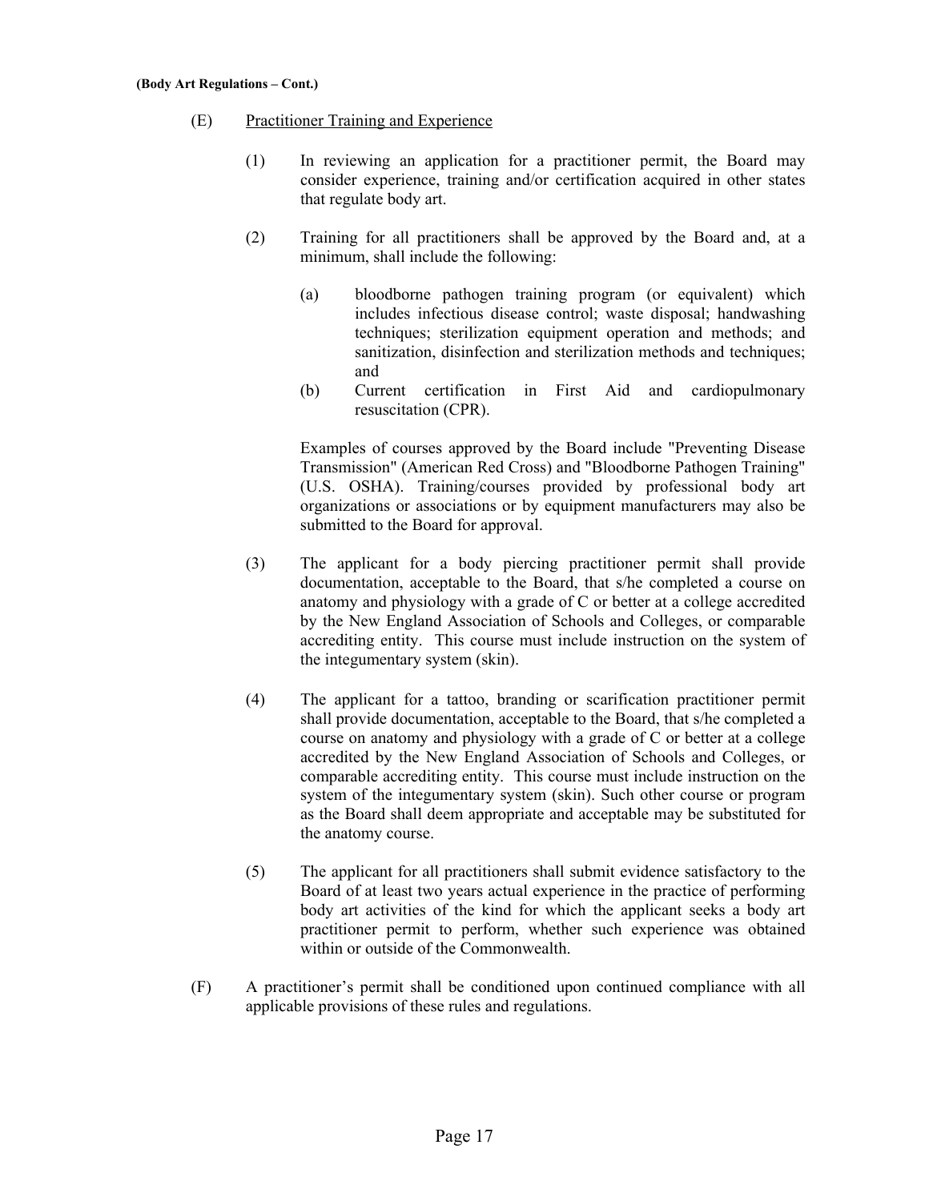(E) Practitioner Training and Experience

(1) In reviewing an application for a practitioner permit, the Board may consider experience, training and/or certification acquired in other states that regulate body art.

(2) Training for all practitioners shall be approved by the Board and, at a minimum, shall include the following:

(a) bloodborne pathogen training program (or equivalent) which includes infectious disease control; waste disposal; handwashing techniques; sterilization equipment operation and methods; and sanitization, disinfection and sterilization methods and techniques; and

(b) Current certification in First Aid and cardiopulmonary resuscitation (CPR).

Examples of courses approved by the Board include "Preventing Disease Transmission" (American Red Cross) and "Bloodborne Pathogen Training" (U.S. OSHA). Training/courses provided by professional body art organizations or associations or by equipment manufacturers may also be submitted to the Board for approval.

(3) The applicant for a body piercing practitioner permit shall provide documentation, acceptable to the Board, that s/he completed a course on anatomy and physiology with a grade of C or better at a college accredited by the New England Association of Schools and Colleges, or comparable accrediting entity. This course must include instruction on the system of the integumentary system (skin).

(4) The applicant for a tattoo, branding or scarification practitioner permit shall provide documentation, acceptable to the Board, that s/he completed a course on anatomy and physiology with a grade of C or better at a college accredited by the New England Association of Schools and Colleges, or comparable accrediting entity. This course must include instruction on the system of the integumentary system (skin). Such other course or program as the Board shall deem appropriate and acceptable may be substituted for the anatomy course.

(5) The applicant for all practitioners shall submit evidence satisfactory to the Board of at least two years actual experience in the practice of performing body art activities of the kind for which the applicant seeks a body art practitioner permit to perform, whether such experience was obtained within or outside of the Commonwealth.

(F) A practitioner's permit shall be conditioned upon continued compliance with all applicable provisions of these rules and regulations.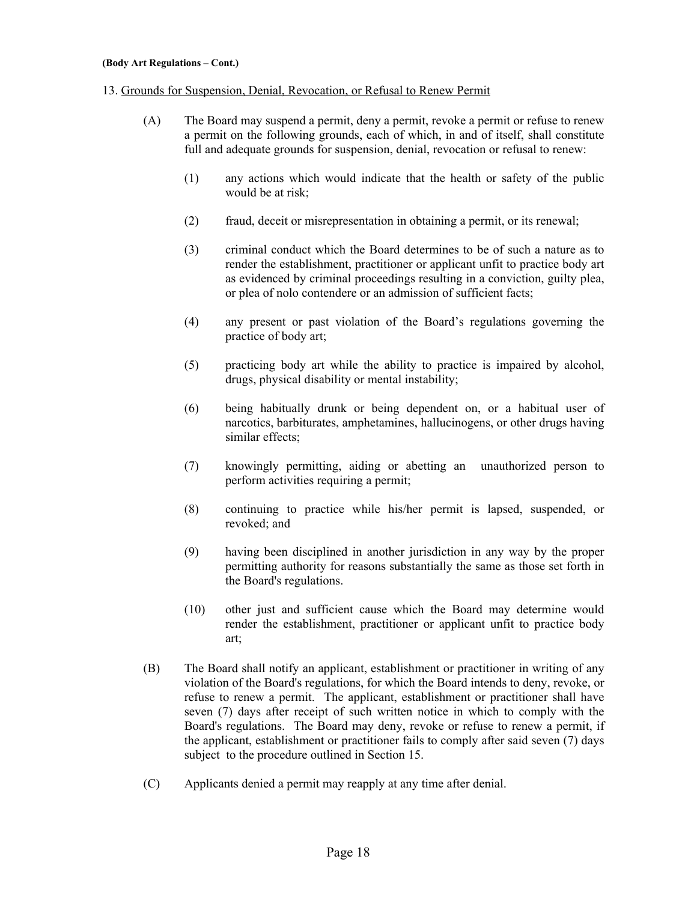13. <u>Grounds for Suspension, Denial, Revocation, or Refusal to Renew Permit</u>

(A) The Board may suspend a permit, deny a permit, revoke a permit or refuse to renew a permit on the following grounds, each of which, in and of itself, shall constitute full and adequate grounds for suspension, denial, revocation or refusal to renew:

(1) any actions which would indicate that the health or safety of the public would be at risk;

(2) fraud, deceit or misrepresentation in obtaining a permit, or its renewal;

(3) criminal conduct which the Board determines to be of such a nature as to render the establishment, practitioner or applicant unfit to practice body art as evidenced by criminal proceedings resulting in a conviction, guilty plea, or plea of nolo contendere or an admission of sufficient facts;

(4) any present or past violation of the Board's regulations governing the practice of body art;

(5) practicing body art while the ability to practice is impaired by alcohol, drugs, physical disability or mental instability;

(6) being habitually drunk or being dependent on, or a habitual user of narcotics, barbiturates, amphetamines, hallucinogens, or other drugs having similar effects;

(7) knowingly permitting, aiding or abetting an unauthorized person to perform activities requiring a permit;

(8) continuing to practice while his/her permit is lapsed, suspended, or revoked; and

(9) having been disciplined in another jurisdiction in any way by the proper permitting authority for reasons substantially the same as those set forth in the Board's regulations.

(10) other just and sufficient cause which the Board may determine would render the establishment, practitioner or applicant unfit to practice body art;

(B) The Board shall notify an applicant, establishment or practitioner in writing of any violation of the Board's regulations, for which the Board intends to deny, revoke, or refuse to renew a permit. The applicant, establishment or practitioner shall have seven (7) days after receipt of such written notice in which to comply with the Board's regulations. The Board may deny, revoke or refuse to renew a permit, if the applicant, establishment or practitioner fails to comply after said seven (7) days subject to the procedure outlined in Section 15.

(C) Applicants denied a permit may reapply at any time after denial.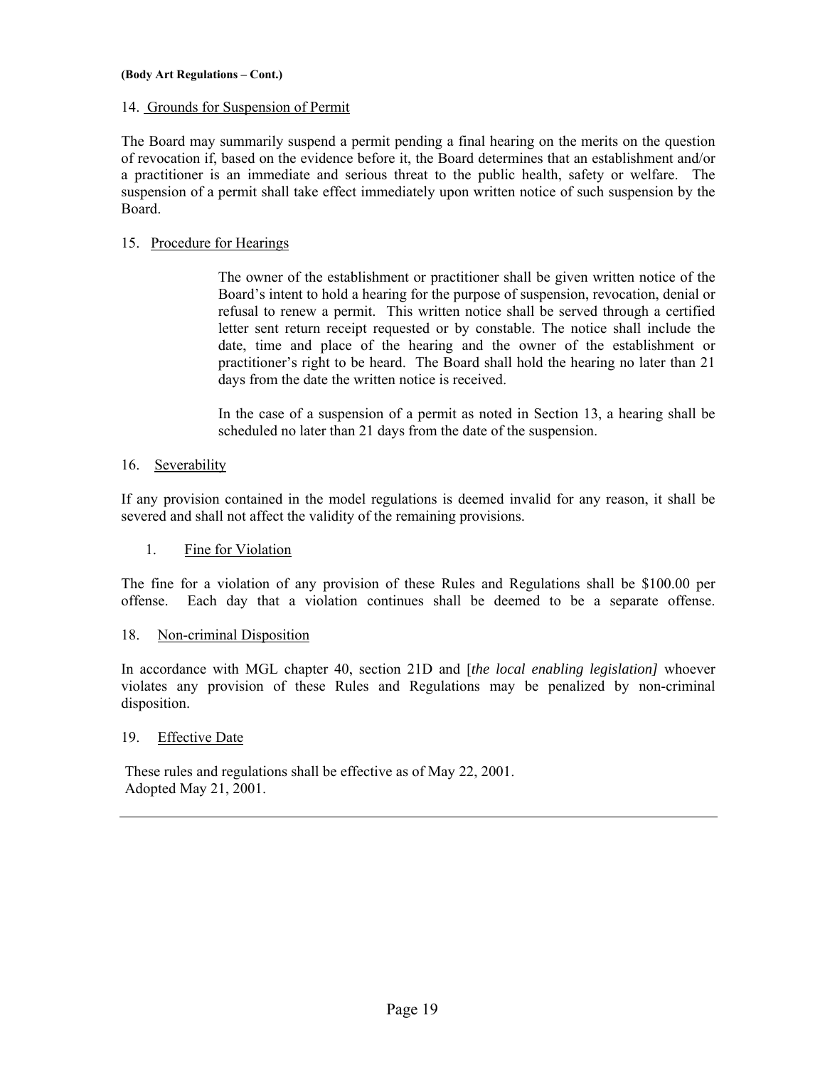**(Body Art Regulations – Cont.)**

14. Grounds for Suspension of Permit

The Board may summarily suspend a permit pending a final hearing on the merits on the question of revocation if, based on the evidence before it, the Board determines that an establishment and/or a practitioner is an immediate and serious threat to the public health, safety or welfare. The suspension of a permit shall take effect immediately upon written notice of such suspension by the Board.

15. Procedure for Hearings

> The owner of the establishment or practitioner shall be given written notice of the Board's intent to hold a hearing for the purpose of suspension, revocation, denial or refusal to renew a permit. This written notice shall be served through a certified letter sent return receipt requested or by constable. The notice shall include the date, time and place of the hearing and the owner of the establishment or practitioner's right to be heard. The Board shall hold the hearing no later than 21 days from the date the written notice is received.
>
> In the case of a suspension of a permit as noted in Section 13, a hearing shall be scheduled no later than 21 days from the date of the suspension.

16. Severability

If any provision contained in the model regulations is deemed invalid for any reason, it shall be severed and shall not affect the validity of the remaining provisions.

1. Fine for Violation

The fine for a violation of any provision of these Rules and Regulations shall be $100.00 per offense. Each day that a violation continues shall be deemed to be a separate offense.

18. Non-criminal Disposition

In accordance with MGL chapter 40, section 21D and [*the local enabling legislation]* whoever violates any provision of these Rules and Regulations may be penalized by non-criminal disposition.

19. Effective Date

These rules and regulations shall be effective as of May 22, 2001.
Adopted May 21, 2001.

---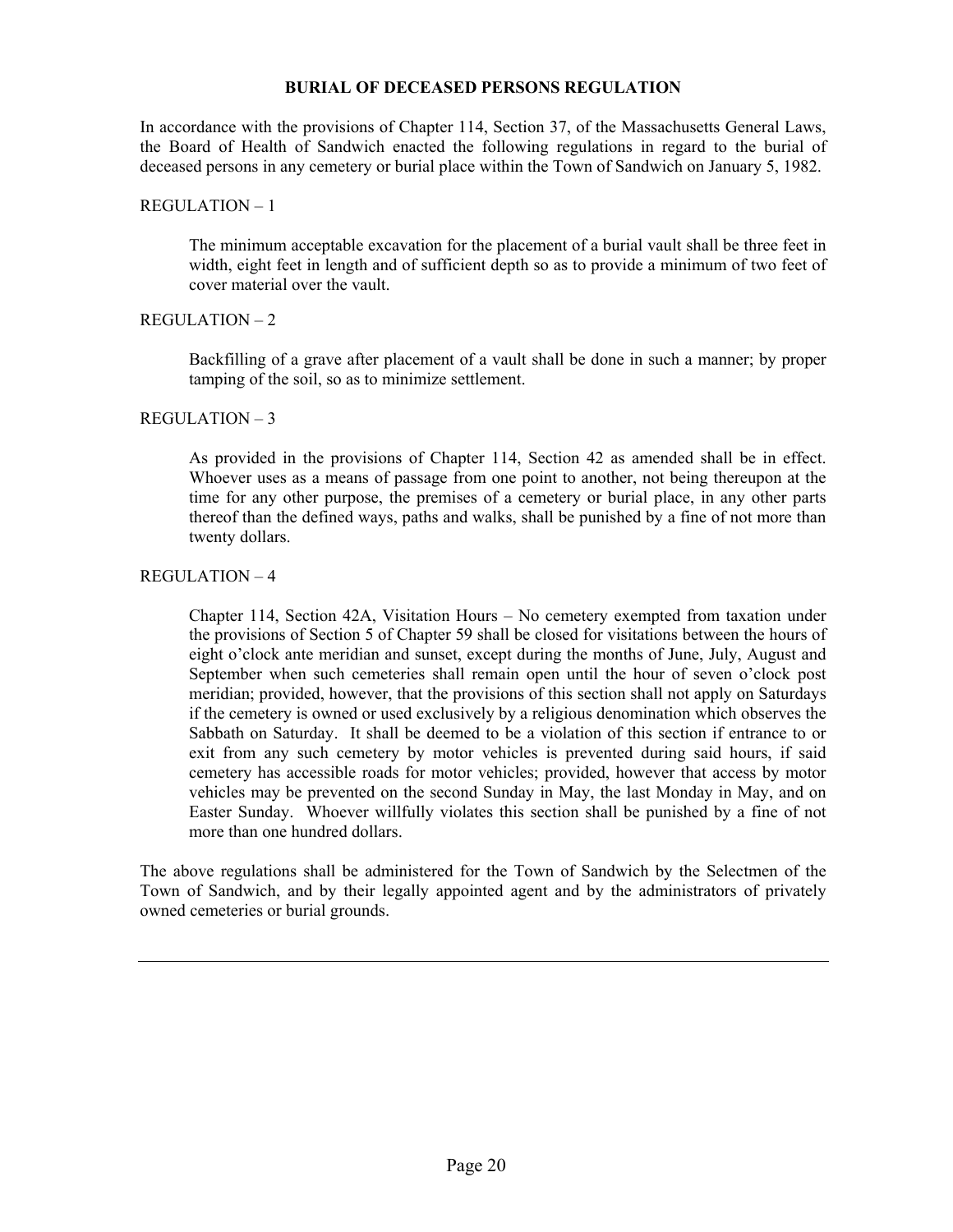# BURIAL OF DECEASED PERSONS REGULATION

In accordance with the provisions of Chapter 114, Section 37, of the Massachusetts General Laws, the Board of Health of Sandwich enacted the following regulations in regard to the burial of deceased persons in any cemetery or burial place within the Town of Sandwich on January 5, 1982.

REGULATION – 1

> The minimum acceptable excavation for the placement of a burial vault shall be three feet in width, eight feet in length and of sufficient depth so as to provide a minimum of two feet of cover material over the vault.

REGULATION – 2

> Backfilling of a grave after placement of a vault shall be done in such a manner; by proper tamping of the soil, so as to minimize settlement.

REGULATION – 3

> As provided in the provisions of Chapter 114, Section 42 as amended shall be in effect. Whoever uses as a means of passage from one point to another, not being thereupon at the time for any other purpose, the premises of a cemetery or burial place, in any other parts thereof than the defined ways, paths and walks, shall be punished by a fine of not more than twenty dollars.

REGULATION – 4

> Chapter 114, Section 42A, Visitation Hours – No cemetery exempted from taxation under the provisions of Section 5 of Chapter 59 shall be closed for visitations between the hours of eight o'clock ante meridian and sunset, except during the months of June, July, August and September when such cemeteries shall remain open until the hour of seven o'clock post meridian; provided, however, that the provisions of this section shall not apply on Saturdays if the cemetery is owned or used exclusively by a religious denomination which observes the Sabbath on Saturday. It shall be deemed to be a violation of this section if entrance to or exit from any such cemetery by motor vehicles is prevented during said hours, if said cemetery has accessible roads for motor vehicles; provided, however that access by motor vehicles may be prevented on the second Sunday in May, the last Monday in May, and on Easter Sunday. Whoever willfully violates this section shall be punished by a fine of not more than one hundred dollars.

The above regulations shall be administered for the Town of Sandwich by the Selectmen of the Town of Sandwich, and by their legally appointed agent and by the administrators of privately owned cemeteries or burial grounds.

---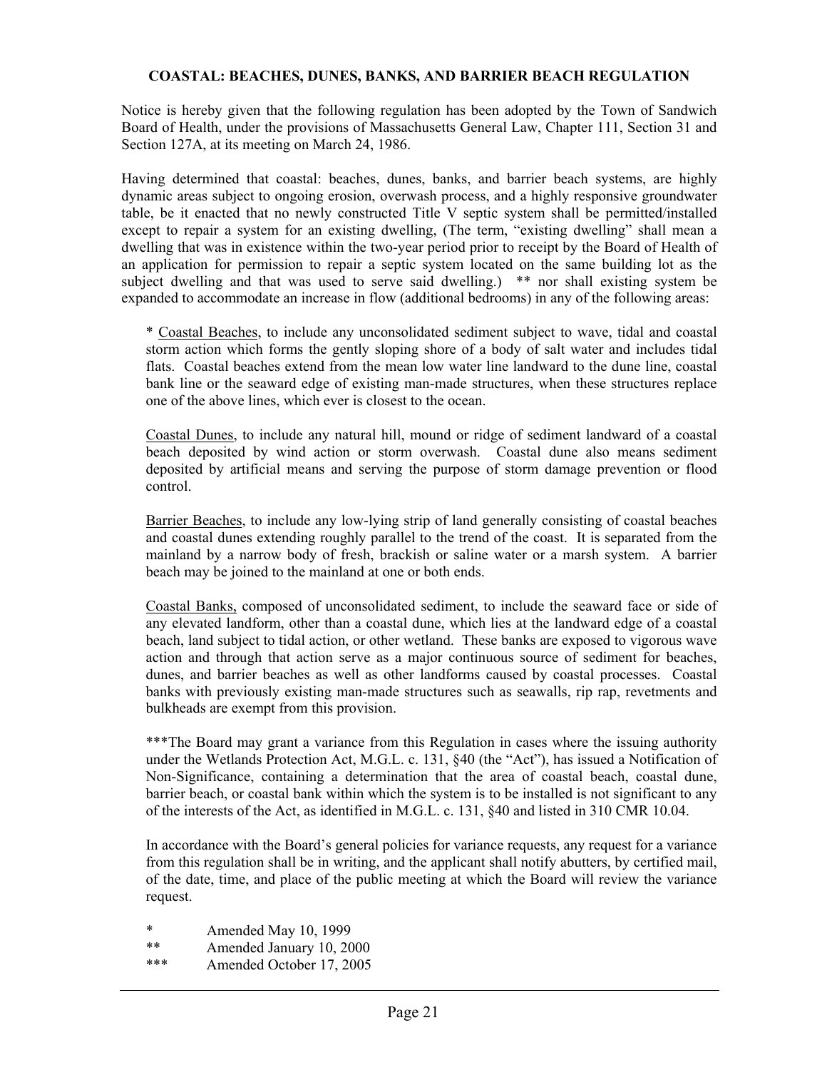## COASTAL: BEACHES, DUNES, BANKS, AND BARRIER BEACH REGULATION

Notice is hereby given that the following regulation has been adopted by the Town of Sandwich Board of Health, under the provisions of Massachusetts General Law, Chapter 111, Section 31 and Section 127A, at its meeting on March 24, 1986.

Having determined that coastal: beaches, dunes, banks, and barrier beach systems, are highly dynamic areas subject to ongoing erosion, overwash process, and a highly responsive groundwater table, be it enacted that no newly constructed Title V septic system shall be permitted/installed except to repair a system for an existing dwelling, (The term, "existing dwelling" shall mean a dwelling that was in existence within the two-year period prior to receipt by the Board of Health of an application for permission to repair a septic system located on the same building lot as the subject dwelling and that was used to serve said dwelling.) ** nor shall existing system be expanded to accommodate an increase in flow (additional bedrooms) in any of the following areas:

> * <u>Coastal Beaches</u>, to include any unconsolidated sediment subject to wave, tidal and coastal storm action which forms the gently sloping shore of a body of salt water and includes tidal flats. Coastal beaches extend from the mean low water line landward to the dune line, coastal bank line or the seaward edge of existing man-made structures, when these structures replace one of the above lines, which ever is closest to the ocean.
>
> <u>Coastal Dunes</u>, to include any natural hill, mound or ridge of sediment landward of a coastal beach deposited by wind action or storm overwash. Coastal dune also means sediment deposited by artificial means and serving the purpose of storm damage prevention or flood control.
>
> <u>Barrier Beaches</u>, to include any low-lying strip of land generally consisting of coastal beaches and coastal dunes extending roughly parallel to the trend of the coast. It is separated from the mainland by a narrow body of fresh, brackish or saline water or a marsh system. A barrier beach may be joined to the mainland at one or both ends.
>
> <u>Coastal Banks,</u> composed of unconsolidated sediment, to include the seaward face or side of any elevated landform, other than a coastal dune, which lies at the landward edge of a coastal beach, land subject to tidal action, or other wetland. These banks are exposed to vigorous wave action and through that action serve as a major continuous source of sediment for beaches, dunes, and barrier beaches as well as other landforms caused by coastal processes. Coastal banks with previously existing man-made structures such as seawalls, rip rap, revetments and bulkheads are exempt from this provision.
>
> ***The Board may grant a variance from this Regulation in cases where the issuing authority under the Wetlands Protection Act, M.G.L. c. 131, §40 (the "Act"), has issued a Notification of Non-Significance, containing a determination that the area of coastal beach, coastal dune, barrier beach, or coastal bank within which the system is to be installed is not significant to any of the interests of the Act, as identified in M.G.L. c. 131, §40 and listed in 310 CMR 10.04.
>
> In accordance with the Board's general policies for variance requests, any request for a variance from this regulation shall be in writing, and the applicant shall notify abutters, by certified mail, of the date, time, and place of the public meeting at which the Board will review the variance request.

\* Amended May 10, 1999
** Amended January 10, 2000
*** Amended October 17, 2005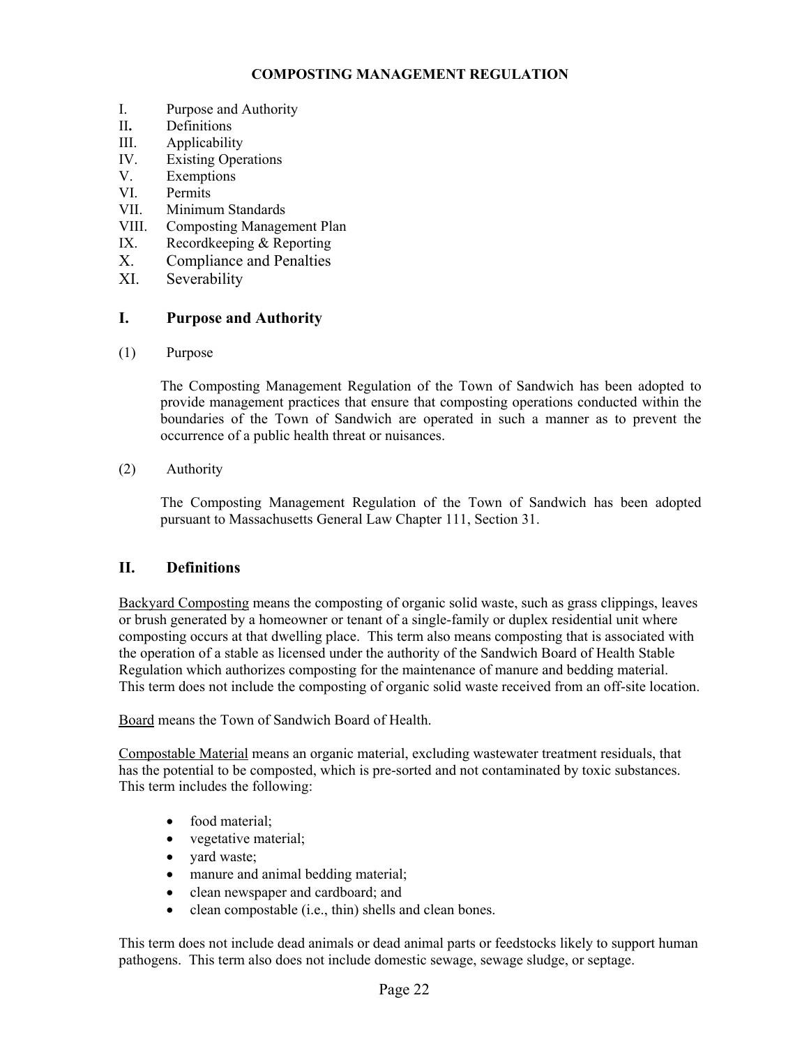# COMPOSTING MANAGEMENT REGULATION

I. Purpose and Authority
II. Definitions
III. Applicability
IV. Existing Operations
V. Exemptions
VI. Permits
VII. Minimum Standards
VIII. Composting Management Plan
IX. Recordkeeping & Reporting
X. Compliance and Penalties
XI. Severability

## I. Purpose and Authority

(1) Purpose

The Composting Management Regulation of the Town of Sandwich has been adopted to provide management practices that ensure that composting operations conducted within the boundaries of the Town of Sandwich are operated in such a manner as to prevent the occurrence of a public health threat or nuisances.

(2) Authority

The Composting Management Regulation of the Town of Sandwich has been adopted pursuant to Massachusetts General Law Chapter 111, Section 31.

## II. Definitions

<u>Backyard Composting</u> means the composting of organic solid waste, such as grass clippings, leaves or brush generated by a homeowner or tenant of a single-family or duplex residential unit where composting occurs at that dwelling place. This term also means composting that is associated with the operation of a stable as licensed under the authority of the Sandwich Board of Health Stable Regulation which authorizes composting for the maintenance of manure and bedding material. This term does not include the composting of organic solid waste received from an off-site location.

<u>Board</u> means the Town of Sandwich Board of Health.

<u>Compostable Material</u> means an organic material, excluding wastewater treatment residuals, that has the potential to be composted, which is pre-sorted and not contaminated by toxic substances. This term includes the following:

- food material;
- vegetative material;
- yard waste;
- manure and animal bedding material;
- clean newspaper and cardboard; and
- clean compostable (i.e., thin) shells and clean bones.

This term does not include dead animals or dead animal parts or feedstocks likely to support human pathogens. This term also does not include domestic sewage, sewage sludge, or septage.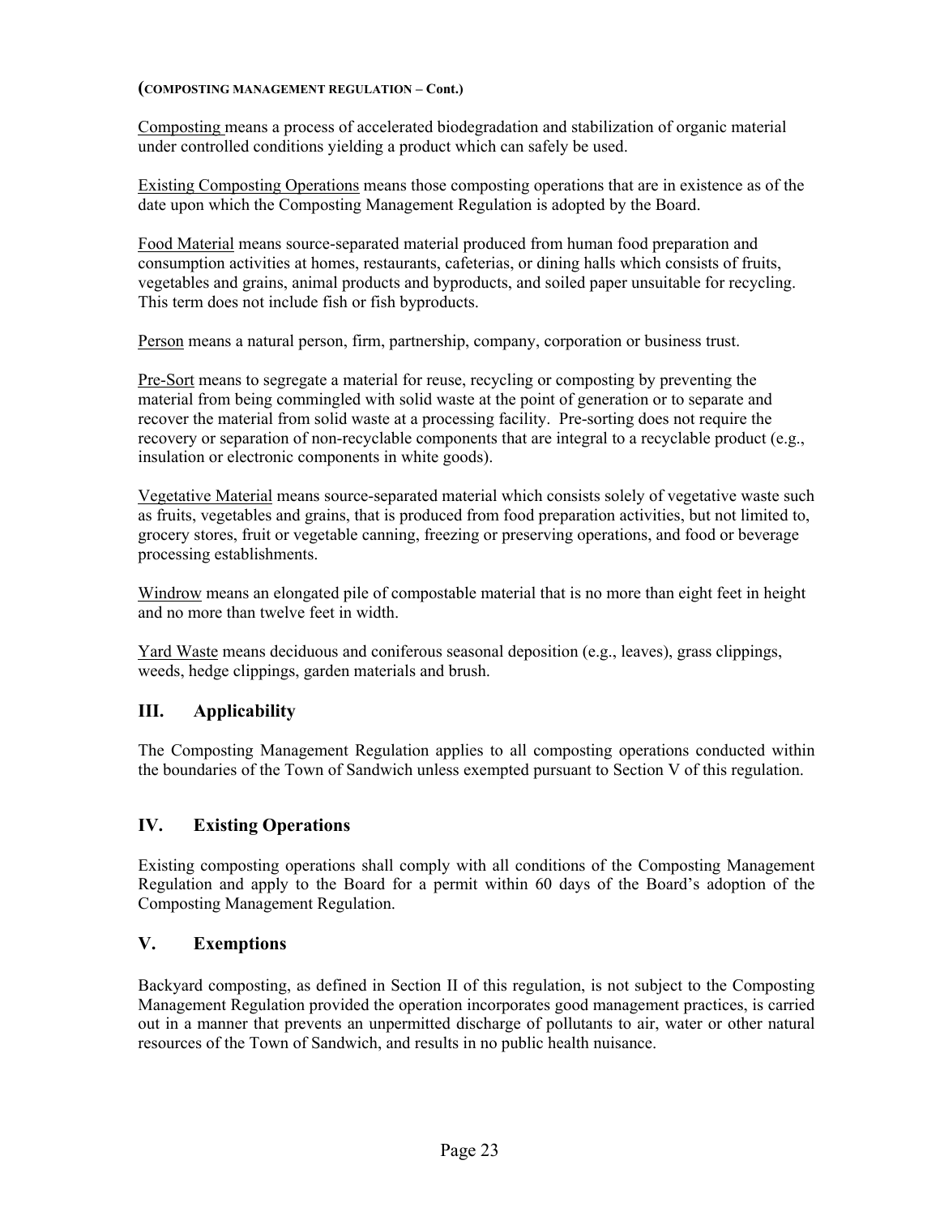**(COMPOSTING MANAGEMENT REGULATION – Cont.)**

Composting means a process of accelerated biodegradation and stabilization of organic material under controlled conditions yielding a product which can safely be used.

Existing Composting Operations means those composting operations that are in existence as of the date upon which the Composting Management Regulation is adopted by the Board.

Food Material means source-separated material produced from human food preparation and consumption activities at homes, restaurants, cafeterias, or dining halls which consists of fruits, vegetables and grains, animal products and byproducts, and soiled paper unsuitable for recycling. This term does not include fish or fish byproducts.

Person means a natural person, firm, partnership, company, corporation or business trust.

Pre-Sort means to segregate a material for reuse, recycling or composting by preventing the material from being commingled with solid waste at the point of generation or to separate and recover the material from solid waste at a processing facility. Pre-sorting does not require the recovery or separation of non-recyclable components that are integral to a recyclable product (e.g., insulation or electronic components in white goods).

Vegetative Material means source-separated material which consists solely of vegetative waste such as fruits, vegetables and grains, that is produced from food preparation activities, but not limited to, grocery stores, fruit or vegetable canning, freezing or preserving operations, and food or beverage processing establishments.

Windrow means an elongated pile of compostable material that is no more than eight feet in height and no more than twelve feet in width.

Yard Waste means deciduous and coniferous seasonal deposition (e.g., leaves), grass clippings, weeds, hedge clippings, garden materials and brush.

## III. Applicability

The Composting Management Regulation applies to all composting operations conducted within the boundaries of the Town of Sandwich unless exempted pursuant to Section V of this regulation.

## IV. Existing Operations

Existing composting operations shall comply with all conditions of the Composting Management Regulation and apply to the Board for a permit within 60 days of the Board's adoption of the Composting Management Regulation.

## V. Exemptions

Backyard composting, as defined in Section II of this regulation, is not subject to the Composting Management Regulation provided the operation incorporates good management practices, is carried out in a manner that prevents an unpermitted discharge of pollutants to air, water or other natural resources of the Town of Sandwich, and results in no public health nuisance.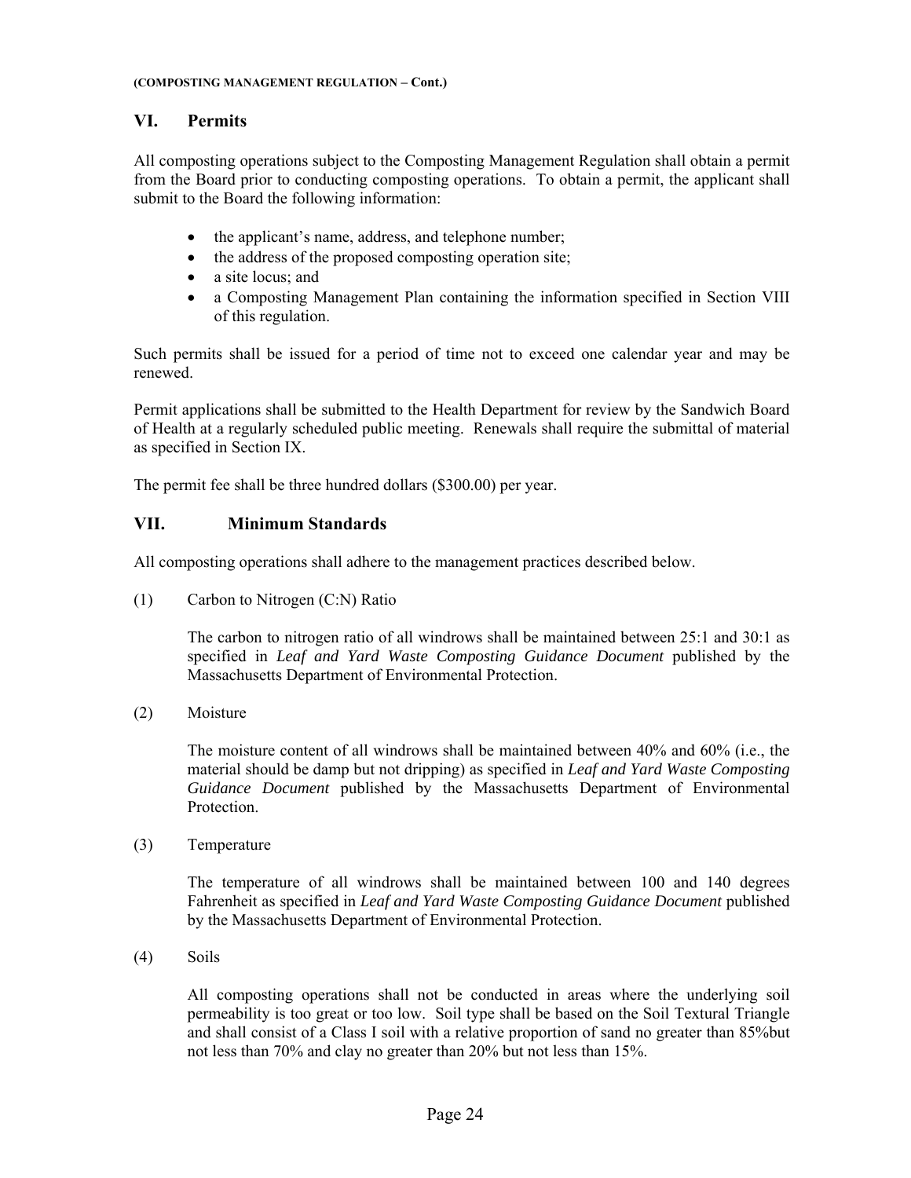## VI. Permits

All composting operations subject to the Composting Management Regulation shall obtain a permit from the Board prior to conducting composting operations. To obtain a permit, the applicant shall submit to the Board the following information:

- the applicant's name, address, and telephone number;
- the address of the proposed composting operation site;
- a site locus; and
- a Composting Management Plan containing the information specified in Section VIII of this regulation.

Such permits shall be issued for a period of time not to exceed one calendar year and may be renewed.

Permit applications shall be submitted to the Health Department for review by the Sandwich Board of Health at a regularly scheduled public meeting. Renewals shall require the submittal of material as specified in Section IX.

The permit fee shall be three hundred dollars ($300.00) per year.

## VII. Minimum Standards

All composting operations shall adhere to the management practices described below.

(1) Carbon to Nitrogen (C:N) Ratio

The carbon to nitrogen ratio of all windrows shall be maintained between 25:1 and 30:1 as specified in *Leaf and Yard Waste Composting Guidance Document* published by the Massachusetts Department of Environmental Protection.

(2) Moisture

The moisture content of all windrows shall be maintained between 40% and 60% (i.e., the material should be damp but not dripping) as specified in *Leaf and Yard Waste Composting Guidance Document* published by the Massachusetts Department of Environmental Protection.

(3) Temperature

The temperature of all windrows shall be maintained between 100 and 140 degrees Fahrenheit as specified in *Leaf and Yard Waste Composting Guidance Document* published by the Massachusetts Department of Environmental Protection.

(4) Soils

All composting operations shall not be conducted in areas where the underlying soil permeability is too great or too low. Soil type shall be based on the Soil Textural Triangle and shall consist of a Class I soil with a relative proportion of sand no greater than 85%but not less than 70% and clay no greater than 20% but not less than 15%.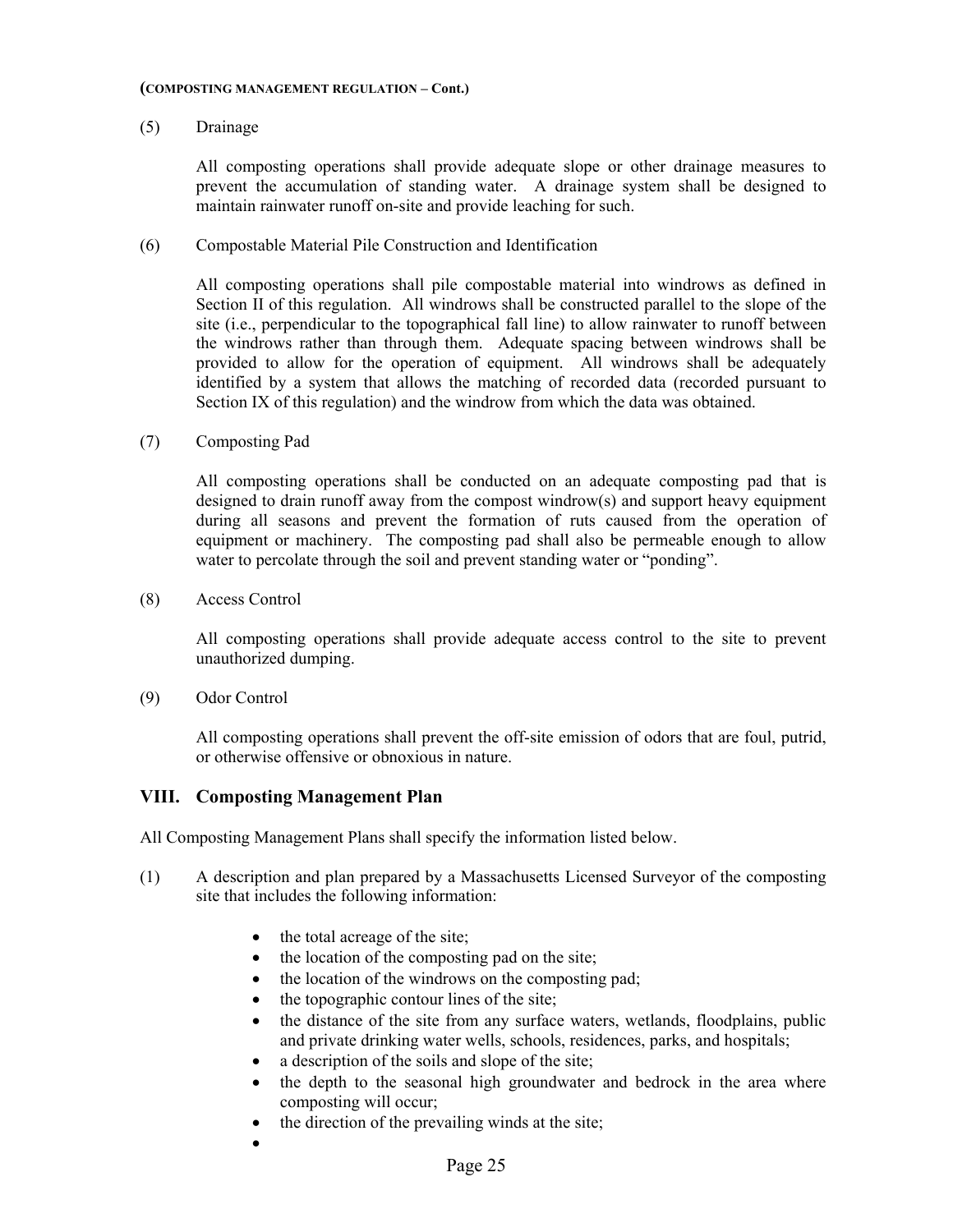(5) Drainage

All composting operations shall provide adequate slope or other drainage measures to prevent the accumulation of standing water. A drainage system shall be designed to maintain rainwater runoff on-site and provide leaching for such.

(6) Compostable Material Pile Construction and Identification

All composting operations shall pile compostable material into windrows as defined in Section II of this regulation. All windrows shall be constructed parallel to the slope of the site (i.e., perpendicular to the topographical fall line) to allow rainwater to runoff between the windrows rather than through them. Adequate spacing between windrows shall be provided to allow for the operation of equipment. All windrows shall be adequately identified by a system that allows the matching of recorded data (recorded pursuant to Section IX of this regulation) and the windrow from which the data was obtained.

(7) Composting Pad

All composting operations shall be conducted on an adequate composting pad that is designed to drain runoff away from the compost windrow(s) and support heavy equipment during all seasons and prevent the formation of ruts caused from the operation of equipment or machinery. The composting pad shall also be permeable enough to allow water to percolate through the soil and prevent standing water or "ponding".

(8) Access Control

All composting operations shall provide adequate access control to the site to prevent unauthorized dumping.

(9) Odor Control

All composting operations shall prevent the off-site emission of odors that are foul, putrid, or otherwise offensive or obnoxious in nature.

## VIII. Composting Management Plan

All Composting Management Plans shall specify the information listed below.

(1) A description and plan prepared by a Massachusetts Licensed Surveyor of the composting site that includes the following information:

- the total acreage of the site;
- the location of the composting pad on the site;
- the location of the windrows on the composting pad;
- the topographic contour lines of the site;
- the distance of the site from any surface waters, wetlands, floodplains, public and private drinking water wells, schools, residences, parks, and hospitals;
- a description of the soils and slope of the site;
- the depth to the seasonal high groundwater and bedrock in the area where composting will occur;
- the direction of the prevailing winds at the site;
-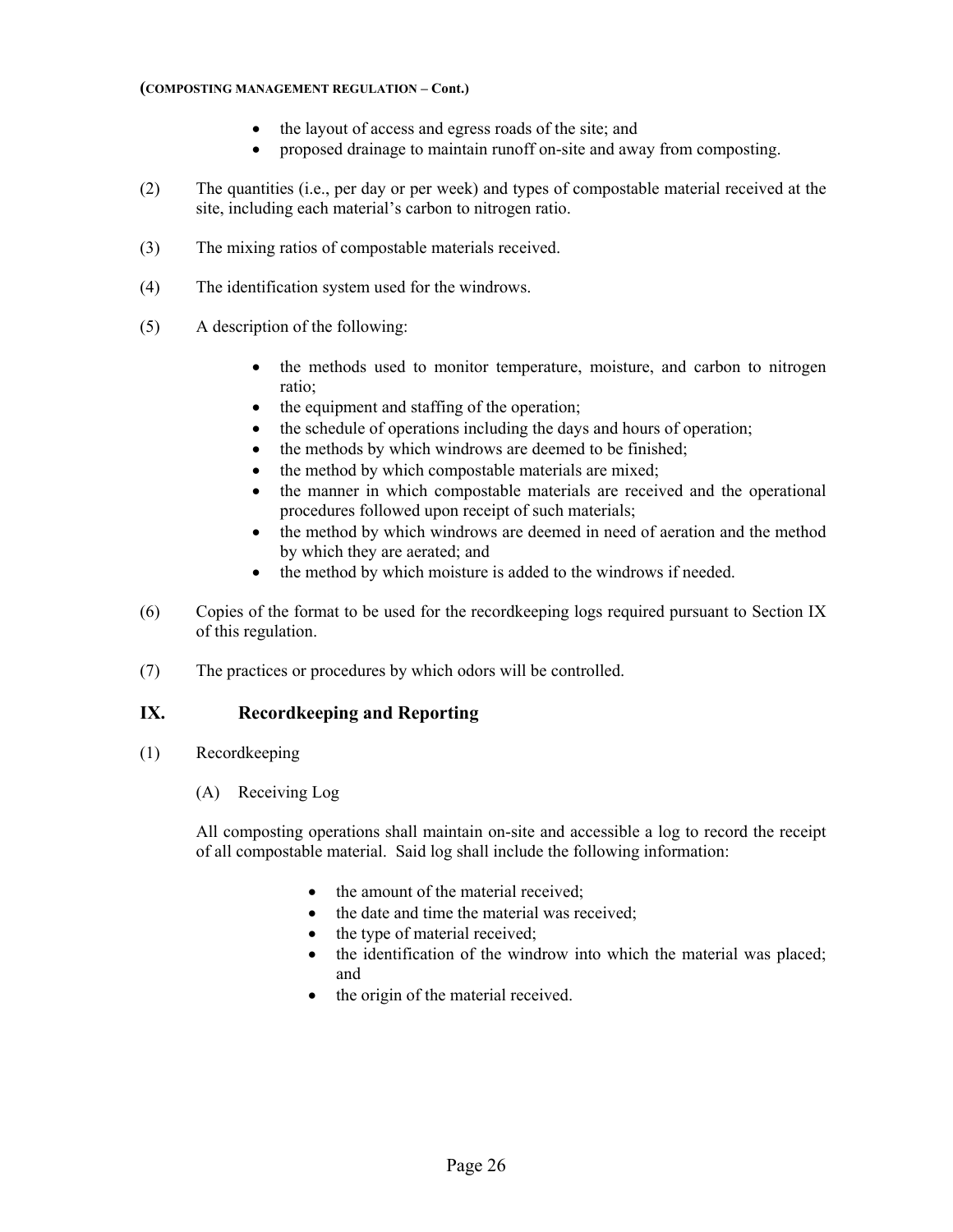- the layout of access and egress roads of the site; and
- proposed drainage to maintain runoff on-site and away from composting.

(2) The quantities (i.e., per day or per week) and types of compostable material received at the site, including each material's carbon to nitrogen ratio.

(3) The mixing ratios of compostable materials received.

(4) The identification system used for the windrows.

(5) A description of the following:

- the methods used to monitor temperature, moisture, and carbon to nitrogen ratio;
- the equipment and staffing of the operation;
- the schedule of operations including the days and hours of operation;
- the methods by which windrows are deemed to be finished;
- the method by which compostable materials are mixed;
- the manner in which compostable materials are received and the operational procedures followed upon receipt of such materials;
- the method by which windrows are deemed in need of aeration and the method by which they are aerated; and
- the method by which moisture is added to the windrows if needed.

(6) Copies of the format to be used for the recordkeeping logs required pursuant to Section IX of this regulation.

(7) The practices or procedures by which odors will be controlled.

## IX. Recordkeeping and Reporting

(1) Recordkeeping

(A) Receiving Log

All composting operations shall maintain on-site and accessible a log to record the receipt of all compostable material. Said log shall include the following information:

- the amount of the material received;
- the date and time the material was received;
- the type of material received;
- the identification of the windrow into which the material was placed; and
- the origin of the material received.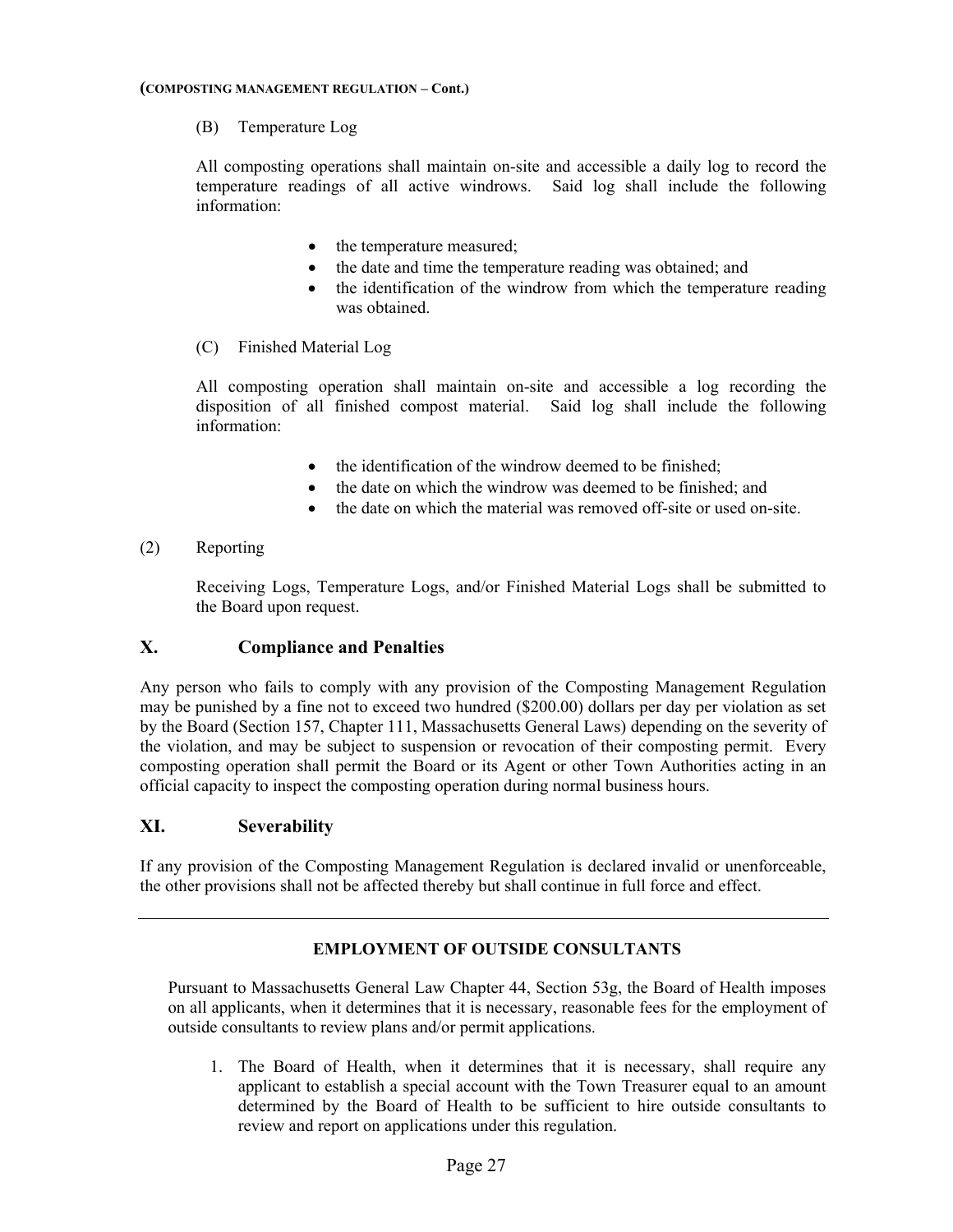(B) Temperature Log

All composting operations shall maintain on-site and accessible a daily log to record the temperature readings of all active windrows. Said log shall include the following information:

- the temperature measured;
- the date and time the temperature reading was obtained; and
- the identification of the windrow from which the temperature reading was obtained.

(C) Finished Material Log

All composting operation shall maintain on-site and accessible a log recording the disposition of all finished compost material. Said log shall include the following information:

- the identification of the windrow deemed to be finished;
- the date on which the windrow was deemed to be finished; and
- the date on which the material was removed off-site or used on-site.

(2) Reporting

Receiving Logs, Temperature Logs, and/or Finished Material Logs shall be submitted to the Board upon request.

## X. Compliance and Penalties

Any person who fails to comply with any provision of the Composting Management Regulation may be punished by a fine not to exceed two hundred ($200.00) dollars per day per violation as set by the Board (Section 157, Chapter 111, Massachusetts General Laws) depending on the severity of the violation, and may be subject to suspension or revocation of their composting permit. Every composting operation shall permit the Board or its Agent or other Town Authorities acting in an official capacity to inspect the composting operation during normal business hours.

## XI. Severability

If any provision of the Composting Management Regulation is declared invalid or unenforceable, the other provisions shall not be affected thereby but shall continue in full force and effect.

---

## EMPLOYMENT OF OUTSIDE CONSULTANTS

Pursuant to Massachusetts General Law Chapter 44, Section 53g, the Board of Health imposes on all applicants, when it determines that it is necessary, reasonable fees for the employment of outside consultants to review plans and/or permit applications.

1. The Board of Health, when it determines that it is necessary, shall require any applicant to establish a special account with the Town Treasurer equal to an amount determined by the Board of Health to be sufficient to hire outside consultants to review and report on applications under this regulation.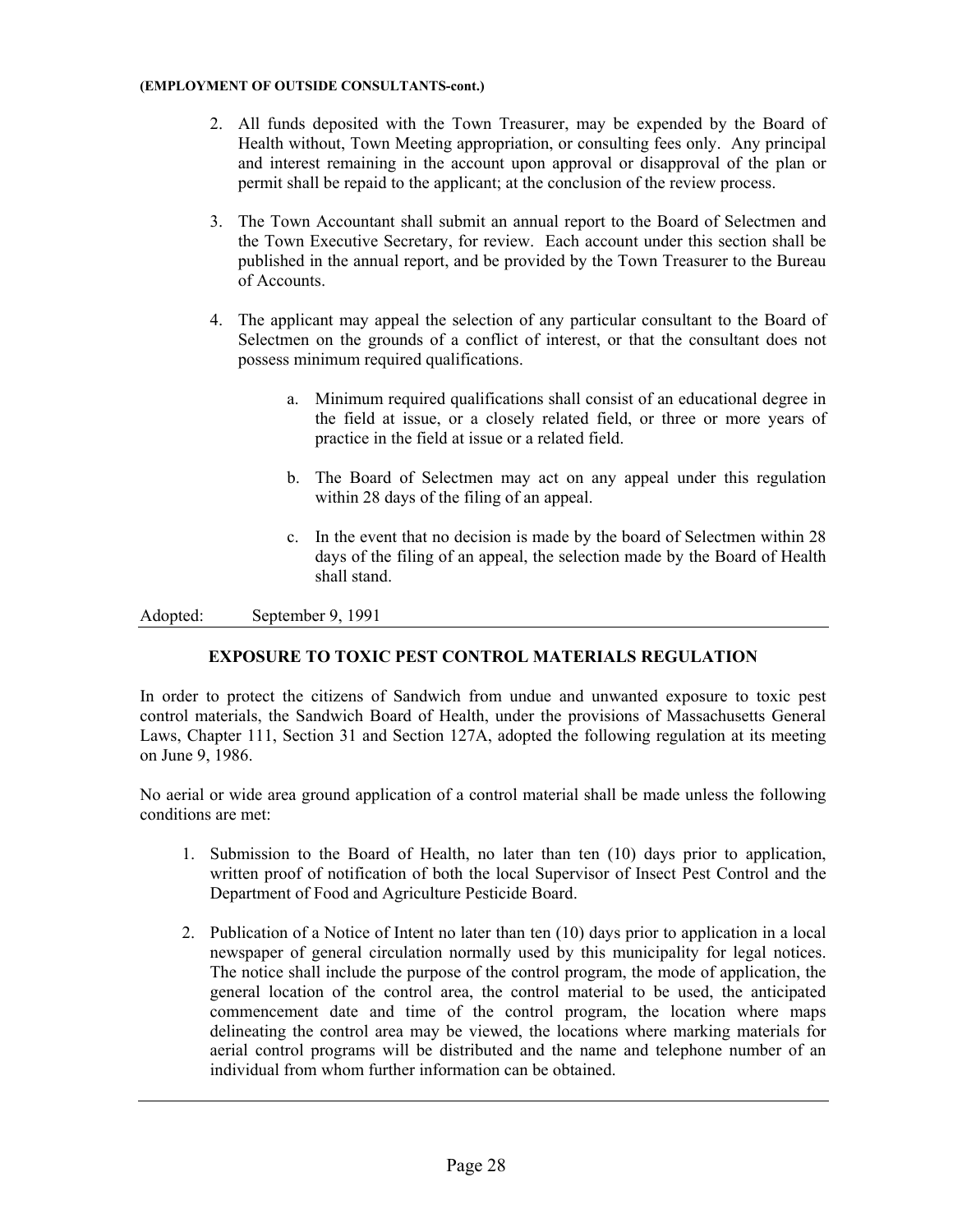**(EMPLOYMENT OF OUTSIDE CONSULTANTS-cont.)**

2. All funds deposited with the Town Treasurer, may be expended by the Board of Health without, Town Meeting appropriation, or consulting fees only. Any principal and interest remaining in the account upon approval or disapproval of the plan or permit shall be repaid to the applicant; at the conclusion of the review process.

3. The Town Accountant shall submit an annual report to the Board of Selectmen and the Town Executive Secretary, for review. Each account under this section shall be published in the annual report, and be provided by the Town Treasurer to the Bureau of Accounts.

4. The applicant may appeal the selection of any particular consultant to the Board of Selectmen on the grounds of a conflict of interest, or that the consultant does not possess minimum required qualifications.

    a. Minimum required qualifications shall consist of an educational degree in the field at issue, or a closely related field, or three or more years of practice in the field at issue or a related field.

    b. The Board of Selectmen may act on any appeal under this regulation within 28 days of the filing of an appeal.

    c. In the event that no decision is made by the board of Selectmen within 28 days of the filing of an appeal, the selection made by the Board of Health shall stand.

Adopted: September 9, 1991

## EXPOSURE TO TOXIC PEST CONTROL MATERIALS REGULATION

In order to protect the citizens of Sandwich from undue and unwanted exposure to toxic pest control materials, the Sandwich Board of Health, under the provisions of Massachusetts General Laws, Chapter 111, Section 31 and Section 127A, adopted the following regulation at its meeting on June 9, 1986.

No aerial or wide area ground application of a control material shall be made unless the following conditions are met:

1. Submission to the Board of Health, no later than ten (10) days prior to application, written proof of notification of both the local Supervisor of Insect Pest Control and the Department of Food and Agriculture Pesticide Board.

2. Publication of a Notice of Intent no later than ten (10) days prior to application in a local newspaper of general circulation normally used by this municipality for legal notices. The notice shall include the purpose of the control program, the mode of application, the general location of the control area, the control material to be used, the anticipated commencement date and time of the control program, the location where maps delineating the control area may be viewed, the locations where marking materials for aerial control programs will be distributed and the name and telephone number of an individual from whom further information can be obtained.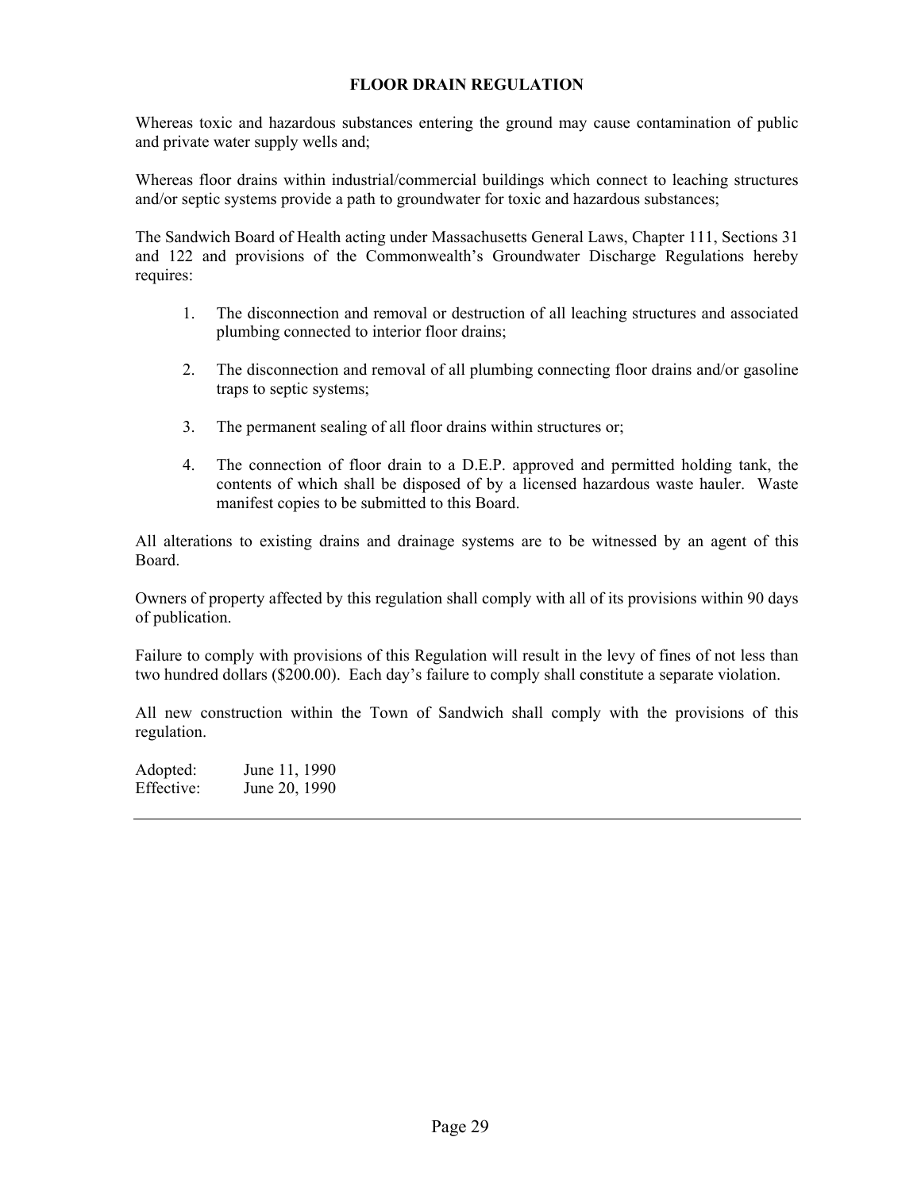# FLOOR DRAIN REGULATION

Whereas toxic and hazardous substances entering the ground may cause contamination of public and private water supply wells and;

Whereas floor drains within industrial/commercial buildings which connect to leaching structures and/or septic systems provide a path to groundwater for toxic and hazardous substances;

The Sandwich Board of Health acting under Massachusetts General Laws, Chapter 111, Sections 31 and 122 and provisions of the Commonwealth's Groundwater Discharge Regulations hereby requires:

1. The disconnection and removal or destruction of all leaching structures and associated plumbing connected to interior floor drains;

2. The disconnection and removal of all plumbing connecting floor drains and/or gasoline traps to septic systems;

3. The permanent sealing of all floor drains within structures or;

4. The connection of floor drain to a D.E.P. approved and permitted holding tank, the contents of which shall be disposed of by a licensed hazardous waste hauler. Waste manifest copies to be submitted to this Board.

All alterations to existing drains and drainage systems are to be witnessed by an agent of this Board.

Owners of property affected by this regulation shall comply with all of its provisions within 90 days of publication.

Failure to comply with provisions of this Regulation will result in the levy of fines of not less than two hundred dollars ($200.00). Each day's failure to comply shall constitute a separate violation.

All new construction within the Town of Sandwich shall comply with the provisions of this regulation.

Adopted: June 11, 1990
Effective: June 20, 1990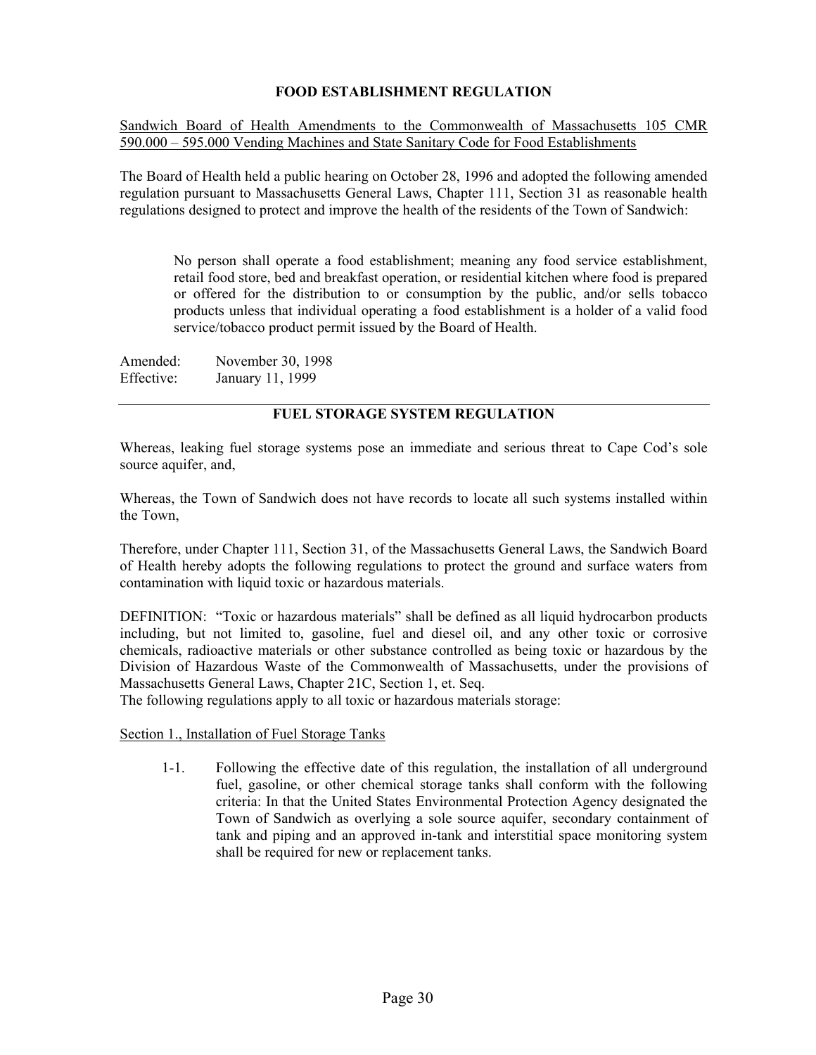## FOOD ESTABLISHMENT REGULATION

Sandwich Board of Health Amendments to the Commonwealth of Massachusetts 105 CMR 590.000 – 595.000 Vending Machines and State Sanitary Code for Food Establishments

The Board of Health held a public hearing on October 28, 1996 and adopted the following amended regulation pursuant to Massachusetts General Laws, Chapter 111, Section 31 as reasonable health regulations designed to protect and improve the health of the residents of the Town of Sandwich:

> No person shall operate a food establishment; meaning any food service establishment, retail food store, bed and breakfast operation, or residential kitchen where food is prepared or offered for the distribution to or consumption by the public, and/or sells tobacco products unless that individual operating a food establishment is a holder of a valid food service/tobacco product permit issued by the Board of Health.

Amended: November 30, 1998
Effective: January 11, 1999

---

## FUEL STORAGE SYSTEM REGULATION

Whereas, leaking fuel storage systems pose an immediate and serious threat to Cape Cod's sole source aquifer, and,

Whereas, the Town of Sandwich does not have records to locate all such systems installed within the Town,

Therefore, under Chapter 111, Section 31, of the Massachusetts General Laws, the Sandwich Board of Health hereby adopts the following regulations to protect the ground and surface waters from contamination with liquid toxic or hazardous materials.

DEFINITION: "Toxic or hazardous materials" shall be defined as all liquid hydrocarbon products including, but not limited to, gasoline, fuel and diesel oil, and any other toxic or corrosive chemicals, radioactive materials or other substance controlled as being toxic or hazardous by the Division of Hazardous Waste of the Commonwealth of Massachusetts, under the provisions of Massachusetts General Laws, Chapter 21C, Section 1, et. Seq.
The following regulations apply to all toxic or hazardous materials storage:

Section 1., Installation of Fuel Storage Tanks

1-1. Following the effective date of this regulation, the installation of all underground fuel, gasoline, or other chemical storage tanks shall conform with the following criteria: In that the United States Environmental Protection Agency designated the Town of Sandwich as overlying a sole source aquifer, secondary containment of tank and piping and an approved in-tank and interstitial space monitoring system shall be required for new or replacement tanks.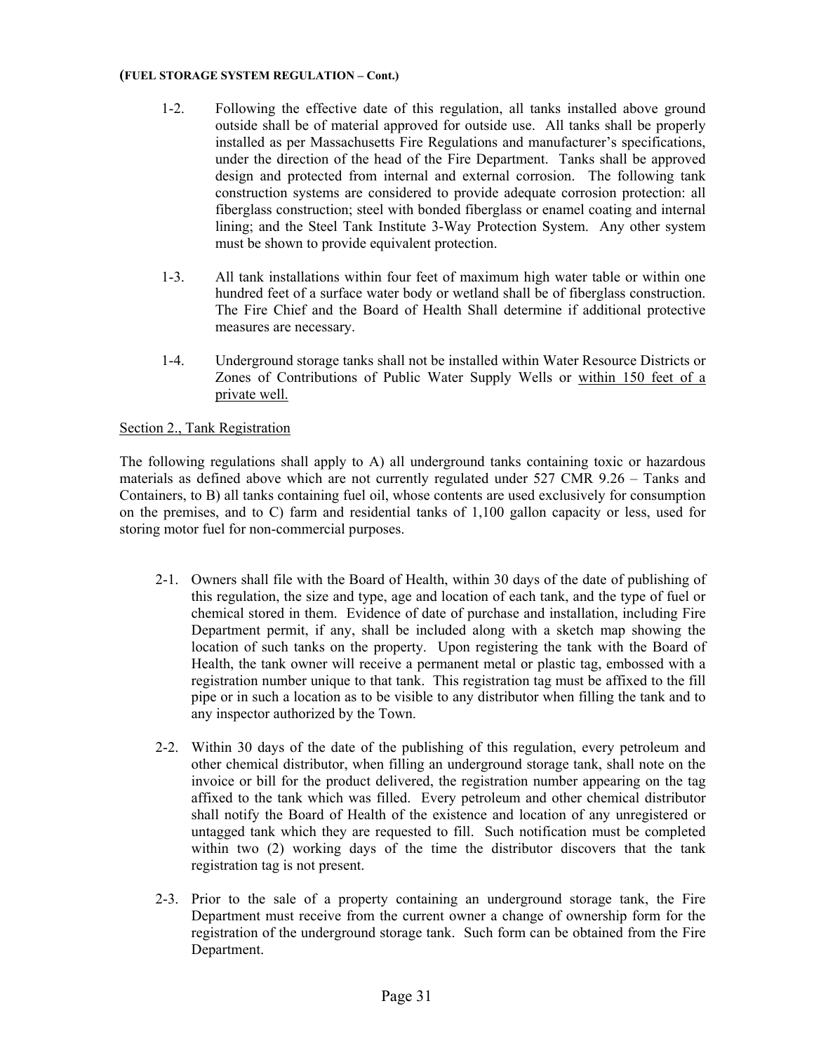**(FUEL STORAGE SYSTEM REGULATION – Cont.)**

1-2. Following the effective date of this regulation, all tanks installed above ground outside shall be of material approved for outside use. All tanks shall be properly installed as per Massachusetts Fire Regulations and manufacturer's specifications, under the direction of the head of the Fire Department. Tanks shall be approved design and protected from internal and external corrosion. The following tank construction systems are considered to provide adequate corrosion protection: all fiberglass construction; steel with bonded fiberglass or enamel coating and internal lining; and the Steel Tank Institute 3-Way Protection System. Any other system must be shown to provide equivalent protection.

1-3. All tank installations within four feet of maximum high water table or within one hundred feet of a surface water body or wetland shall be of fiberglass construction. The Fire Chief and the Board of Health Shall determine if additional protective measures are necessary.

1-4. Underground storage tanks shall not be installed within Water Resource Districts or Zones of Contributions of Public Water Supply Wells or <u>within 150 feet of a private well.</u>

<u>Section 2., Tank Registration</u>

The following regulations shall apply to A) all underground tanks containing toxic or hazardous materials as defined above which are not currently regulated under 527 CMR 9.26 – Tanks and Containers, to B) all tanks containing fuel oil, whose contents are used exclusively for consumption on the premises, and to C) farm and residential tanks of 1,100 gallon capacity or less, used for storing motor fuel for non-commercial purposes.

2-1. Owners shall file with the Board of Health, within 30 days of the date of publishing of this regulation, the size and type, age and location of each tank, and the type of fuel or chemical stored in them. Evidence of date of purchase and installation, including Fire Department permit, if any, shall be included along with a sketch map showing the location of such tanks on the property. Upon registering the tank with the Board of Health, the tank owner will receive a permanent metal or plastic tag, embossed with a registration number unique to that tank. This registration tag must be affixed to the fill pipe or in such a location as to be visible to any distributor when filling the tank and to any inspector authorized by the Town.

2-2. Within 30 days of the date of the publishing of this regulation, every petroleum and other chemical distributor, when filling an underground storage tank, shall note on the invoice or bill for the product delivered, the registration number appearing on the tag affixed to the tank which was filled. Every petroleum and other chemical distributor shall notify the Board of Health of the existence and location of any unregistered or untagged tank which they are requested to fill. Such notification must be completed within two (2) working days of the time the distributor discovers that the tank registration tag is not present.

2-3. Prior to the sale of a property containing an underground storage tank, the Fire Department must receive from the current owner a change of ownership form for the registration of the underground storage tank. Such form can be obtained from the Fire Department.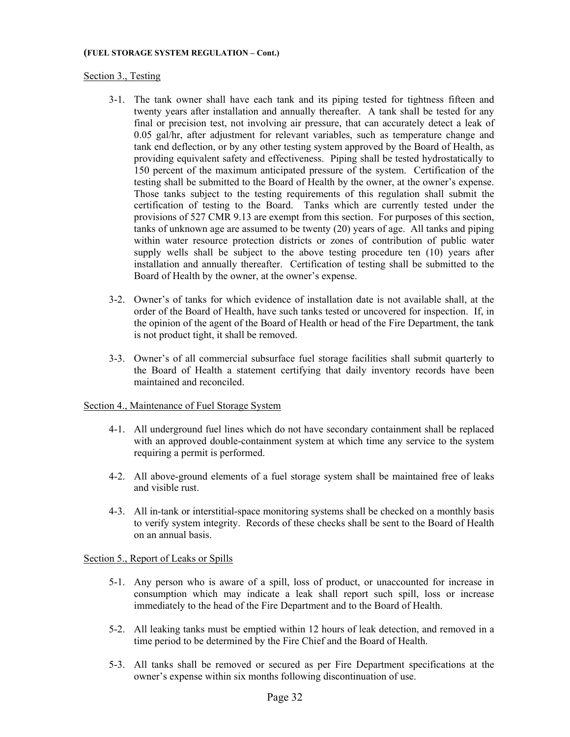Section 3., Testing

3-1. The tank owner shall have each tank and its piping tested for tightness fifteen and twenty years after installation and annually thereafter. A tank shall be tested for any final or precision test, not involving air pressure, that can accurately detect a leak of 0.05 gal/hr, after adjustment for relevant variables, such as temperature change and tank end deflection, or by any other testing system approved by the Board of Health, as providing equivalent safety and effectiveness. Piping shall be tested hydrostatically to 150 percent of the maximum anticipated pressure of the system. Certification of the testing shall be submitted to the Board of Health by the owner, at the owner's expense. Those tanks subject to the testing requirements of this regulation shall submit the certification of testing to the Board. Tanks which are currently tested under the provisions of 527 CMR 9.13 are exempt from this section. For purposes of this section, tanks of unknown age are assumed to be twenty (20) years of age. All tanks and piping within water resource protection districts or zones of contribution of public water supply wells shall be subject to the above testing procedure ten (10) years after installation and annually thereafter. Certification of testing shall be submitted to the Board of Health by the owner, at the owner's expense.

3-2. Owner's of tanks for which evidence of installation date is not available shall, at the order of the Board of Health, have such tanks tested or uncovered for inspection. If, in the opinion of the agent of the Board of Health or head of the Fire Department, the tank is not product tight, it shall be removed.

3-3. Owner's of all commercial subsurface fuel storage facilities shall submit quarterly to the Board of Health a statement certifying that daily inventory records have been maintained and reconciled.

Section 4., Maintenance of Fuel Storage System

4-1. All underground fuel lines which do not have secondary containment shall be replaced with an approved double-containment system at which time any service to the system requiring a permit is performed.

4-2. All above-ground elements of a fuel storage system shall be maintained free of leaks and visible rust.

4-3. All in-tank or interstitial-space monitoring systems shall be checked on a monthly basis to verify system integrity. Records of these checks shall be sent to the Board of Health on an annual basis.

Section 5., Report of Leaks or Spills

5-1. Any person who is aware of a spill, loss of product, or unaccounted for increase in consumption which may indicate a leak shall report such spill, loss or increase immediately to the head of the Fire Department and to the Board of Health.

5-2. All leaking tanks must be emptied within 12 hours of leak detection, and removed in a time period to be determined by the Fire Chief and the Board of Health.

5-3. All tanks shall be removed or secured as per Fire Department specifications at the owner's expense within six months following discontinuation of use.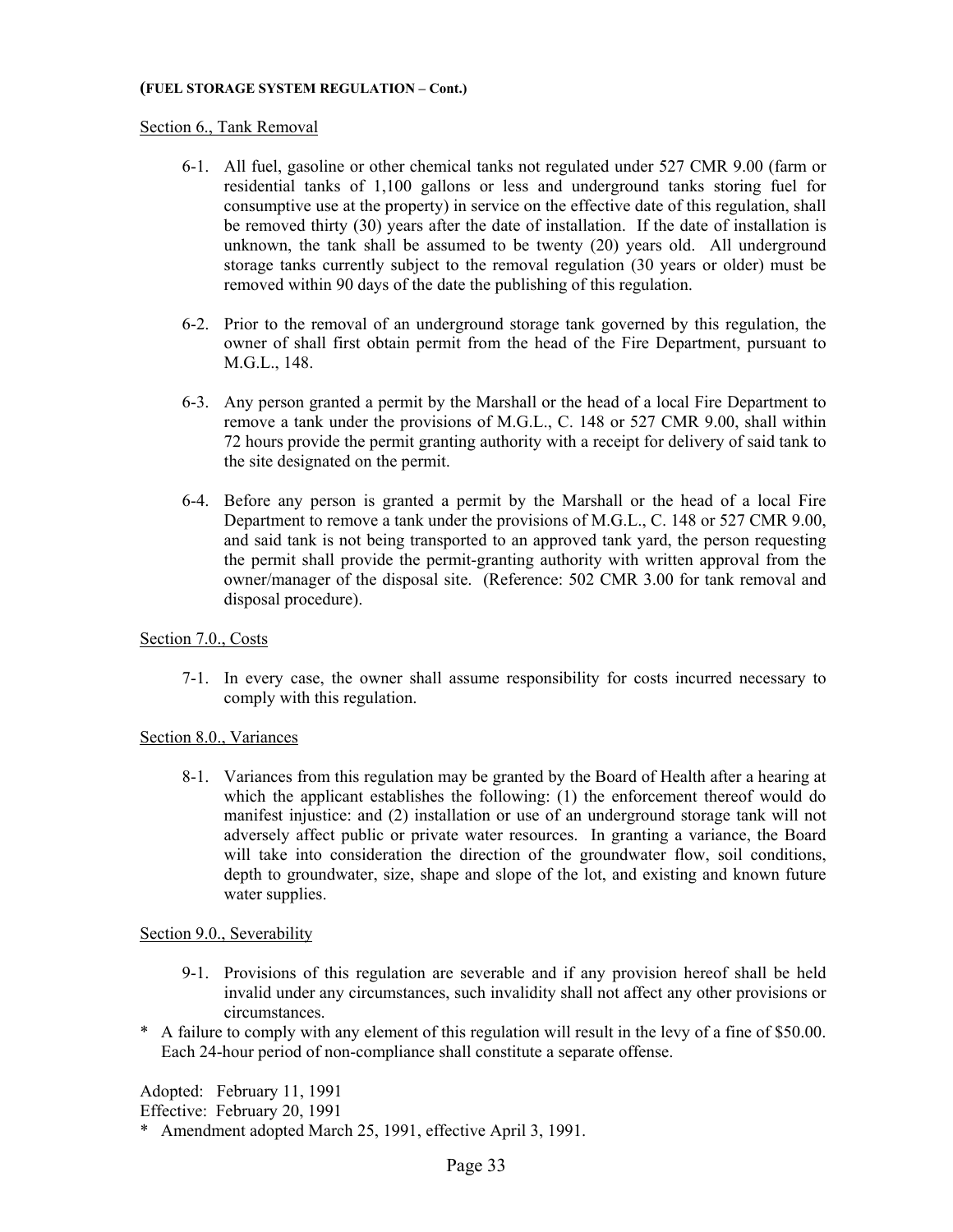**(FUEL STORAGE SYSTEM REGULATION – Cont.)**

Section 6., Tank Removal

6-1. All fuel, gasoline or other chemical tanks not regulated under 527 CMR 9.00 (farm or residential tanks of 1,100 gallons or less and underground tanks storing fuel for consumptive use at the property) in service on the effective date of this regulation, shall be removed thirty (30) years after the date of installation. If the date of installation is unknown, the tank shall be assumed to be twenty (20) years old. All underground storage tanks currently subject to the removal regulation (30 years or older) must be removed within 90 days of the date the publishing of this regulation.

6-2. Prior to the removal of an underground storage tank governed by this regulation, the owner of shall first obtain permit from the head of the Fire Department, pursuant to M.G.L., 148.

6-3. Any person granted a permit by the Marshall or the head of a local Fire Department to remove a tank under the provisions of M.G.L., C. 148 or 527 CMR 9.00, shall within 72 hours provide the permit granting authority with a receipt for delivery of said tank to the site designated on the permit.

6-4. Before any person is granted a permit by the Marshall or the head of a local Fire Department to remove a tank under the provisions of M.G.L., C. 148 or 527 CMR 9.00, and said tank is not being transported to an approved tank yard, the person requesting the permit shall provide the permit-granting authority with written approval from the owner/manager of the disposal site. (Reference: 502 CMR 3.00 for tank removal and disposal procedure).

Section 7.0., Costs

7-1. In every case, the owner shall assume responsibility for costs incurred necessary to comply with this regulation.

Section 8.0., Variances

8-1. Variances from this regulation may be granted by the Board of Health after a hearing at which the applicant establishes the following: (1) the enforcement thereof would do manifest injustice: and (2) installation or use of an underground storage tank will not adversely affect public or private water resources. In granting a variance, the Board will take into consideration the direction of the groundwater flow, soil conditions, depth to groundwater, size, shape and slope of the lot, and existing and known future water supplies.

Section 9.0., Severability

9-1. Provisions of this regulation are severable and if any provision hereof shall be held invalid under any circumstances, such invalidity shall not affect any other provisions or circumstances.

\* A failure to comply with any element of this regulation will result in the levy of a fine of $50.00. Each 24-hour period of non-compliance shall constitute a separate offense.

Adopted: February 11, 1991
Effective: February 20, 1991
\* Amendment adopted March 25, 1991, effective April 3, 1991.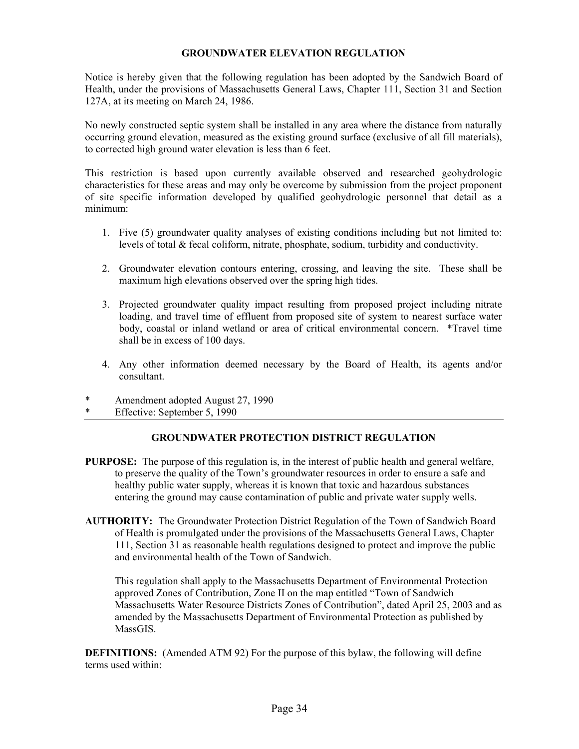## GROUNDWATER ELEVATION REGULATION

Notice is hereby given that the following regulation has been adopted by the Sandwich Board of Health, under the provisions of Massachusetts General Laws, Chapter 111, Section 31 and Section 127A, at its meeting on March 24, 1986.

No newly constructed septic system shall be installed in any area where the distance from naturally occurring ground elevation, measured as the existing ground surface (exclusive of all fill materials), to corrected high ground water elevation is less than 6 feet.

This restriction is based upon currently available observed and researched geohydrologic characteristics for these areas and may only be overcome by submission from the project proponent of site specific information developed by qualified geohydrologic personnel that detail as a minimum:

1. Five (5) groundwater quality analyses of existing conditions including but not limited to: levels of total & fecal coliform, nitrate, phosphate, sodium, turbidity and conductivity.
2. Groundwater elevation contours entering, crossing, and leaving the site. These shall be maximum high elevations observed over the spring high tides.
3. Projected groundwater quality impact resulting from proposed project including nitrate loading, and travel time of effluent from proposed site of system to nearest surface water body, coastal or inland wetland or area of critical environmental concern. *Travel time shall be in excess of 100 days.
4. Any other information deemed necessary by the Board of Health, its agents and/or consultant.

\* Amendment adopted August 27, 1990
\* Effective: September 5, 1990

---

## GROUNDWATER PROTECTION DISTRICT REGULATION

**PURPOSE:** The purpose of this regulation is, in the interest of public health and general welfare, to preserve the quality of the Town's groundwater resources in order to ensure a safe and healthy public water supply, whereas it is known that toxic and hazardous substances entering the ground may cause contamination of public and private water supply wells.

**AUTHORITY:** The Groundwater Protection District Regulation of the Town of Sandwich Board of Health is promulgated under the provisions of the Massachusetts General Laws, Chapter 111, Section 31 as reasonable health regulations designed to protect and improve the public and environmental health of the Town of Sandwich.

This regulation shall apply to the Massachusetts Department of Environmental Protection approved Zones of Contribution, Zone II on the map entitled "Town of Sandwich Massachusetts Water Resource Districts Zones of Contribution", dated April 25, 2003 and as amended by the Massachusetts Department of Environmental Protection as published by MassGIS.

**DEFINITIONS:** (Amended ATM 92) For the purpose of this bylaw, the following will define terms used within: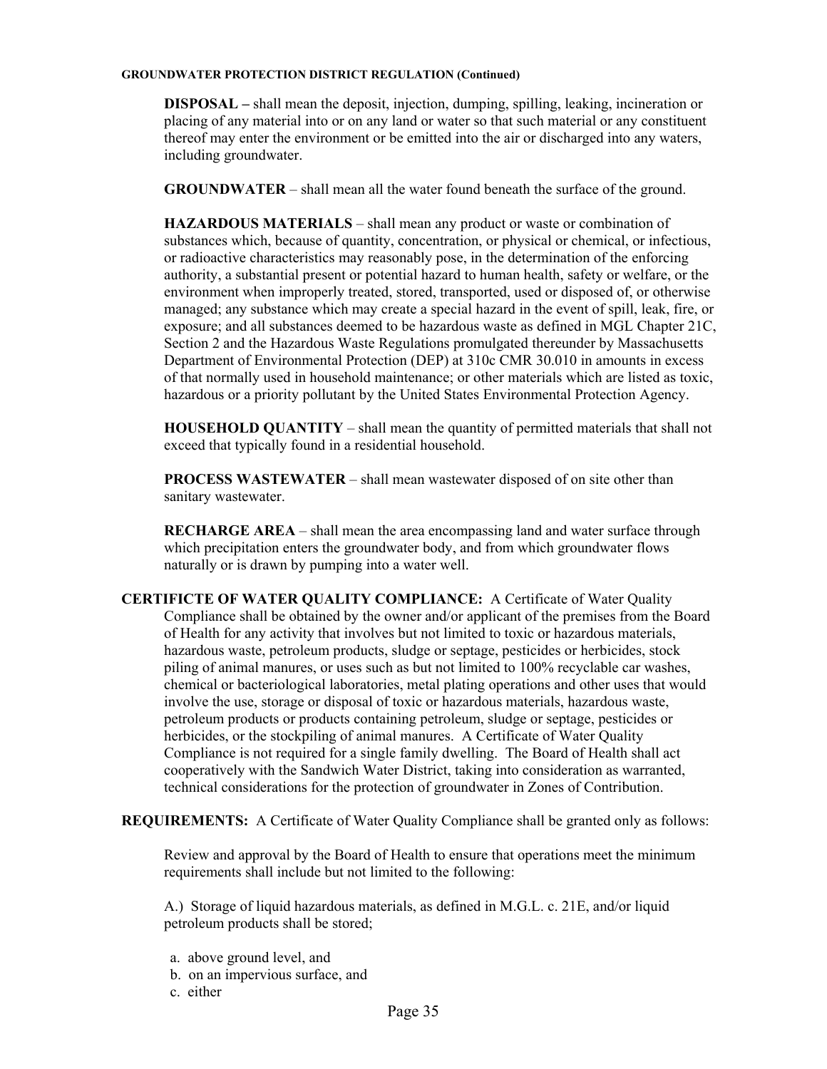**DISPOSAL –** shall mean the deposit, injection, dumping, spilling, leaking, incineration or placing of any material into or on any land or water so that such material or any constituent thereof may enter the environment or be emitted into the air or discharged into any waters, including groundwater.

**GROUNDWATER** – shall mean all the water found beneath the surface of the ground.

**HAZARDOUS MATERIALS** – shall mean any product or waste or combination of substances which, because of quantity, concentration, or physical or chemical, or infectious, or radioactive characteristics may reasonably pose, in the determination of the enforcing authority, a substantial present or potential hazard to human health, safety or welfare, or the environment when improperly treated, stored, transported, used or disposed of, or otherwise managed; any substance which may create a special hazard in the event of spill, leak, fire, or exposure; and all substances deemed to be hazardous waste as defined in MGL Chapter 21C, Section 2 and the Hazardous Waste Regulations promulgated thereunder by Massachusetts Department of Environmental Protection (DEP) at 310c CMR 30.010 in amounts in excess of that normally used in household maintenance; or other materials which are listed as toxic, hazardous or a priority pollutant by the United States Environmental Protection Agency.

**HOUSEHOLD QUANTITY** – shall mean the quantity of permitted materials that shall not exceed that typically found in a residential household.

**PROCESS WASTEWATER** – shall mean wastewater disposed of on site other than sanitary wastewater.

**RECHARGE AREA** – shall mean the area encompassing land and water surface through which precipitation enters the groundwater body, and from which groundwater flows naturally or is drawn by pumping into a water well.

**CERTIFICTE OF WATER QUALITY COMPLIANCE:** A Certificate of Water Quality Compliance shall be obtained by the owner and/or applicant of the premises from the Board of Health for any activity that involves but not limited to toxic or hazardous materials, hazardous waste, petroleum products, sludge or septage, pesticides or herbicides, stock piling of animal manures, or uses such as but not limited to 100% recyclable car washes, chemical or bacteriological laboratories, metal plating operations and other uses that would involve the use, storage or disposal of toxic or hazardous materials, hazardous waste, petroleum products or products containing petroleum, sludge or septage, pesticides or herbicides, or the stockpiling of animal manures. A Certificate of Water Quality Compliance is not required for a single family dwelling. The Board of Health shall act cooperatively with the Sandwich Water District, taking into consideration as warranted, technical considerations for the protection of groundwater in Zones of Contribution.

**REQUIREMENTS:** A Certificate of Water Quality Compliance shall be granted only as follows:

Review and approval by the Board of Health to ensure that operations meet the minimum requirements shall include but not limited to the following:

A.) Storage of liquid hazardous materials, as defined in M.G.L. c. 21E, and/or liquid petroleum products shall be stored;

a. above ground level, and
b. on an impervious surface, and
c. either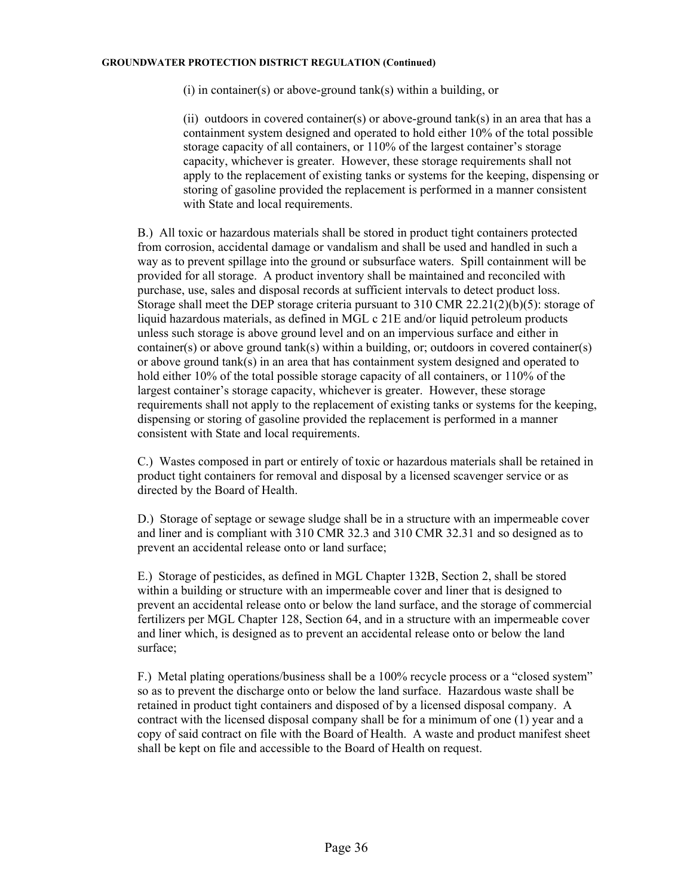(i) in container(s) or above-ground tank(s) within a building, or

(ii) outdoors in covered container(s) or above-ground tank(s) in an area that has a containment system designed and operated to hold either 10% of the total possible storage capacity of all containers, or 110% of the largest container's storage capacity, whichever is greater. However, these storage requirements shall not apply to the replacement of existing tanks or systems for the keeping, dispensing or storing of gasoline provided the replacement is performed in a manner consistent with State and local requirements.

B.) All toxic or hazardous materials shall be stored in product tight containers protected from corrosion, accidental damage or vandalism and shall be used and handled in such a way as to prevent spillage into the ground or subsurface waters. Spill containment will be provided for all storage. A product inventory shall be maintained and reconciled with purchase, use, sales and disposal records at sufficient intervals to detect product loss. Storage shall meet the DEP storage criteria pursuant to 310 CMR 22.21(2)(b)(5): storage of liquid hazardous materials, as defined in MGL c 21E and/or liquid petroleum products unless such storage is above ground level and on an impervious surface and either in container(s) or above ground tank(s) within a building, or; outdoors in covered container(s) or above ground tank(s) in an area that has containment system designed and operated to hold either 10% of the total possible storage capacity of all containers, or 110% of the largest container's storage capacity, whichever is greater. However, these storage requirements shall not apply to the replacement of existing tanks or systems for the keeping, dispensing or storing of gasoline provided the replacement is performed in a manner consistent with State and local requirements.

C.) Wastes composed in part or entirely of toxic or hazardous materials shall be retained in product tight containers for removal and disposal by a licensed scavenger service or as directed by the Board of Health.

D.) Storage of septage or sewage sludge shall be in a structure with an impermeable cover and liner and is compliant with 310 CMR 32.3 and 310 CMR 32.31 and so designed as to prevent an accidental release onto or land surface;

E.) Storage of pesticides, as defined in MGL Chapter 132B, Section 2, shall be stored within a building or structure with an impermeable cover and liner that is designed to prevent an accidental release onto or below the land surface, and the storage of commercial fertilizers per MGL Chapter 128, Section 64, and in a structure with an impermeable cover and liner which, is designed as to prevent an accidental release onto or below the land surface;

F.) Metal plating operations/business shall be a 100% recycle process or a "closed system" so as to prevent the discharge onto or below the land surface. Hazardous waste shall be retained in product tight containers and disposed of by a licensed disposal company. A contract with the licensed disposal company shall be for a minimum of one (1) year and a copy of said contract on file with the Board of Health. A waste and product manifest sheet shall be kept on file and accessible to the Board of Health on request.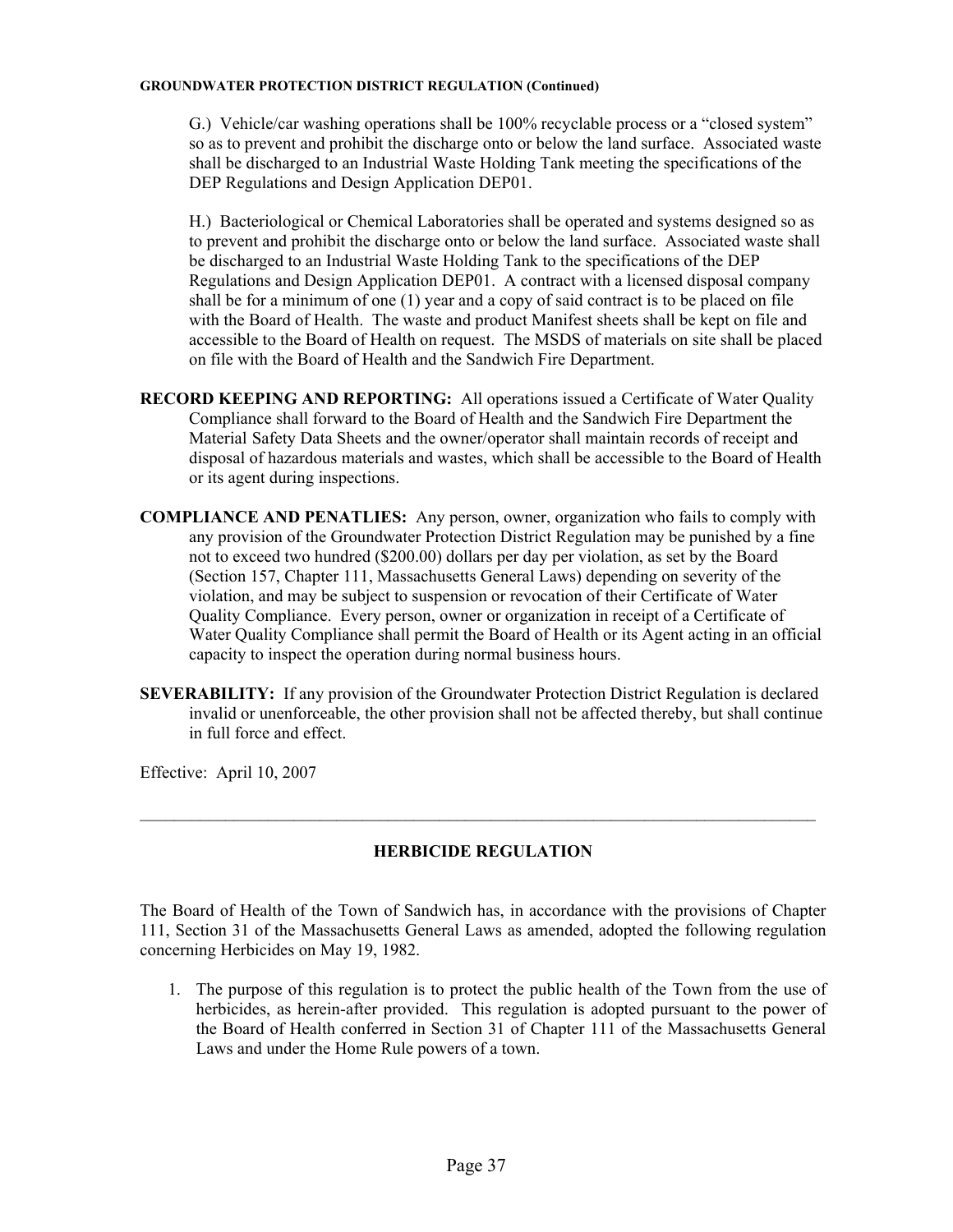G.) Vehicle/car washing operations shall be 100% recyclable process or a "closed system" so as to prevent and prohibit the discharge onto or below the land surface. Associated waste shall be discharged to an Industrial Waste Holding Tank meeting the specifications of the DEP Regulations and Design Application DEP01.

H.) Bacteriological or Chemical Laboratories shall be operated and systems designed so as to prevent and prohibit the discharge onto or below the land surface. Associated waste shall be discharged to an Industrial Waste Holding Tank to the specifications of the DEP Regulations and Design Application DEP01. A contract with a licensed disposal company shall be for a minimum of one (1) year and a copy of said contract is to be placed on file with the Board of Health. The waste and product Manifest sheets shall be kept on file and accessible to the Board of Health on request. The MSDS of materials on site shall be placed on file with the Board of Health and the Sandwich Fire Department.

**RECORD KEEPING AND REPORTING:** All operations issued a Certificate of Water Quality Compliance shall forward to the Board of Health and the Sandwich Fire Department the Material Safety Data Sheets and the owner/operator shall maintain records of receipt and disposal of hazardous materials and wastes, which shall be accessible to the Board of Health or its agent during inspections.

**COMPLIANCE AND PENATLIES:** Any person, owner, organization who fails to comply with any provision of the Groundwater Protection District Regulation may be punished by a fine not to exceed two hundred ($200.00) dollars per day per violation, as set by the Board (Section 157, Chapter 111, Massachusetts General Laws) depending on severity of the violation, and may be subject to suspension or revocation of their Certificate of Water Quality Compliance. Every person, owner or organization in receipt of a Certificate of Water Quality Compliance shall permit the Board of Health or its Agent acting in an official capacity to inspect the operation during normal business hours.

**SEVERABILITY:** If any provision of the Groundwater Protection District Regulation is declared invalid or unenforceable, the other provision shall not be affected thereby, but shall continue in full force and effect.

Effective: April 10, 2007

---

## HERBICIDE REGULATION

The Board of Health of the Town of Sandwich has, in accordance with the provisions of Chapter 111, Section 31 of the Massachusetts General Laws as amended, adopted the following regulation concerning Herbicides on May 19, 1982.

1. The purpose of this regulation is to protect the public health of the Town from the use of herbicides, as herein-after provided. This regulation is adopted pursuant to the power of the Board of Health conferred in Section 31 of Chapter 111 of the Massachusetts General Laws and under the Home Rule powers of a town.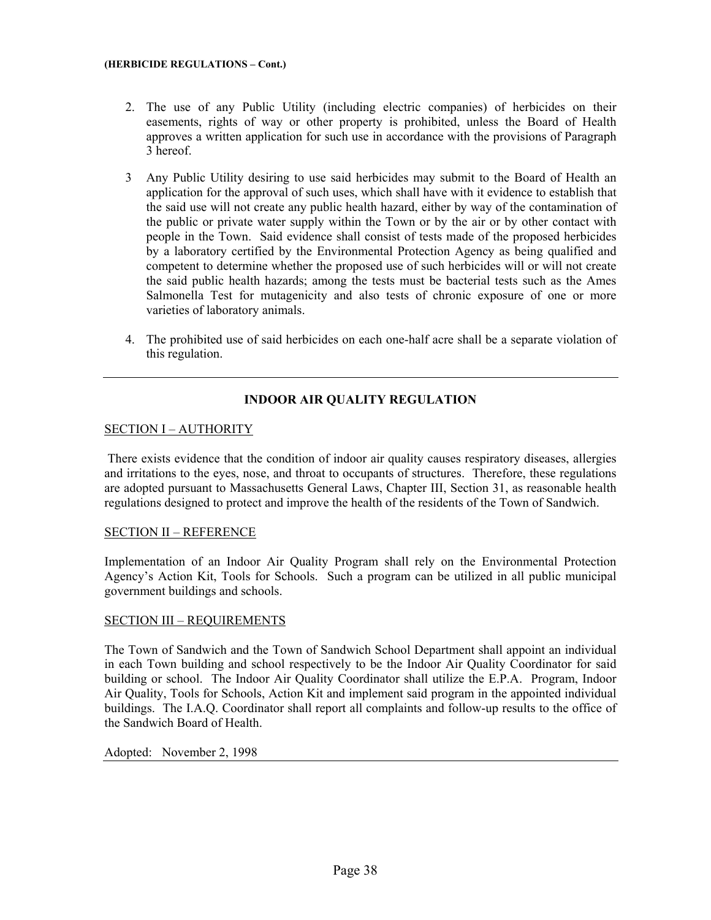**(HERBICIDE REGULATIONS – Cont.)**

2. The use of any Public Utility (including electric companies) of herbicides on their easements, rights of way or other property is prohibited, unless the Board of Health approves a written application for such use in accordance with the provisions of Paragraph 3 hereof.

3 Any Public Utility desiring to use said herbicides may submit to the Board of Health an application for the approval of such uses, which shall have with it evidence to establish that the said use will not create any public health hazard, either by way of the contamination of the public or private water supply within the Town or by the air or by other contact with people in the Town. Said evidence shall consist of tests made of the proposed herbicides by a laboratory certified by the Environmental Protection Agency as being qualified and competent to determine whether the proposed use of such herbicides will or will not create the said public health hazards; among the tests must be bacterial tests such as the Ames Salmonella Test for mutagenicity and also tests of chronic exposure of one or more varieties of laboratory animals.

4. The prohibited use of said herbicides on each one-half acre shall be a separate violation of this regulation.

---

## INDOOR AIR QUALITY REGULATION

SECTION I – AUTHORITY

There exists evidence that the condition of indoor air quality causes respiratory diseases, allergies and irritations to the eyes, nose, and throat to occupants of structures. Therefore, these regulations are adopted pursuant to Massachusetts General Laws, Chapter III, Section 31, as reasonable health regulations designed to protect and improve the health of the residents of the Town of Sandwich.

SECTION II – REFERENCE

Implementation of an Indoor Air Quality Program shall rely on the Environmental Protection Agency's Action Kit, Tools for Schools. Such a program can be utilized in all public municipal government buildings and schools.

SECTION III – REQUIREMENTS

The Town of Sandwich and the Town of Sandwich School Department shall appoint an individual in each Town building and school respectively to be the Indoor Air Quality Coordinator for said building or school. The Indoor Air Quality Coordinator shall utilize the E.P.A. Program, Indoor Air Quality, Tools for Schools, Action Kit and implement said program in the appointed individual buildings. The I.A.Q. Coordinator shall report all complaints and follow-up results to the office of the Sandwich Board of Health.

Adopted: November 2, 1998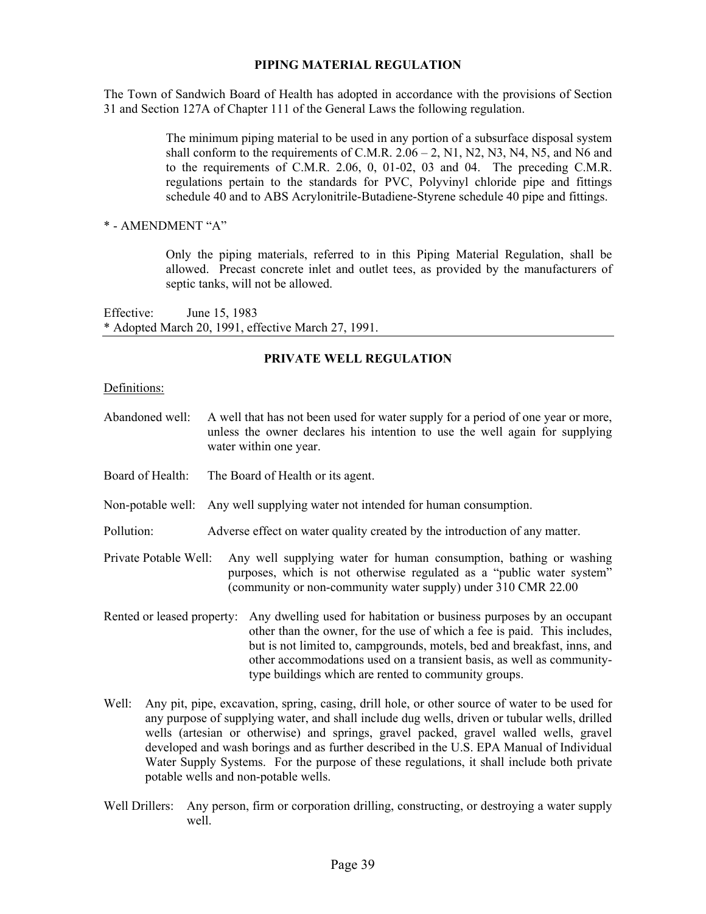## PIPING MATERIAL REGULATION

The Town of Sandwich Board of Health has adopted in accordance with the provisions of Section 31 and Section 127A of Chapter 111 of the General Laws the following regulation.

> The minimum piping material to be used in any portion of a subsurface disposal system shall conform to the requirements of C.M.R. 2.06 – 2, N1, N2, N3, N4, N5, and N6 and to the requirements of C.M.R. 2.06, 0, 01-02, 03 and 04. The preceding C.M.R. regulations pertain to the standards for PVC, Polyvinyl chloride pipe and fittings schedule 40 and to ABS Acrylonitrile-Butadiene-Styrene schedule 40 pipe and fittings.

* - AMENDMENT "A"

> Only the piping materials, referred to in this Piping Material Regulation, shall be allowed. Precast concrete inlet and outlet tees, as provided by the manufacturers of septic tanks, will not be allowed.

Effective: June 15, 1983
* Adopted March 20, 1991, effective March 27, 1991.

---

## PRIVATE WELL REGULATION

Definitions:

Abandoned well: A well that has not been used for water supply for a period of one year or more, unless the owner declares his intention to use the well again for supplying water within one year.

Board of Health: The Board of Health or its agent.

Non-potable well: Any well supplying water not intended for human consumption.

Pollution: Adverse effect on water quality created by the introduction of any matter.

Private Potable Well: Any well supplying water for human consumption, bathing or washing purposes, which is not otherwise regulated as a "public water system" (community or non-community water supply) under 310 CMR 22.00

Rented or leased property: Any dwelling used for habitation or business purposes by an occupant other than the owner, for the use of which a fee is paid. This includes, but is not limited to, campgrounds, motels, bed and breakfast, inns, and other accommodations used on a transient basis, as well as community-type buildings which are rented to community groups.

Well: Any pit, pipe, excavation, spring, casing, drill hole, or other source of water to be used for any purpose of supplying water, and shall include dug wells, driven or tubular wells, drilled wells (artesian or otherwise) and springs, gravel packed, gravel walled wells, gravel developed and wash borings and as further described in the U.S. EPA Manual of Individual Water Supply Systems. For the purpose of these regulations, it shall include both private potable wells and non-potable wells.

Well Drillers: Any person, firm or corporation drilling, constructing, or destroying a water supply well.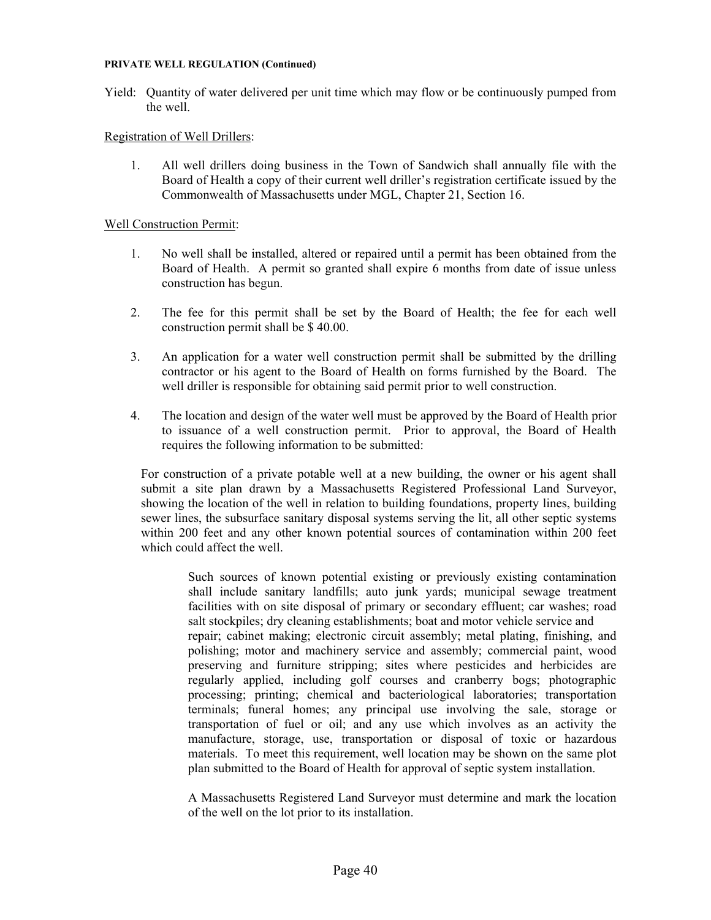Yield: Quantity of water delivered per unit time which may flow or be continuously pumped from the well.

Registration of Well Drillers:

1. All well drillers doing business in the Town of Sandwich shall annually file with the Board of Health a copy of their current well driller's registration certificate issued by the Commonwealth of Massachusetts under MGL, Chapter 21, Section 16.

Well Construction Permit:

1. No well shall be installed, altered or repaired until a permit has been obtained from the Board of Health. A permit so granted shall expire 6 months from date of issue unless construction has begun.

2. The fee for this permit shall be set by the Board of Health; the fee for each well construction permit shall be $ 40.00.

3. An application for a water well construction permit shall be submitted by the drilling contractor or his agent to the Board of Health on forms furnished by the Board. The well driller is responsible for obtaining said permit prior to well construction.

4. The location and design of the water well must be approved by the Board of Health prior to issuance of a well construction permit. Prior to approval, the Board of Health requires the following information to be submitted:

For construction of a private potable well at a new building, the owner or his agent shall submit a site plan drawn by a Massachusetts Registered Professional Land Surveyor, showing the location of the well in relation to building foundations, property lines, building sewer lines, the subsurface sanitary disposal systems serving the lit, all other septic systems within 200 feet and any other known potential sources of contamination within 200 feet which could affect the well.

> Such sources of known potential existing or previously existing contamination shall include sanitary landfills; auto junk yards; municipal sewage treatment facilities with on site disposal of primary or secondary effluent; car washes; road salt stockpiles; dry cleaning establishments; boat and motor vehicle service and repair; cabinet making; electronic circuit assembly; metal plating, finishing, and polishing; motor and machinery service and assembly; commercial paint, wood preserving and furniture stripping; sites where pesticides and herbicides are regularly applied, including golf courses and cranberry bogs; photographic processing; printing; chemical and bacteriological laboratories; transportation terminals; funeral homes; any principal use involving the sale, storage or transportation of fuel or oil; and any use which involves as an activity the manufacture, storage, use, transportation or disposal of toxic or hazardous materials. To meet this requirement, well location may be shown on the same plot plan submitted to the Board of Health for approval of septic system installation.
>
> A Massachusetts Registered Land Surveyor must determine and mark the location of the well on the lot prior to its installation.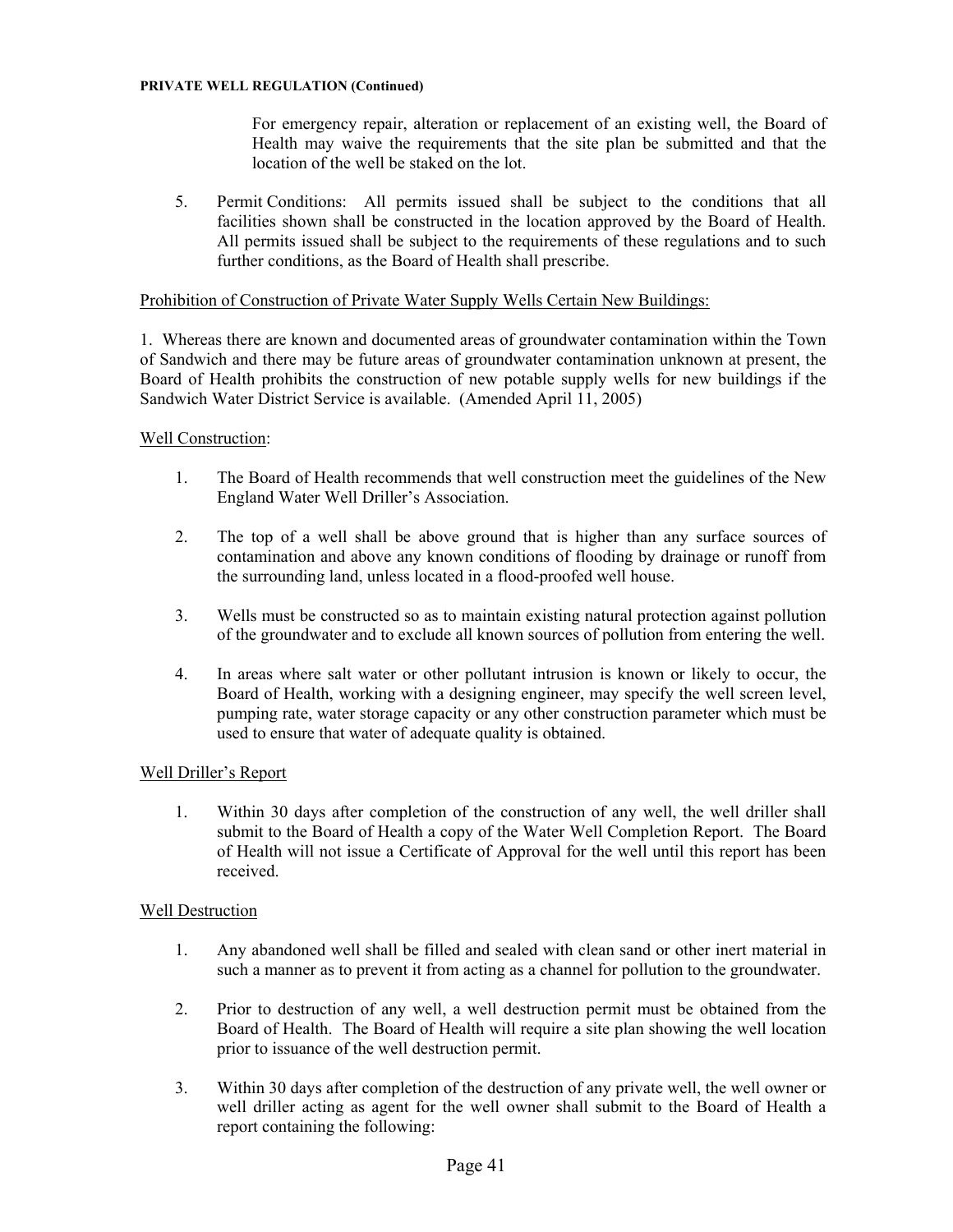For emergency repair, alteration or replacement of an existing well, the Board of Health may waive the requirements that the site plan be submitted and that the location of the well be staked on the lot.

5. Permit Conditions: All permits issued shall be subject to the conditions that all facilities shown shall be constructed in the location approved by the Board of Health. All permits issued shall be subject to the requirements of these regulations and to such further conditions, as the Board of Health shall prescribe.

<u>Prohibition of Construction of Private Water Supply Wells Certain New Buildings:</u>

1. Whereas there are known and documented areas of groundwater contamination within the Town of Sandwich and there may be future areas of groundwater contamination unknown at present, the Board of Health prohibits the construction of new potable supply wells for new buildings if the Sandwich Water District Service is available. (Amended April 11, 2005)

<u>Well Construction</u>:

1. The Board of Health recommends that well construction meet the guidelines of the New England Water Well Driller's Association.

2. The top of a well shall be above ground that is higher than any surface sources of contamination and above any known conditions of flooding by drainage or runoff from the surrounding land, unless located in a flood-proofed well house.

3. Wells must be constructed so as to maintain existing natural protection against pollution of the groundwater and to exclude all known sources of pollution from entering the well.

4. In areas where salt water or other pollutant intrusion is known or likely to occur, the Board of Health, working with a designing engineer, may specify the well screen level, pumping rate, water storage capacity or any other construction parameter which must be used to ensure that water of adequate quality is obtained.

<u>Well Driller's Report</u>

1. Within 30 days after completion of the construction of any well, the well driller shall submit to the Board of Health a copy of the Water Well Completion Report. The Board of Health will not issue a Certificate of Approval for the well until this report has been received.

<u>Well Destruction</u>

1. Any abandoned well shall be filled and sealed with clean sand or other inert material in such a manner as to prevent it from acting as a channel for pollution to the groundwater.

2. Prior to destruction of any well, a well destruction permit must be obtained from the Board of Health. The Board of Health will require a site plan showing the well location prior to issuance of the well destruction permit.

3. Within 30 days after completion of the destruction of any private well, the well owner or well driller acting as agent for the well owner shall submit to the Board of Health a report containing the following: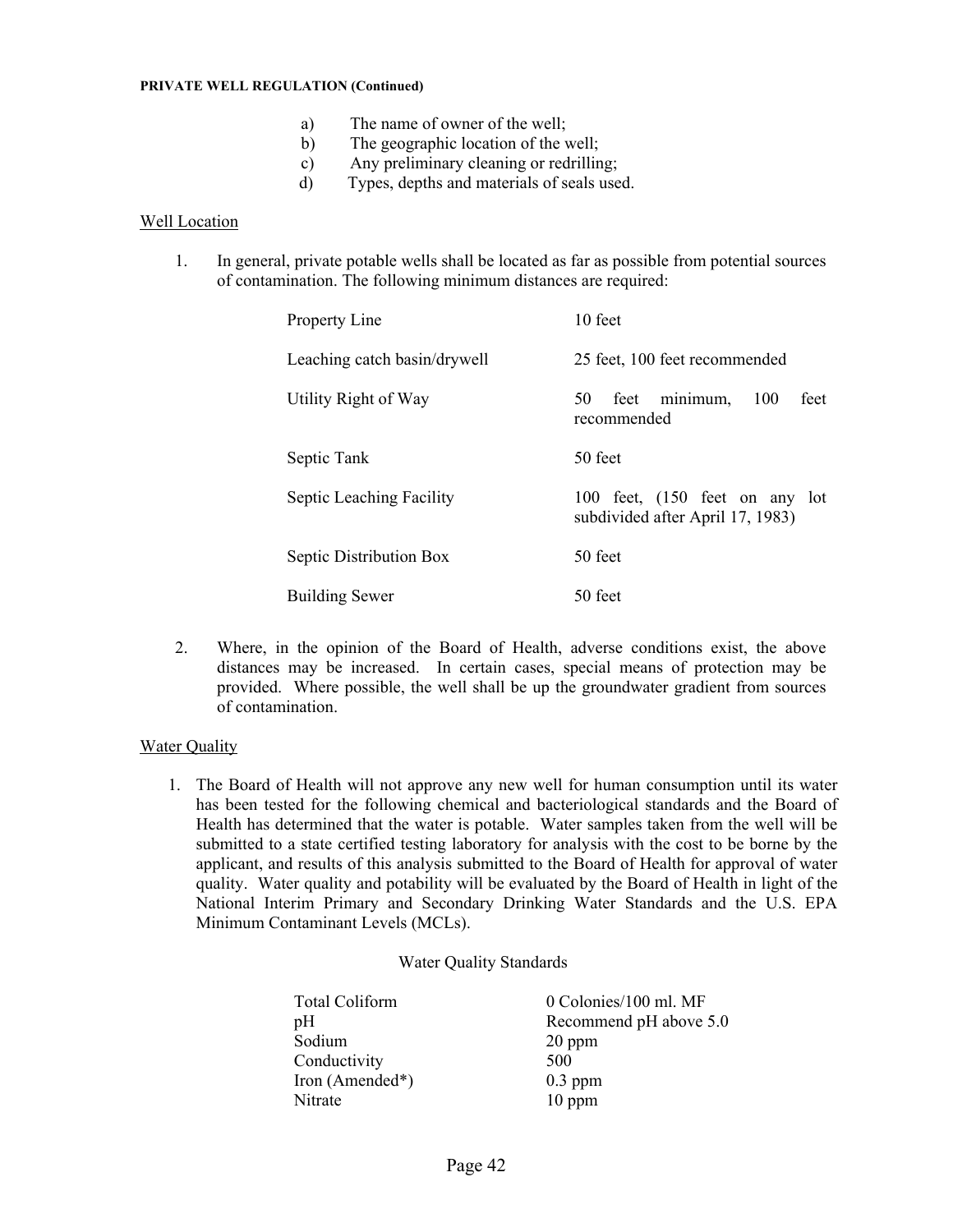a) The name of owner of the well;
b) The geographic location of the well;
c) Any preliminary cleaning or redrilling;
d) Types, depths and materials of seals used.

Well Location

1. In general, private potable wells shall be located as far as possible from potential sources of contamination. The following minimum distances are required:

| | |
|---|---|
| Property Line | 10 feet |
| Leaching catch basin/drywell | 25 feet, 100 feet recommended |
| Utility Right of Way | 50 feet minimum, 100 feet recommended |
| Septic Tank | 50 feet |
| Septic Leaching Facility | 100 feet, (150 feet on any lot subdivided after April 17, 1983) |
| Septic Distribution Box | 50 feet |
| Building Sewer | 50 feet |

2. Where, in the opinion of the Board of Health, adverse conditions exist, the above distances may be increased. In certain cases, special means of protection may be provided. Where possible, the well shall be up the groundwater gradient from sources of contamination.

Water Quality

1. The Board of Health will not approve any new well for human consumption until its water has been tested for the following chemical and bacteriological standards and the Board of Health has determined that the water is potable. Water samples taken from the well will be submitted to a state certified testing laboratory for analysis with the cost to be borne by the applicant, and results of this analysis submitted to the Board of Health for approval of water quality. Water quality and potability will be evaluated by the Board of Health in light of the National Interim Primary and Secondary Drinking Water Standards and the U.S. EPA Minimum Contaminant Levels (MCLs).

Water Quality Standards

| | |
|---|---|
| Total Coliform | 0 Colonies/100 ml. MF |
| pH | Recommend pH above 5.0 |
| Sodium | 20 ppm |
| Conductivity | 500 |
| Iron (Amended*) | 0.3 ppm |
| Nitrate | 10 ppm |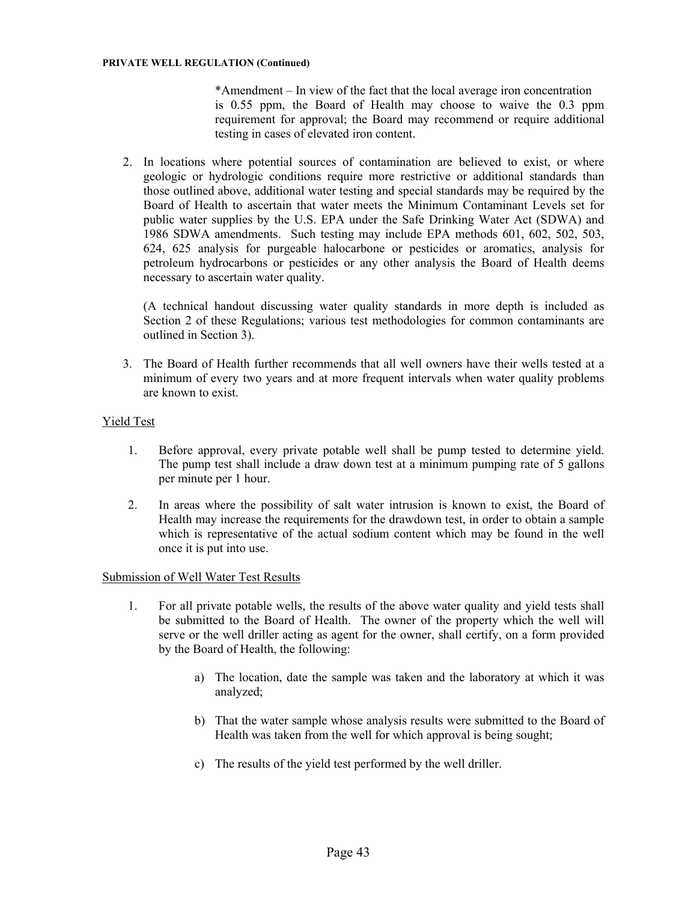*Amendment – In view of the fact that the local average iron concentration is 0.55 ppm, the Board of Health may choose to waive the 0.3 ppm requirement for approval; the Board may recommend or require additional testing in cases of elevated iron content.

2. In locations where potential sources of contamination are believed to exist, or where geologic or hydrologic conditions require more restrictive or additional standards than those outlined above, additional water testing and special standards may be required by the Board of Health to ascertain that water meets the Minimum Contaminant Levels set for public water supplies by the U.S. EPA under the Safe Drinking Water Act (SDWA) and 1986 SDWA amendments. Such testing may include EPA methods 601, 602, 502, 503, 624, 625 analysis for purgeable halocarbone or pesticides or aromatics, analysis for petroleum hydrocarbons or pesticides or any other analysis the Board of Health deems necessary to ascertain water quality.

   (A technical handout discussing water quality standards in more depth is included as Section 2 of these Regulations; various test methodologies for common contaminants are outlined in Section 3).

3. The Board of Health further recommends that all well owners have their wells tested at a minimum of every two years and at more frequent intervals when water quality problems are known to exist.

<u>Yield Test</u>

1. Before approval, every private potable well shall be pump tested to determine yield. The pump test shall include a draw down test at a minimum pumping rate of 5 gallons per minute per 1 hour.

2. In areas where the possibility of salt water intrusion is known to exist, the Board of Health may increase the requirements for the drawdown test, in order to obtain a sample which is representative of the actual sodium content which may be found in the well once it is put into use.

<u>Submission of Well Water Test Results</u>

1. For all private potable wells, the results of the above water quality and yield tests shall be submitted to the Board of Health. The owner of the property which the well will serve or the well driller acting as agent for the owner, shall certify, on a form provided by the Board of Health, the following:

   a) The location, date the sample was taken and the laboratory at which it was analyzed;

   b) That the water sample whose analysis results were submitted to the Board of Health was taken from the well for which approval is being sought;

   c) The results of the yield test performed by the well driller.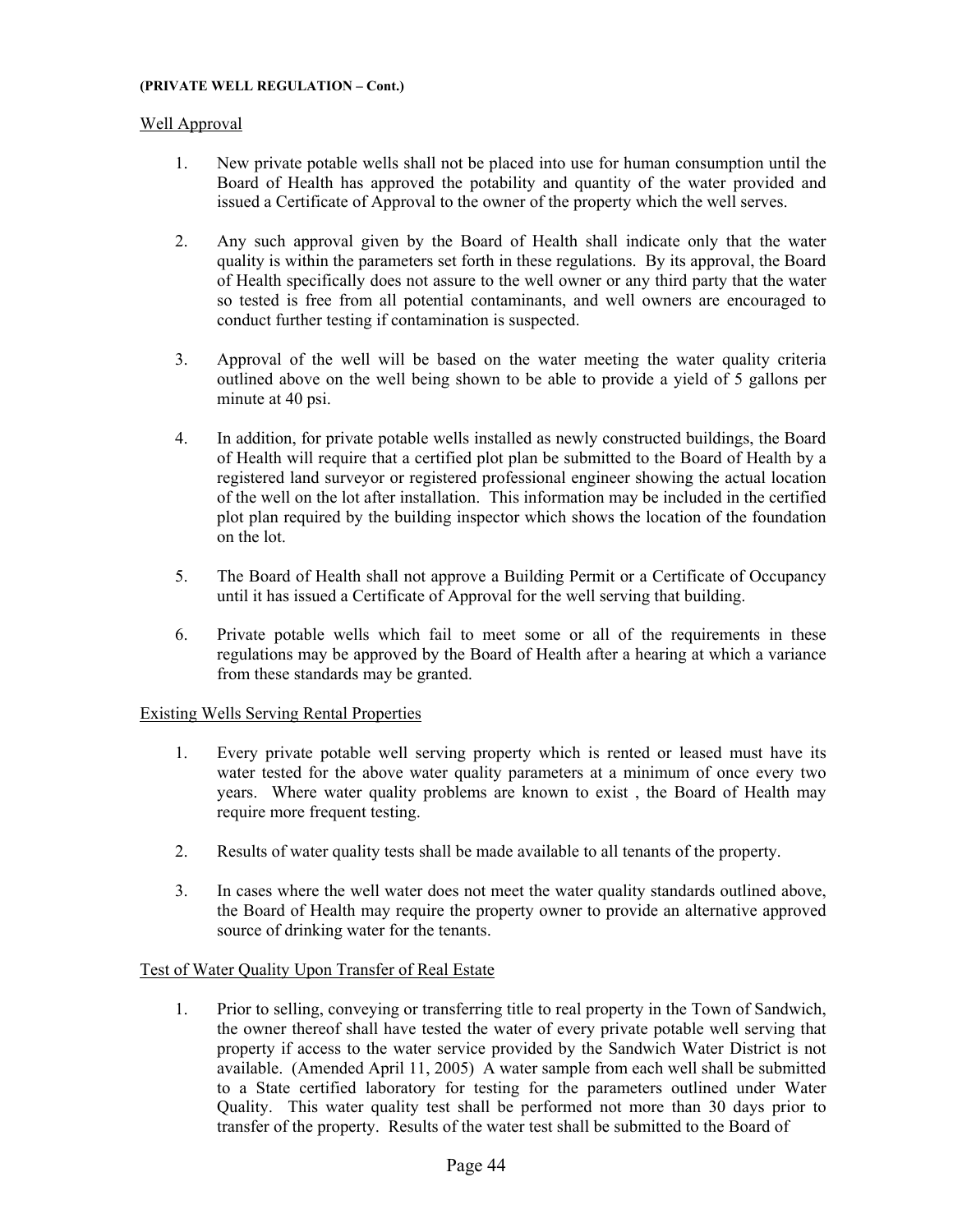**(PRIVATE WELL REGULATION – Cont.)**

Well Approval

1. New private potable wells shall not be placed into use for human consumption until the Board of Health has approved the potability and quantity of the water provided and issued a Certificate of Approval to the owner of the property which the well serves.

2. Any such approval given by the Board of Health shall indicate only that the water quality is within the parameters set forth in these regulations. By its approval, the Board of Health specifically does not assure to the well owner or any third party that the water so tested is free from all potential contaminants, and well owners are encouraged to conduct further testing if contamination is suspected.

3. Approval of the well will be based on the water meeting the water quality criteria outlined above on the well being shown to be able to provide a yield of 5 gallons per minute at 40 psi.

4. In addition, for private potable wells installed as newly constructed buildings, the Board of Health will require that a certified plot plan be submitted to the Board of Health by a registered land surveyor or registered professional engineer showing the actual location of the well on the lot after installation. This information may be included in the certified plot plan required by the building inspector which shows the location of the foundation on the lot.

5. The Board of Health shall not approve a Building Permit or a Certificate of Occupancy until it has issued a Certificate of Approval for the well serving that building.

6. Private potable wells which fail to meet some or all of the requirements in these regulations may be approved by the Board of Health after a hearing at which a variance from these standards may be granted.

Existing Wells Serving Rental Properties

1. Every private potable well serving property which is rented or leased must have its water tested for the above water quality parameters at a minimum of once every two years. Where water quality problems are known to exist , the Board of Health may require more frequent testing.

2. Results of water quality tests shall be made available to all tenants of the property.

3. In cases where the well water does not meet the water quality standards outlined above, the Board of Health may require the property owner to provide an alternative approved source of drinking water for the tenants.

Test of Water Quality Upon Transfer of Real Estate

1. Prior to selling, conveying or transferring title to real property in the Town of Sandwich, the owner thereof shall have tested the water of every private potable well serving that property if access to the water service provided by the Sandwich Water District is not available. (Amended April 11, 2005) A water sample from each well shall be submitted to a State certified laboratory for testing for the parameters outlined under Water Quality. This water quality test shall be performed not more than 30 days prior to transfer of the property. Results of the water test shall be submitted to the Board of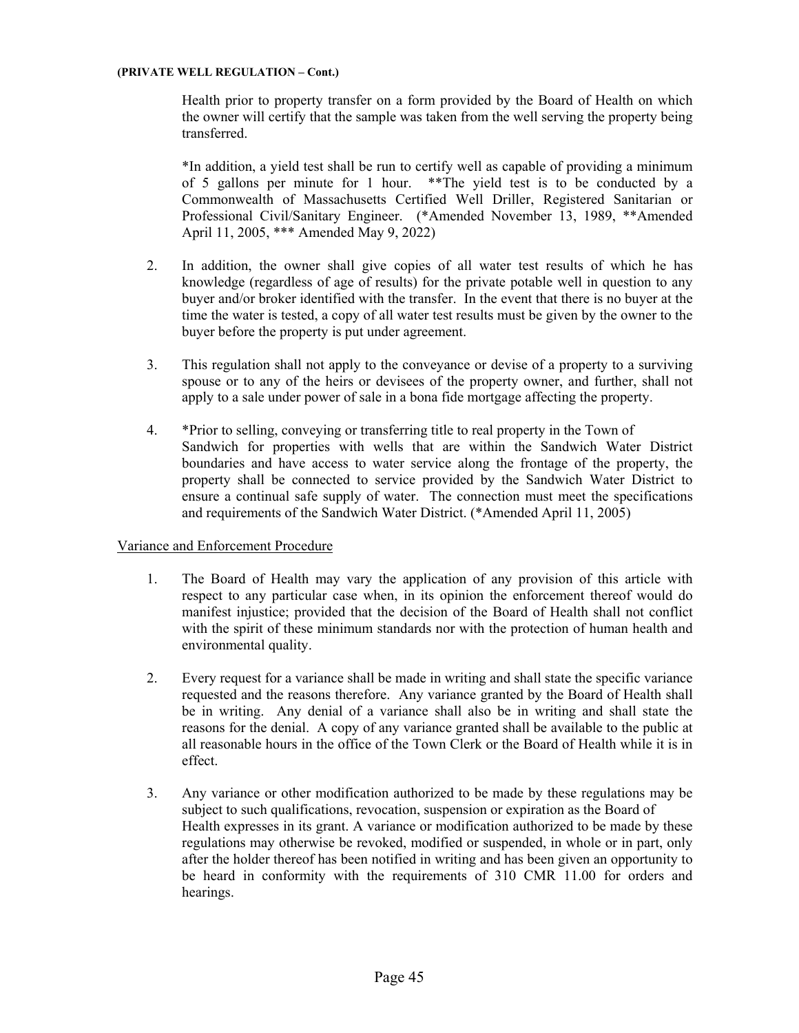Health prior to property transfer on a form provided by the Board of Health on which the owner will certify that the sample was taken from the well serving the property being transferred.

*In addition, a yield test shall be run to certify well as capable of providing a minimum of 5 gallons per minute for 1 hour. **The yield test is to be conducted by a Commonwealth of Massachusetts Certified Well Driller, Registered Sanitarian or Professional Civil/Sanitary Engineer. (*Amended November 13, 1989, **Amended April 11, 2005, *** Amended May 9, 2022)

2. In addition, the owner shall give copies of all water test results of which he has knowledge (regardless of age of results) for the private potable well in question to any buyer and/or broker identified with the transfer. In the event that there is no buyer at the time the water is tested, a copy of all water test results must be given by the owner to the buyer before the property is put under agreement.

3. This regulation shall not apply to the conveyance or devise of a property to a surviving spouse or to any of the heirs or devisees of the property owner, and further, shall not apply to a sale under power of sale in a bona fide mortgage affecting the property.

4. *Prior to selling, conveying or transferring title to real property in the Town of Sandwich for properties with wells that are within the Sandwich Water District boundaries and have access to water service along the frontage of the property, the property shall be connected to service provided by the Sandwich Water District to ensure a continual safe supply of water. The connection must meet the specifications and requirements of the Sandwich Water District. (*Amended April 11, 2005)

Variance and Enforcement Procedure

1. The Board of Health may vary the application of any provision of this article with respect to any particular case when, in its opinion the enforcement thereof would do manifest injustice; provided that the decision of the Board of Health shall not conflict with the spirit of these minimum standards nor with the protection of human health and environmental quality.

2. Every request for a variance shall be made in writing and shall state the specific variance requested and the reasons therefore. Any variance granted by the Board of Health shall be in writing. Any denial of a variance shall also be in writing and shall state the reasons for the denial. A copy of any variance granted shall be available to the public at all reasonable hours in the office of the Town Clerk or the Board of Health while it is in effect.

3. Any variance or other modification authorized to be made by these regulations may be subject to such qualifications, revocation, suspension or expiration as the Board of Health expresses in its grant. A variance or modification authorized to be made by these regulations may otherwise be revoked, modified or suspended, in whole or in part, only after the holder thereof has been notified in writing and has been given an opportunity to be heard in conformity with the requirements of 310 CMR 11.00 for orders and hearings.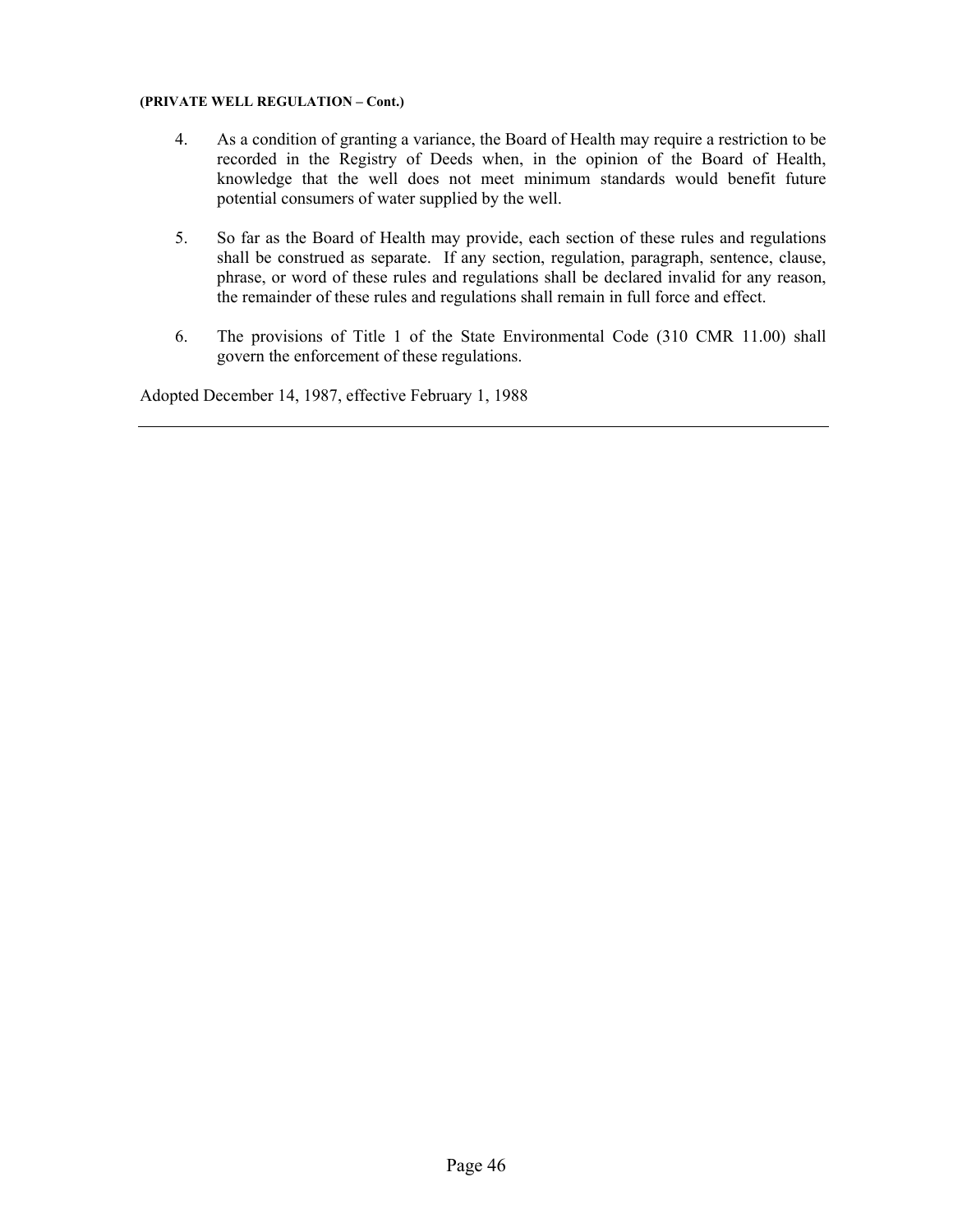**(PRIVATE WELL REGULATION – Cont.)**

4. As a condition of granting a variance, the Board of Health may require a restriction to be recorded in the Registry of Deeds when, in the opinion of the Board of Health, knowledge that the well does not meet minimum standards would benefit future potential consumers of water supplied by the well.

5. So far as the Board of Health may provide, each section of these rules and regulations shall be construed as separate. If any section, regulation, paragraph, sentence, clause, phrase, or word of these rules and regulations shall be declared invalid for any reason, the remainder of these rules and regulations shall remain in full force and effect.

6. The provisions of Title 1 of the State Environmental Code (310 CMR 11.00) shall govern the enforcement of these regulations.

Adopted December 14, 1987, effective February 1, 1988

---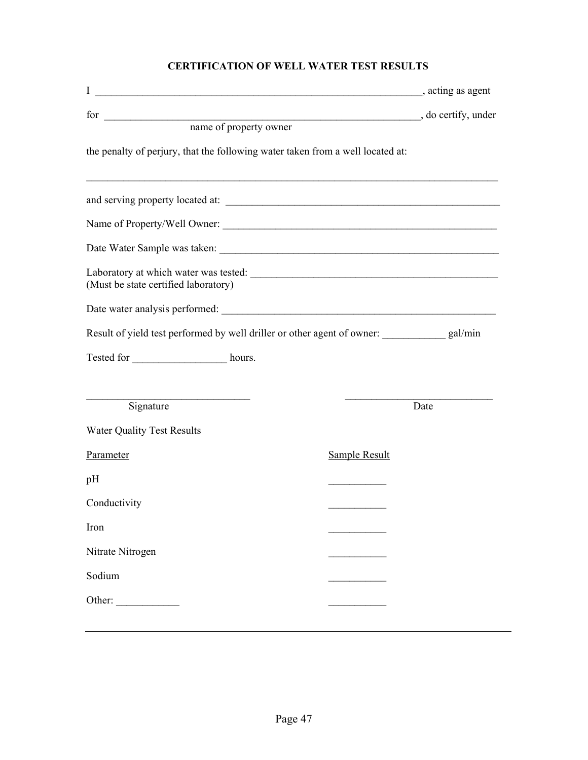# CERTIFICATION OF WELL WATER TEST RESULTS

I _______________________________________________________________, acting as agent

for _____________________________________________________________, do certify, under
name of property owner

the penalty of perjury, that the following water taken from a well located at:

_______________________________________________________________________________

and serving property located at: _____________________________________________________

Name of Property/Well Owner: _____________________________________________________

Date Water Sample was taken: _____________________________________________________

Laboratory at which water was tested: _______________________________________________
(Must be state certified laboratory)

Date water analysis performed: _____________________________________________________

Result of yield test performed by well driller or other agent of owner: ____________ gal/min

Tested for __________________ hours.

________________________________ ____________________________
Signature Date

Water Quality Test Results

| Parameter | Sample Result |
| --- | --- |
| pH | ___________ |
| Conductivity | ___________ |
| Iron | ___________ |
| Nitrate Nitrogen | ___________ |
| Sodium | ___________ |
| Other: ____________ | ___________ |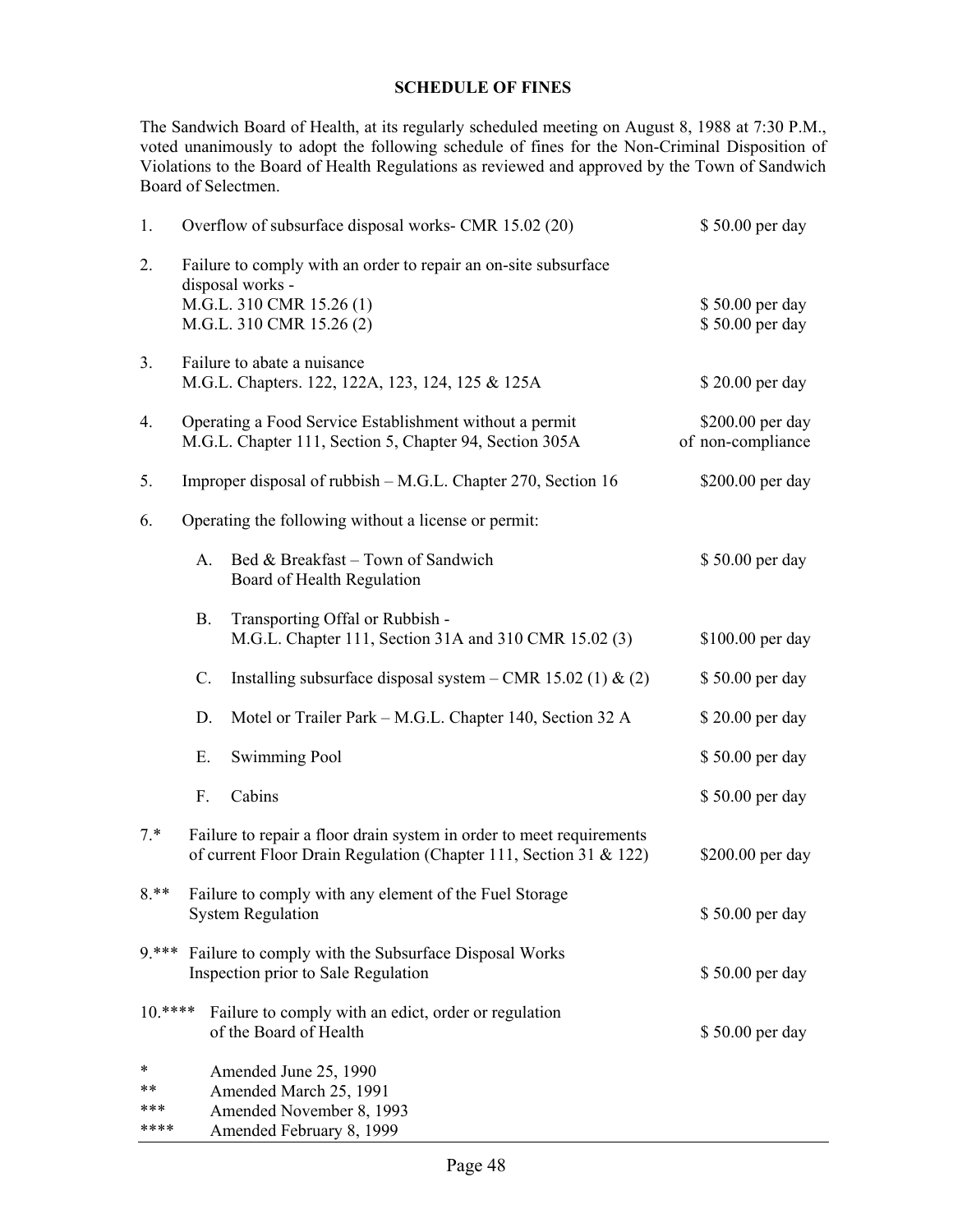# SCHEDULE OF FINES

The Sandwich Board of Health, at its regularly scheduled meeting on August 8, 1988 at 7:30 P.M., voted unanimously to adopt the following schedule of fines for the Non-Criminal Disposition of Violations to the Board of Health Regulations as reviewed and approved by the Town of Sandwich Board of Selectmen.

| | | Fine |
|---|---|---|
| 1. | Overflow of subsurface disposal works- CMR 15.02 (20) | $ 50.00 per day |
| 2. | Failure to comply with an order to repair an on-site subsurface disposal works - | |
| | M.G.L. 310 CMR 15.26 (1) | $ 50.00 per day |
| | M.G.L. 310 CMR 15.26 (2) | $ 50.00 per day |
| 3. | Failure to abate a nuisance M.G.L. Chapters. 122, 122A, 123, 124, 125 & 125A | $ 20.00 per day |
| 4. | Operating a Food Service Establishment without a permit M.G.L. Chapter 111, Section 5, Chapter 94, Section 305A | $200.00 per day of non-compliance |
| 5. | Improper disposal of rubbish – M.G.L. Chapter 270, Section 16 | $200.00 per day |
| 6. | Operating the following without a license or permit: | |
| | A. Bed & Breakfast – Town of Sandwich Board of Health Regulation | $ 50.00 per day |
| | B. Transporting Offal or Rubbish - M.G.L. Chapter 111, Section 31A and 310 CMR 15.02 (3) | $100.00 per day |
| | C. Installing subsurface disposal system – CMR 15.02 (1) & (2) | $ 50.00 per day |
| | D. Motel or Trailer Park – M.G.L. Chapter 140, Section 32 A | $ 20.00 per day |
| | E. Swimming Pool | $ 50.00 per day |
| | F. Cabins | $ 50.00 per day |
| 7.* | Failure to repair a floor drain system in order to meet requirements of current Floor Drain Regulation (Chapter 111, Section 31 & 122) | $200.00 per day |
| 8.** | Failure to comply with any element of the Fuel Storage System Regulation | $ 50.00 per day |
| 9.*** | Failure to comply with the Subsurface Disposal Works Inspection prior to Sale Regulation | $ 50.00 per day |
| 10.**** | Failure to comply with an edict, order or regulation of the Board of Health | $ 50.00 per day |

\* Amended June 25, 1990
** Amended March 25, 1991
*** Amended November 8, 1993
**** Amended February 8, 1999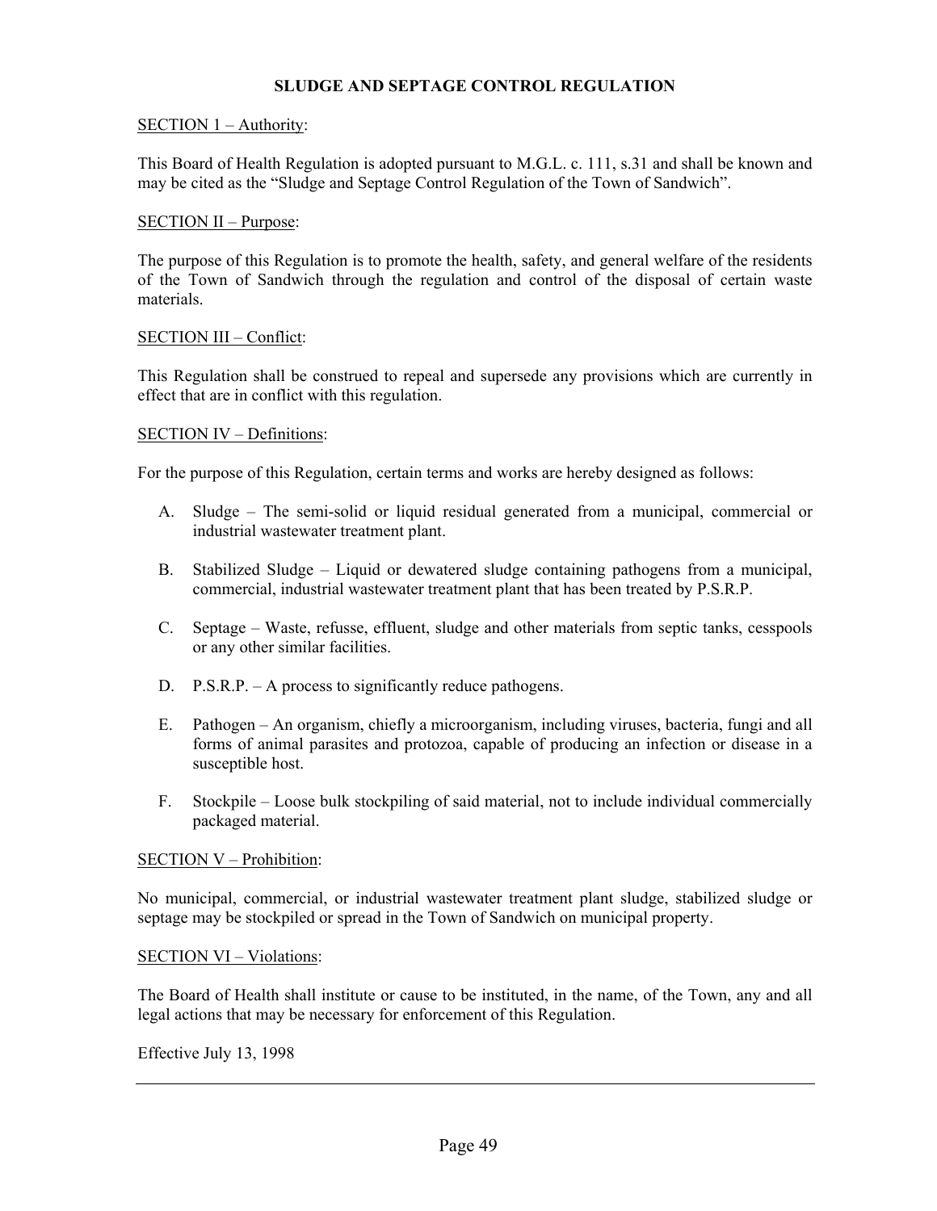## SLUDGE AND SEPTAGE CONTROL REGULATION

SECTION 1 – Authority:

This Board of Health Regulation is adopted pursuant to M.G.L. c. 111, s.31 and shall be known and may be cited as the "Sludge and Septage Control Regulation of the Town of Sandwich".

SECTION II – Purpose:

The purpose of this Regulation is to promote the health, safety, and general welfare of the residents of the Town of Sandwich through the regulation and control of the disposal of certain waste materials.

SECTION III – Conflict:

This Regulation shall be construed to repeal and supersede any provisions which are currently in effect that are in conflict with this regulation.

SECTION IV – Definitions:

For the purpose of this Regulation, certain terms and works are hereby designed as follows:

A. Sludge – The semi-solid or liquid residual generated from a municipal, commercial or industrial wastewater treatment plant.

B. Stabilized Sludge – Liquid or dewatered sludge containing pathogens from a municipal, commercial, industrial wastewater treatment plant that has been treated by P.S.R.P.

C. Septage – Waste, refusse, effluent, sludge and other materials from septic tanks, cesspools or any other similar facilities.

D. P.S.R.P. – A process to significantly reduce pathogens.

E. Pathogen – An organism, chiefly a microorganism, including viruses, bacteria, fungi and all forms of animal parasites and protozoa, capable of producing an infection or disease in a susceptible host.

F. Stockpile – Loose bulk stockpiling of said material, not to include individual commercially packaged material.

SECTION V – Prohibition:

No municipal, commercial, or industrial wastewater treatment plant sludge, stabilized sludge or septage may be stockpiled or spread in the Town of Sandwich on municipal property.

SECTION VI – Violations:

The Board of Health shall institute or cause to be instituted, in the name, of the Town, any and all legal actions that may be necessary for enforcement of this Regulation.

Effective July 13, 1998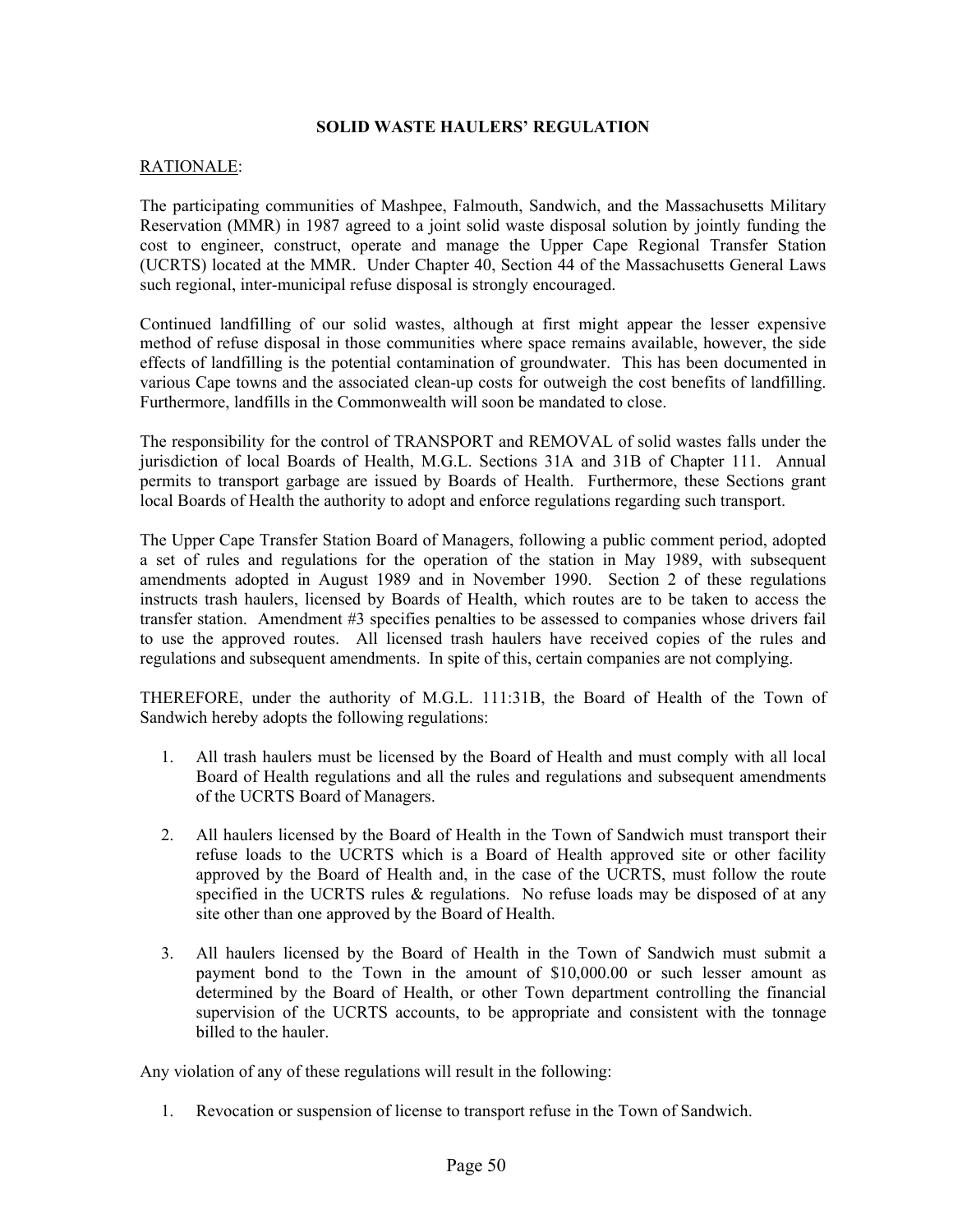**SOLID WASTE HAULERS' REGULATION**

<u>RATIONALE</u>:

The participating communities of Mashpee, Falmouth, Sandwich, and the Massachusetts Military Reservation (MMR) in 1987 agreed to a joint solid waste disposal solution by jointly funding the cost to engineer, construct, operate and manage the Upper Cape Regional Transfer Station (UCRTS) located at the MMR. Under Chapter 40, Section 44 of the Massachusetts General Laws such regional, inter-municipal refuse disposal is strongly encouraged.

Continued landfilling of our solid wastes, although at first might appear the lesser expensive method of refuse disposal in those communities where space remains available, however, the side effects of landfilling is the potential contamination of groundwater. This has been documented in various Cape towns and the associated clean-up costs for outweigh the cost benefits of landfilling. Furthermore, landfills in the Commonwealth will soon be mandated to close.

The responsibility for the control of TRANSPORT and REMOVAL of solid wastes falls under the jurisdiction of local Boards of Health, M.G.L. Sections 31A and 31B of Chapter 111. Annual permits to transport garbage are issued by Boards of Health. Furthermore, these Sections grant local Boards of Health the authority to adopt and enforce regulations regarding such transport.

The Upper Cape Transfer Station Board of Managers, following a public comment period, adopted a set of rules and regulations for the operation of the station in May 1989, with subsequent amendments adopted in August 1989 and in November 1990. Section 2 of these regulations instructs trash haulers, licensed by Boards of Health, which routes are to be taken to access the transfer station. Amendment #3 specifies penalties to be assessed to companies whose drivers fail to use the approved routes. All licensed trash haulers have received copies of the rules and regulations and subsequent amendments. In spite of this, certain companies are not complying.

THEREFORE, under the authority of M.G.L. 111:31B, the Board of Health of the Town of Sandwich hereby adopts the following regulations:

1. All trash haulers must be licensed by the Board of Health and must comply with all local Board of Health regulations and all the rules and regulations and subsequent amendments of the UCRTS Board of Managers.

2. All haulers licensed by the Board of Health in the Town of Sandwich must transport their refuse loads to the UCRTS which is a Board of Health approved site or other facility approved by the Board of Health and, in the case of the UCRTS, must follow the route specified in the UCRTS rules & regulations. No refuse loads may be disposed of at any site other than one approved by the Board of Health.

3. All haulers licensed by the Board of Health in the Town of Sandwich must submit a payment bond to the Town in the amount of $10,000.00 or such lesser amount as determined by the Board of Health, or other Town department controlling the financial supervision of the UCRTS accounts, to be appropriate and consistent with the tonnage billed to the hauler.

Any violation of any of these regulations will result in the following:

1. Revocation or suspension of license to transport refuse in the Town of Sandwich.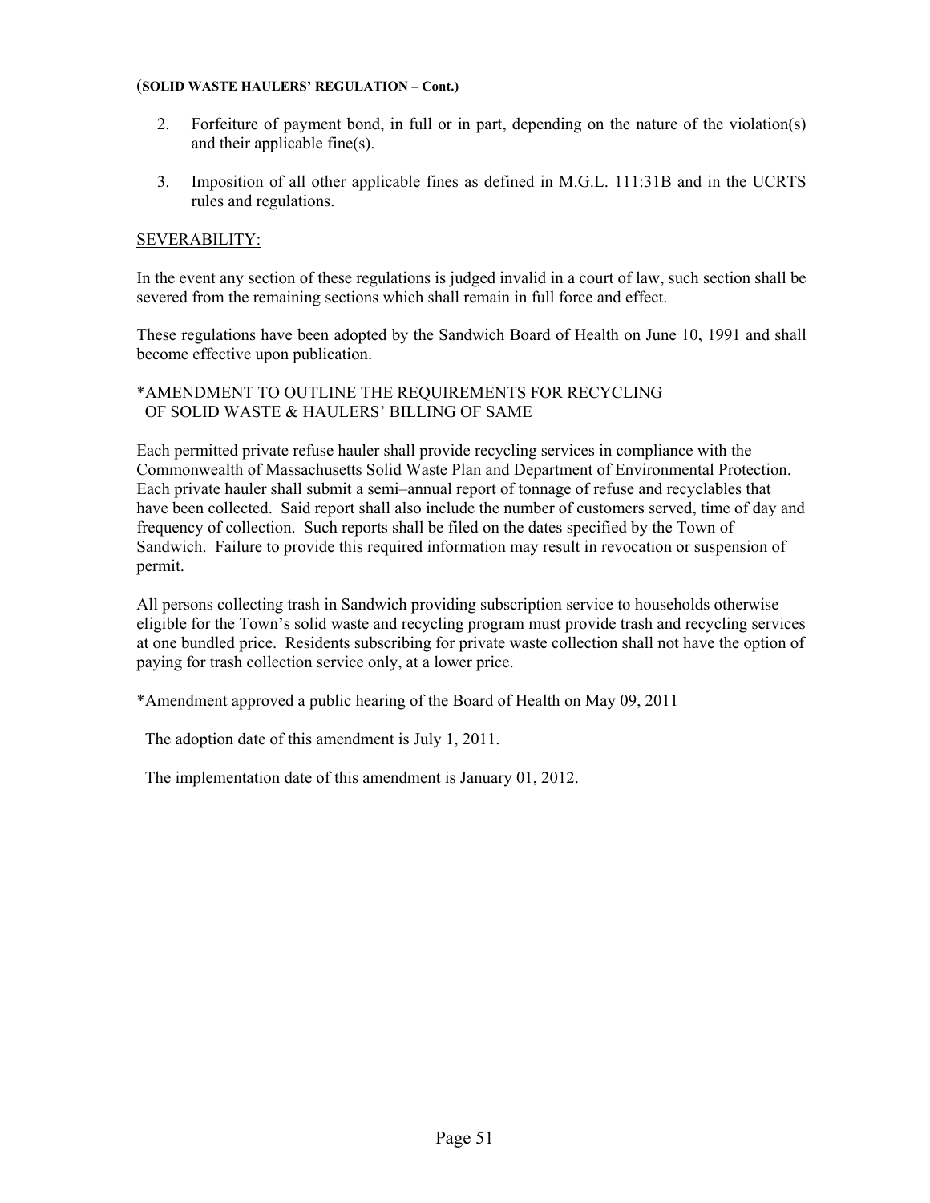(**SOLID WASTE HAULERS' REGULATION – Cont.)**

2. Forfeiture of payment bond, in full or in part, depending on the nature of the violation(s) and their applicable fine(s).

3. Imposition of all other applicable fines as defined in M.G.L. 111:31B and in the UCRTS rules and regulations.

SEVERABILITY:

In the event any section of these regulations is judged invalid in a court of law, such section shall be severed from the remaining sections which shall remain in full force and effect.

These regulations have been adopted by the Sandwich Board of Health on June 10, 1991 and shall become effective upon publication.

*AMENDMENT TO OUTLINE THE REQUIREMENTS FOR RECYCLING OF SOLID WASTE & HAULERS' BILLING OF SAME

Each permitted private refuse hauler shall provide recycling services in compliance with the Commonwealth of Massachusetts Solid Waste Plan and Department of Environmental Protection. Each private hauler shall submit a semi–annual report of tonnage of refuse and recyclables that have been collected. Said report shall also include the number of customers served, time of day and frequency of collection. Such reports shall be filed on the dates specified by the Town of Sandwich. Failure to provide this required information may result in revocation or suspension of permit.

All persons collecting trash in Sandwich providing subscription service to households otherwise eligible for the Town's solid waste and recycling program must provide trash and recycling services at one bundled price. Residents subscribing for private waste collection shall not have the option of paying for trash collection service only, at a lower price.

*Amendment approved a public hearing of the Board of Health on May 09, 2011

The adoption date of this amendment is July 1, 2011.

The implementation date of this amendment is January 01, 2012.

---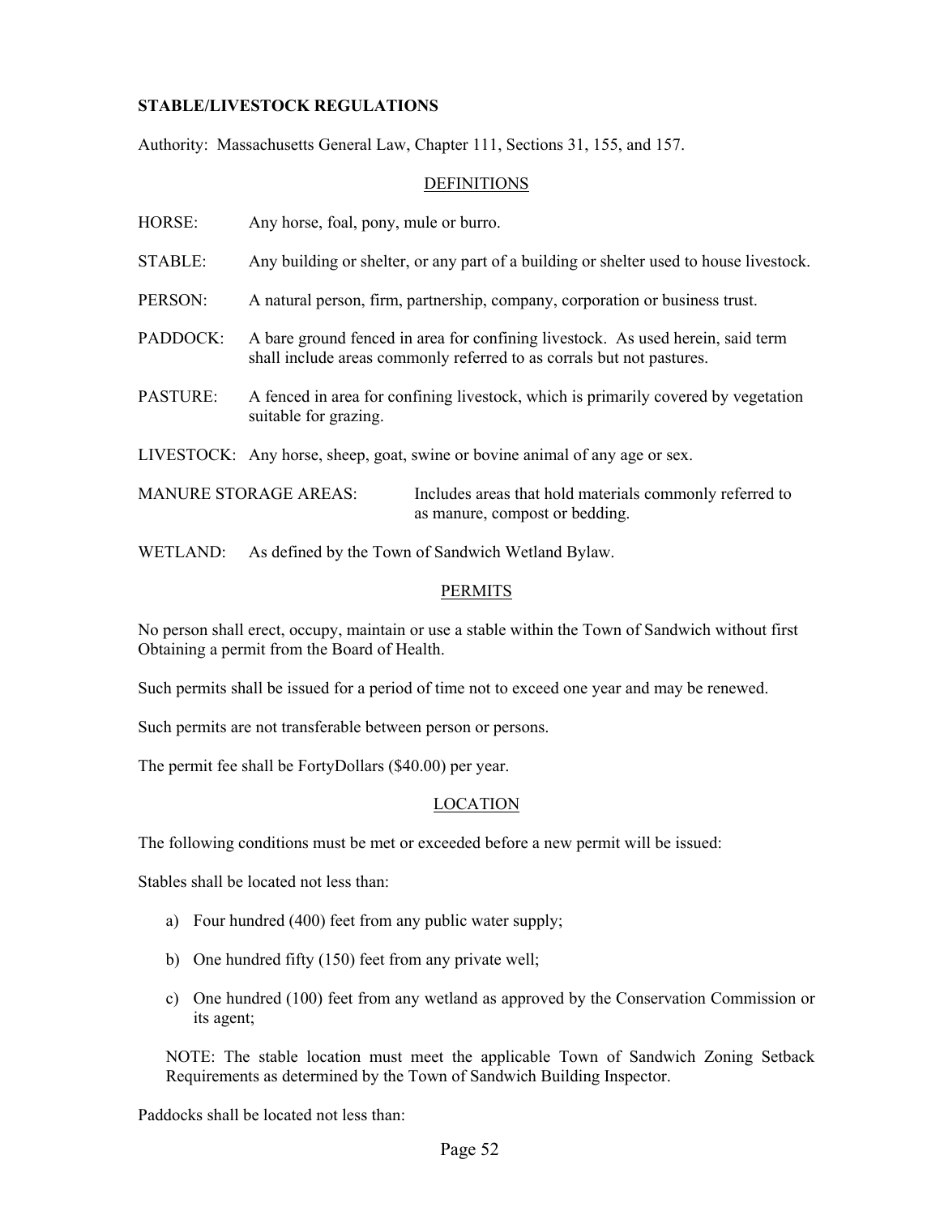**STABLE/LIVESTOCK REGULATIONS**

Authority: Massachusetts General Law, Chapter 111, Sections 31, 155, and 157.

DEFINITIONS

HORSE: Any horse, foal, pony, mule or burro.

STABLE: Any building or shelter, or any part of a building or shelter used to house livestock.

PERSON: A natural person, firm, partnership, company, corporation or business trust.

PADDOCK: A bare ground fenced in area for confining livestock. As used herein, said term shall include areas commonly referred to as corrals but not pastures.

PASTURE: A fenced in area for confining livestock, which is primarily covered by vegetation suitable for grazing.

LIVESTOCK: Any horse, sheep, goat, swine or bovine animal of any age or sex.

MANURE STORAGE AREAS: Includes areas that hold materials commonly referred to as manure, compost or bedding.

WETLAND: As defined by the Town of Sandwich Wetland Bylaw.

PERMITS

No person shall erect, occupy, maintain or use a stable within the Town of Sandwich without first Obtaining a permit from the Board of Health.

Such permits shall be issued for a period of time not to exceed one year and may be renewed.

Such permits are not transferable between person or persons.

The permit fee shall be FortyDollars ($40.00) per year.

LOCATION

The following conditions must be met or exceeded before a new permit will be issued:

Stables shall be located not less than:

a) Four hundred (400) feet from any public water supply;

b) One hundred fifty (150) feet from any private well;

c) One hundred (100) feet from any wetland as approved by the Conservation Commission or its agent;

NOTE: The stable location must meet the applicable Town of Sandwich Zoning Setback Requirements as determined by the Town of Sandwich Building Inspector.

Paddocks shall be located not less than: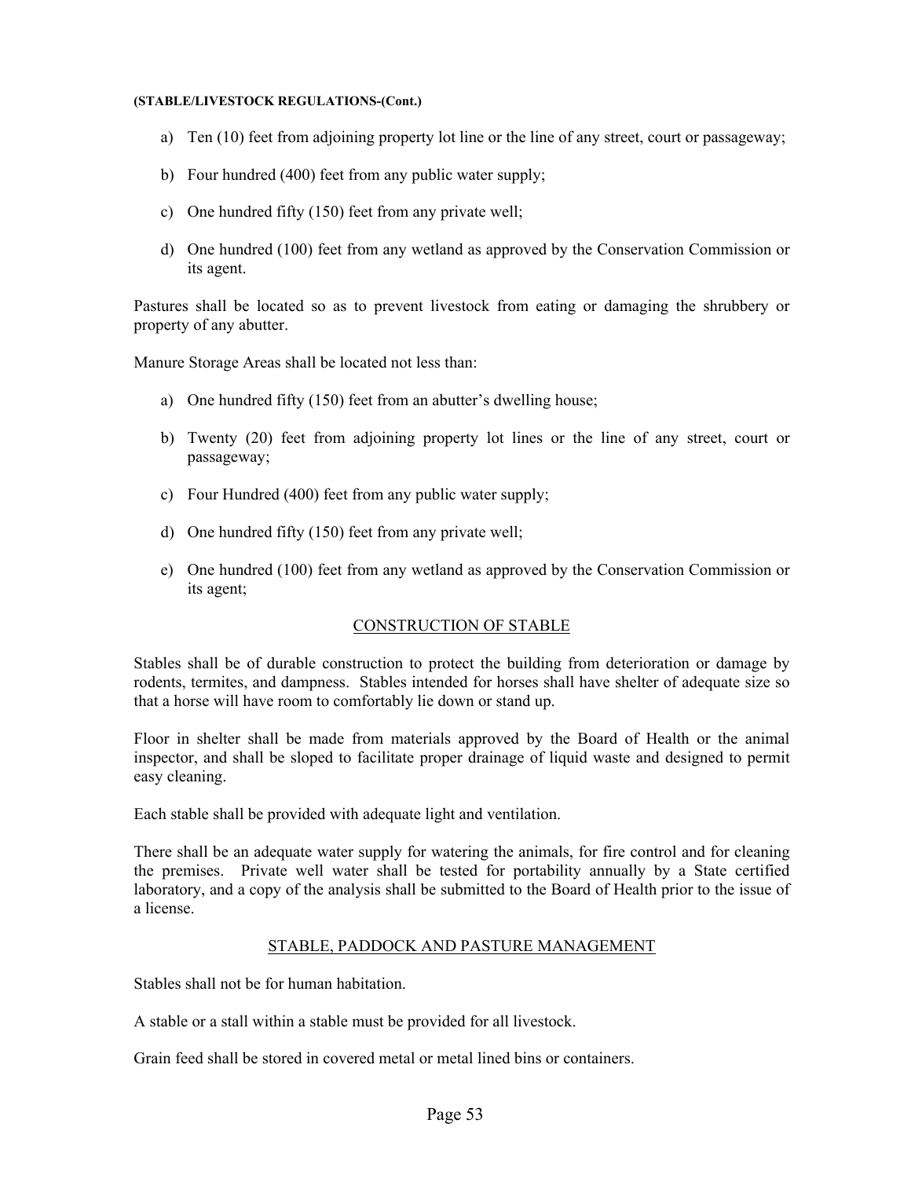**(STABLE/LIVESTOCK REGULATIONS-(Cont.)**

a) Ten (10) feet from adjoining property lot line or the line of any street, court or passageway;

b) Four hundred (400) feet from any public water supply;

c) One hundred fifty (150) feet from any private well;

d) One hundred (100) feet from any wetland as approved by the Conservation Commission or its agent.

Pastures shall be located so as to prevent livestock from eating or damaging the shrubbery or property of any abutter.

Manure Storage Areas shall be located not less than:

a) One hundred fifty (150) feet from an abutter's dwelling house;

b) Twenty (20) feet from adjoining property lot lines or the line of any street, court or passageway;

c) Four Hundred (400) feet from any public water supply;

d) One hundred fifty (150) feet from any private well;

e) One hundred (100) feet from any wetland as approved by the Conservation Commission or its agent;

## CONSTRUCTION OF STABLE

Stables shall be of durable construction to protect the building from deterioration or damage by rodents, termites, and dampness. Stables intended for horses shall have shelter of adequate size so that a horse will have room to comfortably lie down or stand up.

Floor in shelter shall be made from materials approved by the Board of Health or the animal inspector, and shall be sloped to facilitate proper drainage of liquid waste and designed to permit easy cleaning.

Each stable shall be provided with adequate light and ventilation.

There shall be an adequate water supply for watering the animals, for fire control and for cleaning the premises. Private well water shall be tested for portability annually by a State certified laboratory, and a copy of the analysis shall be submitted to the Board of Health prior to the issue of a license.

## STABLE, PADDOCK AND PASTURE MANAGEMENT

Stables shall not be for human habitation.

A stable or a stall within a stable must be provided for all livestock.

Grain feed shall be stored in covered metal or metal lined bins or containers.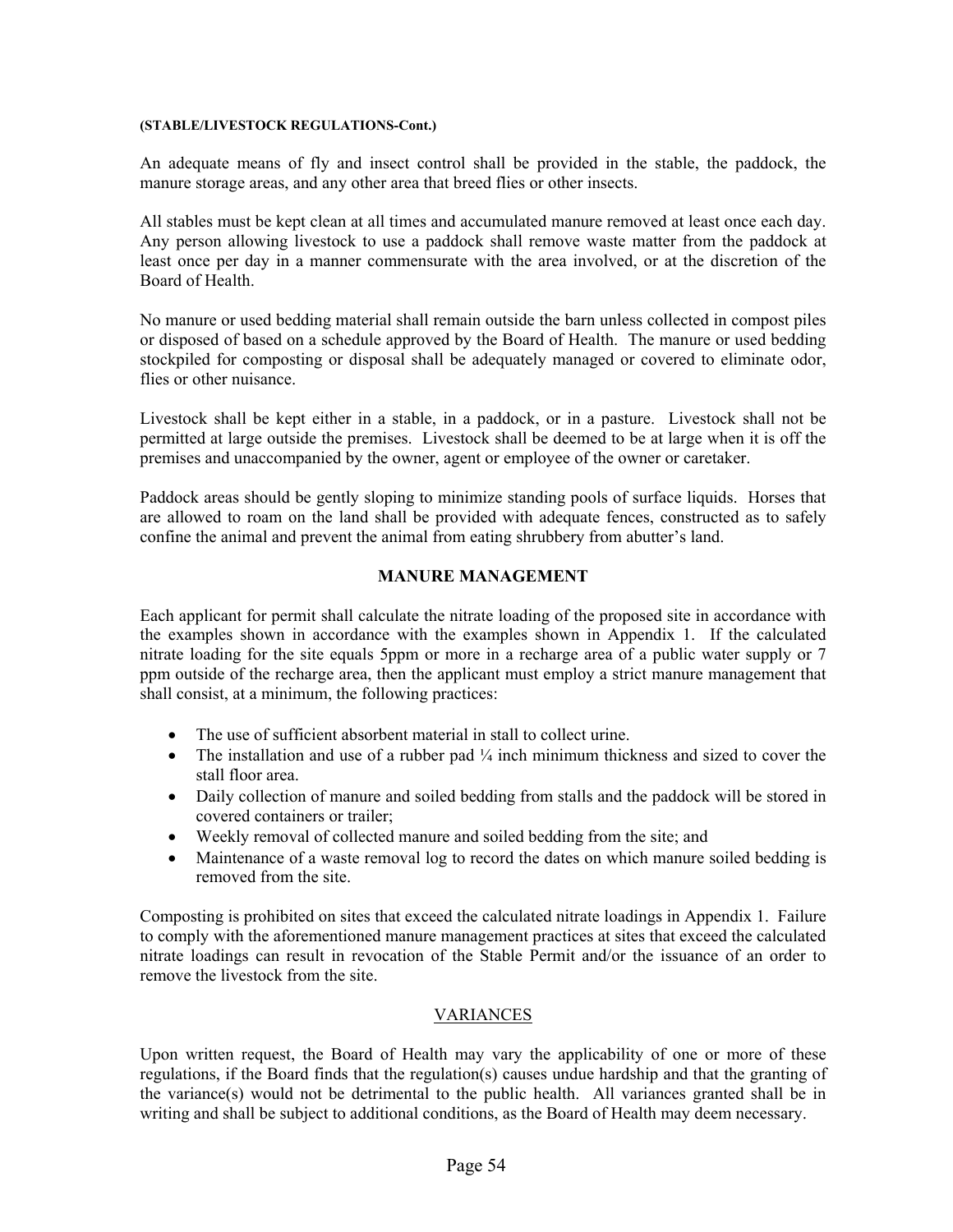**(STABLE/LIVESTOCK REGULATIONS-Cont.)**

An adequate means of fly and insect control shall be provided in the stable, the paddock, the manure storage areas, and any other area that breed flies or other insects.

All stables must be kept clean at all times and accumulated manure removed at least once each day. Any person allowing livestock to use a paddock shall remove waste matter from the paddock at least once per day in a manner commensurate with the area involved, or at the discretion of the Board of Health.

No manure or used bedding material shall remain outside the barn unless collected in compost piles or disposed of based on a schedule approved by the Board of Health. The manure or used bedding stockpiled for composting or disposal shall be adequately managed or covered to eliminate odor, flies or other nuisance.

Livestock shall be kept either in a stable, in a paddock, or in a pasture. Livestock shall not be permitted at large outside the premises. Livestock shall be deemed to be at large when it is off the premises and unaccompanied by the owner, agent or employee of the owner or caretaker.

Paddock areas should be gently sloping to minimize standing pools of surface liquids. Horses that are allowed to roam on the land shall be provided with adequate fences, constructed as to safely confine the animal and prevent the animal from eating shrubbery from abutter's land.

## MANURE MANAGEMENT

Each applicant for permit shall calculate the nitrate loading of the proposed site in accordance with the examples shown in accordance with the examples shown in Appendix 1. If the calculated nitrate loading for the site equals 5ppm or more in a recharge area of a public water supply or 7 ppm outside of the recharge area, then the applicant must employ a strict manure management that shall consist, at a minimum, the following practices:

- The use of sufficient absorbent material in stall to collect urine.
- The installation and use of a rubber pad ¼ inch minimum thickness and sized to cover the stall floor area.
- Daily collection of manure and soiled bedding from stalls and the paddock will be stored in covered containers or trailer;
- Weekly removal of collected manure and soiled bedding from the site; and
- Maintenance of a waste removal log to record the dates on which manure soiled bedding is removed from the site.

Composting is prohibited on sites that exceed the calculated nitrate loadings in Appendix 1. Failure to comply with the aforementioned manure management practices at sites that exceed the calculated nitrate loadings can result in revocation of the Stable Permit and/or the issuance of an order to remove the livestock from the site.

## VARIANCES

Upon written request, the Board of Health may vary the applicability of one or more of these regulations, if the Board finds that the regulation(s) causes undue hardship and that the granting of the variance(s) would not be detrimental to the public health. All variances granted shall be in writing and shall be subject to additional conditions, as the Board of Health may deem necessary.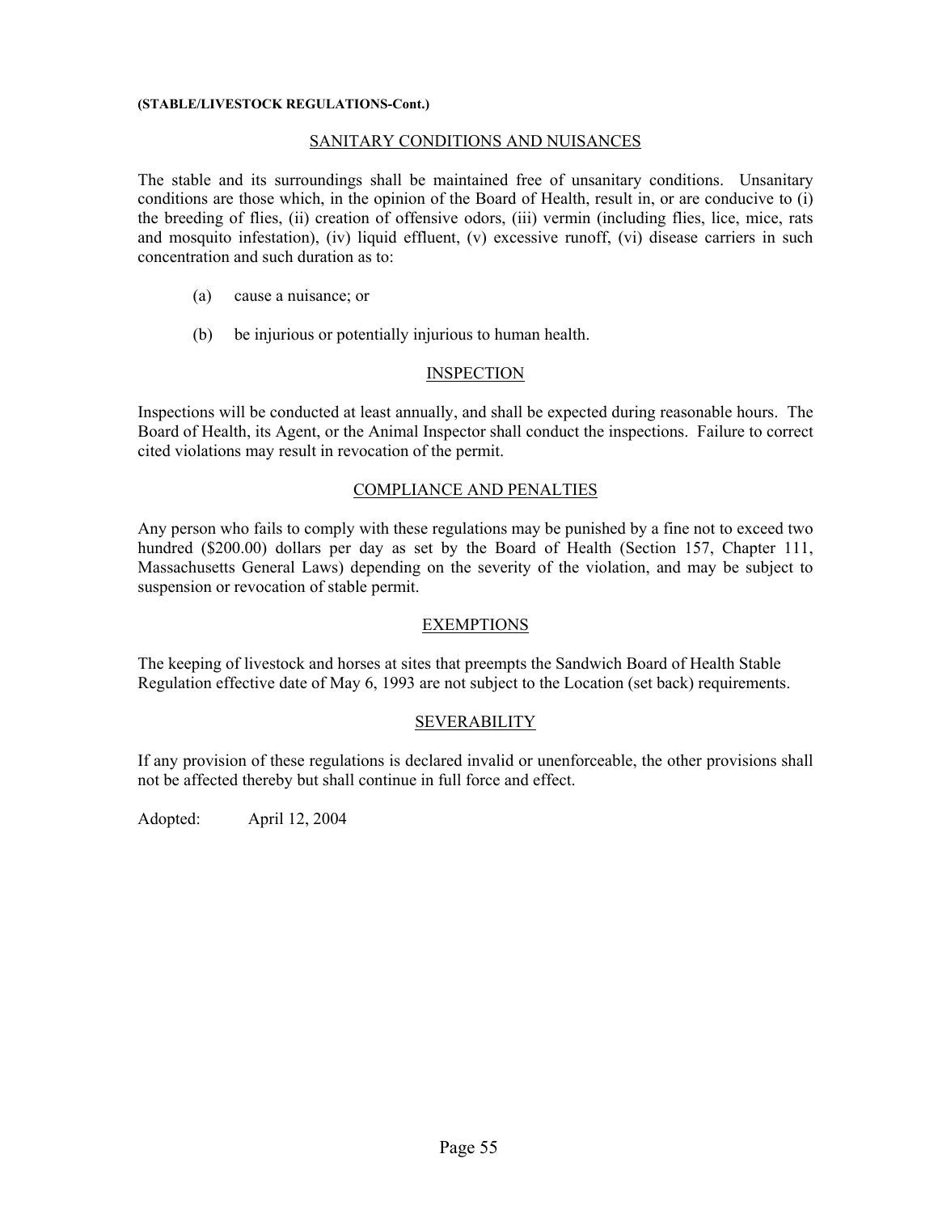**(STABLE/LIVESTOCK REGULATIONS-Cont.)**

## SANITARY CONDITIONS AND NUISANCES

The stable and its surroundings shall be maintained free of unsanitary conditions. Unsanitary conditions are those which, in the opinion of the Board of Health, result in, or are conducive to (i) the breeding of flies, (ii) creation of offensive odors, (iii) vermin (including flies, lice, mice, rats and mosquito infestation), (iv) liquid effluent, (v) excessive runoff, (vi) disease carriers in such concentration and such duration as to:

(a) cause a nuisance; or

(b) be injurious or potentially injurious to human health.

## INSPECTION

Inspections will be conducted at least annually, and shall be expected during reasonable hours. The Board of Health, its Agent, or the Animal Inspector shall conduct the inspections. Failure to correct cited violations may result in revocation of the permit.

## COMPLIANCE AND PENALTIES

Any person who fails to comply with these regulations may be punished by a fine not to exceed two hundred ($200.00) dollars per day as set by the Board of Health (Section 157, Chapter 111, Massachusetts General Laws) depending on the severity of the violation, and may be subject to suspension or revocation of stable permit.

## EXEMPTIONS

The keeping of livestock and horses at sites that preempts the Sandwich Board of Health Stable Regulation effective date of May 6, 1993 are not subject to the Location (set back) requirements.

## SEVERABILITY

If any provision of these regulations is declared invalid or unenforceable, the other provisions shall not be affected thereby but shall continue in full force and effect.

Adopted: April 12, 2004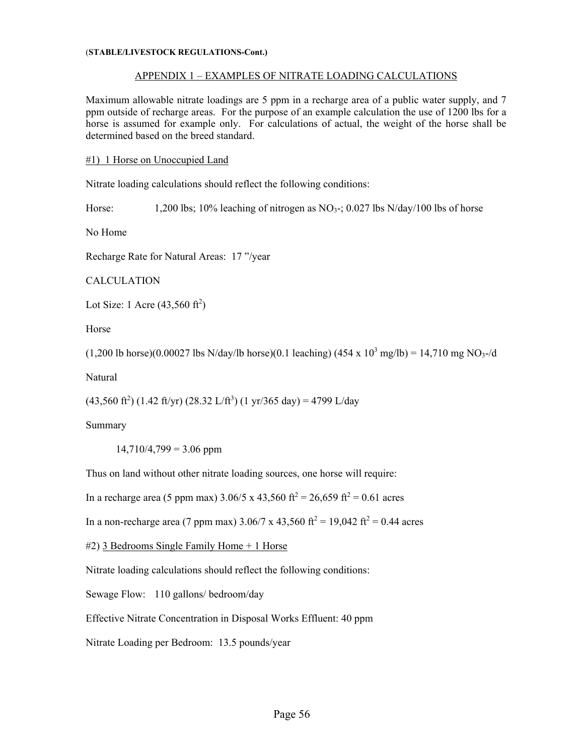(**STABLE/LIVESTOCK REGULATIONS-Cont.)**

## APPENDIX 1 – EXAMPLES OF NITRATE LOADING CALCULATIONS

Maximum allowable nitrate loadings are 5 ppm in a recharge area of a public water supply, and 7 ppm outside of recharge areas. For the purpose of an example calculation the use of 1200 lbs for a horse is assumed for example only. For calculations of actual, the weight of the horse shall be determined based on the breed standard.

### #1) 1 Horse on Unoccupied Land

Nitrate loading calculations should reflect the following conditions:

Horse: 1,200 lbs; 10% leaching of nitrogen as $NO_3$-; 0.027 lbs N/day/100 lbs of horse

No Home

Recharge Rate for Natural Areas: 17 "/year

CALCULATION

Lot Size: 1 Acre (43,560 $ft^2$)

Horse

(1,200 lb horse)(0.00027 lbs N/day/lb horse)(0.1 leaching) ($454 \times 10^3$ mg/lb) = 14,710 mg $NO_3$-/d

Natural

(43,560 $ft^2$) (1.42 ft/yr) (28.32 L/$ft^3$) (1 yr/365 day) = 4799 L/day

Summary

14,710/4,799 = 3.06 ppm

Thus on land without other nitrate loading sources, one horse will require:

In a recharge area (5 ppm max) 3.06/5 x 43,560 $ft^2$ = 26,659 $ft^2$ = 0.61 acres

In a non-recharge area (7 ppm max) 3.06/7 x 43,560 $ft^2$ = 19,042 $ft^2$ = 0.44 acres

### #2) 3 Bedrooms Single Family Home + 1 Horse

Nitrate loading calculations should reflect the following conditions:

Sewage Flow: 110 gallons/ bedroom/day

Effective Nitrate Concentration in Disposal Works Effluent: 40 ppm

Nitrate Loading per Bedroom: 13.5 pounds/year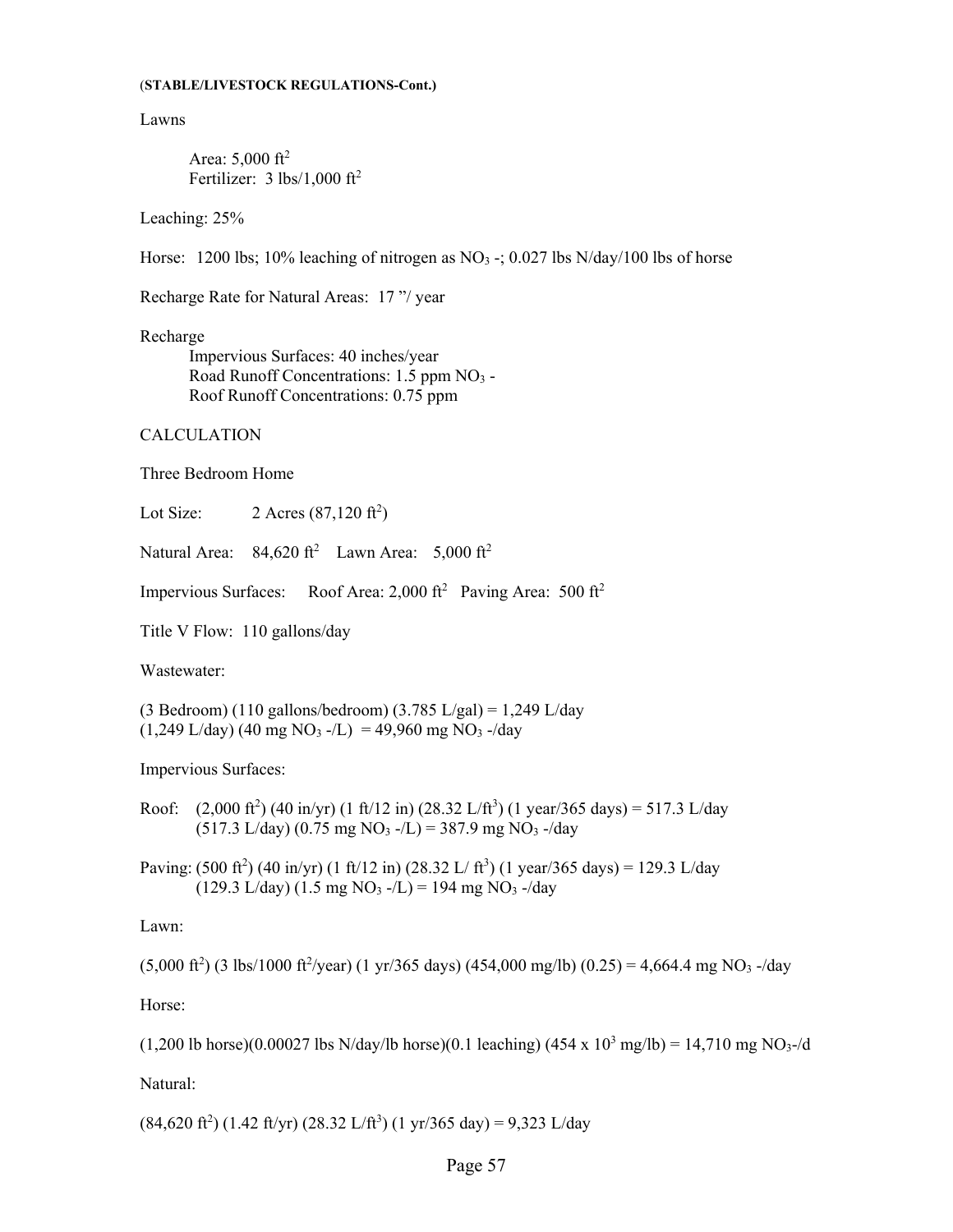(**STABLE/LIVESTOCK REGULATIONS-Cont.)**

Lawns

Area: 5,000 $ft^2$
Fertilizer: 3 lbs/1,000 $ft^2$

Leaching: 25%

Horse: 1200 lbs; 10% leaching of nitrogen as $NO_3$ -; 0.027 lbs N/day/100 lbs of horse

Recharge Rate for Natural Areas: 17 "/ year

Recharge
Impervious Surfaces: 40 inches/year
Road Runoff Concentrations: 1.5 ppm $NO_3$ -
Roof Runoff Concentrations: 0.75 ppm

CALCULATION

Three Bedroom Home

Lot Size: 2 Acres (87,120 $ft^2$)

Natural Area: 84,620 $ft^2$ Lawn Area: 5,000 $ft^2$

Impervious Surfaces: Roof Area: 2,000 $ft^2$ Paving Area: 500 $ft^2$

Title V Flow: 110 gallons/day

Wastewater:

(3 Bedroom) (110 gallons/bedroom) (3.785 L/gal) = 1,249 L/day
(1,249 L/day) (40 mg $NO_3$ -/L) = 49,960 mg $NO_3$ -/day

Impervious Surfaces:

Roof: (2,000 $ft^2$) (40 in/yr) (1 ft/12 in) (28.32 L/$ft^3$) (1 year/365 days) = 517.3 L/day
(517.3 L/day) (0.75 mg $NO_3$ -/L) = 387.9 mg $NO_3$ -/day

Paving: (500 $ft^2$) (40 in/yr) (1 ft/12 in) (28.32 L/ $ft^3$) (1 year/365 days) = 129.3 L/day
(129.3 L/day) (1.5 mg $NO_3$ -/L) = 194 mg $NO_3$ -/day

Lawn:

(5,000 $ft^2$) (3 lbs/1000 $ft^2$/year) (1 yr/365 days) (454,000 mg/lb) (0.25) = 4,664.4 mg $NO_3$ -/day

Horse:

(1,200 lb horse)(0.00027 lbs N/day/lb horse)(0.1 leaching) (454 x $10^3$ mg/lb) = 14,710 mg $NO_3$-/d

Natural:

(84,620 $ft^2$) (1.42 ft/yr) (28.32 L/$ft^3$) (1 yr/365 day) = 9,323 L/day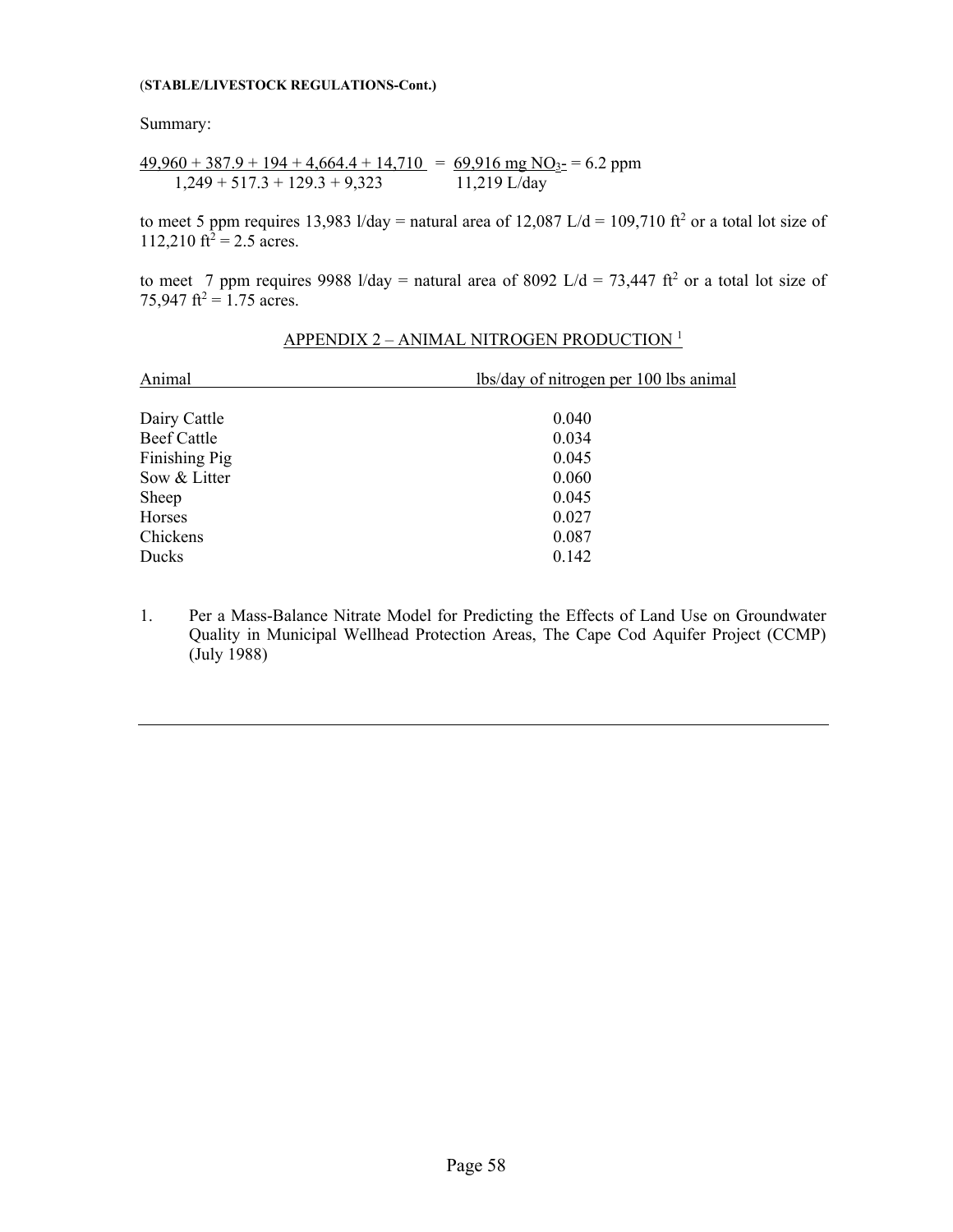(**STABLE/LIVESTOCK REGULATIONS-Cont.)**

Summary:

$$\frac{49{,}960 + 387.9 + 194 + 4{,}664.4 + 14{,}710}{1{,}249 + 517.3 + 129.3 + 9{,}323} = \frac{69{,}916 \text{ mg } NO_3^-}{11{,}219 \text{ L/day}} = 6.2 \text{ ppm}$$

to meet 5 ppm requires 13,983 l/day = natural area of 12,087 L/d = 109,710 $ft^2$ or a total lot size of 112,210 $ft^2$ = 2.5 acres.

to meet 7 ppm requires 9988 l/day = natural area of 8092 L/d = 73,447 $ft^2$ or a total lot size of 75,947 $ft^2$ = 1.75 acres.

## APPENDIX 2 – ANIMAL NITROGEN PRODUCTION [1]

| Animal | lbs/day of nitrogen per 100 lbs animal |
|---|---|
| Dairy Cattle | 0.040 |
| Beef Cattle | 0.034 |
| Finishing Pig | 0.045 |
| Sow & Litter | 0.060 |
| Sheep | 0.045 |
| Horses | 0.027 |
| Chickens | 0.087 |
| Ducks | 0.142 |

1. Per a Mass-Balance Nitrate Model for Predicting the Effects of Land Use on Groundwater Quality in Municipal Wellhead Protection Areas, The Cape Cod Aquifer Project (CCMP) (July 1988)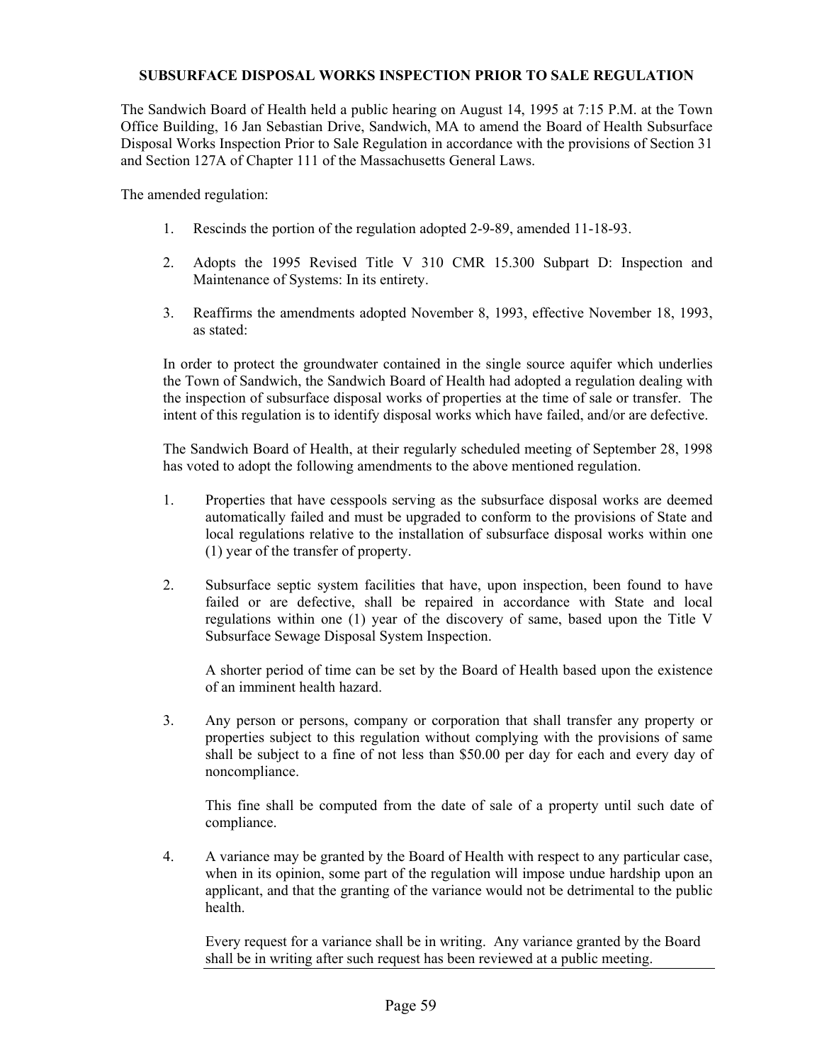**SUBSURFACE DISPOSAL WORKS INSPECTION PRIOR TO SALE REGULATION**

The Sandwich Board of Health held a public hearing on August 14, 1995 at 7:15 P.M. at the Town Office Building, 16 Jan Sebastian Drive, Sandwich, MA to amend the Board of Health Subsurface Disposal Works Inspection Prior to Sale Regulation in accordance with the provisions of Section 31 and Section 127A of Chapter 111 of the Massachusetts General Laws.

The amended regulation:

1. Rescinds the portion of the regulation adopted 2-9-89, amended 11-18-93.

2. Adopts the 1995 Revised Title V 310 CMR 15.300 Subpart D: Inspection and Maintenance of Systems: In its entirety.

3. Reaffirms the amendments adopted November 8, 1993, effective November 18, 1993, as stated:

In order to protect the groundwater contained in the single source aquifer which underlies the Town of Sandwich, the Sandwich Board of Health had adopted a regulation dealing with the inspection of subsurface disposal works of properties at the time of sale or transfer. The intent of this regulation is to identify disposal works which have failed, and/or are defective.

The Sandwich Board of Health, at their regularly scheduled meeting of September 28, 1998 has voted to adopt the following amendments to the above mentioned regulation.

1. Properties that have cesspools serving as the subsurface disposal works are deemed automatically failed and must be upgraded to conform to the provisions of State and local regulations relative to the installation of subsurface disposal works within one (1) year of the transfer of property.

2. Subsurface septic system facilities that have, upon inspection, been found to have failed or are defective, shall be repaired in accordance with State and local regulations within one (1) year of the discovery of same, based upon the Title V Subsurface Sewage Disposal System Inspection.

   A shorter period of time can be set by the Board of Health based upon the existence of an imminent health hazard.

3. Any person or persons, company or corporation that shall transfer any property or properties subject to this regulation without complying with the provisions of same shall be subject to a fine of not less than $50.00 per day for each and every day of noncompliance.

   This fine shall be computed from the date of sale of a property until such date of compliance.

4. A variance may be granted by the Board of Health with respect to any particular case, when in its opinion, some part of the regulation will impose undue hardship upon an applicant, and that the granting of the variance would not be detrimental to the public health.

   Every request for a variance shall be in writing. Any variance granted by the Board shall be in writing after such request has been reviewed at a public meeting.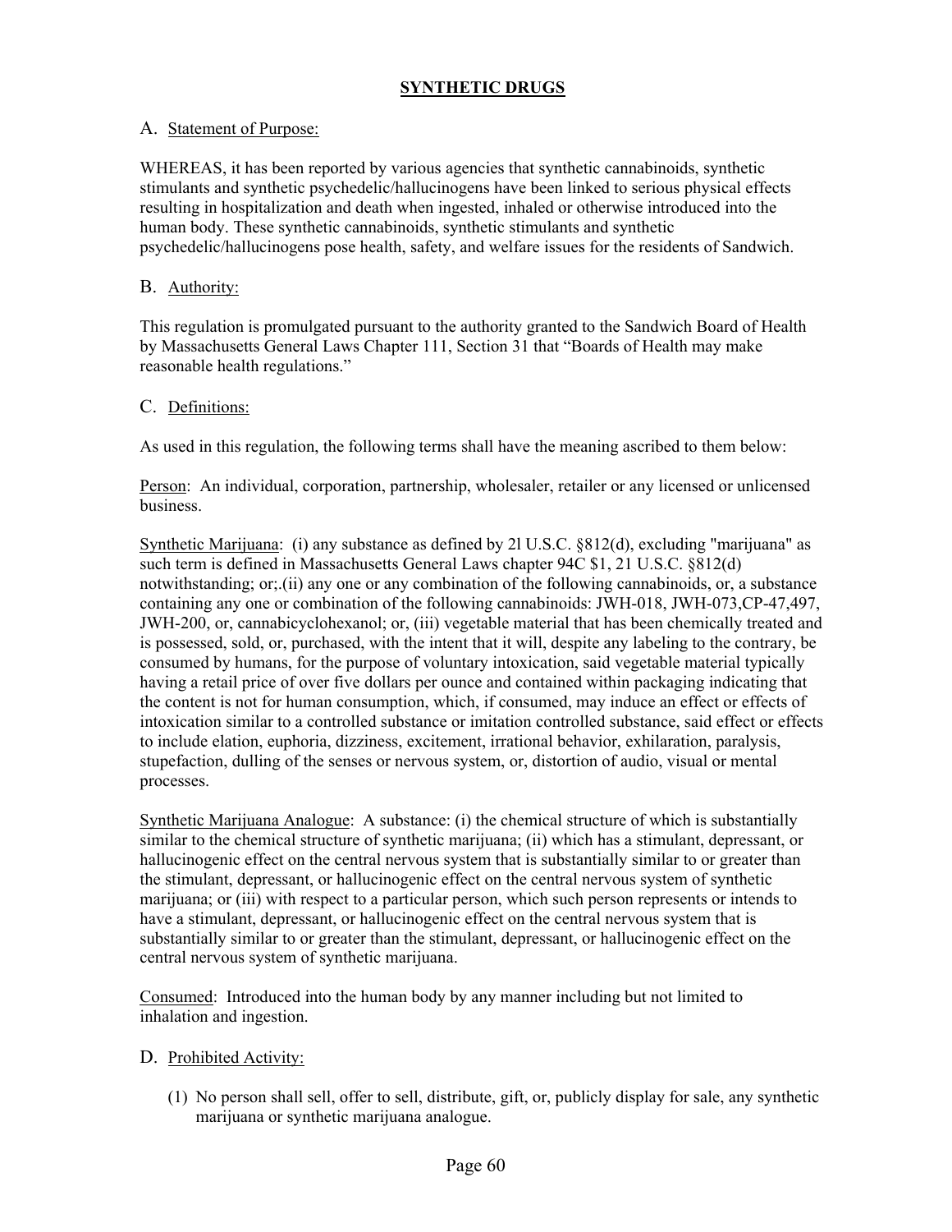# SYNTHETIC DRUGS

## A. Statement of Purpose:

WHEREAS, it has been reported by various agencies that synthetic cannabinoids, synthetic stimulants and synthetic psychedelic/hallucinogens have been linked to serious physical effects resulting in hospitalization and death when ingested, inhaled or otherwise introduced into the human body. These synthetic cannabinoids, synthetic stimulants and synthetic psychedelic/hallucinogens pose health, safety, and welfare issues for the residents of Sandwich.

## B. Authority:

This regulation is promulgated pursuant to the authority granted to the Sandwich Board of Health by Massachusetts General Laws Chapter 111, Section 31 that "Boards of Health may make reasonable health regulations."

## C. Definitions:

As used in this regulation, the following terms shall have the meaning ascribed to them below:

Person: An individual, corporation, partnership, wholesaler, retailer or any licensed or unlicensed business.

Synthetic Marijuana: (i) any substance as defined by 2l U.S.C. §812(d), excluding "marijuana" as such term is defined in Massachusetts General Laws chapter 94C $1, 21 U.S.C. §812(d) notwithstanding; or;.(ii) any one or any combination of the following cannabinoids, or, a substance containing any one or combination of the following cannabinoids: JWH-018, JWH-073,CP-47,497, JWH-200, or, cannabicyclohexanol; or, (iii) vegetable material that has been chemically treated and is possessed, sold, or, purchased, with the intent that it will, despite any labeling to the contrary, be consumed by humans, for the purpose of voluntary intoxication, said vegetable material typically having a retail price of over five dollars per ounce and contained within packaging indicating that the content is not for human consumption, which, if consumed, may induce an effect or effects of intoxication similar to a controlled substance or imitation controlled substance, said effect or effects to include elation, euphoria, dizziness, excitement, irrational behavior, exhilaration, paralysis, stupefaction, dulling of the senses or nervous system, or, distortion of audio, visual or mental processes.

Synthetic Marijuana Analogue: A substance: (i) the chemical structure of which is substantially similar to the chemical structure of synthetic marijuana; (ii) which has a stimulant, depressant, or hallucinogenic effect on the central nervous system that is substantially similar to or greater than the stimulant, depressant, or hallucinogenic effect on the central nervous system of synthetic marijuana; or (iii) with respect to a particular person, which such person represents or intends to have a stimulant, depressant, or hallucinogenic effect on the central nervous system that is substantially similar to or greater than the stimulant, depressant, or hallucinogenic effect on the central nervous system of synthetic marijuana.

Consumed: Introduced into the human body by any manner including but not limited to inhalation and ingestion.

## D. Prohibited Activity:

(1) No person shall sell, offer to sell, distribute, gift, or, publicly display for sale, any synthetic marijuana or synthetic marijuana analogue.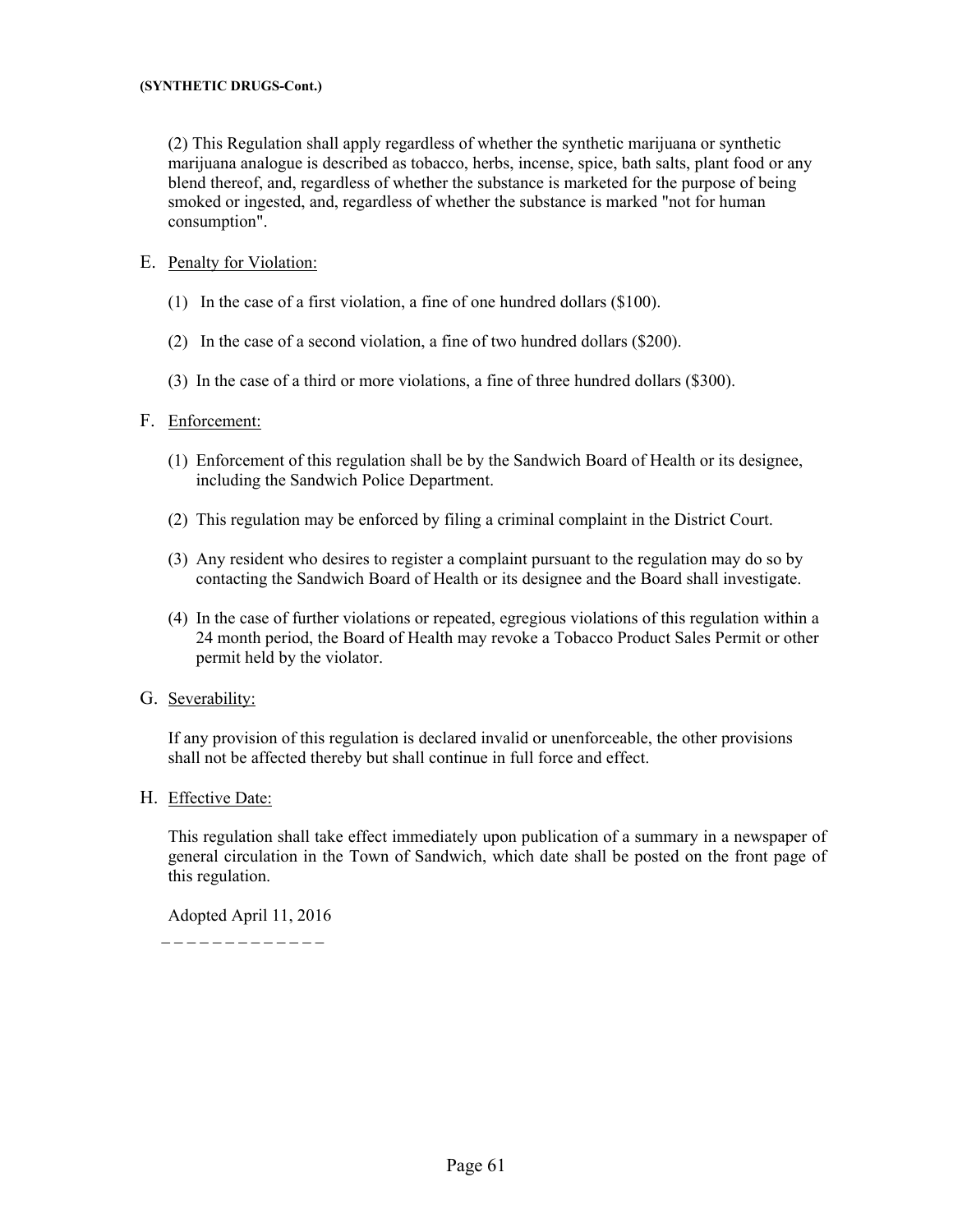(2) This Regulation shall apply regardless of whether the synthetic marijuana or synthetic marijuana analogue is described as tobacco, herbs, incense, spice, bath salts, plant food or any blend thereof, and, regardless of whether the substance is marketed for the purpose of being smoked or ingested, and, regardless of whether the substance is marked "not for human consumption".

E. Penalty for Violation:

(1) In the case of a first violation, a fine of one hundred dollars ($100).

(2) In the case of a second violation, a fine of two hundred dollars ($200).

(3) In the case of a third or more violations, a fine of three hundred dollars ($300).

F. Enforcement:

(1) Enforcement of this regulation shall be by the Sandwich Board of Health or its designee, including the Sandwich Police Department.

(2) This regulation may be enforced by filing a criminal complaint in the District Court.

(3) Any resident who desires to register a complaint pursuant to the regulation may do so by contacting the Sandwich Board of Health or its designee and the Board shall investigate.

(4) In the case of further violations or repeated, egregious violations of this regulation within a 24 month period, the Board of Health may revoke a Tobacco Product Sales Permit or other permit held by the violator.

G. Severability:

If any provision of this regulation is declared invalid or unenforceable, the other provisions shall not be affected thereby but shall continue in full force and effect.

H. Effective Date:

This regulation shall take effect immediately upon publication of a summary in a newspaper of general circulation in the Town of Sandwich, which date shall be posted on the front page of this regulation.

Adopted April 11, 2016

– – – – – – – – – – – – – –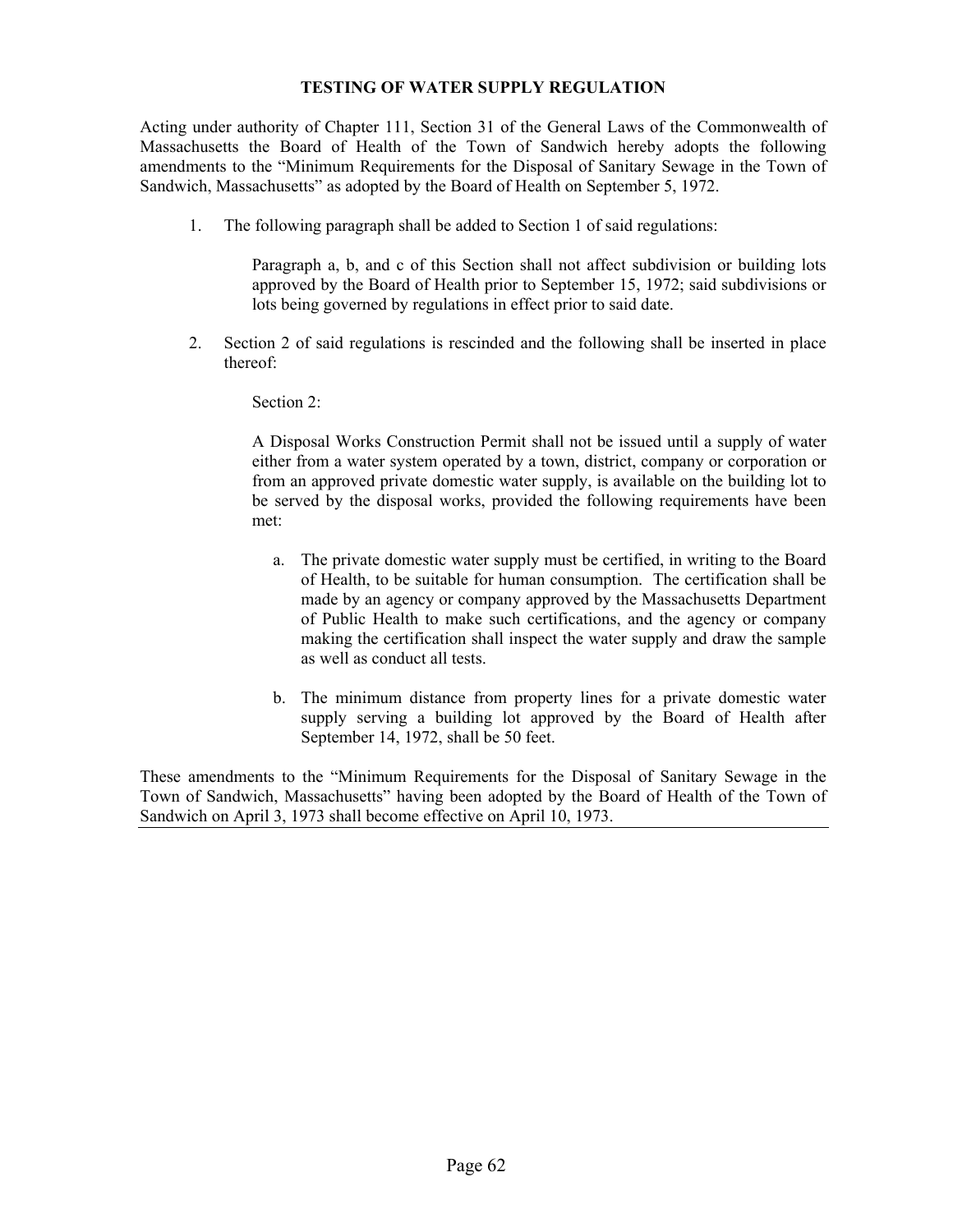# TESTING OF WATER SUPPLY REGULATION

Acting under authority of Chapter 111, Section 31 of the General Laws of the Commonwealth of Massachusetts the Board of Health of the Town of Sandwich hereby adopts the following amendments to the "Minimum Requirements for the Disposal of Sanitary Sewage in the Town of Sandwich, Massachusetts" as adopted by the Board of Health on September 5, 1972.

1. The following paragraph shall be added to Section 1 of said regulations:

   Paragraph a, b, and c of this Section shall not affect subdivision or building lots approved by the Board of Health prior to September 15, 1972; said subdivisions or lots being governed by regulations in effect prior to said date.

2. Section 2 of said regulations is rescinded and the following shall be inserted in place thereof:

   Section 2:

   A Disposal Works Construction Permit shall not be issued until a supply of water either from a water system operated by a town, district, company or corporation or from an approved private domestic water supply, is available on the building lot to be served by the disposal works, provided the following requirements have been met:

   a. The private domestic water supply must be certified, in writing to the Board of Health, to be suitable for human consumption. The certification shall be made by an agency or company approved by the Massachusetts Department of Public Health to make such certifications, and the agency or company making the certification shall inspect the water supply and draw the sample as well as conduct all tests.

   b. The minimum distance from property lines for a private domestic water supply serving a building lot approved by the Board of Health after September 14, 1972, shall be 50 feet.

These amendments to the "Minimum Requirements for the Disposal of Sanitary Sewage in the Town of Sandwich, Massachusetts" having been adopted by the Board of Health of the Town of Sandwich on April 3, 1973 shall become effective on April 10, 1973.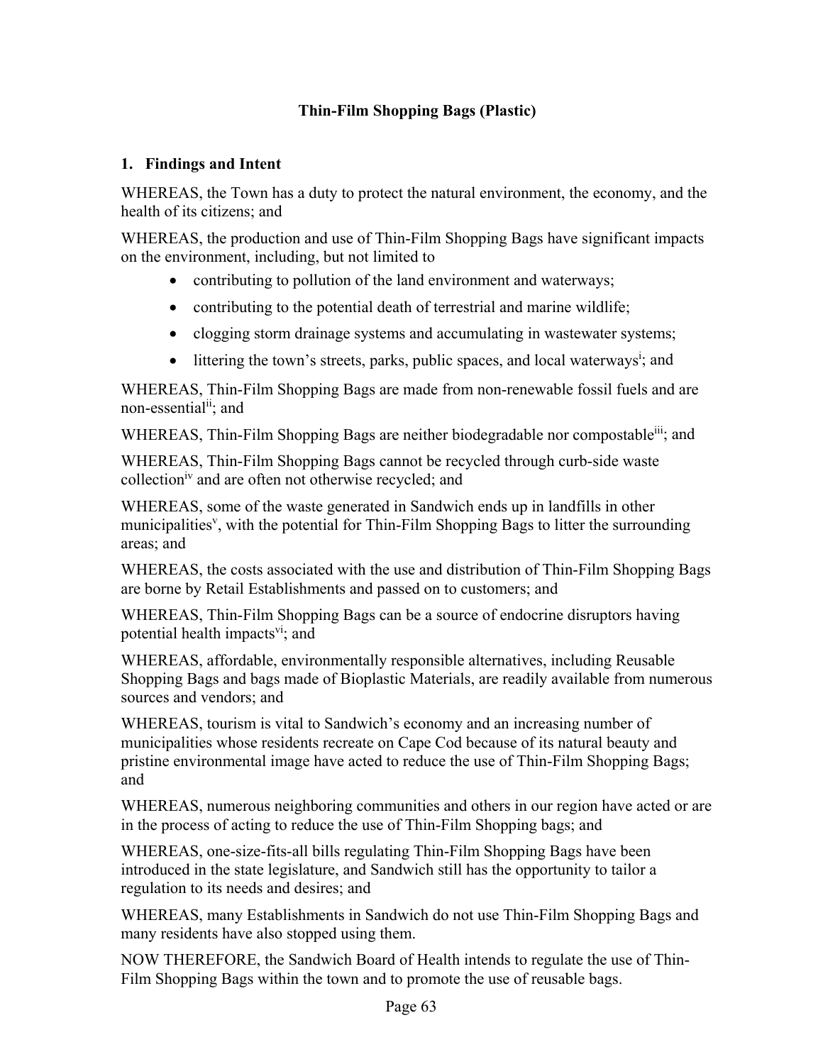**Thin-Film Shopping Bags (Plastic)**

## 1. Findings and Intent

WHEREAS, the Town has a duty to protect the natural environment, the economy, and the health of its citizens; and

WHEREAS, the production and use of Thin-Film Shopping Bags have significant impacts on the environment, including, but not limited to

- contributing to pollution of the land environment and waterways;
- contributing to the potential death of terrestrial and marine wildlife;
- clogging storm drainage systems and accumulating in wastewater systems;
- littering the town's streets, parks, public spaces, and local waterways[i]; and

WHEREAS, Thin-Film Shopping Bags are made from non-renewable fossil fuels and are non-essential[ii]; and

WHEREAS, Thin-Film Shopping Bags are neither biodegradable nor compostable[iii]; and

WHEREAS, Thin-Film Shopping Bags cannot be recycled through curb-side waste collection[iv] and are often not otherwise recycled; and

WHEREAS, some of the waste generated in Sandwich ends up in landfills in other municipalities[v], with the potential for Thin-Film Shopping Bags to litter the surrounding areas; and

WHEREAS, the costs associated with the use and distribution of Thin-Film Shopping Bags are borne by Retail Establishments and passed on to customers; and

WHEREAS, Thin-Film Shopping Bags can be a source of endocrine disruptors having potential health impacts[vi]; and

WHEREAS, affordable, environmentally responsible alternatives, including Reusable Shopping Bags and bags made of Bioplastic Materials, are readily available from numerous sources and vendors; and

WHEREAS, tourism is vital to Sandwich's economy and an increasing number of municipalities whose residents recreate on Cape Cod because of its natural beauty and pristine environmental image have acted to reduce the use of Thin-Film Shopping Bags; and

WHEREAS, numerous neighboring communities and others in our region have acted or are in the process of acting to reduce the use of Thin-Film Shopping bags; and

WHEREAS, one-size-fits-all bills regulating Thin-Film Shopping Bags have been introduced in the state legislature, and Sandwich still has the opportunity to tailor a regulation to its needs and desires; and

WHEREAS, many Establishments in Sandwich do not use Thin-Film Shopping Bags and many residents have also stopped using them.

NOW THEREFORE, the Sandwich Board of Health intends to regulate the use of Thin-Film Shopping Bags within the town and to promote the use of reusable bags.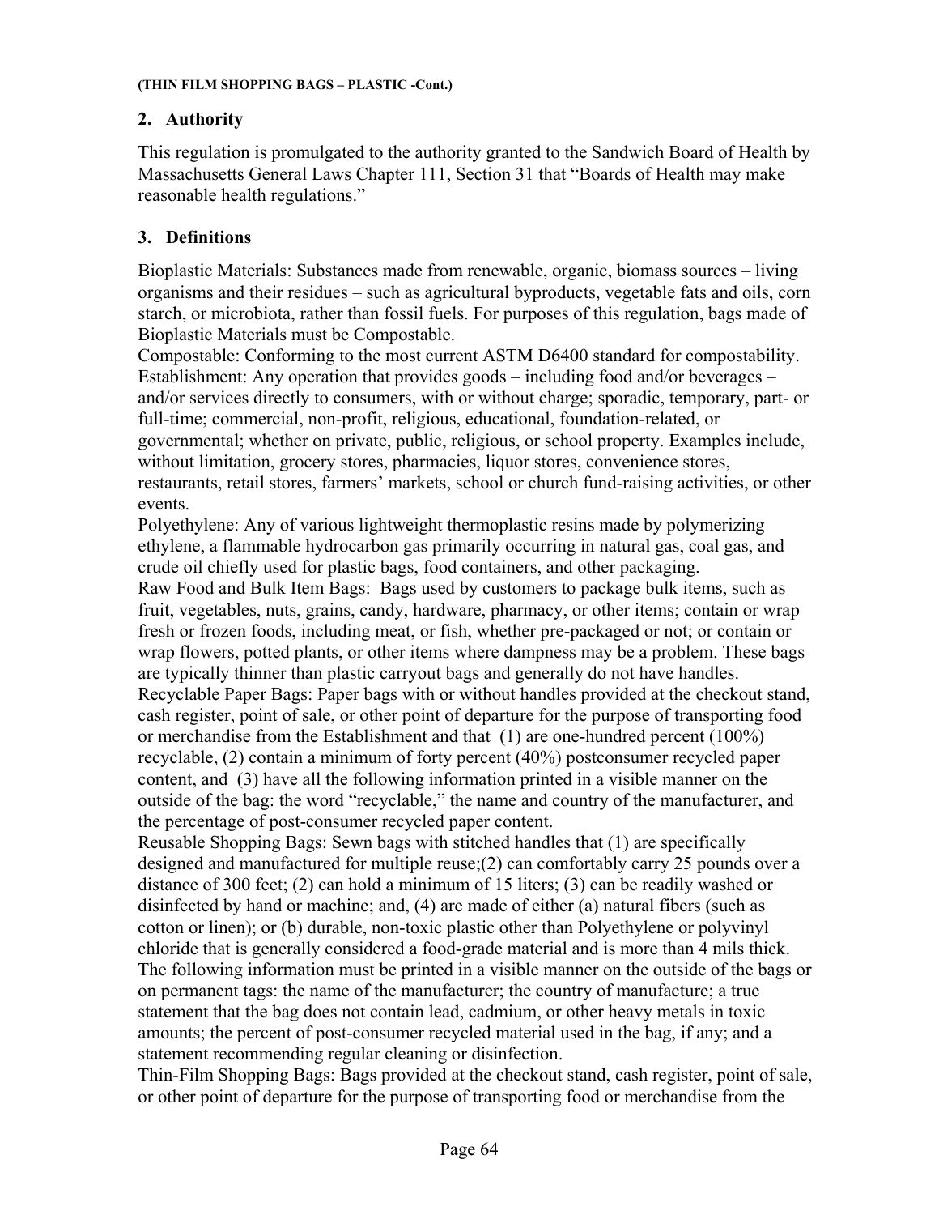(THIN FILM SHOPPING BAGS – PLASTIC -Cont.)

## 2. Authority

This regulation is promulgated to the authority granted to the Sandwich Board of Health by Massachusetts General Laws Chapter 111, Section 31 that "Boards of Health may make reasonable health regulations."

## 3. Definitions

Bioplastic Materials: Substances made from renewable, organic, biomass sources – living organisms and their residues – such as agricultural byproducts, vegetable fats and oils, corn starch, or microbiota, rather than fossil fuels. For purposes of this regulation, bags made of Bioplastic Materials must be Compostable.

Compostable: Conforming to the most current ASTM D6400 standard for compostability.

Establishment: Any operation that provides goods – including food and/or beverages – and/or services directly to consumers, with or without charge; sporadic, temporary, part- or full-time; commercial, non-profit, religious, educational, foundation-related, or governmental; whether on private, public, religious, or school property. Examples include, without limitation, grocery stores, pharmacies, liquor stores, convenience stores, restaurants, retail stores, farmers' markets, school or church fund-raising activities, or other events.

Polyethylene: Any of various lightweight thermoplastic resins made by polymerizing ethylene, a flammable hydrocarbon gas primarily occurring in natural gas, coal gas, and crude oil chiefly used for plastic bags, food containers, and other packaging.

Raw Food and Bulk Item Bags: Bags used by customers to package bulk items, such as fruit, vegetables, nuts, grains, candy, hardware, pharmacy, or other items; contain or wrap fresh or frozen foods, including meat, or fish, whether pre-packaged or not; or contain or wrap flowers, potted plants, or other items where dampness may be a problem. These bags are typically thinner than plastic carryout bags and generally do not have handles.

Recyclable Paper Bags: Paper bags with or without handles provided at the checkout stand, cash register, point of sale, or other point of departure for the purpose of transporting food or merchandise from the Establishment and that (1) are one-hundred percent (100%) recyclable, (2) contain a minimum of forty percent (40%) postconsumer recycled paper content, and (3) have all the following information printed in a visible manner on the outside of the bag: the word "recyclable," the name and country of the manufacturer, and the percentage of post-consumer recycled paper content.

Reusable Shopping Bags: Sewn bags with stitched handles that (1) are specifically designed and manufactured for multiple reuse;(2) can comfortably carry 25 pounds over a distance of 300 feet; (2) can hold a minimum of 15 liters; (3) can be readily washed or disinfected by hand or machine; and, (4) are made of either (a) natural fibers (such as cotton or linen); or (b) durable, non-toxic plastic other than Polyethylene or polyvinyl chloride that is generally considered a food-grade material and is more than 4 mils thick. The following information must be printed in a visible manner on the outside of the bags or on permanent tags: the name of the manufacturer; the country of manufacture; a true statement that the bag does not contain lead, cadmium, or other heavy metals in toxic amounts; the percent of post-consumer recycled material used in the bag, if any; and a statement recommending regular cleaning or disinfection.

Thin-Film Shopping Bags: Bags provided at the checkout stand, cash register, point of sale, or other point of departure for the purpose of transporting food or merchandise from the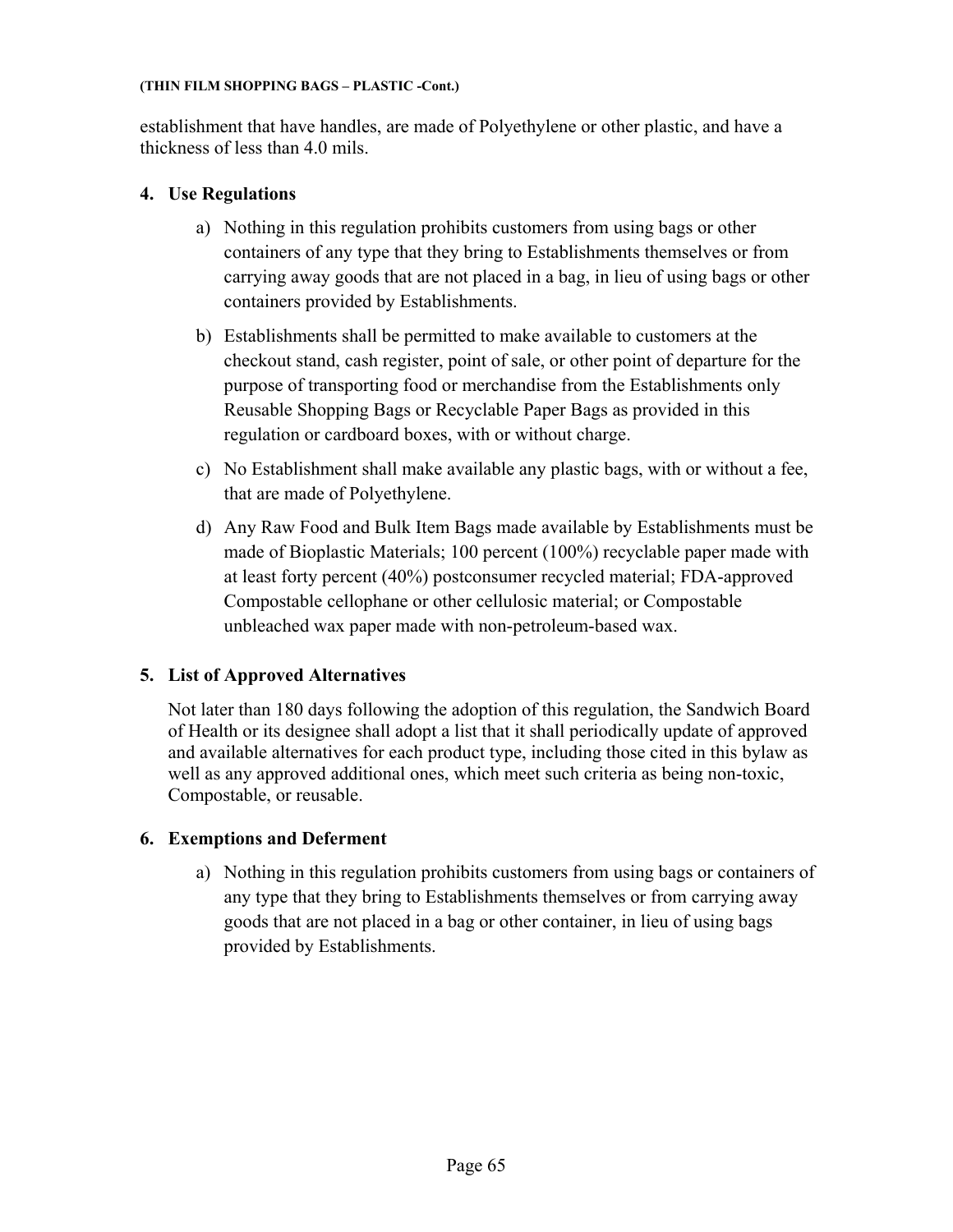establishment that have handles, are made of Polyethylene or other plastic, and have a thickness of less than 4.0 mils.

## 4. Use Regulations

a) Nothing in this regulation prohibits customers from using bags or other containers of any type that they bring to Establishments themselves or from carrying away goods that are not placed in a bag, in lieu of using bags or other containers provided by Establishments.

b) Establishments shall be permitted to make available to customers at the checkout stand, cash register, point of sale, or other point of departure for the purpose of transporting food or merchandise from the Establishments only Reusable Shopping Bags or Recyclable Paper Bags as provided in this regulation or cardboard boxes, with or without charge.

c) No Establishment shall make available any plastic bags, with or without a fee, that are made of Polyethylene.

d) Any Raw Food and Bulk Item Bags made available by Establishments must be made of Bioplastic Materials; 100 percent (100%) recyclable paper made with at least forty percent (40%) postconsumer recycled material; FDA-approved Compostable cellophane or other cellulosic material; or Compostable unbleached wax paper made with non-petroleum-based wax.

## 5. List of Approved Alternatives

Not later than 180 days following the adoption of this regulation, the Sandwich Board of Health or its designee shall adopt a list that it shall periodically update of approved and available alternatives for each product type, including those cited in this bylaw as well as any approved additional ones, which meet such criteria as being non-toxic, Compostable, or reusable.

## 6. Exemptions and Deferment

a) Nothing in this regulation prohibits customers from using bags or containers of any type that they bring to Establishments themselves or from carrying away goods that are not placed in a bag or other container, in lieu of using bags provided by Establishments.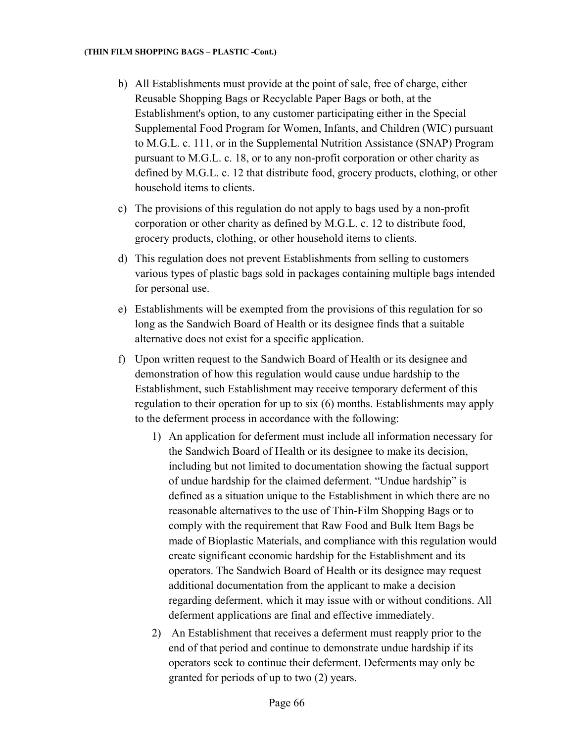b) All Establishments must provide at the point of sale, free of charge, either Reusable Shopping Bags or Recyclable Paper Bags or both, at the Establishment's option, to any customer participating either in the Special Supplemental Food Program for Women, Infants, and Children (WIC) pursuant to M.G.L. c. 111, or in the Supplemental Nutrition Assistance (SNAP) Program pursuant to M.G.L. c. 18, or to any non-profit corporation or other charity as defined by M.G.L. c. 12 that distribute food, grocery products, clothing, or other household items to clients.

c) The provisions of this regulation do not apply to bags used by a non-profit corporation or other charity as defined by M.G.L. c. 12 to distribute food, grocery products, clothing, or other household items to clients.

d) This regulation does not prevent Establishments from selling to customers various types of plastic bags sold in packages containing multiple bags intended for personal use.

e) Establishments will be exempted from the provisions of this regulation for so long as the Sandwich Board of Health or its designee finds that a suitable alternative does not exist for a specific application.

f) Upon written request to the Sandwich Board of Health or its designee and demonstration of how this regulation would cause undue hardship to the Establishment, such Establishment may receive temporary deferment of this regulation to their operation for up to six (6) months. Establishments may apply to the deferment process in accordance with the following:

   1) An application for deferment must include all information necessary for the Sandwich Board of Health or its designee to make its decision, including but not limited to documentation showing the factual support of undue hardship for the claimed deferment. "Undue hardship" is defined as a situation unique to the Establishment in which there are no reasonable alternatives to the use of Thin-Film Shopping Bags or to comply with the requirement that Raw Food and Bulk Item Bags be made of Bioplastic Materials, and compliance with this regulation would create significant economic hardship for the Establishment and its operators. The Sandwich Board of Health or its designee may request additional documentation from the applicant to make a decision regarding deferment, which it may issue with or without conditions. All deferment applications are final and effective immediately.

   2) An Establishment that receives a deferment must reapply prior to the end of that period and continue to demonstrate undue hardship if its operators seek to continue their deferment. Deferments may only be granted for periods of up to two (2) years.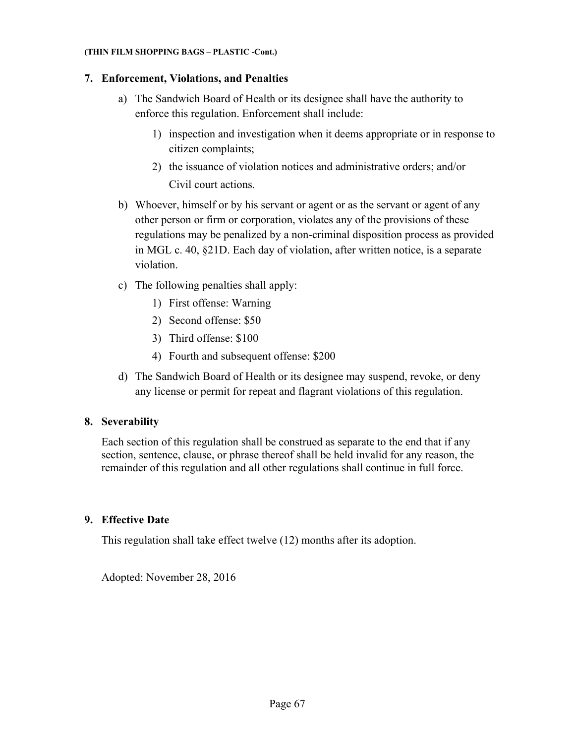**(THIN FILM SHOPPING BAGS – PLASTIC -Cont.)**

## 7. Enforcement, Violations, and Penalties

a) The Sandwich Board of Health or its designee shall have the authority to enforce this regulation. Enforcement shall include:

   1) inspection and investigation when it deems appropriate or in response to citizen complaints;
   2) the issuance of violation notices and administrative orders; and/or Civil court actions.

b) Whoever, himself or by his servant or agent or as the servant or agent of any other person or firm or corporation, violates any of the provisions of these regulations may be penalized by a non-criminal disposition process as provided in MGL c. 40, §21D. Each day of violation, after written notice, is a separate violation.

c) The following penalties shall apply:

   1) First offense: Warning
   2) Second offense: $50
   3) Third offense: $100
   4) Fourth and subsequent offense: $200

d) The Sandwich Board of Health or its designee may suspend, revoke, or deny any license or permit for repeat and flagrant violations of this regulation.

## 8. Severability

Each section of this regulation shall be construed as separate to the end that if any section, sentence, clause, or phrase thereof shall be held invalid for any reason, the remainder of this regulation and all other regulations shall continue in full force.

## 9. Effective Date

This regulation shall take effect twelve (12) months after its adoption.

Adopted: November 28, 2016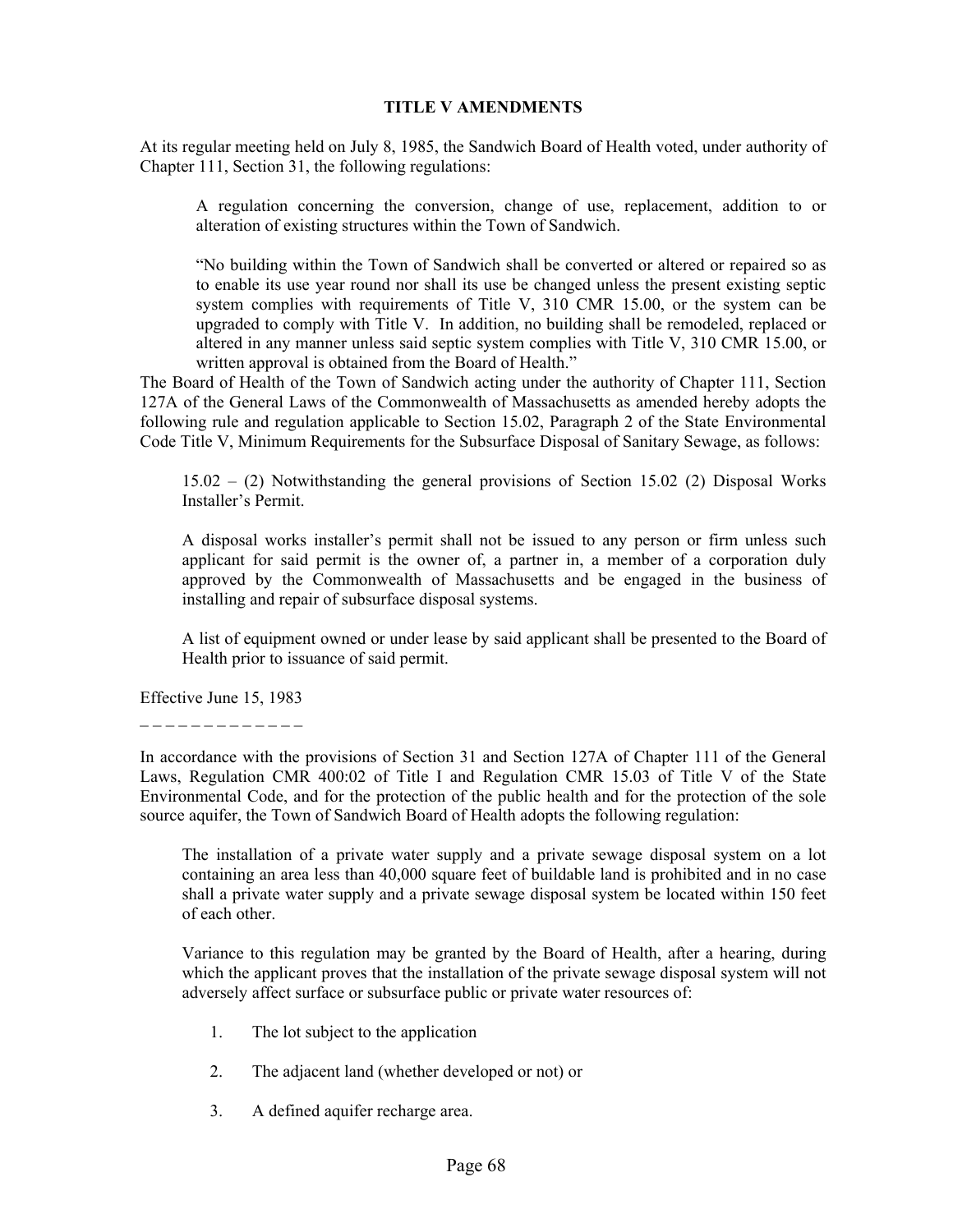## TITLE V AMENDMENTS

At its regular meeting held on July 8, 1985, the Sandwich Board of Health voted, under authority of Chapter 111, Section 31, the following regulations:

> A regulation concerning the conversion, change of use, replacement, addition to or alteration of existing structures within the Town of Sandwich.
>
> "No building within the Town of Sandwich shall be converted or altered or repaired so as to enable its use year round nor shall its use be changed unless the present existing septic system complies with requirements of Title V, 310 CMR 15.00, or the system can be upgraded to comply with Title V. In addition, no building shall be remodeled, replaced or altered in any manner unless said septic system complies with Title V, 310 CMR 15.00, or written approval is obtained from the Board of Health."

The Board of Health of the Town of Sandwich acting under the authority of Chapter 111, Section 127A of the General Laws of the Commonwealth of Massachusetts as amended hereby adopts the following rule and regulation applicable to Section 15.02, Paragraph 2 of the State Environmental Code Title V, Minimum Requirements for the Subsurface Disposal of Sanitary Sewage, as follows:

> 15.02 – (2) Notwithstanding the general provisions of Section 15.02 (2) Disposal Works Installer's Permit.
>
> A disposal works installer's permit shall not be issued to any person or firm unless such applicant for said permit is the owner of, a partner in, a member of a corporation duly approved by the Commonwealth of Massachusetts and be engaged in the business of installing and repair of subsurface disposal systems.
>
> A list of equipment owned or under lease by said applicant shall be presented to the Board of Health prior to issuance of said permit.

Effective June 15, 1983

_ _ _ _ _ _ _ _ _ _ _ _ _

In accordance with the provisions of Section 31 and Section 127A of Chapter 111 of the General Laws, Regulation CMR 400:02 of Title I and Regulation CMR 15.03 of Title V of the State Environmental Code, and for the protection of the public health and for the protection of the sole source aquifer, the Town of Sandwich Board of Health adopts the following regulation:

> The installation of a private water supply and a private sewage disposal system on a lot containing an area less than 40,000 square feet of buildable land is prohibited and in no case shall a private water supply and a private sewage disposal system be located within 150 feet of each other.
>
> Variance to this regulation may be granted by the Board of Health, after a hearing, during which the applicant proves that the installation of the private sewage disposal system will not adversely affect surface or subsurface public or private water resources of:
>
> 1. The lot subject to the application
> 2. The adjacent land (whether developed or not) or
> 3. A defined aquifer recharge area.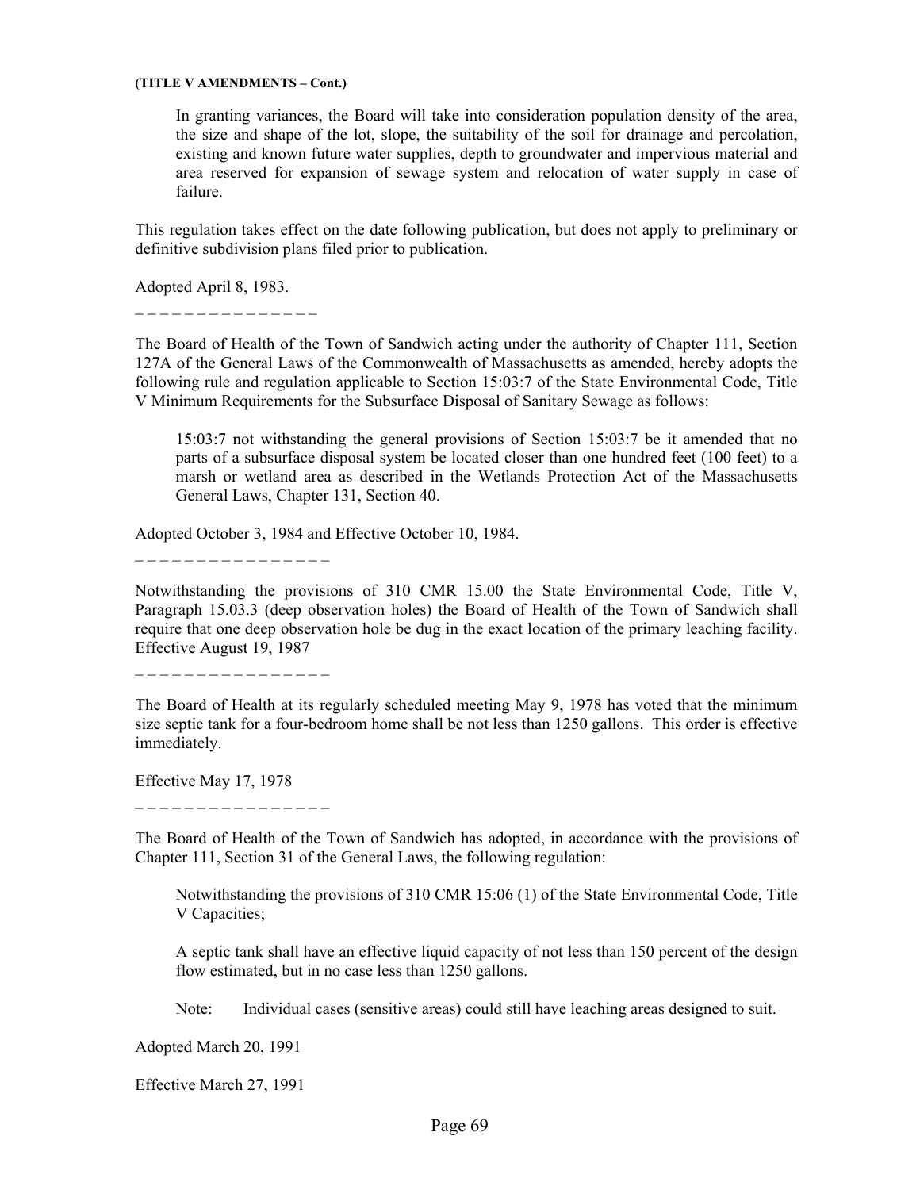**(TITLE V AMENDMENTS – Cont.)**

> In granting variances, the Board will take into consideration population density of the area, the size and shape of the lot, slope, the suitability of the soil for drainage and percolation, existing and known future water supplies, depth to groundwater and impervious material and area reserved for expansion of sewage system and relocation of water supply in case of failure.

This regulation takes effect on the date following publication, but does not apply to preliminary or definitive subdivision plans filed prior to publication.

Adopted April 8, 1983.

_ _ _ _ _ _ _ _ _ _ _ _ _ _ _

The Board of Health of the Town of Sandwich acting under the authority of Chapter 111, Section 127A of the General Laws of the Commonwealth of Massachusetts as amended, hereby adopts the following rule and regulation applicable to Section 15:03:7 of the State Environmental Code, Title V Minimum Requirements for the Subsurface Disposal of Sanitary Sewage as follows:

> 15:03:7 not withstanding the general provisions of Section 15:03:7 be it amended that no parts of a subsurface disposal system be located closer than one hundred feet (100 feet) to a marsh or wetland area as described in the Wetlands Protection Act of the Massachusetts General Laws, Chapter 131, Section 40.

Adopted October 3, 1984 and Effective October 10, 1984.

_ _ _ _ _ _ _ _ _ _ _ _ _ _ _ _

Notwithstanding the provisions of 310 CMR 15.00 the State Environmental Code, Title V, Paragraph 15.03.3 (deep observation holes) the Board of Health of the Town of Sandwich shall require that one deep observation hole be dug in the exact location of the primary leaching facility. Effective August 19, 1987

_ _ _ _ _ _ _ _ _ _ _ _ _ _ _ _

The Board of Health at its regularly scheduled meeting May 9, 1978 has voted that the minimum size septic tank for a four-bedroom home shall be not less than 1250 gallons. This order is effective immediately.

Effective May 17, 1978

_ _ _ _ _ _ _ _ _ _ _ _ _ _ _ _

The Board of Health of the Town of Sandwich has adopted, in accordance with the provisions of Chapter 111, Section 31 of the General Laws, the following regulation:

> Notwithstanding the provisions of 310 CMR 15:06 (1) of the State Environmental Code, Title V Capacities;
>
> A septic tank shall have an effective liquid capacity of not less than 150 percent of the design flow estimated, but in no case less than 1250 gallons.
>
> Note: Individual cases (sensitive areas) could still have leaching areas designed to suit.

Adopted March 20, 1991

Effective March 27, 1991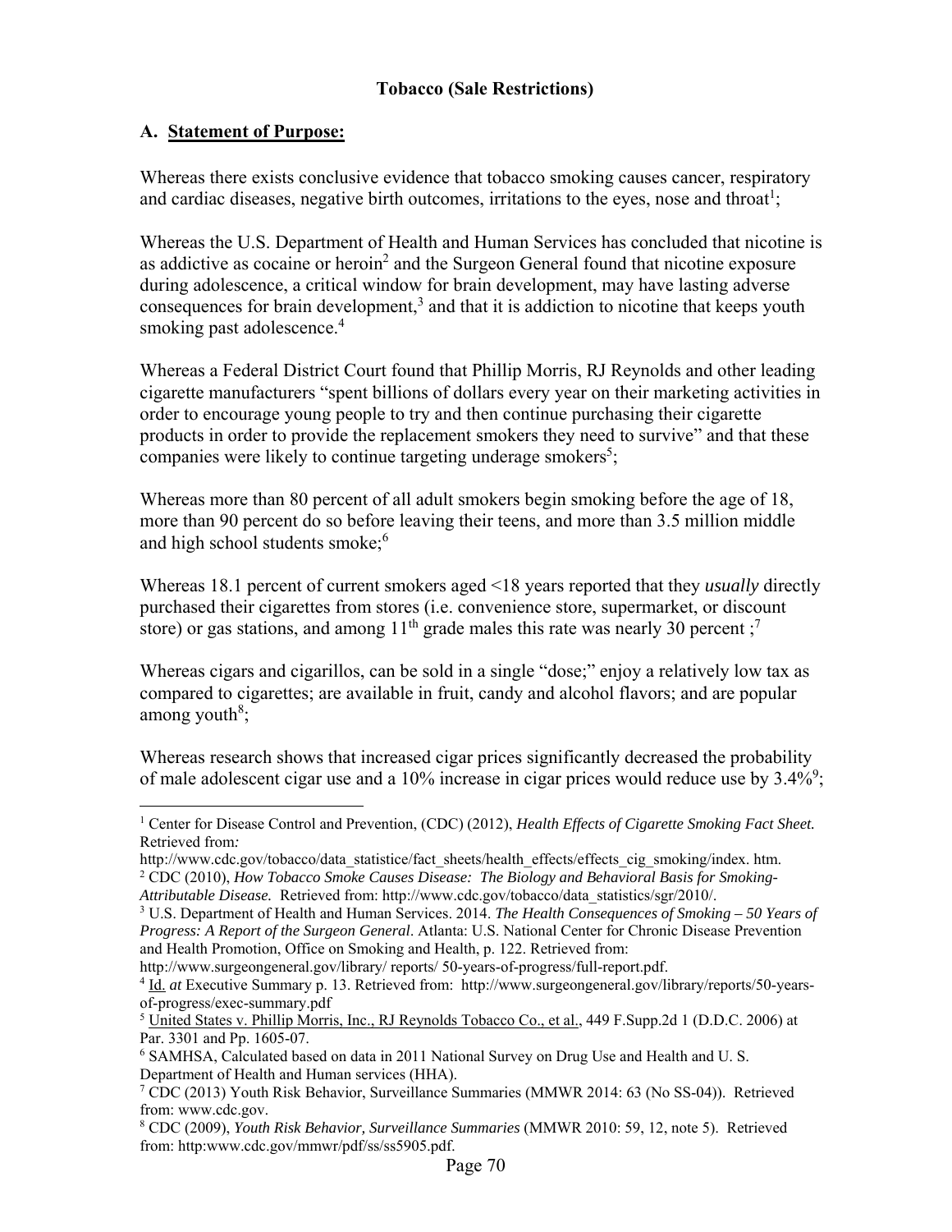**Tobacco (Sale Restrictions)**

## A. Statement of Purpose:

Whereas there exists conclusive evidence that tobacco smoking causes cancer, respiratory and cardiac diseases, negative birth outcomes, irritations to the eyes, nose and throat[1];

Whereas the U.S. Department of Health and Human Services has concluded that nicotine is as addictive as cocaine or heroin[2] and the Surgeon General found that nicotine exposure during adolescence, a critical window for brain development, may have lasting adverse consequences for brain development,[3] and that it is addiction to nicotine that keeps youth smoking past adolescence.[4]

Whereas a Federal District Court found that Phillip Morris, RJ Reynolds and other leading cigarette manufacturers "spent billions of dollars every year on their marketing activities in order to encourage young people to try and then continue purchasing their cigarette products in order to provide the replacement smokers they need to survive" and that these companies were likely to continue targeting underage smokers[5];

Whereas more than 80 percent of all adult smokers begin smoking before the age of 18, more than 90 percent do so before leaving their teens, and more than 3.5 million middle and high school students smoke;[6]

Whereas 18.1 percent of current smokers aged <18 years reported that they *usually* directly purchased their cigarettes from stores (i.e. convenience store, supermarket, or discount store) or gas stations, and among 11th grade males this rate was nearly 30 percent ;[7]

Whereas cigars and cigarillos, can be sold in a single "dose;" enjoy a relatively low tax as compared to cigarettes; are available in fruit, candy and alcohol flavors; and are popular among youth[8];

Whereas research shows that increased cigar prices significantly decreased the probability of male adolescent cigar use and a 10% increase in cigar prices would reduce use by 3.4%[9];

---

[1] Center for Disease Control and Prevention, (CDC) (2012), *Health Effects of Cigarette Smoking Fact Sheet.* Retrieved from*:* http://www.cdc.gov/tobacco/data_statistice/fact_sheets/health_effects/effects_cig_smoking/index. htm.

[2] CDC (2010), *How Tobacco Smoke Causes Disease: The Biology and Behavioral Basis for Smoking-Attributable Disease.* Retrieved from: http://www.cdc.gov/tobacco/data_statistics/sgr/2010/.

[3] U.S. Department of Health and Human Services. 2014. *The Health Consequences of Smoking – 50 Years of Progress: A Report of the Surgeon General*. Atlanta: U.S. National Center for Chronic Disease Prevention and Health Promotion, Office on Smoking and Health, p. 122. Retrieved from: http://www.surgeongeneral.gov/library/ reports/ 50-years-of-progress/full-report.pdf.

[4] Id. *at* Executive Summary p. 13. Retrieved from: http://www.surgeongeneral.gov/library/reports/50-years-of-progress/exec-summary.pdf

[5] United States v. Phillip Morris, Inc., RJ Reynolds Tobacco Co., et al., 449 F.Supp.2d 1 (D.D.C. 2006) at Par. 3301 and Pp. 1605-07.

[6] SAMHSA, Calculated based on data in 2011 National Survey on Drug Use and Health and U. S. Department of Health and Human services (HHA).

[7] CDC (2013) Youth Risk Behavior, Surveillance Summaries (MMWR 2014: 63 (No SS-04)). Retrieved from: www.cdc.gov.

[8] CDC (2009), *Youth Risk Behavior, Surveillance Summaries* (MMWR 2010: 59, 12, note 5). Retrieved from: http:www.cdc.gov/mmwr/pdf/ss/ss5905.pdf.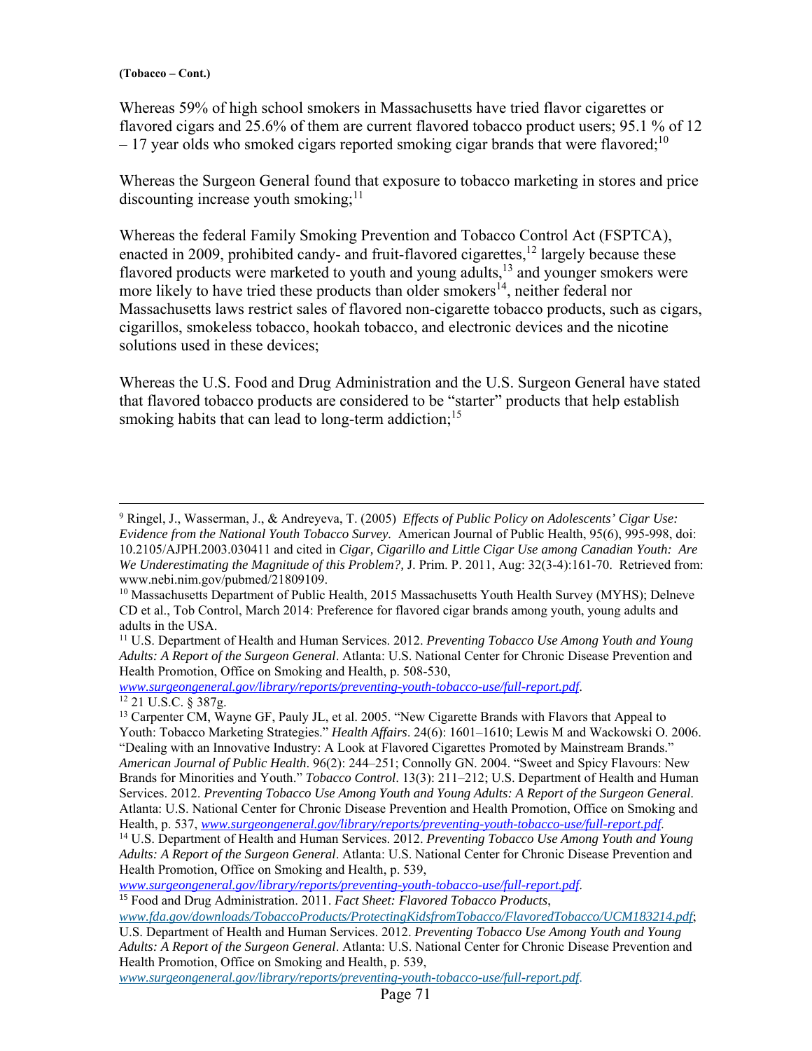**(Tobacco – Cont.)**

Whereas 59% of high school smokers in Massachusetts have tried flavor cigarettes or flavored cigars and 25.6% of them are current flavored tobacco product users; 95.1 % of 12 – 17 year olds who smoked cigars reported smoking cigar brands that were flavored;[10]

Whereas the Surgeon General found that exposure to tobacco marketing in stores and price discounting increase youth smoking;[11]

Whereas the federal Family Smoking Prevention and Tobacco Control Act (FSPTCA), enacted in 2009, prohibited candy- and fruit-flavored cigarettes,[12] largely because these flavored products were marketed to youth and young adults,[13] and younger smokers were more likely to have tried these products than older smokers[14], neither federal nor Massachusetts laws restrict sales of flavored non-cigarette tobacco products, such as cigars, cigarillos, smokeless tobacco, hookah tobacco, and electronic devices and the nicotine solutions used in these devices;

Whereas the U.S. Food and Drug Administration and the U.S. Surgeon General have stated that flavored tobacco products are considered to be "starter" products that help establish smoking habits that can lead to long-term addiction;[15]

---

[9] Ringel, J., Wasserman, J., & Andreyeva, T. (2005) *Effects of Public Policy on Adolescents' Cigar Use: Evidence from the National Youth Tobacco Survey.* American Journal of Public Health, 95(6), 995-998, doi: 10.2105/AJPH.2003.030411 and cited in *Cigar, Cigarillo and Little Cigar Use among Canadian Youth: Are We Underestimating the Magnitude of this Problem?,* J. Prim. P. 2011, Aug: 32(3-4):161-70. Retrieved from: www.nebi.nim.gov/pubmed/21809109.

[10] Massachusetts Department of Public Health, 2015 Massachusetts Youth Health Survey (MYHS); Delneve CD et al., Tob Control, March 2014: Preference for flavored cigar brands among youth, young adults and adults in the USA.

[11] U.S. Department of Health and Human Services. 2012. *Preventing Tobacco Use Among Youth and Young Adults: A Report of the Surgeon General*. Atlanta: U.S. National Center for Chronic Disease Prevention and Health Promotion, Office on Smoking and Health, p. 508-530, *www.surgeongeneral.gov/library/reports/preventing-youth-tobacco-use/full-report.pdf*.

[12] 21 U.S.C. § 387g.

[13] Carpenter CM, Wayne GF, Pauly JL, et al. 2005. "New Cigarette Brands with Flavors that Appeal to Youth: Tobacco Marketing Strategies." *Health Affairs*. 24(6): 1601–1610; Lewis M and Wackowski O. 2006. "Dealing with an Innovative Industry: A Look at Flavored Cigarettes Promoted by Mainstream Brands." *American Journal of Public Health*. 96(2): 244–251; Connolly GN. 2004. "Sweet and Spicy Flavours: New Brands for Minorities and Youth." *Tobacco Control*. 13(3): 211–212; U.S. Department of Health and Human Services. 2012. *Preventing Tobacco Use Among Youth and Young Adults: A Report of the Surgeon General*. Atlanta: U.S. National Center for Chronic Disease Prevention and Health Promotion, Office on Smoking and Health, p. 537, *www.surgeongeneral.gov/library/reports/preventing-youth-tobacco-use/full-report.pdf*.

[14] U.S. Department of Health and Human Services. 2012. *Preventing Tobacco Use Among Youth and Young Adults: A Report of the Surgeon General*. Atlanta: U.S. National Center for Chronic Disease Prevention and Health Promotion, Office on Smoking and Health, p. 539, *www.surgeongeneral.gov/library/reports/preventing-youth-tobacco-use/full-report.pdf*.

[15] Food and Drug Administration. 2011. *Fact Sheet: Flavored Tobacco Products*, *www.fda.gov/downloads/TobaccoProducts/ProtectingKidsfromTobacco/FlavoredTobacco/UCM183214.pdf*; U.S. Department of Health and Human Services. 2012. *Preventing Tobacco Use Among Youth and Young Adults: A Report of the Surgeon General*. Atlanta: U.S. National Center for Chronic Disease Prevention and Health Promotion, Office on Smoking and Health, p. 539, *www.surgeongeneral.gov/library/reports/preventing-youth-tobacco-use/full-report.pdf*.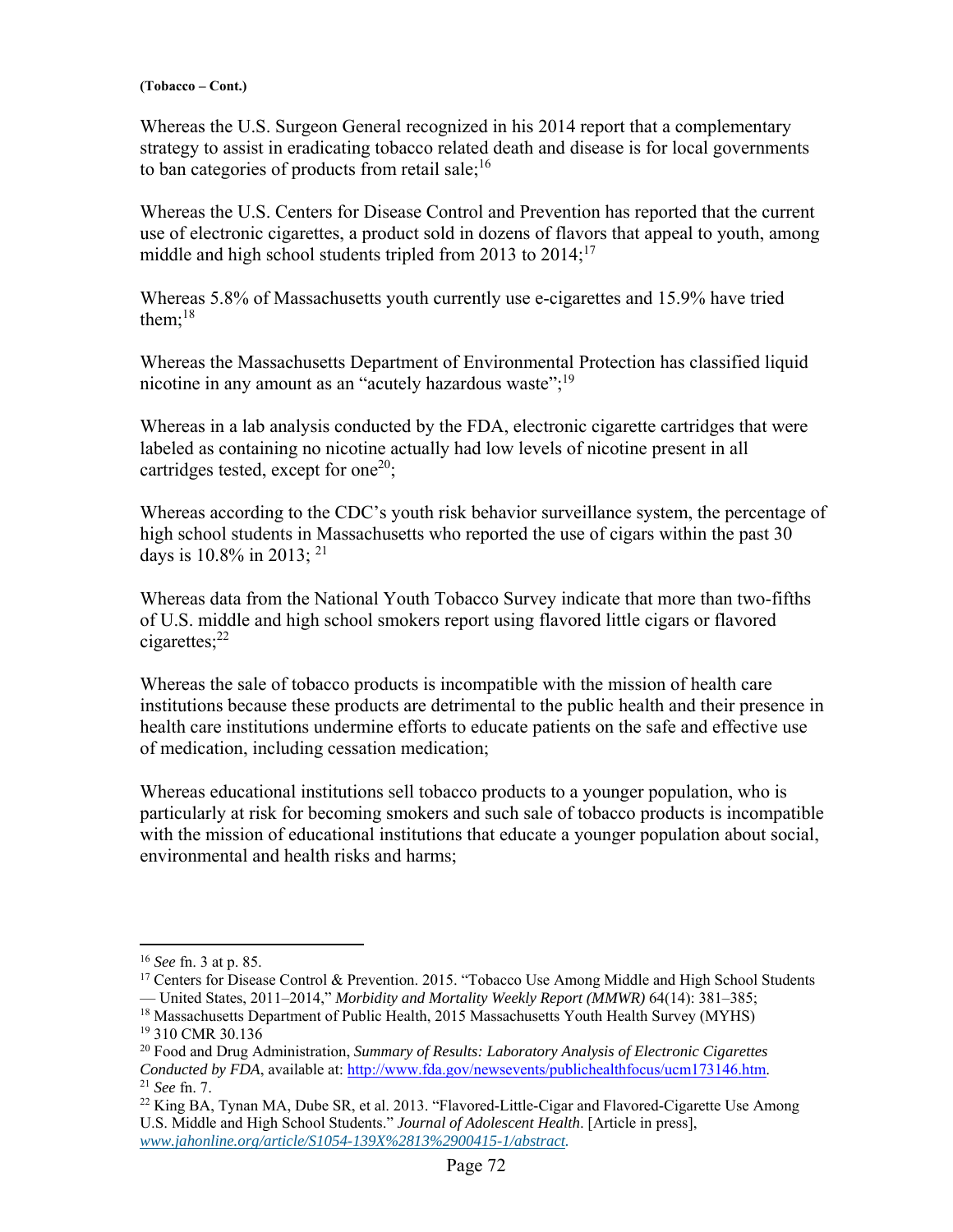**(Tobacco – Cont.)**

Whereas the U.S. Surgeon General recognized in his 2014 report that a complementary strategy to assist in eradicating tobacco related death and disease is for local governments to ban categories of products from retail sale;[16]

Whereas the U.S. Centers for Disease Control and Prevention has reported that the current use of electronic cigarettes, a product sold in dozens of flavors that appeal to youth, among middle and high school students tripled from 2013 to 2014;[17]

Whereas 5.8% of Massachusetts youth currently use e-cigarettes and 15.9% have tried them;[18]

Whereas the Massachusetts Department of Environmental Protection has classified liquid nicotine in any amount as an "acutely hazardous waste";[19]

Whereas in a lab analysis conducted by the FDA, electronic cigarette cartridges that were labeled as containing no nicotine actually had low levels of nicotine present in all cartridges tested, except for one[20];

Whereas according to the CDC's youth risk behavior surveillance system, the percentage of high school students in Massachusetts who reported the use of cigars within the past 30 days is 10.8% in 2013; [21]

Whereas data from the National Youth Tobacco Survey indicate that more than two-fifths of U.S. middle and high school smokers report using flavored little cigars or flavored cigarettes;[22]

Whereas the sale of tobacco products is incompatible with the mission of health care institutions because these products are detrimental to the public health and their presence in health care institutions undermine efforts to educate patients on the safe and effective use of medication, including cessation medication;

Whereas educational institutions sell tobacco products to a younger population, who is particularly at risk for becoming smokers and such sale of tobacco products is incompatible with the mission of educational institutions that educate a younger population about social, environmental and health risks and harms;

---

[16] *See* fn. 3 at p. 85.

[17] Centers for Disease Control & Prevention. 2015. "Tobacco Use Among Middle and High School Students — United States, 2011–2014," *Morbidity and Mortality Weekly Report (MMWR)* 64(14): 381–385;

[18] Massachusetts Department of Public Health, 2015 Massachusetts Youth Health Survey (MYHS)

[19] 310 CMR 30.136

[20] Food and Drug Administration, *Summary of Results: Laboratory Analysis of Electronic Cigarettes Conducted by FDA*, available at: http://www.fda.gov/newsevents/publichealthfocus/ucm173146.htm.

[21] *See* fn. 7.

[22] King BA, Tynan MA, Dube SR, et al. 2013. "Flavored-Little-Cigar and Flavored-Cigarette Use Among U.S. Middle and High School Students." *Journal of Adolescent Health*. [Article in press], *www.jahonline.org/article/S1054-139X%2813%2900415-1/abstract.*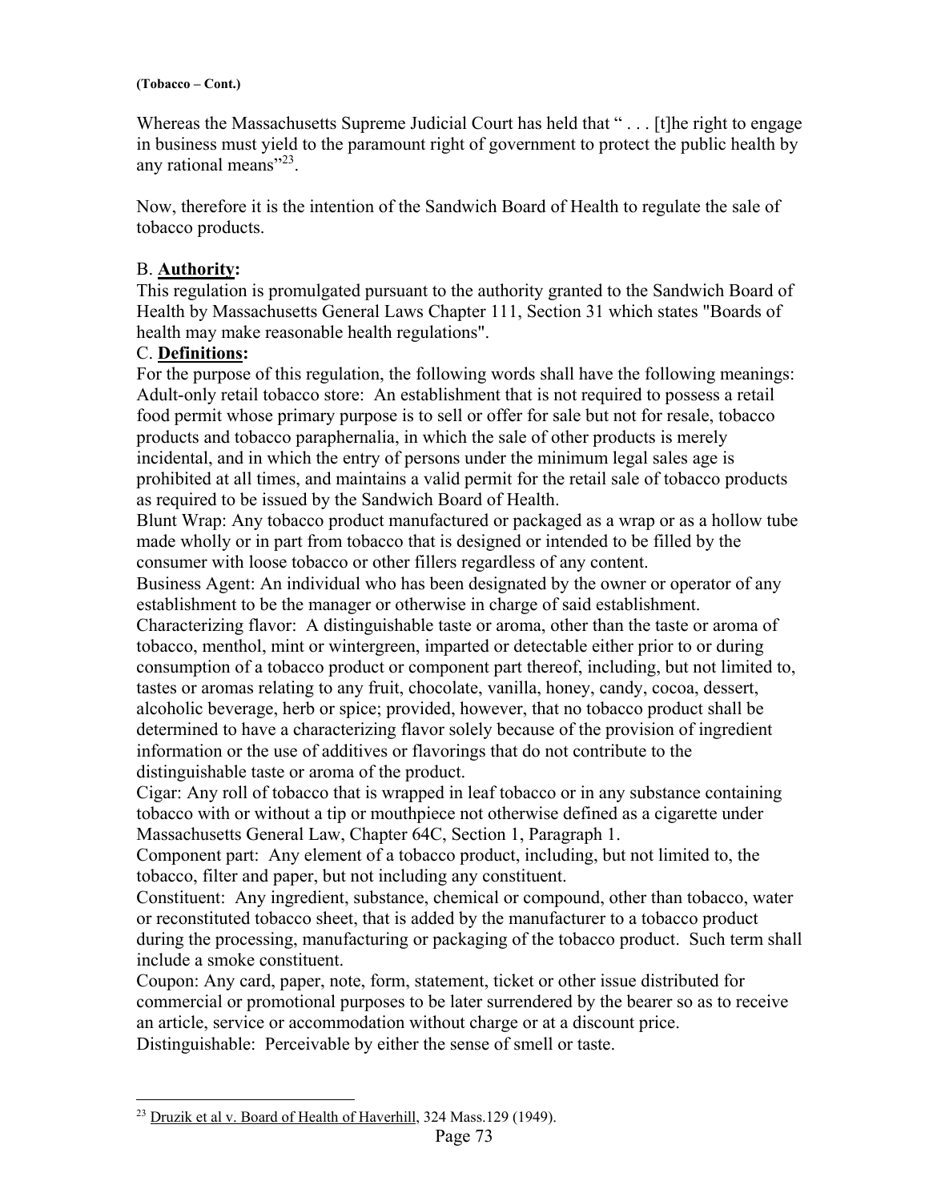**(Tobacco – Cont.)**

Whereas the Massachusetts Supreme Judicial Court has held that " . . . [t]he right to engage in business must yield to the paramount right of government to protect the public health by any rational means"[23].

Now, therefore it is the intention of the Sandwich Board of Health to regulate the sale of tobacco products.

B. **Authority:**

This regulation is promulgated pursuant to the authority granted to the Sandwich Board of Health by Massachusetts General Laws Chapter 111, Section 31 which states "Boards of health may make reasonable health regulations".

C. **Definitions:**

For the purpose of this regulation, the following words shall have the following meanings:

Adult-only retail tobacco store: An establishment that is not required to possess a retail food permit whose primary purpose is to sell or offer for sale but not for resale, tobacco products and tobacco paraphernalia, in which the sale of other products is merely incidental, and in which the entry of persons under the minimum legal sales age is prohibited at all times, and maintains a valid permit for the retail sale of tobacco products as required to be issued by the Sandwich Board of Health.

Blunt Wrap: Any tobacco product manufactured or packaged as a wrap or as a hollow tube made wholly or in part from tobacco that is designed or intended to be filled by the consumer with loose tobacco or other fillers regardless of any content.

Business Agent: An individual who has been designated by the owner or operator of any establishment to be the manager or otherwise in charge of said establishment.

Characterizing flavor: A distinguishable taste or aroma, other than the taste or aroma of tobacco, menthol, mint or wintergreen, imparted or detectable either prior to or during consumption of a tobacco product or component part thereof, including, but not limited to, tastes or aromas relating to any fruit, chocolate, vanilla, honey, candy, cocoa, dessert, alcoholic beverage, herb or spice; provided, however, that no tobacco product shall be determined to have a characterizing flavor solely because of the provision of ingredient information or the use of additives or flavorings that do not contribute to the distinguishable taste or aroma of the product.

Cigar: Any roll of tobacco that is wrapped in leaf tobacco or in any substance containing tobacco with or without a tip or mouthpiece not otherwise defined as a cigarette under Massachusetts General Law, Chapter 64C, Section 1, Paragraph 1.

Component part: Any element of a tobacco product, including, but not limited to, the tobacco, filter and paper, but not including any constituent.

Constituent: Any ingredient, substance, chemical or compound, other than tobacco, water or reconstituted tobacco sheet, that is added by the manufacturer to a tobacco product during the processing, manufacturing or packaging of the tobacco product. Such term shall include a smoke constituent.

Coupon: Any card, paper, note, form, statement, ticket or other issue distributed for commercial or promotional purposes to be later surrendered by the bearer so as to receive an article, service or accommodation without charge or at a discount price.

Distinguishable: Perceivable by either the sense of smell or taste.

---

[23] Druzik et al v. Board of Health of Haverhill, 324 Mass.129 (1949).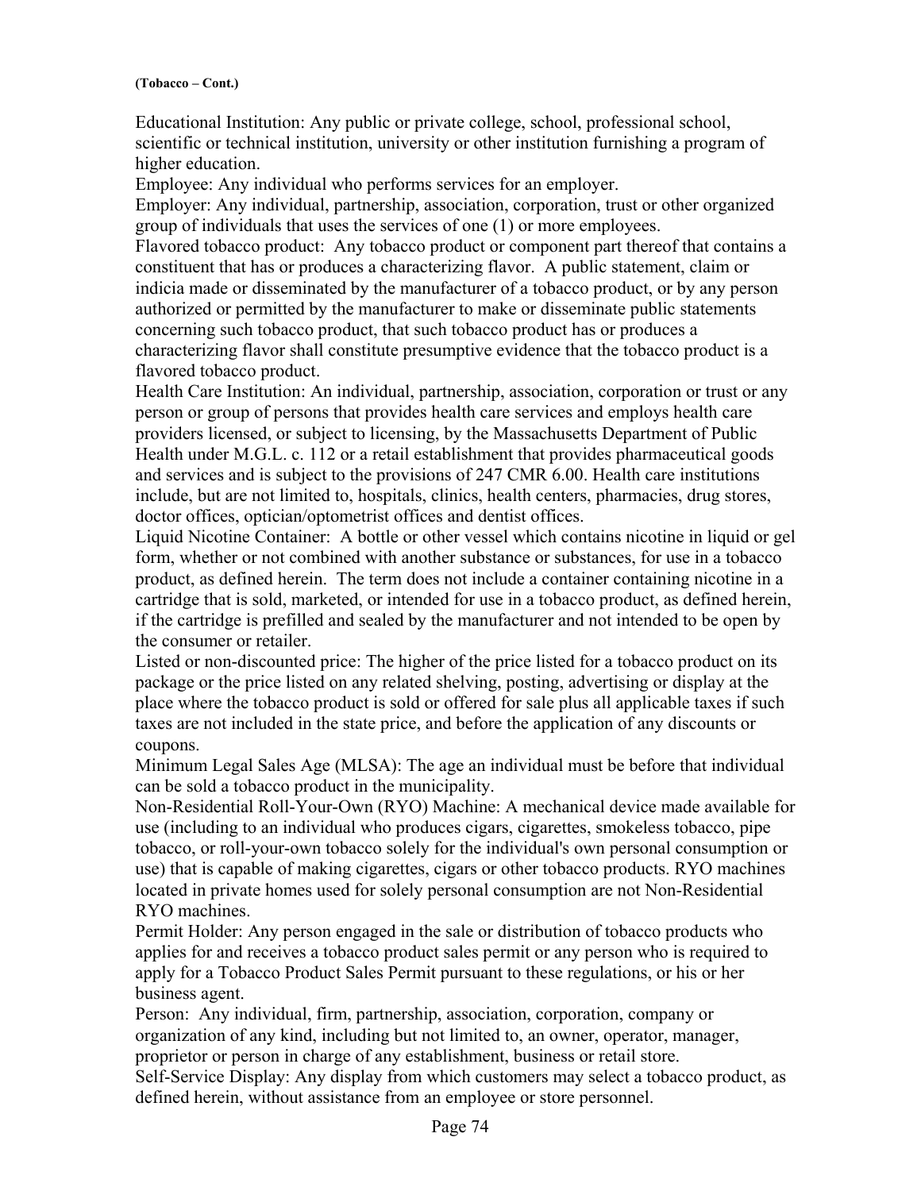**(Tobacco – Cont.)**

Educational Institution: Any public or private college, school, professional school, scientific or technical institution, university or other institution furnishing a program of higher education.

Employee: Any individual who performs services for an employer.

Employer: Any individual, partnership, association, corporation, trust or other organized group of individuals that uses the services of one (1) or more employees.

Flavored tobacco product: Any tobacco product or component part thereof that contains a constituent that has or produces a characterizing flavor. A public statement, claim or indicia made or disseminated by the manufacturer of a tobacco product, or by any person authorized or permitted by the manufacturer to make or disseminate public statements concerning such tobacco product, that such tobacco product has or produces a characterizing flavor shall constitute presumptive evidence that the tobacco product is a flavored tobacco product.

Health Care Institution: An individual, partnership, association, corporation or trust or any person or group of persons that provides health care services and employs health care providers licensed, or subject to licensing, by the Massachusetts Department of Public Health under M.G.L. c. 112 or a retail establishment that provides pharmaceutical goods and services and is subject to the provisions of 247 CMR 6.00. Health care institutions include, but are not limited to, hospitals, clinics, health centers, pharmacies, drug stores, doctor offices, optician/optometrist offices and dentist offices.

Liquid Nicotine Container: A bottle or other vessel which contains nicotine in liquid or gel form, whether or not combined with another substance or substances, for use in a tobacco product, as defined herein. The term does not include a container containing nicotine in a cartridge that is sold, marketed, or intended for use in a tobacco product, as defined herein, if the cartridge is prefilled and sealed by the manufacturer and not intended to be open by the consumer or retailer.

Listed or non-discounted price: The higher of the price listed for a tobacco product on its package or the price listed on any related shelving, posting, advertising or display at the place where the tobacco product is sold or offered for sale plus all applicable taxes if such taxes are not included in the state price, and before the application of any discounts or coupons.

Minimum Legal Sales Age (MLSA): The age an individual must be before that individual can be sold a tobacco product in the municipality.

Non-Residential Roll-Your-Own (RYO) Machine: A mechanical device made available for use (including to an individual who produces cigars, cigarettes, smokeless tobacco, pipe tobacco, or roll-your-own tobacco solely for the individual's own personal consumption or use) that is capable of making cigarettes, cigars or other tobacco products. RYO machines located in private homes used for solely personal consumption are not Non-Residential RYO machines.

Permit Holder: Any person engaged in the sale or distribution of tobacco products who applies for and receives a tobacco product sales permit or any person who is required to apply for a Tobacco Product Sales Permit pursuant to these regulations, or his or her business agent.

Person: Any individual, firm, partnership, association, corporation, company or organization of any kind, including but not limited to, an owner, operator, manager, proprietor or person in charge of any establishment, business or retail store.

Self-Service Display: Any display from which customers may select a tobacco product, as defined herein, without assistance from an employee or store personnel.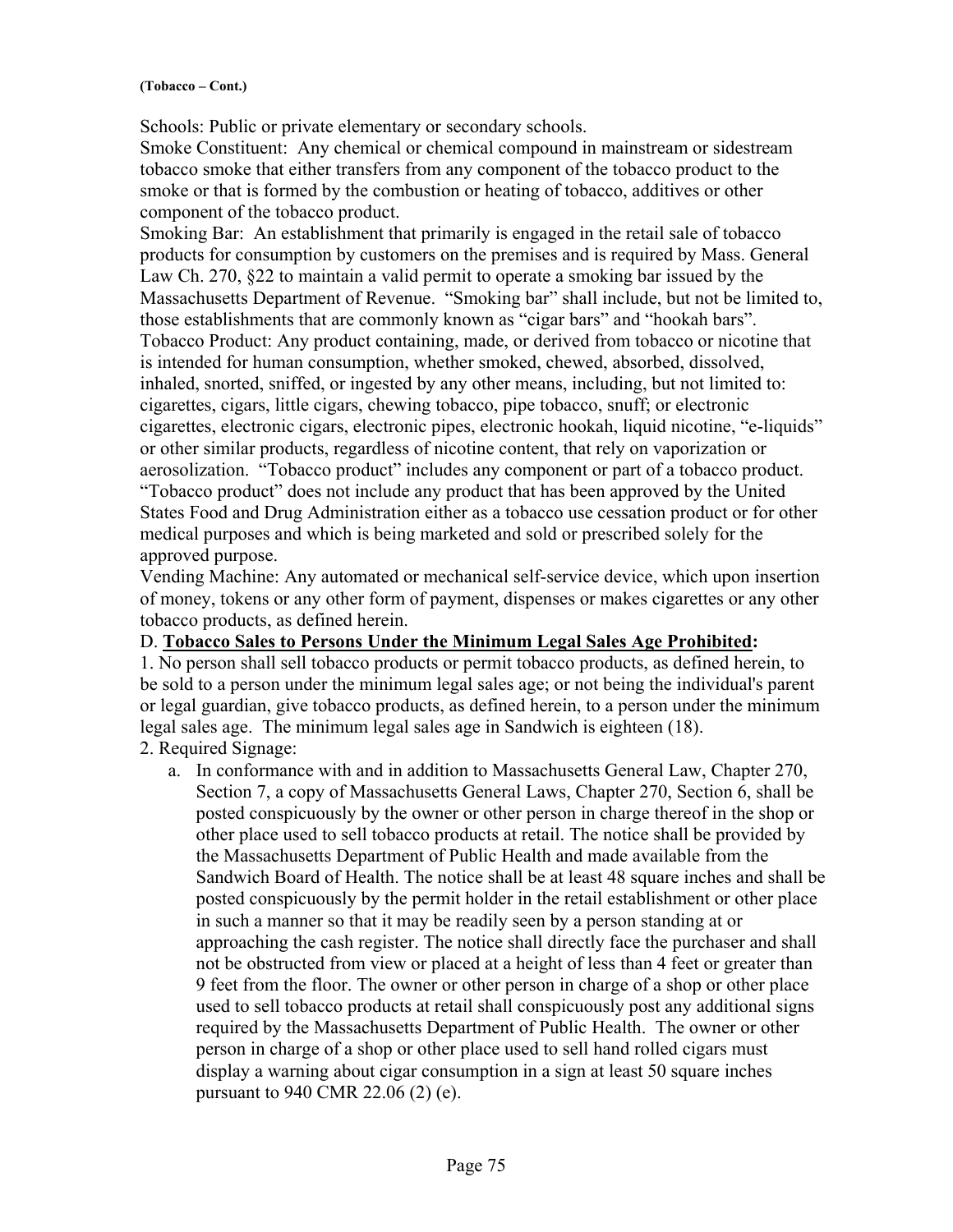**(Tobacco – Cont.)**

Schools: Public or private elementary or secondary schools.

Smoke Constituent: Any chemical or chemical compound in mainstream or sidestream tobacco smoke that either transfers from any component of the tobacco product to the smoke or that is formed by the combustion or heating of tobacco, additives or other component of the tobacco product.

Smoking Bar: An establishment that primarily is engaged in the retail sale of tobacco products for consumption by customers on the premises and is required by Mass. General Law Ch. 270, §22 to maintain a valid permit to operate a smoking bar issued by the Massachusetts Department of Revenue. "Smoking bar" shall include, but not be limited to, those establishments that are commonly known as "cigar bars" and "hookah bars".

Tobacco Product: Any product containing, made, or derived from tobacco or nicotine that is intended for human consumption, whether smoked, chewed, absorbed, dissolved, inhaled, snorted, sniffed, or ingested by any other means, including, but not limited to: cigarettes, cigars, little cigars, chewing tobacco, pipe tobacco, snuff; or electronic cigarettes, electronic cigars, electronic pipes, electronic hookah, liquid nicotine, "e-liquids" or other similar products, regardless of nicotine content, that rely on vaporization or aerosolization. "Tobacco product" includes any component or part of a tobacco product. "Tobacco product" does not include any product that has been approved by the United States Food and Drug Administration either as a tobacco use cessation product or for other medical purposes and which is being marketed and sold or prescribed solely for the approved purpose.

Vending Machine: Any automated or mechanical self-service device, which upon insertion of money, tokens or any other form of payment, dispenses or makes cigarettes or any other tobacco products, as defined herein.

D. **Tobacco Sales to Persons Under the Minimum Legal Sales Age Prohibited:**

1. No person shall sell tobacco products or permit tobacco products, as defined herein, to be sold to a person under the minimum legal sales age; or not being the individual's parent or legal guardian, give tobacco products, as defined herein, to a person under the minimum legal sales age. The minimum legal sales age in Sandwich is eighteen (18).

2. Required Signage:

   a. In conformance with and in addition to Massachusetts General Law, Chapter 270, Section 7, a copy of Massachusetts General Laws, Chapter 270, Section 6, shall be posted conspicuously by the owner or other person in charge thereof in the shop or other place used to sell tobacco products at retail. The notice shall be provided by the Massachusetts Department of Public Health and made available from the Sandwich Board of Health. The notice shall be at least 48 square inches and shall be posted conspicuously by the permit holder in the retail establishment or other place in such a manner so that it may be readily seen by a person standing at or approaching the cash register. The notice shall directly face the purchaser and shall not be obstructed from view or placed at a height of less than 4 feet or greater than 9 feet from the floor. The owner or other person in charge of a shop or other place used to sell tobacco products at retail shall conspicuously post any additional signs required by the Massachusetts Department of Public Health. The owner or other person in charge of a shop or other place used to sell hand rolled cigars must display a warning about cigar consumption in a sign at least 50 square inches pursuant to 940 CMR 22.06 (2) (e).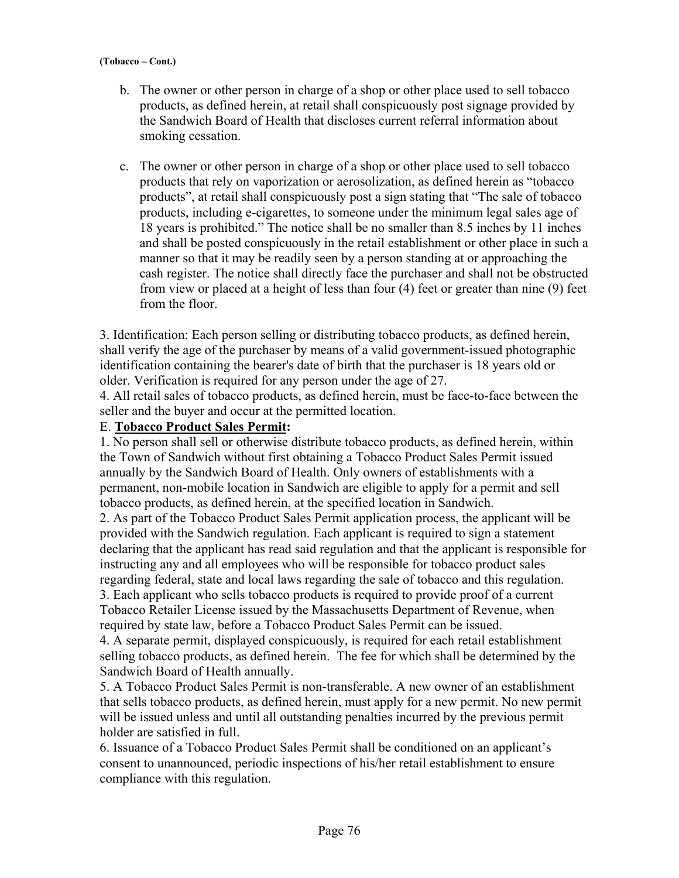**(Tobacco – Cont.)**

b. The owner or other person in charge of a shop or other place used to sell tobacco products, as defined herein, at retail shall conspicuously post signage provided by the Sandwich Board of Health that discloses current referral information about smoking cessation.

c. The owner or other person in charge of a shop or other place used to sell tobacco products that rely on vaporization or aerosolization, as defined herein as "tobacco products", at retail shall conspicuously post a sign stating that "The sale of tobacco products, including e-cigarettes, to someone under the minimum legal sales age of 18 years is prohibited." The notice shall be no smaller than 8.5 inches by 11 inches and shall be posted conspicuously in the retail establishment or other place in such a manner so that it may be readily seen by a person standing at or approaching the cash register. The notice shall directly face the purchaser and shall not be obstructed from view or placed at a height of less than four (4) feet or greater than nine (9) feet from the floor.

3. Identification: Each person selling or distributing tobacco products, as defined herein, shall verify the age of the purchaser by means of a valid government-issued photographic identification containing the bearer's date of birth that the purchaser is 18 years old or older. Verification is required for any person under the age of 27.

4. All retail sales of tobacco products, as defined herein, must be face-to-face between the seller and the buyer and occur at the permitted location.

E. **Tobacco Product Sales Permit:**

1. No person shall sell or otherwise distribute tobacco products, as defined herein, within the Town of Sandwich without first obtaining a Tobacco Product Sales Permit issued annually by the Sandwich Board of Health. Only owners of establishments with a permanent, non-mobile location in Sandwich are eligible to apply for a permit and sell tobacco products, as defined herein, at the specified location in Sandwich.

2. As part of the Tobacco Product Sales Permit application process, the applicant will be provided with the Sandwich regulation. Each applicant is required to sign a statement declaring that the applicant has read said regulation and that the applicant is responsible for instructing any and all employees who will be responsible for tobacco product sales regarding federal, state and local laws regarding the sale of tobacco and this regulation.

3. Each applicant who sells tobacco products is required to provide proof of a current Tobacco Retailer License issued by the Massachusetts Department of Revenue, when required by state law, before a Tobacco Product Sales Permit can be issued.

4. A separate permit, displayed conspicuously, is required for each retail establishment selling tobacco products, as defined herein. The fee for which shall be determined by the Sandwich Board of Health annually.

5. A Tobacco Product Sales Permit is non-transferable. A new owner of an establishment that sells tobacco products, as defined herein, must apply for a new permit. No new permit will be issued unless and until all outstanding penalties incurred by the previous permit holder are satisfied in full.

6. Issuance of a Tobacco Product Sales Permit shall be conditioned on an applicant's consent to unannounced, periodic inspections of his/her retail establishment to ensure compliance with this regulation.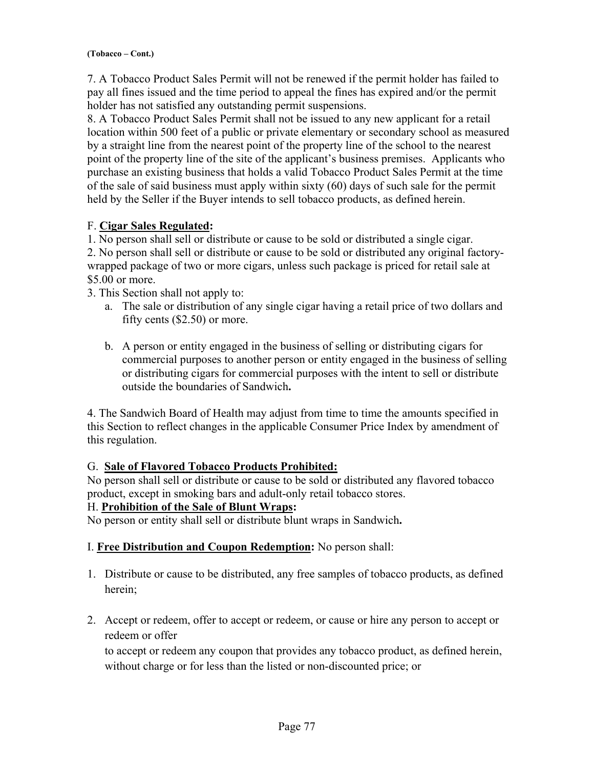**(Tobacco – Cont.)**

7. A Tobacco Product Sales Permit will not be renewed if the permit holder has failed to pay all fines issued and the time period to appeal the fines has expired and/or the permit holder has not satisfied any outstanding permit suspensions.
8. A Tobacco Product Sales Permit shall not be issued to any new applicant for a retail location within 500 feet of a public or private elementary or secondary school as measured by a straight line from the nearest point of the property line of the school to the nearest point of the property line of the site of the applicant's business premises. Applicants who purchase an existing business that holds a valid Tobacco Product Sales Permit at the time of the sale of said business must apply within sixty (60) days of such sale for the permit held by the Seller if the Buyer intends to sell tobacco products, as defined herein.

F. **Cigar Sales Regulated:**

1. No person shall sell or distribute or cause to be sold or distributed a single cigar.
2. No person shall sell or distribute or cause to be sold or distributed any original factory-wrapped package of two or more cigars, unless such package is priced for retail sale at $5.00 or more.
3. This Section shall not apply to:
   a. The sale or distribution of any single cigar having a retail price of two dollars and fifty cents ($2.50) or more.

   b. A person or entity engaged in the business of selling or distributing cigars for commercial purposes to another person or entity engaged in the business of selling or distributing cigars for commercial purposes with the intent to sell or distribute outside the boundaries of Sandwich**.**

4. The Sandwich Board of Health may adjust from time to time the amounts specified in this Section to reflect changes in the applicable Consumer Price Index by amendment of this regulation.

G. **Sale of Flavored Tobacco Products Prohibited:**
No person shall sell or distribute or cause to be sold or distributed any flavored tobacco product, except in smoking bars and adult-only retail tobacco stores.

H. **Prohibition of the Sale of Blunt Wraps:**
No person or entity shall sell or distribute blunt wraps in Sandwich**.**

I. **Free Distribution and Coupon Redemption:** No person shall:

1. Distribute or cause to be distributed, any free samples of tobacco products, as defined herein;

2. Accept or redeem, offer to accept or redeem, or cause or hire any person to accept or redeem or offer
   to accept or redeem any coupon that provides any tobacco product, as defined herein, without charge or for less than the listed or non-discounted price; or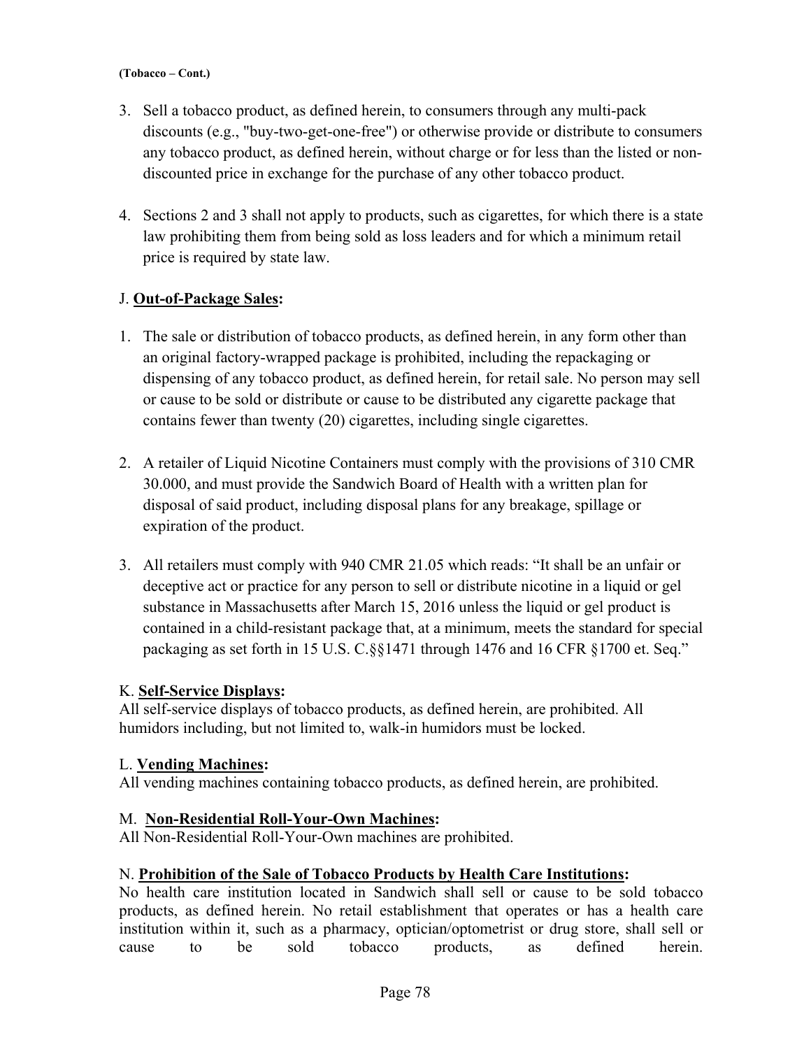**(Tobacco – Cont.)**

3. Sell a tobacco product, as defined herein, to consumers through any multi-pack discounts (e.g., "buy-two-get-one-free") or otherwise provide or distribute to consumers any tobacco product, as defined herein, without charge or for less than the listed or non-discounted price in exchange for the purchase of any other tobacco product.

4. Sections 2 and 3 shall not apply to products, such as cigarettes, for which there is a state law prohibiting them from being sold as loss leaders and for which a minimum retail price is required by state law.

J. **Out-of-Package Sales:**

1. The sale or distribution of tobacco products, as defined herein, in any form other than an original factory-wrapped package is prohibited, including the repackaging or dispensing of any tobacco product, as defined herein, for retail sale. No person may sell or cause to be sold or distribute or cause to be distributed any cigarette package that contains fewer than twenty (20) cigarettes, including single cigarettes.

2. A retailer of Liquid Nicotine Containers must comply with the provisions of 310 CMR 30.000, and must provide the Sandwich Board of Health with a written plan for disposal of said product, including disposal plans for any breakage, spillage or expiration of the product.

3. All retailers must comply with 940 CMR 21.05 which reads: "It shall be an unfair or deceptive act or practice for any person to sell or distribute nicotine in a liquid or gel substance in Massachusetts after March 15, 2016 unless the liquid or gel product is contained in a child-resistant package that, at a minimum, meets the standard for special packaging as set forth in 15 U.S. C.§§1471 through 1476 and 16 CFR §1700 et. Seq."

K. **Self-Service Displays:**
All self-service displays of tobacco products, as defined herein, are prohibited. All humidors including, but not limited to, walk-in humidors must be locked.

L. **Vending Machines:**
All vending machines containing tobacco products, as defined herein, are prohibited.

M. **Non-Residential Roll-Your-Own Machines:**
All Non-Residential Roll-Your-Own machines are prohibited.

N. **Prohibition of the Sale of Tobacco Products by Health Care Institutions:**
No health care institution located in Sandwich shall sell or cause to be sold tobacco products, as defined herein. No retail establishment that operates or has a health care institution within it, such as a pharmacy, optician/optometrist or drug store, shall sell or cause to be sold tobacco products, as defined herein.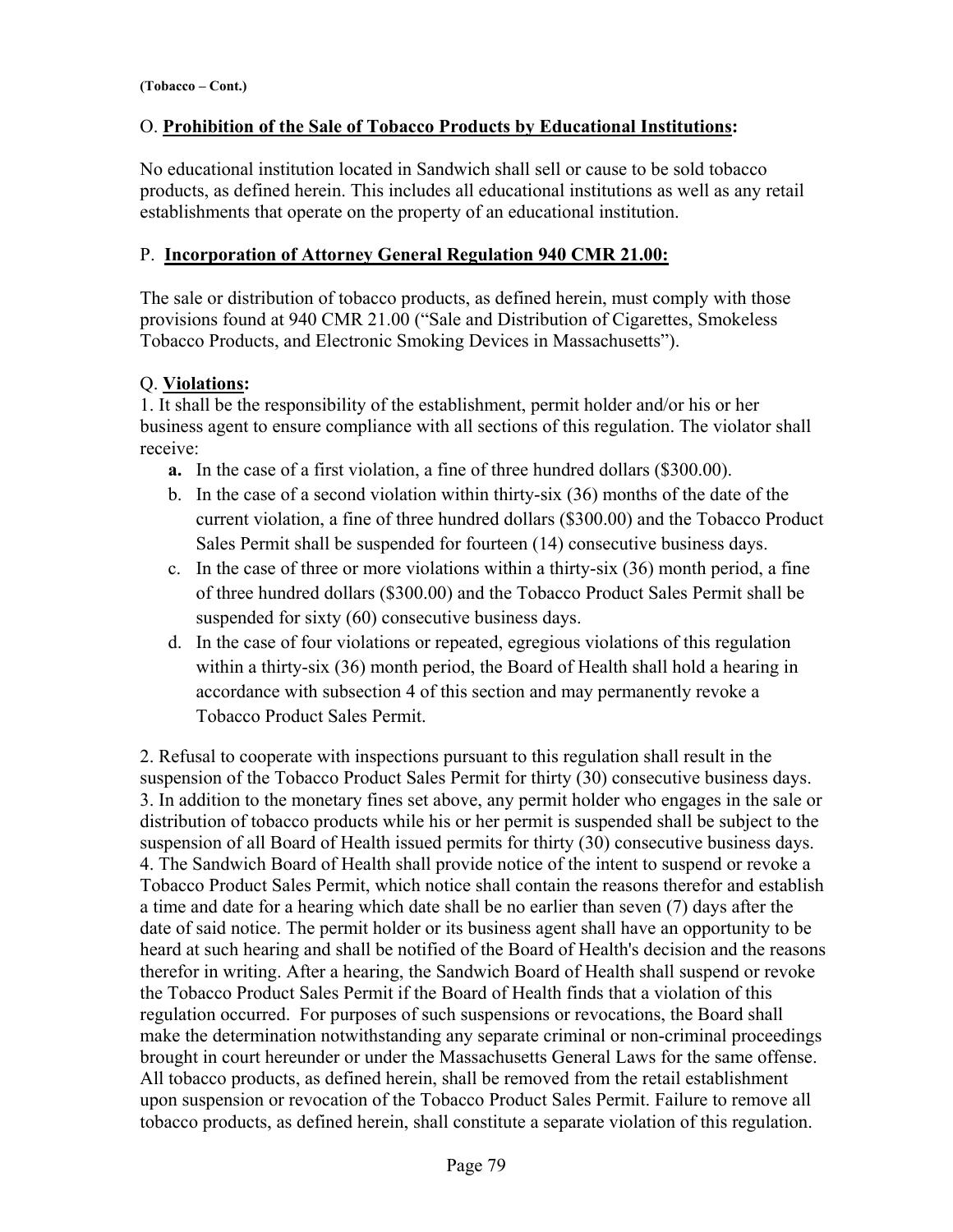**(Tobacco – Cont.)**

O. **Prohibition of the Sale of Tobacco Products by Educational Institutions:**

No educational institution located in Sandwich shall sell or cause to be sold tobacco products, as defined herein. This includes all educational institutions as well as any retail establishments that operate on the property of an educational institution.

P. **Incorporation of Attorney General Regulation 940 CMR 21.00:**

The sale or distribution of tobacco products, as defined herein, must comply with those provisions found at 940 CMR 21.00 ("Sale and Distribution of Cigarettes, Smokeless Tobacco Products, and Electronic Smoking Devices in Massachusetts").

Q. **Violations:**

1. It shall be the responsibility of the establishment, permit holder and/or his or her business agent to ensure compliance with all sections of this regulation. The violator shall receive:
   - **a.** In the case of a first violation, a fine of three hundred dollars ($300.00).
   - b. In the case of a second violation within thirty-six (36) months of the date of the current violation, a fine of three hundred dollars ($300.00) and the Tobacco Product Sales Permit shall be suspended for fourteen (14) consecutive business days.
   - c. In the case of three or more violations within a thirty-six (36) month period, a fine of three hundred dollars ($300.00) and the Tobacco Product Sales Permit shall be suspended for sixty (60) consecutive business days.
   - d. In the case of four violations or repeated, egregious violations of this regulation within a thirty-six (36) month period, the Board of Health shall hold a hearing in accordance with subsection 4 of this section and may permanently revoke a Tobacco Product Sales Permit.

2. Refusal to cooperate with inspections pursuant to this regulation shall result in the suspension of the Tobacco Product Sales Permit for thirty (30) consecutive business days.
3. In addition to the monetary fines set above, any permit holder who engages in the sale or distribution of tobacco products while his or her permit is suspended shall be subject to the suspension of all Board of Health issued permits for thirty (30) consecutive business days.
4. The Sandwich Board of Health shall provide notice of the intent to suspend or revoke a Tobacco Product Sales Permit, which notice shall contain the reasons therefor and establish a time and date for a hearing which date shall be no earlier than seven (7) days after the date of said notice. The permit holder or its business agent shall have an opportunity to be heard at such hearing and shall be notified of the Board of Health's decision and the reasons therefor in writing. After a hearing, the Sandwich Board of Health shall suspend or revoke the Tobacco Product Sales Permit if the Board of Health finds that a violation of this regulation occurred. For purposes of such suspensions or revocations, the Board shall make the determination notwithstanding any separate criminal or non-criminal proceedings brought in court hereunder or under the Massachusetts General Laws for the same offense. All tobacco products, as defined herein, shall be removed from the retail establishment upon suspension or revocation of the Tobacco Product Sales Permit. Failure to remove all tobacco products, as defined herein, shall constitute a separate violation of this regulation.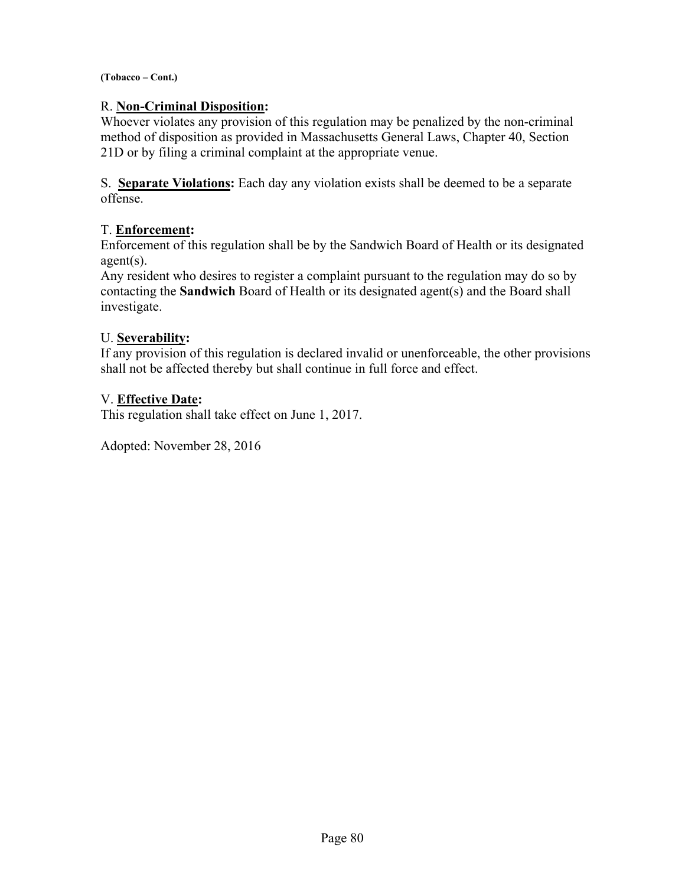**(Tobacco – Cont.)**

R. **<u>Non-Criminal Disposition</u>:**
Whoever violates any provision of this regulation may be penalized by the non-criminal method of disposition as provided in Massachusetts General Laws, Chapter 40, Section 21D or by filing a criminal complaint at the appropriate venue.

S. **<u>Separate Violations</u>:** Each day any violation exists shall be deemed to be a separate offense.

T. **<u>Enforcement</u>:**
Enforcement of this regulation shall be by the Sandwich Board of Health or its designated agent(s).
Any resident who desires to register a complaint pursuant to the regulation may do so by contacting the **Sandwich** Board of Health or its designated agent(s) and the Board shall investigate.

U. **<u>Severability</u>:**
If any provision of this regulation is declared invalid or unenforceable, the other provisions shall not be affected thereby but shall continue in full force and effect.

V. **<u>Effective Date</u>:**
This regulation shall take effect on June 1, 2017.

Adopted: November 28, 2016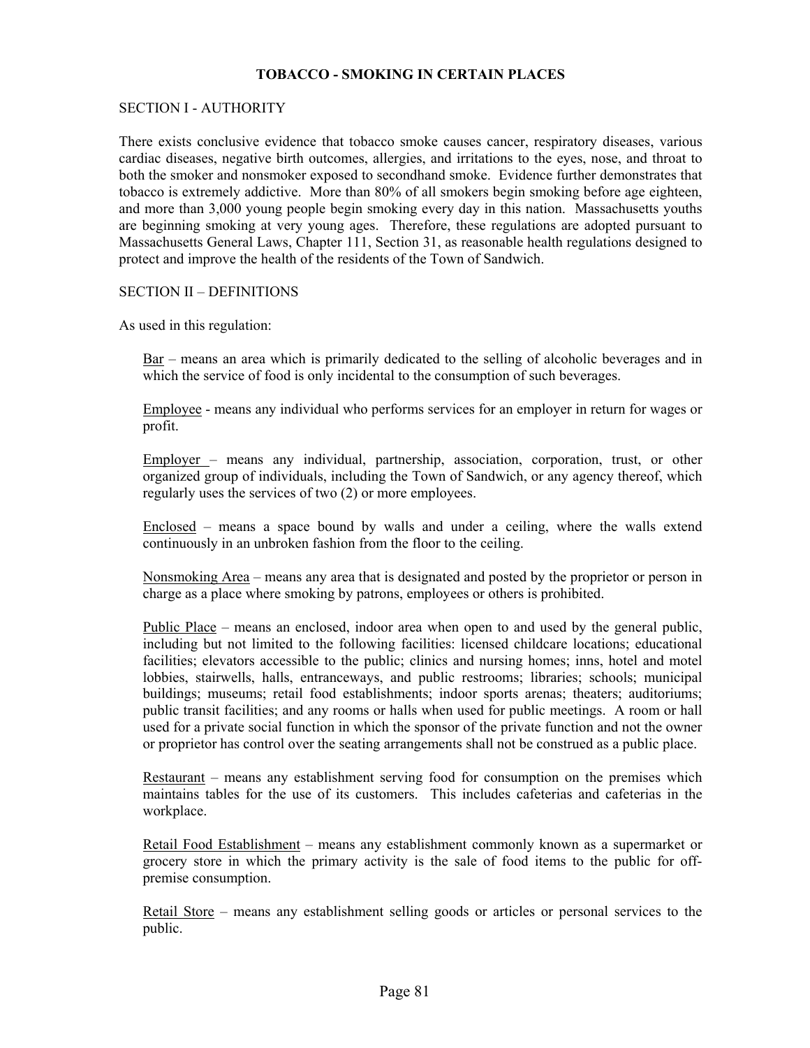## TOBACCO - SMOKING IN CERTAIN PLACES

SECTION I - AUTHORITY

There exists conclusive evidence that tobacco smoke causes cancer, respiratory diseases, various cardiac diseases, negative birth outcomes, allergies, and irritations to the eyes, nose, and throat to both the smoker and nonsmoker exposed to secondhand smoke. Evidence further demonstrates that tobacco is extremely addictive. More than 80% of all smokers begin smoking before age eighteen, and more than 3,000 young people begin smoking every day in this nation. Massachusetts youths are beginning smoking at very young ages. Therefore, these regulations are adopted pursuant to Massachusetts General Laws, Chapter 111, Section 31, as reasonable health regulations designed to protect and improve the health of the residents of the Town of Sandwich.

SECTION II – DEFINITIONS

As used in this regulation:

Bar – means an area which is primarily dedicated to the selling of alcoholic beverages and in which the service of food is only incidental to the consumption of such beverages.

Employee - means any individual who performs services for an employer in return for wages or profit.

Employer – means any individual, partnership, association, corporation, trust, or other organized group of individuals, including the Town of Sandwich, or any agency thereof, which regularly uses the services of two (2) or more employees.

Enclosed – means a space bound by walls and under a ceiling, where the walls extend continuously in an unbroken fashion from the floor to the ceiling.

Nonsmoking Area – means any area that is designated and posted by the proprietor or person in charge as a place where smoking by patrons, employees or others is prohibited.

Public Place – means an enclosed, indoor area when open to and used by the general public, including but not limited to the following facilities: licensed childcare locations; educational facilities; elevators accessible to the public; clinics and nursing homes; inns, hotel and motel lobbies, stairwells, halls, entranceways, and public restrooms; libraries; schools; municipal buildings; museums; retail food establishments; indoor sports arenas; theaters; auditoriums; public transit facilities; and any rooms or halls when used for public meetings. A room or hall used for a private social function in which the sponsor of the private function and not the owner or proprietor has control over the seating arrangements shall not be construed as a public place.

Restaurant – means any establishment serving food for consumption on the premises which maintains tables for the use of its customers. This includes cafeterias and cafeterias in the workplace.

Retail Food Establishment – means any establishment commonly known as a supermarket or grocery store in which the primary activity is the sale of food items to the public for off-premise consumption.

Retail Store – means any establishment selling goods or articles or personal services to the public.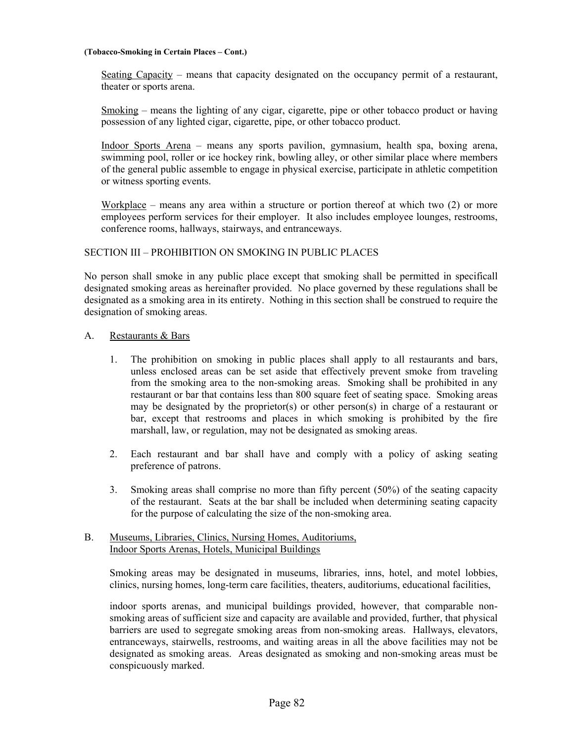**(Tobacco-Smoking in Certain Places – Cont.)**

Seating Capacity – means that capacity designated on the occupancy permit of a restaurant, theater or sports arena.

Smoking – means the lighting of any cigar, cigarette, pipe or other tobacco product or having possession of any lighted cigar, cigarette, pipe, or other tobacco product.

Indoor Sports Arena – means any sports pavilion, gymnasium, health spa, boxing arena, swimming pool, roller or ice hockey rink, bowling alley, or other similar place where members of the general public assemble to engage in physical exercise, participate in athletic competition or witness sporting events.

Workplace – means any area within a structure or portion thereof at which two (2) or more employees perform services for their employer. It also includes employee lounges, restrooms, conference rooms, hallways, stairways, and entranceways.

## SECTION III – PROHIBITION ON SMOKING IN PUBLIC PLACES

No person shall smoke in any public place except that smoking shall be permitted in specificall designated smoking areas as hereinafter provided. No place governed by these regulations shall be designated as a smoking area in its entirety. Nothing in this section shall be construed to require the designation of smoking areas.

### A. Restaurants & Bars

1. The prohibition on smoking in public places shall apply to all restaurants and bars, unless enclosed areas can be set aside that effectively prevent smoke from traveling from the smoking area to the non-smoking areas. Smoking shall be prohibited in any restaurant or bar that contains less than 800 square feet of seating space. Smoking areas may be designated by the proprietor(s) or other person(s) in charge of a restaurant or bar, except that restrooms and places in which smoking is prohibited by the fire marshall, law, or regulation, may not be designated as smoking areas.

2. Each restaurant and bar shall have and comply with a policy of asking seating preference of patrons.

3. Smoking areas shall comprise no more than fifty percent (50%) of the seating capacity of the restaurant. Seats at the bar shall be included when determining seating capacity for the purpose of calculating the size of the non-smoking area.

### B. Museums, Libraries, Clinics, Nursing Homes, Auditoriums, Indoor Sports Arenas, Hotels, Municipal Buildings

Smoking areas may be designated in museums, libraries, inns, hotel, and motel lobbies, clinics, nursing homes, long-term care facilities, theaters, auditoriums, educational facilities,

indoor sports arenas, and municipal buildings provided, however, that comparable non-smoking areas of sufficient size and capacity are available and provided, further, that physical barriers are used to segregate smoking areas from non-smoking areas. Hallways, elevators, entranceways, stairwells, restrooms, and waiting areas in all the above facilities may not be designated as smoking areas. Areas designated as smoking and non-smoking areas must be conspicuously marked.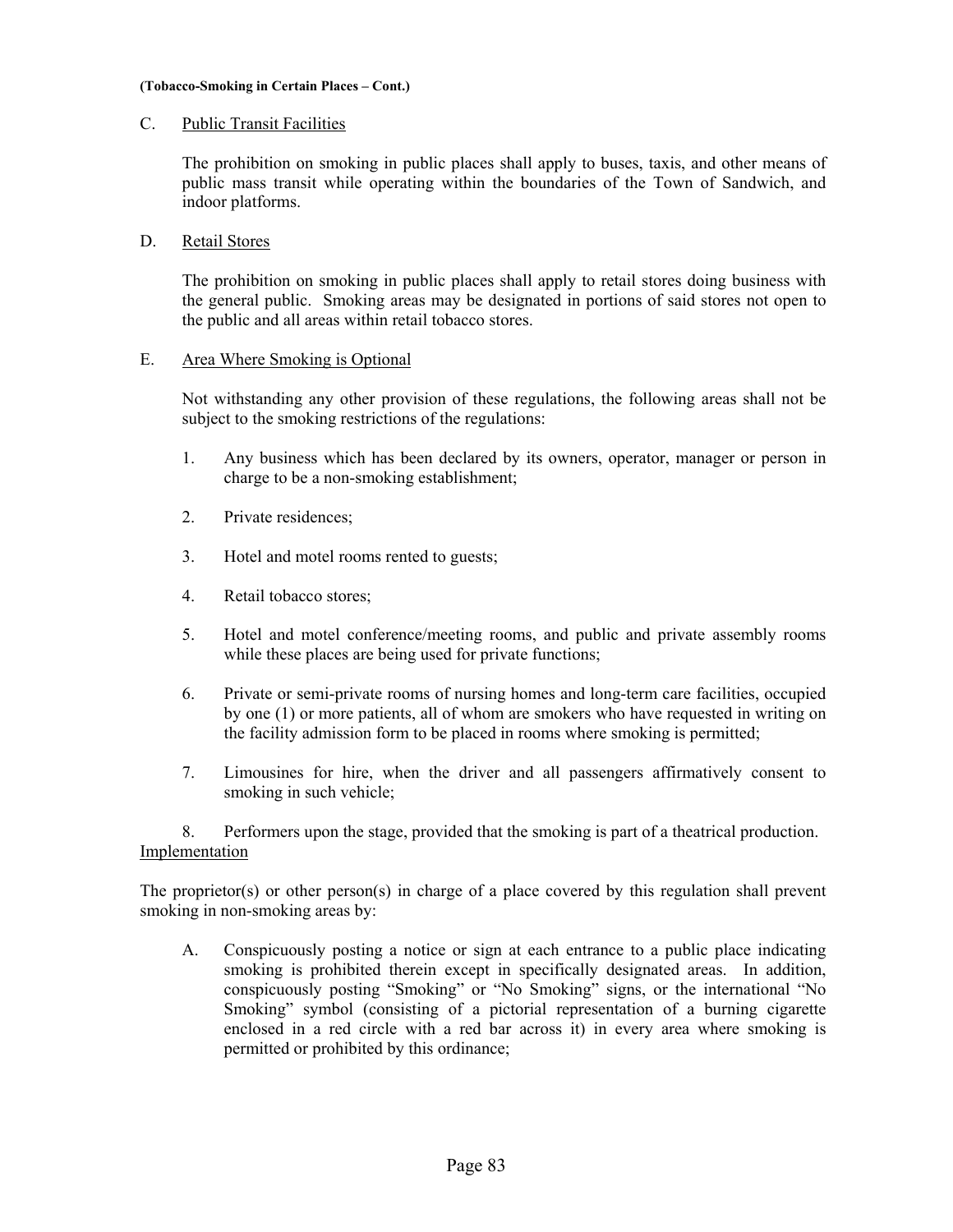**(Tobacco-Smoking in Certain Places – Cont.)**

C. Public Transit Facilities

The prohibition on smoking in public places shall apply to buses, taxis, and other means of public mass transit while operating within the boundaries of the Town of Sandwich, and indoor platforms.

D. Retail Stores

The prohibition on smoking in public places shall apply to retail stores doing business with the general public. Smoking areas may be designated in portions of said stores not open to the public and all areas within retail tobacco stores.

E. Area Where Smoking is Optional

Not withstanding any other provision of these regulations, the following areas shall not be subject to the smoking restrictions of the regulations:

1. Any business which has been declared by its owners, operator, manager or person in charge to be a non-smoking establishment;

2. Private residences;

3. Hotel and motel rooms rented to guests;

4. Retail tobacco stores;

5. Hotel and motel conference/meeting rooms, and public and private assembly rooms while these places are being used for private functions;

6. Private or semi-private rooms of nursing homes and long-term care facilities, occupied by one (1) or more patients, all of whom are smokers who have requested in writing on the facility admission form to be placed in rooms where smoking is permitted;

7. Limousines for hire, when the driver and all passengers affirmatively consent to smoking in such vehicle;

8. Performers upon the stage, provided that the smoking is part of a theatrical production.

Implementation

The proprietor(s) or other person(s) in charge of a place covered by this regulation shall prevent smoking in non-smoking areas by:

A. Conspicuously posting a notice or sign at each entrance to a public place indicating smoking is prohibited therein except in specifically designated areas. In addition, conspicuously posting "Smoking" or "No Smoking" signs, or the international "No Smoking" symbol (consisting of a pictorial representation of a burning cigarette enclosed in a red circle with a red bar across it) in every area where smoking is permitted or prohibited by this ordinance;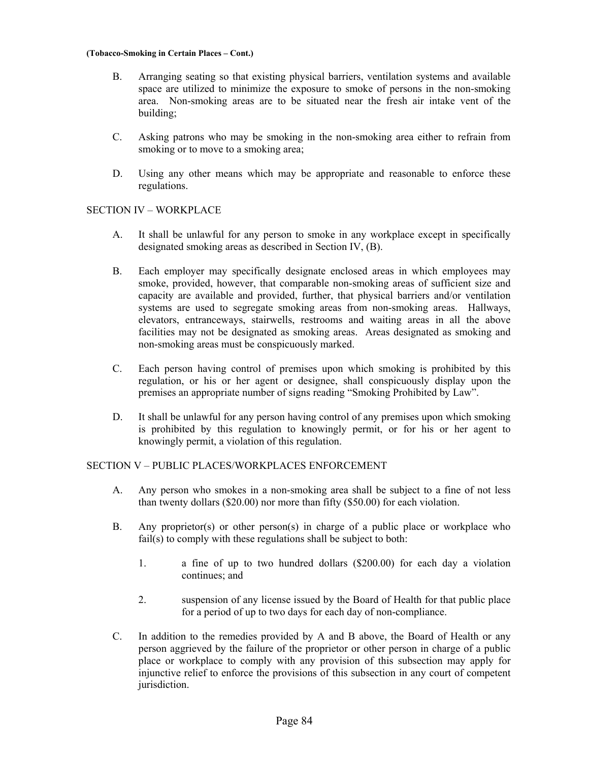B. Arranging seating so that existing physical barriers, ventilation systems and available space are utilized to minimize the exposure to smoke of persons in the non-smoking area. Non-smoking areas are to be situated near the fresh air intake vent of the building;

C. Asking patrons who may be smoking in the non-smoking area either to refrain from smoking or to move to a smoking area;

D. Using any other means which may be appropriate and reasonable to enforce these regulations.

SECTION IV – WORKPLACE

A. It shall be unlawful for any person to smoke in any workplace except in specifically designated smoking areas as described in Section IV, (B).

B. Each employer may specifically designate enclosed areas in which employees may smoke, provided, however, that comparable non-smoking areas of sufficient size and capacity are available and provided, further, that physical barriers and/or ventilation systems are used to segregate smoking areas from non-smoking areas. Hallways, elevators, entranceways, stairwells, restrooms and waiting areas in all the above facilities may not be designated as smoking areas. Areas designated as smoking and non-smoking areas must be conspicuously marked.

C. Each person having control of premises upon which smoking is prohibited by this regulation, or his or her agent or designee, shall conspicuously display upon the premises an appropriate number of signs reading "Smoking Prohibited by Law".

D. It shall be unlawful for any person having control of any premises upon which smoking is prohibited by this regulation to knowingly permit, or for his or her agent to knowingly permit, a violation of this regulation.

SECTION V – PUBLIC PLACES/WORKPLACES ENFORCEMENT

A. Any person who smokes in a non-smoking area shall be subject to a fine of not less than twenty dollars ($20.00) nor more than fifty ($50.00) for each violation.

B. Any proprietor(s) or other person(s) in charge of a public place or workplace who fail(s) to comply with these regulations shall be subject to both:

   1. a fine of up to two hundred dollars ($200.00) for each day a violation continues; and

   2. suspension of any license issued by the Board of Health for that public place for a period of up to two days for each day of non-compliance.

C. In addition to the remedies provided by A and B above, the Board of Health or any person aggrieved by the failure of the proprietor or other person in charge of a public place or workplace to comply with any provision of this subsection may apply for injunctive relief to enforce the provisions of this subsection in any court of competent jurisdiction.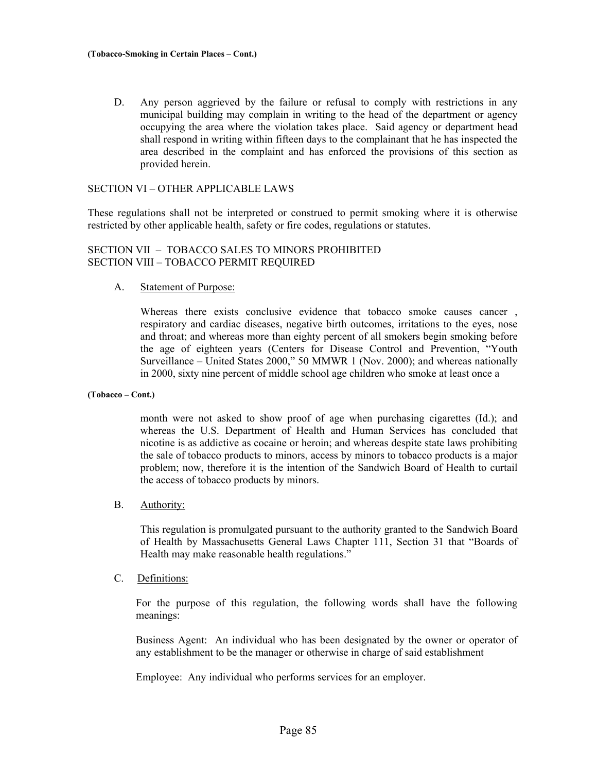D. Any person aggrieved by the failure or refusal to comply with restrictions in any municipal building may complain in writing to the head of the department or agency occupying the area where the violation takes place. Said agency or department head shall respond in writing within fifteen days to the complainant that he has inspected the area described in the complaint and has enforced the provisions of this section as provided herein.

SECTION VI – OTHER APPLICABLE LAWS

These regulations shall not be interpreted or construed to permit smoking where it is otherwise restricted by other applicable health, safety or fire codes, regulations or statutes.

SECTION VII – TOBACCO SALES TO MINORS PROHIBITED
SECTION VIII – TOBACCO PERMIT REQUIRED

A. Statement of Purpose:

Whereas there exists conclusive evidence that tobacco smoke causes cancer , respiratory and cardiac diseases, negative birth outcomes, irritations to the eyes, nose and throat; and whereas more than eighty percent of all smokers begin smoking before the age of eighteen years (Centers for Disease Control and Prevention, "Youth Surveillance – United States 2000," 50 MMWR 1 (Nov. 2000); and whereas nationally in 2000, sixty nine percent of middle school age children who smoke at least once a month were not asked to show proof of age when purchasing cigarettes (Id.); and whereas the U.S. Department of Health and Human Services has concluded that nicotine is as addictive as cocaine or heroin; and whereas despite state laws prohibiting the sale of tobacco products to minors, access by minors to tobacco products is a major problem; now, therefore it is the intention of the Sandwich Board of Health to curtail the access of tobacco products by minors.

B. Authority:

This regulation is promulgated pursuant to the authority granted to the Sandwich Board of Health by Massachusetts General Laws Chapter 111, Section 31 that "Boards of Health may make reasonable health regulations."

C. Definitions:

For the purpose of this regulation, the following words shall have the following meanings:

Business Agent: An individual who has been designated by the owner or operator of any establishment to be the manager or otherwise in charge of said establishment

Employee: Any individual who performs services for an employer.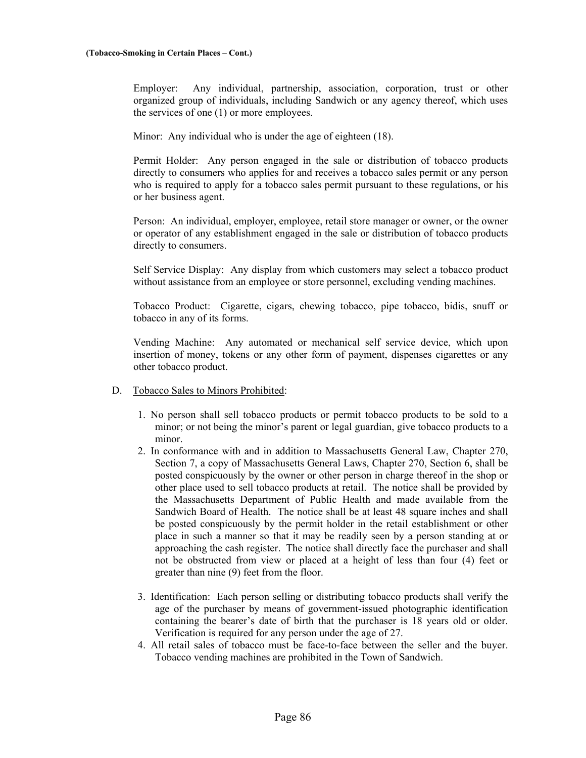Employer: Any individual, partnership, association, corporation, trust or other organized group of individuals, including Sandwich or any agency thereof, which uses the services of one (1) or more employees.

Minor: Any individual who is under the age of eighteen (18).

Permit Holder: Any person engaged in the sale or distribution of tobacco products directly to consumers who applies for and receives a tobacco sales permit or any person who is required to apply for a tobacco sales permit pursuant to these regulations, or his or her business agent.

Person: An individual, employer, employee, retail store manager or owner, or the owner or operator of any establishment engaged in the sale or distribution of tobacco products directly to consumers.

Self Service Display: Any display from which customers may select a tobacco product without assistance from an employee or store personnel, excluding vending machines.

Tobacco Product: Cigarette, cigars, chewing tobacco, pipe tobacco, bidis, snuff or tobacco in any of its forms.

Vending Machine: Any automated or mechanical self service device, which upon insertion of money, tokens or any other form of payment, dispenses cigarettes or any other tobacco product.

D. Tobacco Sales to Minors Prohibited:

1. No person shall sell tobacco products or permit tobacco products to be sold to a minor; or not being the minor's parent or legal guardian, give tobacco products to a minor.
2. In conformance with and in addition to Massachusetts General Law, Chapter 270, Section 7, a copy of Massachusetts General Laws, Chapter 270, Section 6, shall be posted conspicuously by the owner or other person in charge thereof in the shop or other place used to sell tobacco products at retail. The notice shall be provided by the Massachusetts Department of Public Health and made available from the Sandwich Board of Health. The notice shall be at least 48 square inches and shall be posted conspicuously by the permit holder in the retail establishment or other place in such a manner so that it may be readily seen by a person standing at or approaching the cash register. The notice shall directly face the purchaser and shall not be obstructed from view or placed at a height of less than four (4) feet or greater than nine (9) feet from the floor.
3. Identification: Each person selling or distributing tobacco products shall verify the age of the purchaser by means of government-issued photographic identification containing the bearer's date of birth that the purchaser is 18 years old or older. Verification is required for any person under the age of 27.
4. All retail sales of tobacco must be face-to-face between the seller and the buyer. Tobacco vending machines are prohibited in the Town of Sandwich.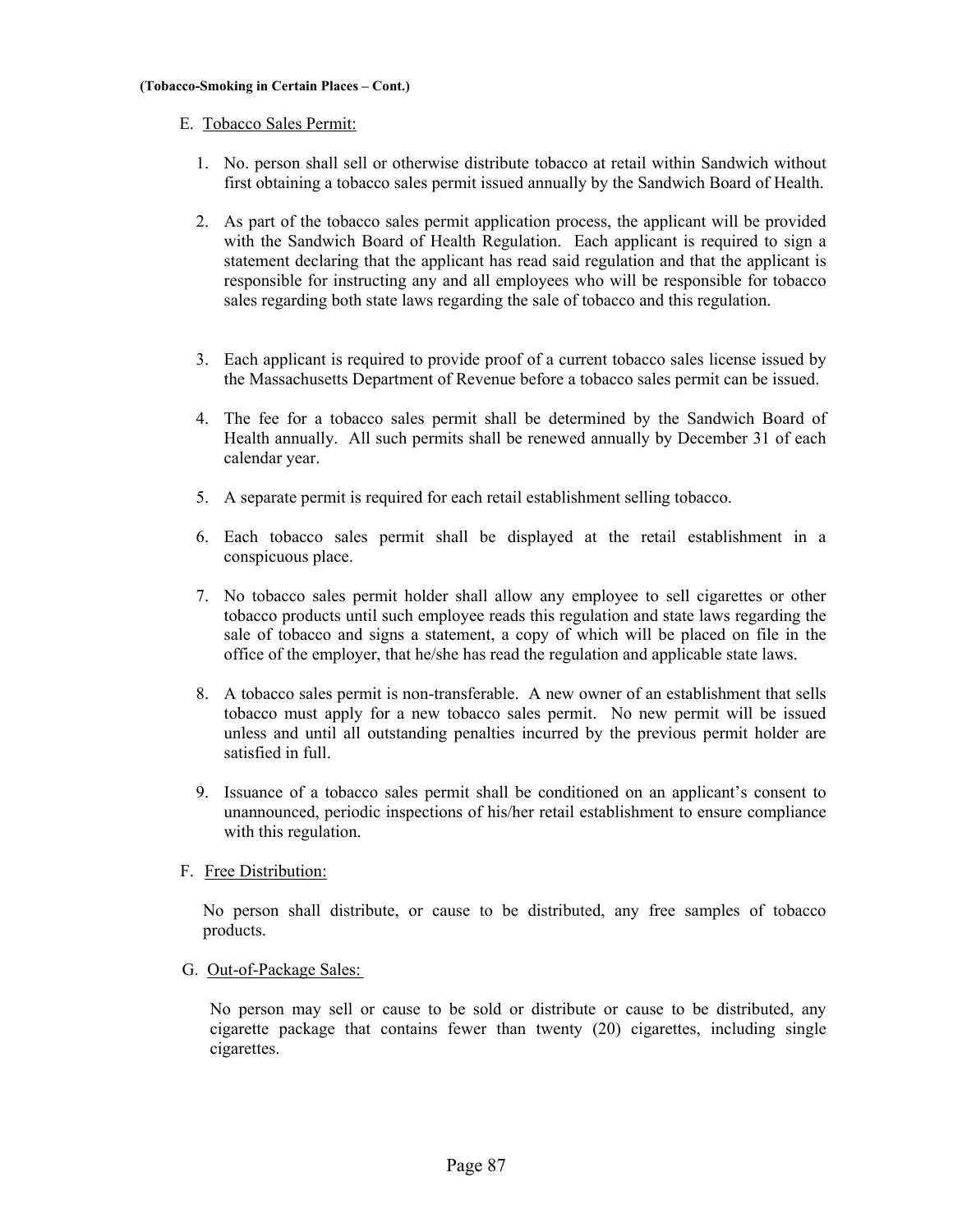**(Tobacco-Smoking in Certain Places – Cont.)**

E. Tobacco Sales Permit:

1. No. person shall sell or otherwise distribute tobacco at retail within Sandwich without first obtaining a tobacco sales permit issued annually by the Sandwich Board of Health.

2. As part of the tobacco sales permit application process, the applicant will be provided with the Sandwich Board of Health Regulation. Each applicant is required to sign a statement declaring that the applicant has read said regulation and that the applicant is responsible for instructing any and all employees who will be responsible for tobacco sales regarding both state laws regarding the sale of tobacco and this regulation.

3. Each applicant is required to provide proof of a current tobacco sales license issued by the Massachusetts Department of Revenue before a tobacco sales permit can be issued.

4. The fee for a tobacco sales permit shall be determined by the Sandwich Board of Health annually. All such permits shall be renewed annually by December 31 of each calendar year.

5. A separate permit is required for each retail establishment selling tobacco.

6. Each tobacco sales permit shall be displayed at the retail establishment in a conspicuous place.

7. No tobacco sales permit holder shall allow any employee to sell cigarettes or other tobacco products until such employee reads this regulation and state laws regarding the sale of tobacco and signs a statement, a copy of which will be placed on file in the office of the employer, that he/she has read the regulation and applicable state laws.

8. A tobacco sales permit is non-transferable. A new owner of an establishment that sells tobacco must apply for a new tobacco sales permit. No new permit will be issued unless and until all outstanding penalties incurred by the previous permit holder are satisfied in full.

9. Issuance of a tobacco sales permit shall be conditioned on an applicant's consent to unannounced, periodic inspections of his/her retail establishment to ensure compliance with this regulation.

F. Free Distribution:

No person shall distribute, or cause to be distributed, any free samples of tobacco products.

G. Out-of-Package Sales:

No person may sell or cause to be sold or distribute or cause to be distributed, any cigarette package that contains fewer than twenty (20) cigarettes, including single cigarettes.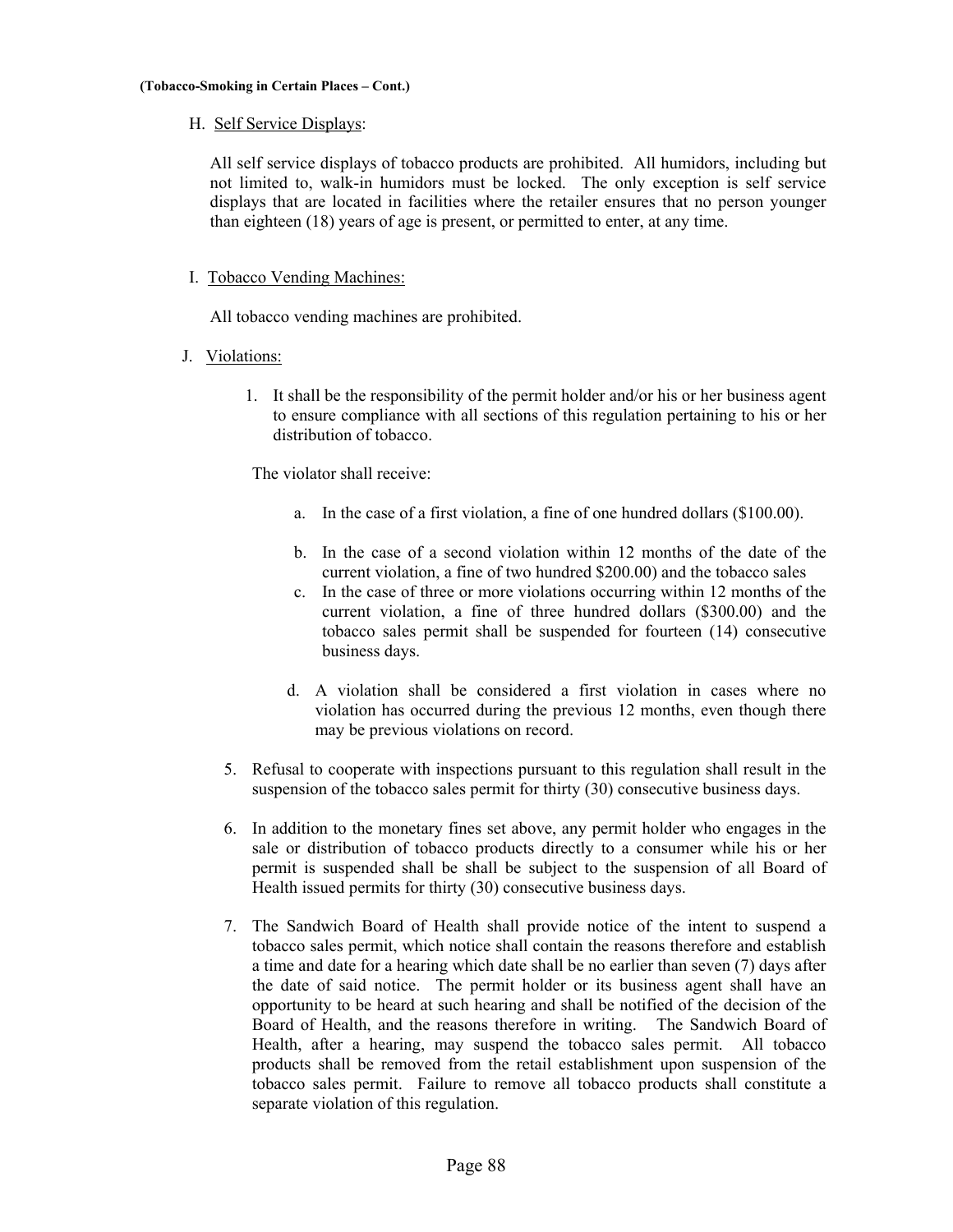**(Tobacco-Smoking in Certain Places – Cont.)**

H. Self Service Displays:

All self service displays of tobacco products are prohibited. All humidors, including but not limited to, walk-in humidors must be locked. The only exception is self service displays that are located in facilities where the retailer ensures that no person younger than eighteen (18) years of age is present, or permitted to enter, at any time.

I. Tobacco Vending Machines:

All tobacco vending machines are prohibited.

J. Violations:

1. It shall be the responsibility of the permit holder and/or his or her business agent to ensure compliance with all sections of this regulation pertaining to his or her distribution of tobacco.

The violator shall receive:

a. In the case of a first violation, a fine of one hundred dollars ($100.00).

b. In the case of a second violation within 12 months of the date of the current violation, a fine of two hundred $200.00) and the tobacco sales

c. In the case of three or more violations occurring within 12 months of the current violation, a fine of three hundred dollars ($300.00) and the tobacco sales permit shall be suspended for fourteen (14) consecutive business days.

d. A violation shall be considered a first violation in cases where no violation has occurred during the previous 12 months, even though there may be previous violations on record.

5. Refusal to cooperate with inspections pursuant to this regulation shall result in the suspension of the tobacco sales permit for thirty (30) consecutive business days.

6. In addition to the monetary fines set above, any permit holder who engages in the sale or distribution of tobacco products directly to a consumer while his or her permit is suspended shall be shall be subject to the suspension of all Board of Health issued permits for thirty (30) consecutive business days.

7. The Sandwich Board of Health shall provide notice of the intent to suspend a tobacco sales permit, which notice shall contain the reasons therefore and establish a time and date for a hearing which date shall be no earlier than seven (7) days after the date of said notice. The permit holder or its business agent shall have an opportunity to be heard at such hearing and shall be notified of the decision of the Board of Health, and the reasons therefore in writing. The Sandwich Board of Health, after a hearing, may suspend the tobacco sales permit. All tobacco products shall be removed from the retail establishment upon suspension of the tobacco sales permit. Failure to remove all tobacco products shall constitute a separate violation of this regulation.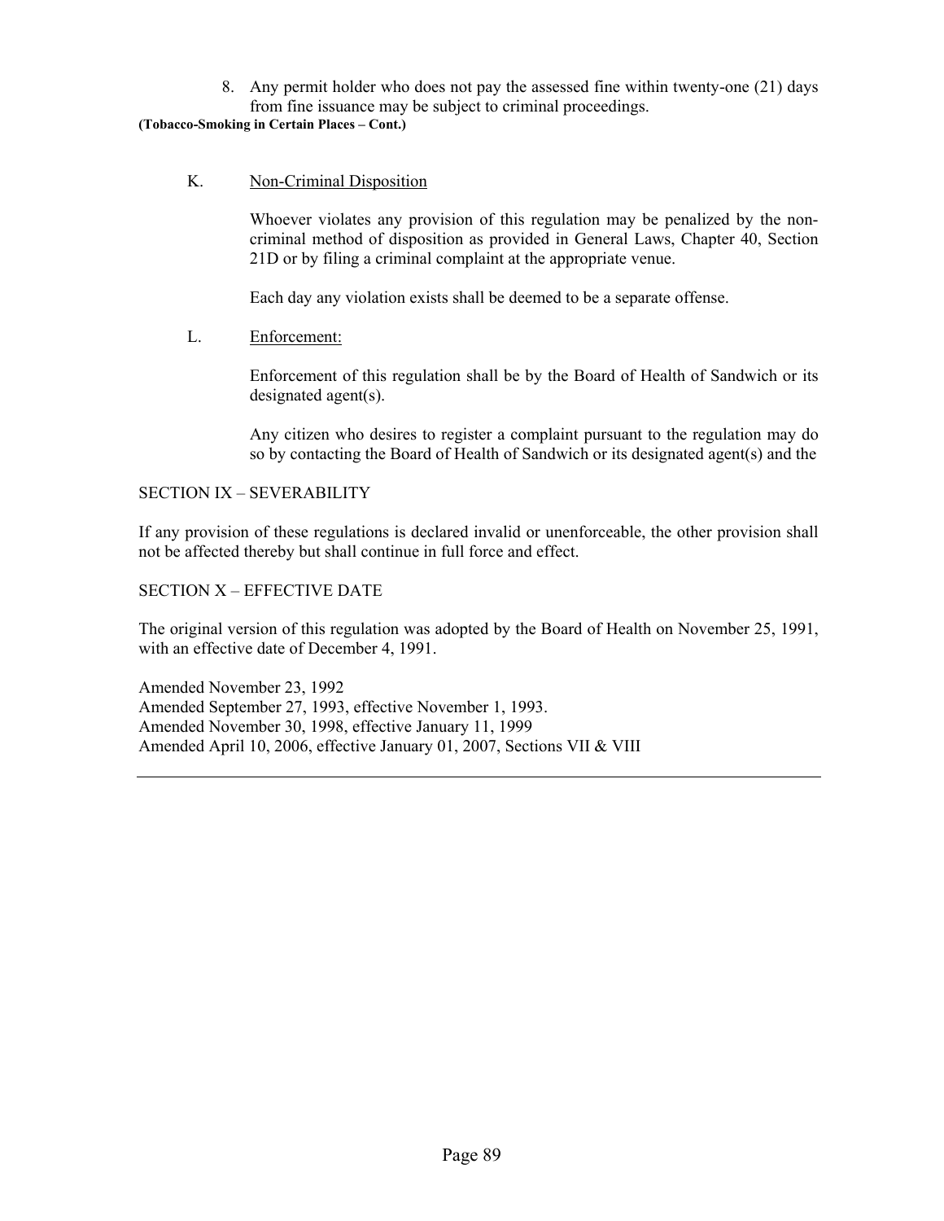8. Any permit holder who does not pay the assessed fine within twenty-one (21) days from fine issuance may be subject to criminal proceedings.

**(Tobacco-Smoking in Certain Places – Cont.)**

K. Non-Criminal Disposition

Whoever violates any provision of this regulation may be penalized by the non-criminal method of disposition as provided in General Laws, Chapter 40, Section 21D or by filing a criminal complaint at the appropriate venue.

Each day any violation exists shall be deemed to be a separate offense.

L. Enforcement:

Enforcement of this regulation shall be by the Board of Health of Sandwich or its designated agent(s).

Any citizen who desires to register a complaint pursuant to the regulation may do so by contacting the Board of Health of Sandwich or its designated agent(s) and the

SECTION IX – SEVERABILITY

If any provision of these regulations is declared invalid or unenforceable, the other provision shall not be affected thereby but shall continue in full force and effect.

SECTION X – EFFECTIVE DATE

The original version of this regulation was adopted by the Board of Health on November 25, 1991, with an effective date of December 4, 1991.

Amended November 23, 1992
Amended September 27, 1993, effective November 1, 1993.
Amended November 30, 1998, effective January 11, 1999
Amended April 10, 2006, effective January 01, 2007, Sections VII & VIII

---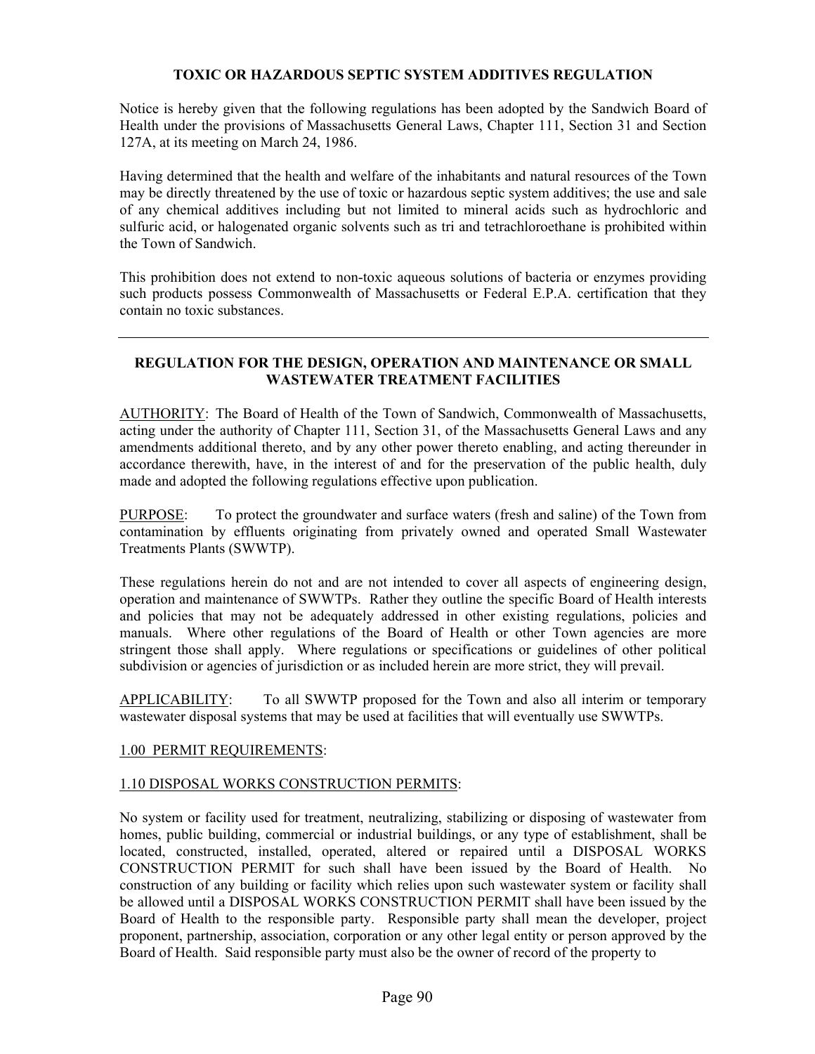**TOXIC OR HAZARDOUS SEPTIC SYSTEM ADDITIVES REGULATION**

Notice is hereby given that the following regulations has been adopted by the Sandwich Board of Health under the provisions of Massachusetts General Laws, Chapter 111, Section 31 and Section 127A, at its meeting on March 24, 1986.

Having determined that the health and welfare of the inhabitants and natural resources of the Town may be directly threatened by the use of toxic or hazardous septic system additives; the use and sale of any chemical additives including but not limited to mineral acids such as hydrochloric and sulfuric acid, or halogenated organic solvents such as tri and tetrachloroethane is prohibited within the Town of Sandwich.

This prohibition does not extend to non-toxic aqueous solutions of bacteria or enzymes providing such products possess Commonwealth of Massachusetts or Federal E.P.A. certification that they contain no toxic substances.

---

**REGULATION FOR THE DESIGN, OPERATION AND MAINTENANCE OR SMALL WASTEWATER TREATMENT FACILITIES**

AUTHORITY: The Board of Health of the Town of Sandwich, Commonwealth of Massachusetts, acting under the authority of Chapter 111, Section 31, of the Massachusetts General Laws and any amendments additional thereto, and by any other power thereto enabling, and acting thereunder in accordance therewith, have, in the interest of and for the preservation of the public health, duly made and adopted the following regulations effective upon publication.

PURPOSE: To protect the groundwater and surface waters (fresh and saline) of the Town from contamination by effluents originating from privately owned and operated Small Wastewater Treatments Plants (SWWTP).

These regulations herein do not and are not intended to cover all aspects of engineering design, operation and maintenance of SWWTPs. Rather they outline the specific Board of Health interests and policies that may not be adequately addressed in other existing regulations, policies and manuals. Where other regulations of the Board of Health or other Town agencies are more stringent those shall apply. Where regulations or specifications or guidelines of other political subdivision or agencies of jurisdiction or as included herein are more strict, they will prevail.

APPLICABILITY: To all SWWTP proposed for the Town and also all interim or temporary wastewater disposal systems that may be used at facilities that will eventually use SWWTPs.

1.00 PERMIT REQUIREMENTS:

1.10 DISPOSAL WORKS CONSTRUCTION PERMITS:

No system or facility used for treatment, neutralizing, stabilizing or disposing of wastewater from homes, public building, commercial or industrial buildings, or any type of establishment, shall be located, constructed, installed, operated, altered or repaired until a DISPOSAL WORKS CONSTRUCTION PERMIT for such shall have been issued by the Board of Health. No construction of any building or facility which relies upon such wastewater system or facility shall be allowed until a DISPOSAL WORKS CONSTRUCTION PERMIT shall have been issued by the Board of Health to the responsible party. Responsible party shall mean the developer, project proponent, partnership, association, corporation or any other legal entity or person approved by the Board of Health. Said responsible party must also be the owner of record of the property to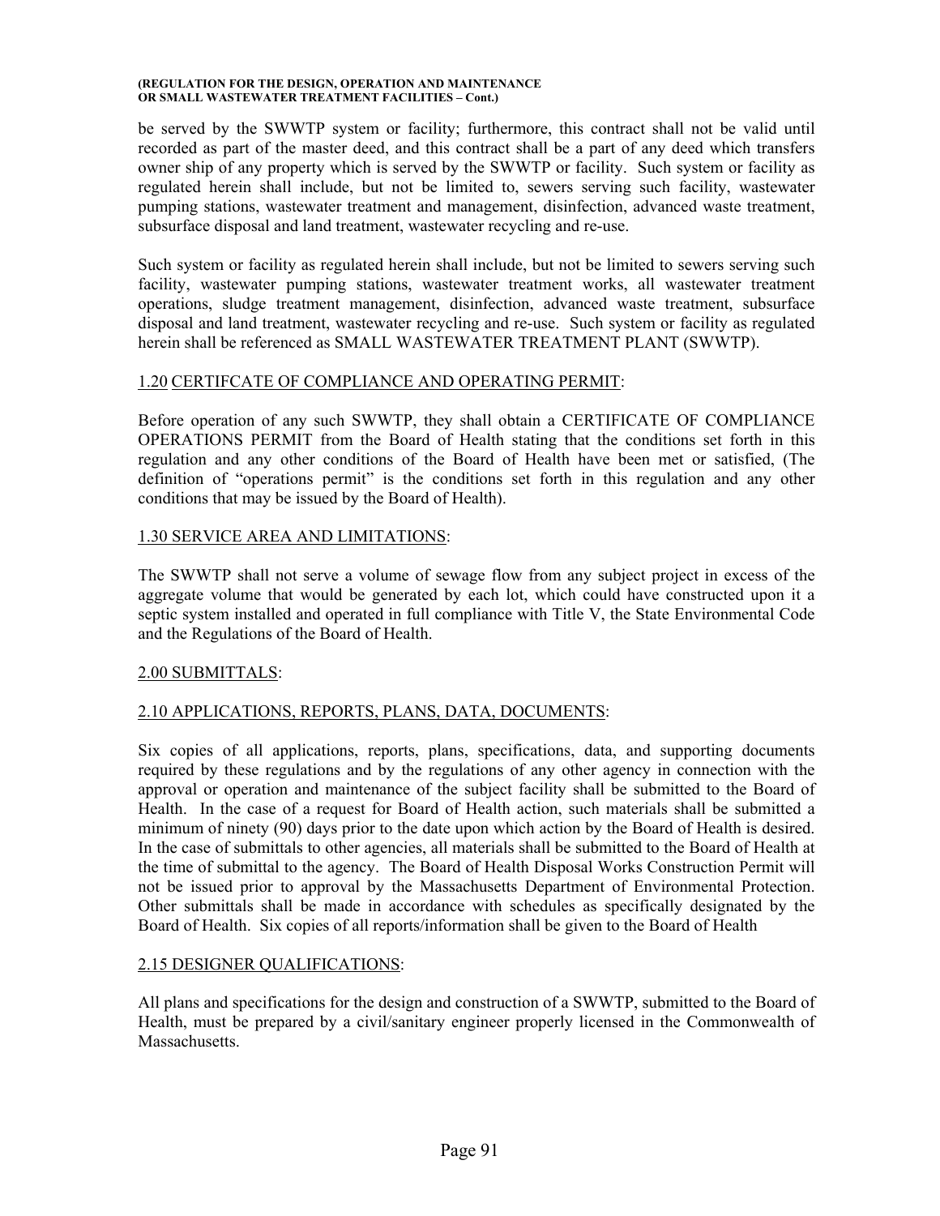be served by the SWWTP system or facility; furthermore, this contract shall not be valid until recorded as part of the master deed, and this contract shall be a part of any deed which transfers owner ship of any property which is served by the SWWTP or facility. Such system or facility as regulated herein shall include, but not be limited to, sewers serving such facility, wastewater pumping stations, wastewater treatment and management, disinfection, advanced waste treatment, subsurface disposal and land treatment, wastewater recycling and re-use.

Such system or facility as regulated herein shall include, but not be limited to sewers serving such facility, wastewater pumping stations, wastewater treatment works, all wastewater treatment operations, sludge treatment management, disinfection, advanced waste treatment, subsurface disposal and land treatment, wastewater recycling and re-use. Such system or facility as regulated herein shall be referenced as SMALL WASTEWATER TREATMENT PLANT (SWWTP).

## 1.20 CERTIFCATE OF COMPLIANCE AND OPERATING PERMIT:

Before operation of any such SWWTP, they shall obtain a CERTIFICATE OF COMPLIANCE OPERATIONS PERMIT from the Board of Health stating that the conditions set forth in this regulation and any other conditions of the Board of Health have been met or satisfied, (The definition of "operations permit" is the conditions set forth in this regulation and any other conditions that may be issued by the Board of Health).

## 1.30 SERVICE AREA AND LIMITATIONS:

The SWWTP shall not serve a volume of sewage flow from any subject project in excess of the aggregate volume that would be generated by each lot, which could have constructed upon it a septic system installed and operated in full compliance with Title V, the State Environmental Code and the Regulations of the Board of Health.

## 2.00 SUBMITTALS:

## 2.10 APPLICATIONS, REPORTS, PLANS, DATA, DOCUMENTS:

Six copies of all applications, reports, plans, specifications, data, and supporting documents required by these regulations and by the regulations of any other agency in connection with the approval or operation and maintenance of the subject facility shall be submitted to the Board of Health. In the case of a request for Board of Health action, such materials shall be submitted a minimum of ninety (90) days prior to the date upon which action by the Board of Health is desired. In the case of submittals to other agencies, all materials shall be submitted to the Board of Health at the time of submittal to the agency. The Board of Health Disposal Works Construction Permit will not be issued prior to approval by the Massachusetts Department of Environmental Protection. Other submittals shall be made in accordance with schedules as specifically designated by the Board of Health. Six copies of all reports/information shall be given to the Board of Health

## 2.15 DESIGNER QUALIFICATIONS:

All plans and specifications for the design and construction of a SWWTP, submitted to the Board of Health, must be prepared by a civil/sanitary engineer properly licensed in the Commonwealth of Massachusetts.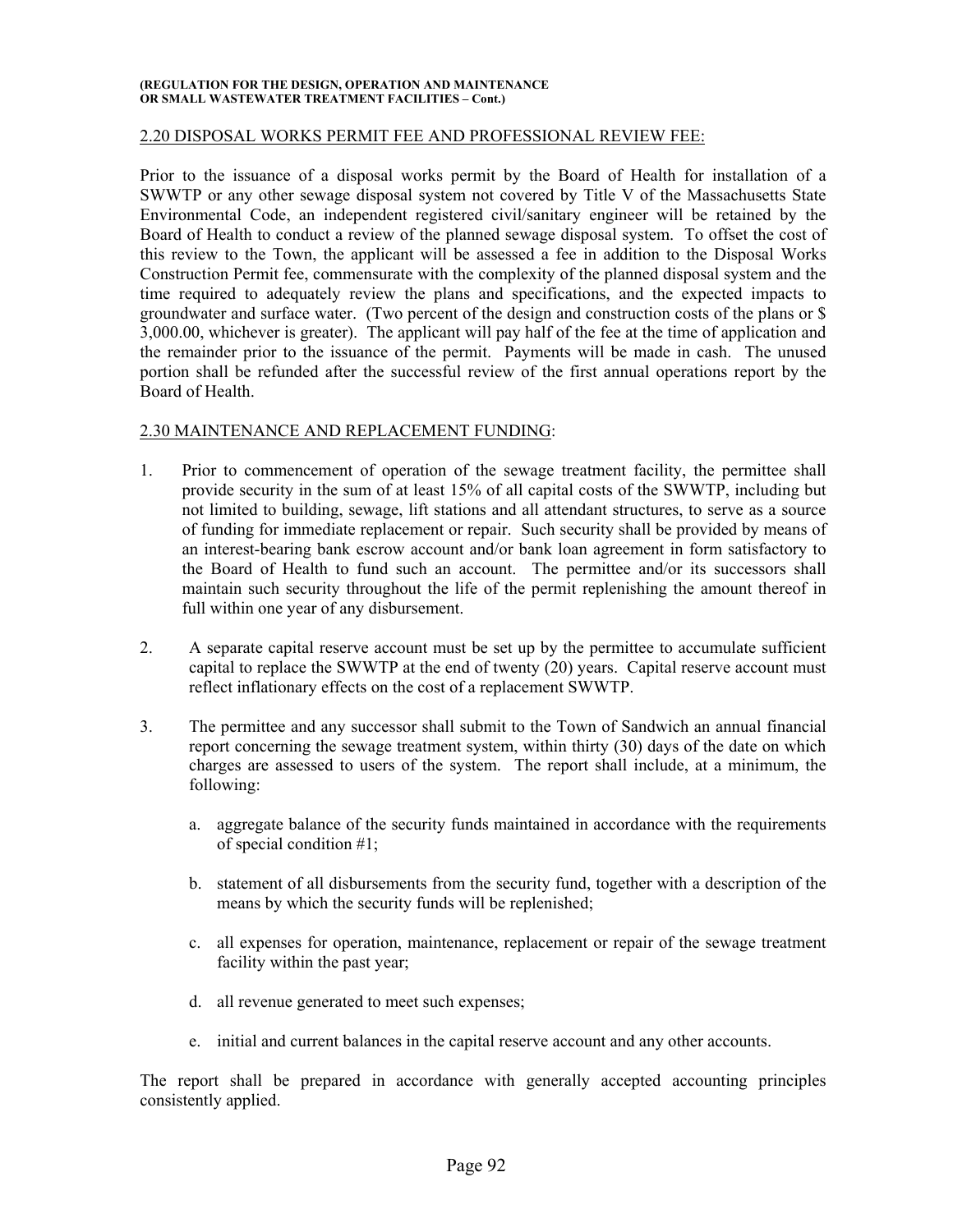## 2.20 DISPOSAL WORKS PERMIT FEE AND PROFESSIONAL REVIEW FEE:

Prior to the issuance of a disposal works permit by the Board of Health for installation of a SWWTP or any other sewage disposal system not covered by Title V of the Massachusetts State Environmental Code, an independent registered civil/sanitary engineer will be retained by the Board of Health to conduct a review of the planned sewage disposal system. To offset the cost of this review to the Town, the applicant will be assessed a fee in addition to the Disposal Works Construction Permit fee, commensurate with the complexity of the planned disposal system and the time required to adequately review the plans and specifications, and the expected impacts to groundwater and surface water. (Two percent of the design and construction costs of the plans or $ 3,000.00, whichever is greater). The applicant will pay half of the fee at the time of application and the remainder prior to the issuance of the permit. Payments will be made in cash. The unused portion shall be refunded after the successful review of the first annual operations report by the Board of Health.

## 2.30 MAINTENANCE AND REPLACEMENT FUNDING:

1. Prior to commencement of operation of the sewage treatment facility, the permittee shall provide security in the sum of at least 15% of all capital costs of the SWWTP, including but not limited to building, sewage, lift stations and all attendant structures, to serve as a source of funding for immediate replacement or repair. Such security shall be provided by means of an interest-bearing bank escrow account and/or bank loan agreement in form satisfactory to the Board of Health to fund such an account. The permittee and/or its successors shall maintain such security throughout the life of the permit replenishing the amount thereof in full within one year of any disbursement.

2. A separate capital reserve account must be set up by the permittee to accumulate sufficient capital to replace the SWWTP at the end of twenty (20) years. Capital reserve account must reflect inflationary effects on the cost of a replacement SWWTP.

3. The permittee and any successor shall submit to the Town of Sandwich an annual financial report concerning the sewage treatment system, within thirty (30) days of the date on which charges are assessed to users of the system. The report shall include, at a minimum, the following:

   a. aggregate balance of the security funds maintained in accordance with the requirements of special condition #1;

   b. statement of all disbursements from the security fund, together with a description of the means by which the security funds will be replenished;

   c. all expenses for operation, maintenance, replacement or repair of the sewage treatment facility within the past year;

   d. all revenue generated to meet such expenses;

   e. initial and current balances in the capital reserve account and any other accounts.

The report shall be prepared in accordance with generally accepted accounting principles consistently applied.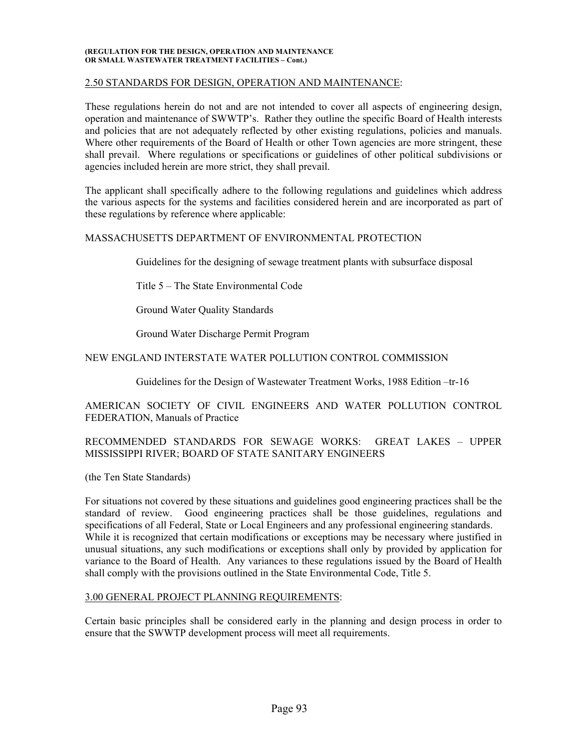## 2.50 STANDARDS FOR DESIGN, OPERATION AND MAINTENANCE:

These regulations herein do not and are not intended to cover all aspects of engineering design, operation and maintenance of SWWTP's. Rather they outline the specific Board of Health interests and policies that are not adequately reflected by other existing regulations, policies and manuals. Where other requirements of the Board of Health or other Town agencies are more stringent, these shall prevail. Where regulations or specifications or guidelines of other political subdivisions or agencies included herein are more strict, they shall prevail.

The applicant shall specifically adhere to the following regulations and guidelines which address the various aspects for the systems and facilities considered herein and are incorporated as part of these regulations by reference where applicable:

MASSACHUSETTS DEPARTMENT OF ENVIRONMENTAL PROTECTION

- Guidelines for the designing of sewage treatment plants with subsurface disposal
- Title 5 – The State Environmental Code
- Ground Water Quality Standards
- Ground Water Discharge Permit Program

NEW ENGLAND INTERSTATE WATER POLLUTION CONTROL COMMISSION

- Guidelines for the Design of Wastewater Treatment Works, 1988 Edition –tr-16

AMERICAN SOCIETY OF CIVIL ENGINEERS AND WATER POLLUTION CONTROL FEDERATION, Manuals of Practice

RECOMMENDED STANDARDS FOR SEWAGE WORKS: GREAT LAKES – UPPER MISSISSIPPI RIVER; BOARD OF STATE SANITARY ENGINEERS

(the Ten State Standards)

For situations not covered by these situations and guidelines good engineering practices shall be the standard of review. Good engineering practices shall be those guidelines, regulations and specifications of all Federal, State or Local Engineers and any professional engineering standards. While it is recognized that certain modifications or exceptions may be necessary where justified in unusual situations, any such modifications or exceptions shall only by provided by application for variance to the Board of Health. Any variances to these regulations issued by the Board of Health shall comply with the provisions outlined in the State Environmental Code, Title 5.

## 3.00 GENERAL PROJECT PLANNING REQUIREMENTS:

Certain basic principles shall be considered early in the planning and design process in order to ensure that the SWWTP development process will meet all requirements.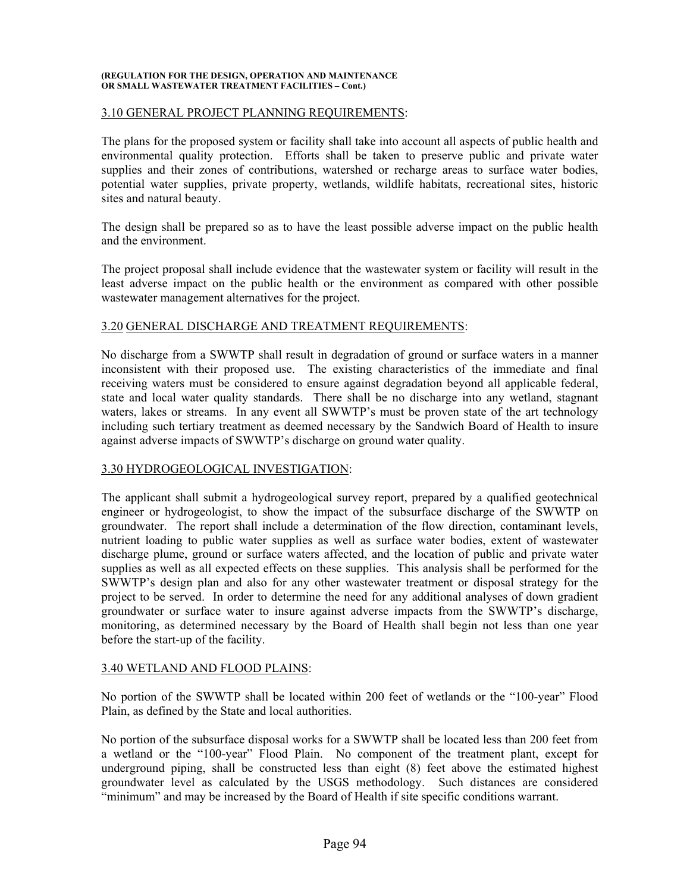### 3.10 GENERAL PROJECT PLANNING REQUIREMENTS:

The plans for the proposed system or facility shall take into account all aspects of public health and environmental quality protection. Efforts shall be taken to preserve public and private water supplies and their zones of contributions, watershed or recharge areas to surface water bodies, potential water supplies, private property, wetlands, wildlife habitats, recreational sites, historic sites and natural beauty.

The design shall be prepared so as to have the least possible adverse impact on the public health and the environment.

The project proposal shall include evidence that the wastewater system or facility will result in the least adverse impact on the public health or the environment as compared with other possible wastewater management alternatives for the project.

### 3.20 GENERAL DISCHARGE AND TREATMENT REQUIREMENTS:

No discharge from a SWWTP shall result in degradation of ground or surface waters in a manner inconsistent with their proposed use. The existing characteristics of the immediate and final receiving waters must be considered to ensure against degradation beyond all applicable federal, state and local water quality standards. There shall be no discharge into any wetland, stagnant waters, lakes or streams. In any event all SWWTP's must be proven state of the art technology including such tertiary treatment as deemed necessary by the Sandwich Board of Health to insure against adverse impacts of SWWTP's discharge on ground water quality.

### 3.30 HYDROGEOLOGICAL INVESTIGATION:

The applicant shall submit a hydrogeological survey report, prepared by a qualified geotechnical engineer or hydrogeologist, to show the impact of the subsurface discharge of the SWWTP on groundwater. The report shall include a determination of the flow direction, contaminant levels, nutrient loading to public water supplies as well as surface water bodies, extent of wastewater discharge plume, ground or surface waters affected, and the location of public and private water supplies as well as all expected effects on these supplies. This analysis shall be performed for the SWWTP's design plan and also for any other wastewater treatment or disposal strategy for the project to be served. In order to determine the need for any additional analyses of down gradient groundwater or surface water to insure against adverse impacts from the SWWTP's discharge, monitoring, as determined necessary by the Board of Health shall begin not less than one year before the start-up of the facility.

### 3.40 WETLAND AND FLOOD PLAINS:

No portion of the SWWTP shall be located within 200 feet of wetlands or the "100-year" Flood Plain, as defined by the State and local authorities.

No portion of the subsurface disposal works for a SWWTP shall be located less than 200 feet from a wetland or the "100-year" Flood Plain. No component of the treatment plant, except for underground piping, shall be constructed less than eight (8) feet above the estimated highest groundwater level as calculated by the USGS methodology. Such distances are considered "minimum" and may be increased by the Board of Health if site specific conditions warrant.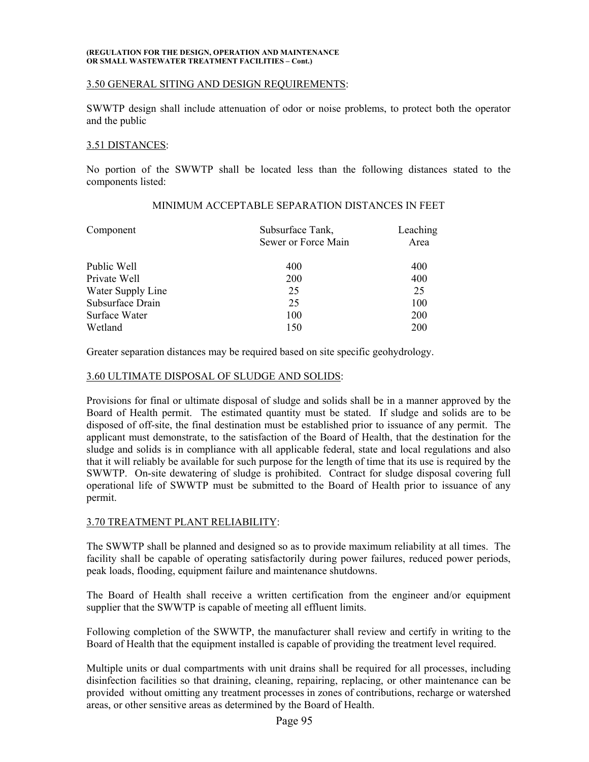### 3.50 GENERAL SITING AND DESIGN REQUIREMENTS:

SWWTP design shall include attenuation of odor or noise problems, to protect both the operator and the public

### 3.51 DISTANCES:

No portion of the SWWTP shall be located less than the following distances stated to the components listed:

MINIMUM ACCEPTABLE SEPARATION DISTANCES IN FEET

| Component | Subsurface Tank, Sewer or Force Main | Leaching Area |
|---|---|---|
| Public Well | 400 | 400 |
| Private Well | 200 | 400 |
| Water Supply Line | 25 | 25 |
| Subsurface Drain | 25 | 100 |
| Surface Water | 100 | 200 |
| Wetland | 150 | 200 |

Greater separation distances may be required based on site specific geohydrology.

### 3.60 ULTIMATE DISPOSAL OF SLUDGE AND SOLIDS:

Provisions for final or ultimate disposal of sludge and solids shall be in a manner approved by the Board of Health permit. The estimated quantity must be stated. If sludge and solids are to be disposed of off-site, the final destination must be established prior to issuance of any permit. The applicant must demonstrate, to the satisfaction of the Board of Health, that the destination for the sludge and solids is in compliance with all applicable federal, state and local regulations and also that it will reliably be available for such purpose for the length of time that its use is required by the SWWTP. On-site dewatering of sludge is prohibited. Contract for sludge disposal covering full operational life of SWWTP must be submitted to the Board of Health prior to issuance of any permit.

### 3.70 TREATMENT PLANT RELIABILITY:

The SWWTP shall be planned and designed so as to provide maximum reliability at all times. The facility shall be capable of operating satisfactorily during power failures, reduced power periods, peak loads, flooding, equipment failure and maintenance shutdowns.

The Board of Health shall receive a written certification from the engineer and/or equipment supplier that the SWWTP is capable of meeting all effluent limits.

Following completion of the SWWTP, the manufacturer shall review and certify in writing to the Board of Health that the equipment installed is capable of providing the treatment level required.

Multiple units or dual compartments with unit drains shall be required for all processes, including disinfection facilities so that draining, cleaning, repairing, replacing, or other maintenance can be provided without omitting any treatment processes in zones of contributions, recharge or watershed areas, or other sensitive areas as determined by the Board of Health.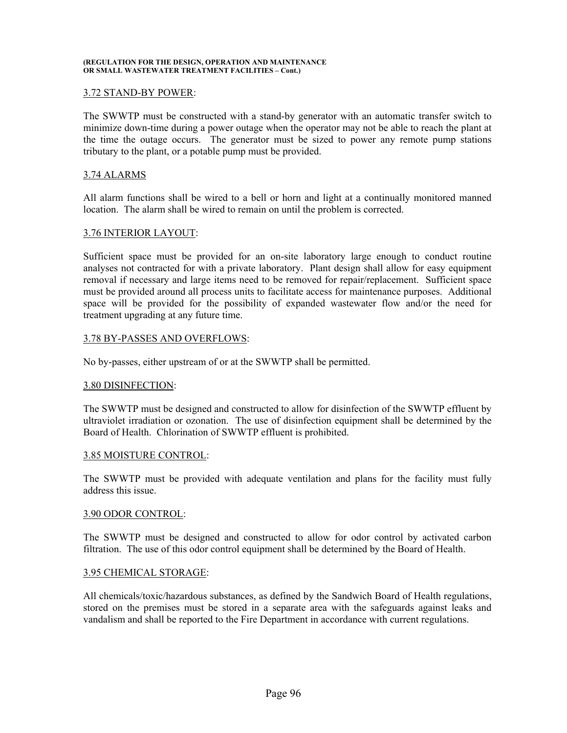3.72 STAND-BY POWER:

The SWWTP must be constructed with a stand-by generator with an automatic transfer switch to minimize down-time during a power outage when the operator may not be able to reach the plant at the time the outage occurs. The generator must be sized to power any remote pump stations tributary to the plant, or a potable pump must be provided.

3.74 ALARMS

All alarm functions shall be wired to a bell or horn and light at a continually monitored manned location. The alarm shall be wired to remain on until the problem is corrected.

3.76 INTERIOR LAYOUT:

Sufficient space must be provided for an on-site laboratory large enough to conduct routine analyses not contracted for with a private laboratory. Plant design shall allow for easy equipment removal if necessary and large items need to be removed for repair/replacement. Sufficient space must be provided around all process units to facilitate access for maintenance purposes. Additional space will be provided for the possibility of expanded wastewater flow and/or the need for treatment upgrading at any future time.

3.78 BY-PASSES AND OVERFLOWS:

No by-passes, either upstream of or at the SWWTP shall be permitted.

3.80 DISINFECTION:

The SWWTP must be designed and constructed to allow for disinfection of the SWWTP effluent by ultraviolet irradiation or ozonation. The use of disinfection equipment shall be determined by the Board of Health. Chlorination of SWWTP effluent is prohibited.

3.85 MOISTURE CONTROL:

The SWWTP must be provided with adequate ventilation and plans for the facility must fully address this issue.

3.90 ODOR CONTROL:

The SWWTP must be designed and constructed to allow for odor control by activated carbon filtration. The use of this odor control equipment shall be determined by the Board of Health.

3.95 CHEMICAL STORAGE:

All chemicals/toxic/hazardous substances, as defined by the Sandwich Board of Health regulations, stored on the premises must be stored in a separate area with the safeguards against leaks and vandalism and shall be reported to the Fire Department in accordance with current regulations.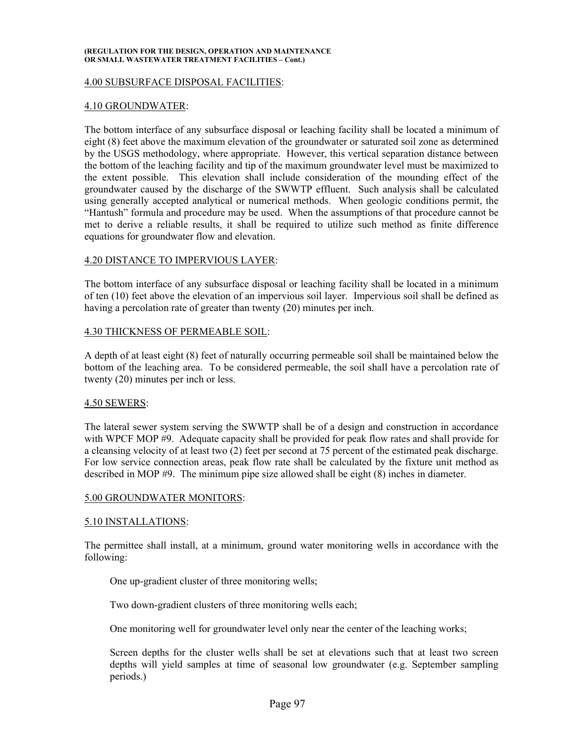## 4.00 SUBSURFACE DISPOSAL FACILITIES:

### 4.10 GROUNDWATER:

The bottom interface of any subsurface disposal or leaching facility shall be located a minimum of eight (8) feet above the maximum elevation of the groundwater or saturated soil zone as determined by the USGS methodology, where appropriate. However, this vertical separation distance between the bottom of the leaching facility and tip of the maximum groundwater level must be maximized to the extent possible. This elevation shall include consideration of the mounding effect of the groundwater caused by the discharge of the SWWTP effluent. Such analysis shall be calculated using generally accepted analytical or numerical methods. When geologic conditions permit, the "Hantush" formula and procedure may be used. When the assumptions of that procedure cannot be met to derive a reliable results, it shall be required to utilize such method as finite difference equations for groundwater flow and elevation.

### 4.20 DISTANCE TO IMPERVIOUS LAYER:

The bottom interface of any subsurface disposal or leaching facility shall be located in a minimum of ten (10) feet above the elevation of an impervious soil layer. Impervious soil shall be defined as having a percolation rate of greater than twenty (20) minutes per inch.

### 4.30 THICKNESS OF PERMEABLE SOIL:

A depth of at least eight (8) feet of naturally occurring permeable soil shall be maintained below the bottom of the leaching area. To be considered permeable, the soil shall have a percolation rate of twenty (20) minutes per inch or less.

### 4.50 SEWERS:

The lateral sewer system serving the SWWTP shall be of a design and construction in accordance with WPCF MOP #9. Adequate capacity shall be provided for peak flow rates and shall provide for a cleansing velocity of at least two (2) feet per second at 75 percent of the estimated peak discharge. For low service connection areas, peak flow rate shall be calculated by the fixture unit method as described in MOP #9. The minimum pipe size allowed shall be eight (8) inches in diameter.

## 5.00 GROUNDWATER MONITORS:

### 5.10 INSTALLATIONS:

The permittee shall install, at a minimum, ground water monitoring wells in accordance with the following:

One up-gradient cluster of three monitoring wells;

Two down-gradient clusters of three monitoring wells each;

One monitoring well for groundwater level only near the center of the leaching works;

Screen depths for the cluster wells shall be set at elevations such that at least two screen depths will yield samples at time of seasonal low groundwater (e.g. September sampling periods.)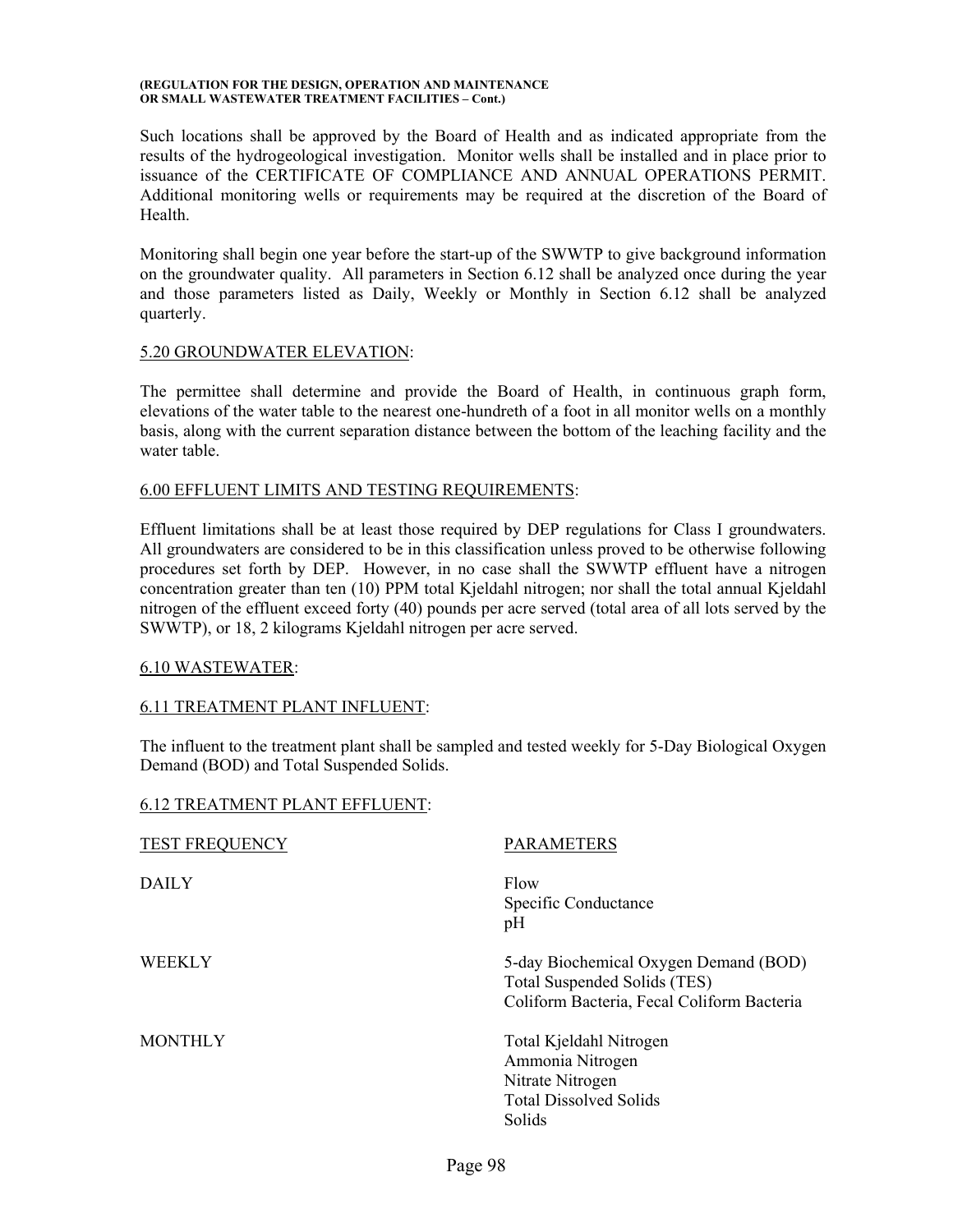Such locations shall be approved by the Board of Health and as indicated appropriate from the results of the hydrogeological investigation. Monitor wells shall be installed and in place prior to issuance of the CERTIFICATE OF COMPLIANCE AND ANNUAL OPERATIONS PERMIT. Additional monitoring wells or requirements may be required at the discretion of the Board of Health.

Monitoring shall begin one year before the start-up of the SWWTP to give background information on the groundwater quality. All parameters in Section 6.12 shall be analyzed once during the year and those parameters listed as Daily, Weekly or Monthly in Section 6.12 shall be analyzed quarterly.

## 5.20 GROUNDWATER ELEVATION:

The permittee shall determine and provide the Board of Health, in continuous graph form, elevations of the water table to the nearest one-hundreth of a foot in all monitor wells on a monthly basis, along with the current separation distance between the bottom of the leaching facility and the water table.

## 6.00 EFFLUENT LIMITS AND TESTING REQUIREMENTS:

Effluent limitations shall be at least those required by DEP regulations for Class I groundwaters. All groundwaters are considered to be in this classification unless proved to be otherwise following procedures set forth by DEP. However, in no case shall the SWWTP effluent have a nitrogen concentration greater than ten (10) PPM total Kjeldahl nitrogen; nor shall the total annual Kjeldahl nitrogen of the effluent exceed forty (40) pounds per acre served (total area of all lots served by the SWWTP), or 18, 2 kilograms Kjeldahl nitrogen per acre served.

## 6.10 WASTEWATER:

## 6.11 TREATMENT PLANT INFLUENT:

The influent to the treatment plant shall be sampled and tested weekly for 5-Day Biological Oxygen Demand (BOD) and Total Suspended Solids.

## 6.12 TREATMENT PLANT EFFLUENT:

| TEST FREQUENCY | PARAMETERS |
|---|---|
| DAILY | Flow<br>Specific Conductance<br>pH |
| WEEKLY | 5-day Biochemical Oxygen Demand (BOD)<br>Total Suspended Solids (TES)<br>Coliform Bacteria, Fecal Coliform Bacteria |
| MONTHLY | Total Kjeldahl Nitrogen<br>Ammonia Nitrogen<br>Nitrate Nitrogen<br>Total Dissolved Solids<br>Solids |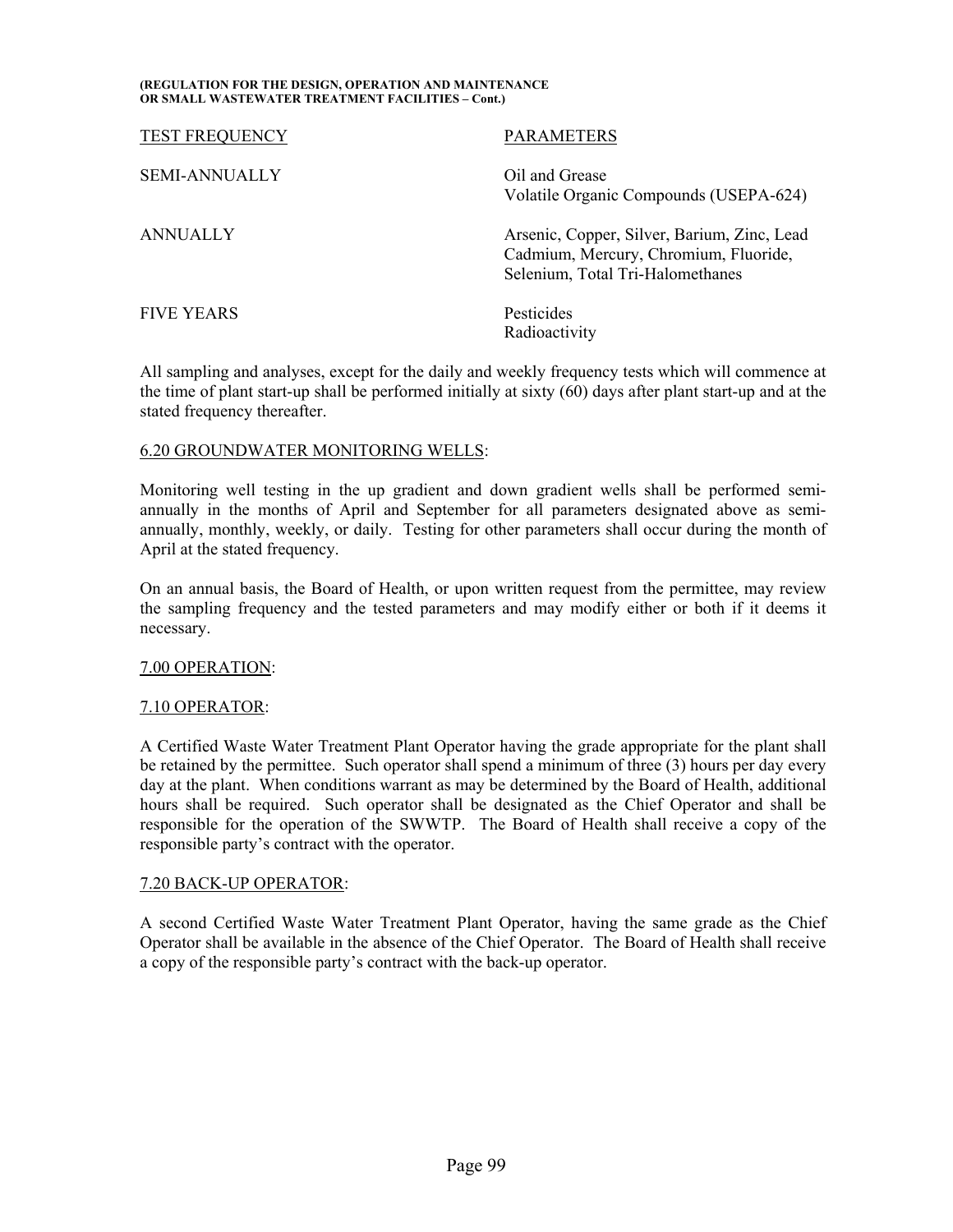| TEST FREQUENCY | PARAMETERS |
|---|---|
| SEMI-ANNUALLY | Oil and Grease<br>Volatile Organic Compounds (USEPA-624) |
| ANNUALLY | Arsenic, Copper, Silver, Barium, Zinc, Lead Cadmium, Mercury, Chromium, Fluoride, Selenium, Total Tri-Halomethanes |
| FIVE YEARS | Pesticides<br>Radioactivity |

All sampling and analyses, except for the daily and weekly frequency tests which will commence at the time of plant start-up shall be performed initially at sixty (60) days after plant start-up and at the stated frequency thereafter.

6.20 GROUNDWATER MONITORING WELLS:

Monitoring well testing in the up gradient and down gradient wells shall be performed semi-annually in the months of April and September for all parameters designated above as semi-annually, monthly, weekly, or daily. Testing for other parameters shall occur during the month of April at the stated frequency.

On an annual basis, the Board of Health, or upon written request from the permittee, may review the sampling frequency and the tested parameters and may modify either or both if it deems it necessary.

7.00 OPERATION:

7.10 OPERATOR:

A Certified Waste Water Treatment Plant Operator having the grade appropriate for the plant shall be retained by the permittee. Such operator shall spend a minimum of three (3) hours per day every day at the plant. When conditions warrant as may be determined by the Board of Health, additional hours shall be required. Such operator shall be designated as the Chief Operator and shall be responsible for the operation of the SWWTP. The Board of Health shall receive a copy of the responsible party's contract with the operator.

7.20 BACK-UP OPERATOR:

A second Certified Waste Water Treatment Plant Operator, having the same grade as the Chief Operator shall be available in the absence of the Chief Operator. The Board of Health shall receive a copy of the responsible party's contract with the back-up operator.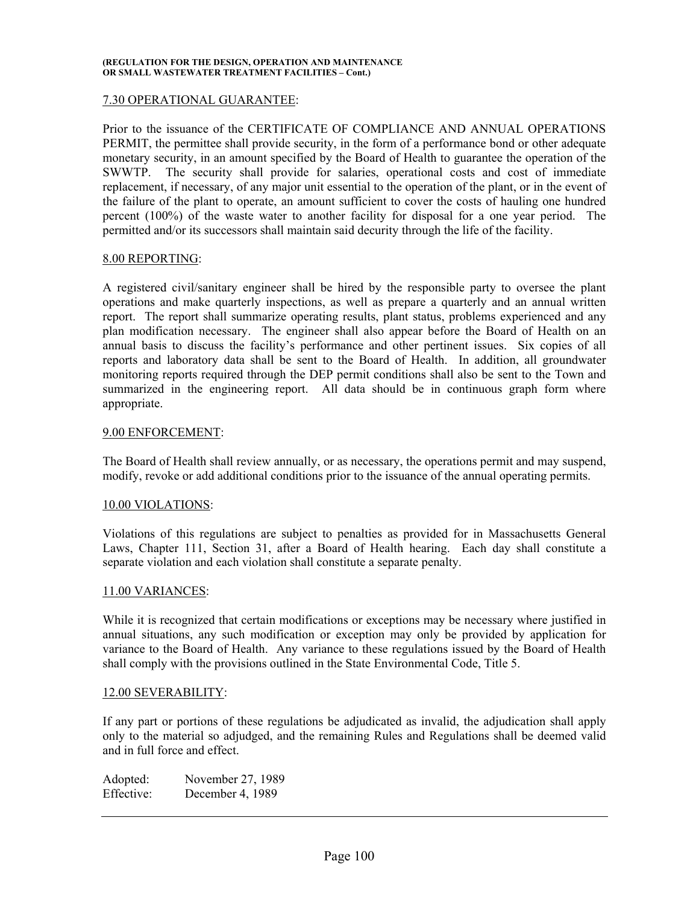7.30 OPERATIONAL GUARANTEE:

Prior to the issuance of the CERTIFICATE OF COMPLIANCE AND ANNUAL OPERATIONS PERMIT, the permittee shall provide security, in the form of a performance bond or other adequate monetary security, in an amount specified by the Board of Health to guarantee the operation of the SWWTP. The security shall provide for salaries, operational costs and cost of immediate replacement, if necessary, of any major unit essential to the operation of the plant, or in the event of the failure of the plant to operate, an amount sufficient to cover the costs of hauling one hundred percent (100%) of the waste water to another facility for disposal for a one year period. The permitted and/or its successors shall maintain said decurity through the life of the facility.

8.00 REPORTING:

A registered civil/sanitary engineer shall be hired by the responsible party to oversee the plant operations and make quarterly inspections, as well as prepare a quarterly and an annual written report. The report shall summarize operating results, plant status, problems experienced and any plan modification necessary. The engineer shall also appear before the Board of Health on an annual basis to discuss the facility's performance and other pertinent issues. Six copies of all reports and laboratory data shall be sent to the Board of Health. In addition, all groundwater monitoring reports required through the DEP permit conditions shall also be sent to the Town and summarized in the engineering report. All data should be in continuous graph form where appropriate.

9.00 ENFORCEMENT:

The Board of Health shall review annually, or as necessary, the operations permit and may suspend, modify, revoke or add additional conditions prior to the issuance of the annual operating permits.

10.00 VIOLATIONS:

Violations of this regulations are subject to penalties as provided for in Massachusetts General Laws, Chapter 111, Section 31, after a Board of Health hearing. Each day shall constitute a separate violation and each violation shall constitute a separate penalty.

11.00 VARIANCES:

While it is recognized that certain modifications or exceptions may be necessary where justified in annual situations, any such modification or exception may only be provided by application for variance to the Board of Health. Any variance to these regulations issued by the Board of Health shall comply with the provisions outlined in the State Environmental Code, Title 5.

12.00 SEVERABILITY:

If any part or portions of these regulations be adjudicated as invalid, the adjudication shall apply only to the material so adjudged, and the remaining Rules and Regulations shall be deemed valid and in full force and effect.

Adopted: November 27, 1989
Effective: December 4, 1989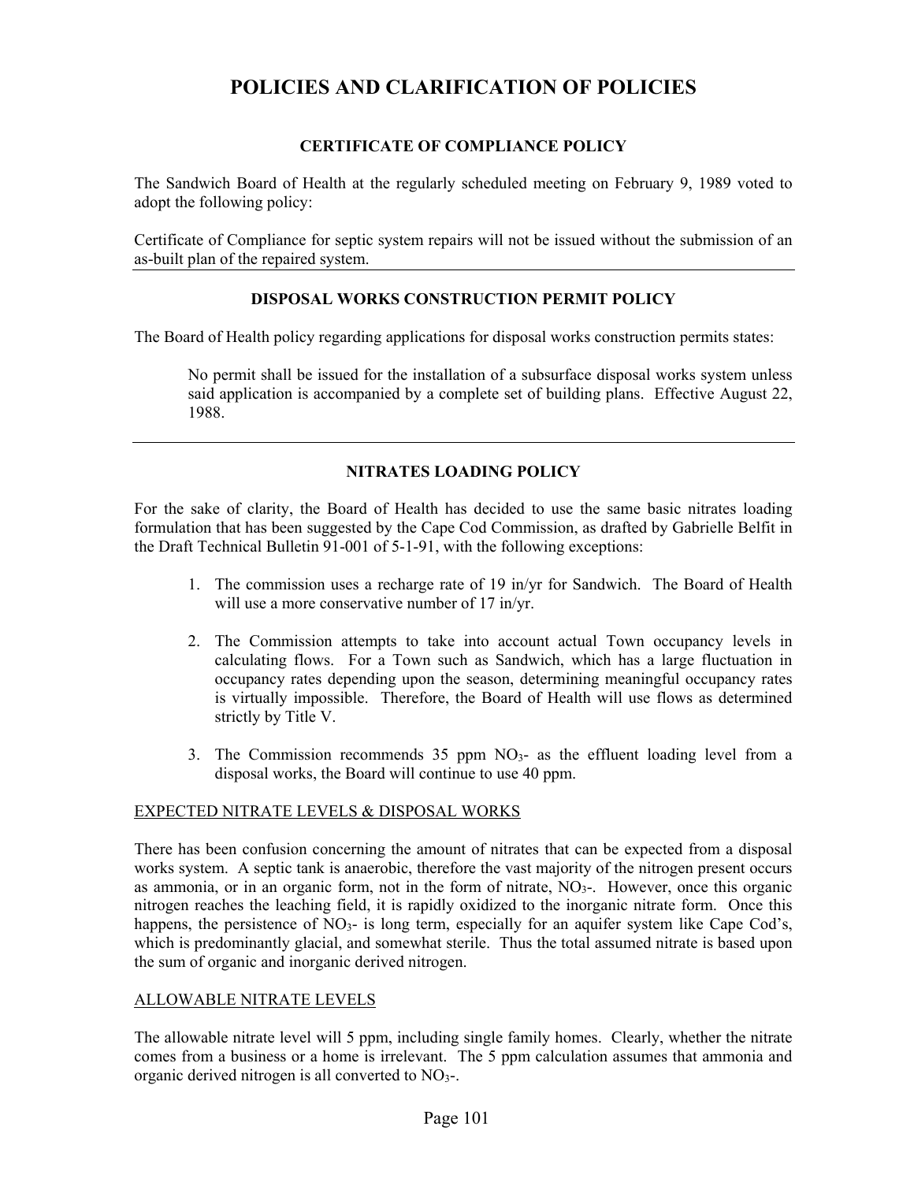# POLICIES AND CLARIFICATION OF POLICIES

### CERTIFICATE OF COMPLIANCE POLICY

The Sandwich Board of Health at the regularly scheduled meeting on February 9, 1989 voted to adopt the following policy:

Certificate of Compliance for septic system repairs will not be issued without the submission of an as-built plan of the repaired system.

---

### DISPOSAL WORKS CONSTRUCTION PERMIT POLICY

The Board of Health policy regarding applications for disposal works construction permits states:

> No permit shall be issued for the installation of a subsurface disposal works system unless said application is accompanied by a complete set of building plans. Effective August 22, 1988.

---

### NITRATES LOADING POLICY

For the sake of clarity, the Board of Health has decided to use the same basic nitrates loading formulation that has been suggested by the Cape Cod Commission, as drafted by Gabrielle Belfit in the Draft Technical Bulletin 91-001 of 5-1-91, with the following exceptions:

1. The commission uses a recharge rate of 19 in/yr for Sandwich. The Board of Health will use a more conservative number of 17 in/yr.
2. The Commission attempts to take into account actual Town occupancy levels in calculating flows. For a Town such as Sandwich, which has a large fluctuation in occupancy rates depending upon the season, determining meaningful occupancy rates is virtually impossible. Therefore, the Board of Health will use flows as determined strictly by Title V.
3. The Commission recommends 35 ppm $NO_3$- as the effluent loading level from a disposal works, the Board will continue to use 40 ppm.

<u>EXPECTED NITRATE LEVELS & DISPOSAL WORKS</u>

There has been confusion concerning the amount of nitrates that can be expected from a disposal works system. A septic tank is anaerobic, therefore the vast majority of the nitrogen present occurs as ammonia, or in an organic form, not in the form of nitrate, $NO_3$-. However, once this organic nitrogen reaches the leaching field, it is rapidly oxidized to the inorganic nitrate form. Once this happens, the persistence of $NO_3$- is long term, especially for an aquifer system like Cape Cod's, which is predominantly glacial, and somewhat sterile. Thus the total assumed nitrate is based upon the sum of organic and inorganic derived nitrogen.

<u>ALLOWABLE NITRATE LEVELS</u>

The allowable nitrate level will 5 ppm, including single family homes. Clearly, whether the nitrate comes from a business or a home is irrelevant. The 5 ppm calculation assumes that ammonia and organic derived nitrogen is all converted to $NO_3$-.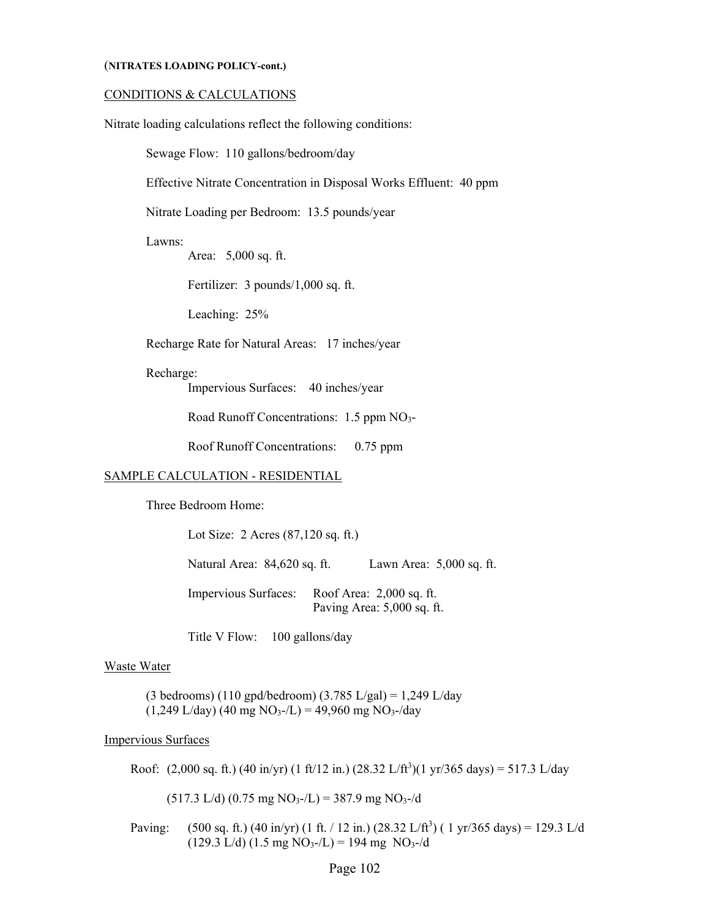(**NITRATES LOADING POLICY-cont.)**

## CONDITIONS & CALCULATIONS

Nitrate loading calculations reflect the following conditions:

Sewage Flow: 110 gallons/bedroom/day

Effective Nitrate Concentration in Disposal Works Effluent: 40 ppm

Nitrate Loading per Bedroom: 13.5 pounds/year

Lawns:

Area: 5,000 sq. ft.

Fertilizer: 3 pounds/1,000 sq. ft.

Leaching: 25%

Recharge Rate for Natural Areas: 17 inches/year

Recharge:

Impervious Surfaces: 40 inches/year

Road Runoff Concentrations: 1.5 ppm $NO_3$-

Roof Runoff Concentrations: 0.75 ppm

## SAMPLE CALCULATION - RESIDENTIAL

Three Bedroom Home:

Lot Size: 2 Acres (87,120 sq. ft.)

Natural Area: 84,620 sq. ft. Lawn Area: 5,000 sq. ft.

Impervious Surfaces: Roof Area: 2,000 sq. ft.
Paving Area: 5,000 sq. ft.

Title V Flow: 100 gallons/day

### Waste Water

(3 bedrooms) (110 gpd/bedroom) (3.785 L/gal) = 1,249 L/day
(1,249 L/day) (40 mg $NO_3$-/L) = 49,960 mg $NO_3$-/day

### Impervious Surfaces

Roof: (2,000 sq. ft.) (40 in/yr) (1 ft/12 in.) (28.32 L/ft$^3$)(1 yr/365 days) = 517.3 L/day

(517.3 L/d) (0.75 mg $NO_3$-/L) = 387.9 mg $NO_3$-/d

Paving: (500 sq. ft.) (40 in/yr) (1 ft. / 12 in.) (28.32 L/ft$^3$) ( 1 yr/365 days) = 129.3 L/d
(129.3 L/d) (1.5 mg $NO_3$-/L) = 194 mg $NO_3$-/d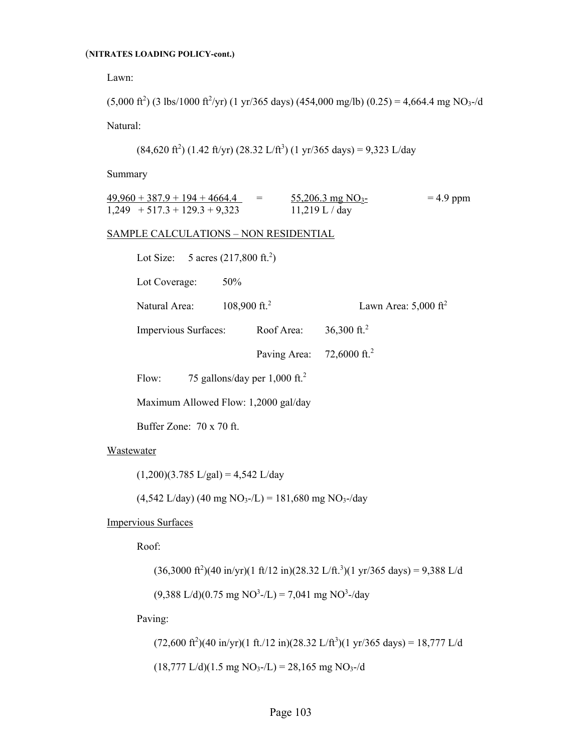(**NITRATES LOADING POLICY-cont.**)

Lawn:

$(5{,}000 \text{ ft}^2)$ $(3 \text{ lbs}/1000 \text{ ft}^2/\text{yr})$ $(1 \text{ yr}/365 \text{ days})$ $(454{,}000 \text{ mg/lb})$ $(0.25) = 4{,}664.4 \text{ mg } NO_3\text{-/d}$

Natural:

$(84{,}620 \text{ ft}^2)$ $(1.42 \text{ ft/yr})$ $(28.32 \text{ L/ft}^3)$ $(1 \text{ yr}/365 \text{ days}) = 9{,}323 \text{ L/day}$

Summary

$$\frac{49{,}960 + 387.9 + 194 + 4664.4}{1{,}249 + 517.3 + 129.3 + 9{,}323} = \frac{55{,}206.3 \text{ mg } NO_3\text{-}}{11{,}219 \text{ L / day}} = 4.9 \text{ ppm}$$

<u>SAMPLE CALCULATIONS – NON RESIDENTIAL</u>

Lot Size: 5 acres (217,800 ft.$^2$)

Lot Coverage: 50%

Natural Area: 108,900 ft.$^2$ Lawn Area: 5,000 ft$^2$

Impervious Surfaces: Roof Area: 36,300 ft.$^2$

Paving Area: 72,6000 ft.$^2$

Flow: 75 gallons/day per 1,000 ft.$^2$

Maximum Allowed Flow: 1,2000 gal/day

Buffer Zone: 70 x 70 ft.

<u>Wastewater</u>

$(1{,}200)(3.785 \text{ L/gal}) = 4{,}542 \text{ L/day}$

$(4{,}542 \text{ L/day})$ $(40 \text{ mg } NO_3\text{-/L}) = 181{,}680 \text{ mg } NO_3\text{-/day}$

<u>Impervious Surfaces</u>

Roof:

$(36{,}3000 \text{ ft}^2)(40 \text{ in/yr})(1 \text{ ft}/12 \text{ in})(28.32 \text{ L/ft.}^3)(1 \text{ yr}/365 \text{ days}) = 9{,}388 \text{ L/d}$

$(9{,}388 \text{ L/d})(0.75 \text{ mg } NO^3\text{-/L}) = 7{,}041 \text{ mg } NO^3\text{-/day}$

Paving:

$(72{,}600 \text{ ft}^2)(40 \text{ in/yr})(1 \text{ ft.}/12 \text{ in})(28.32 \text{ L/ft}^3)(1 \text{ yr}/365 \text{ days}) = 18{,}777 \text{ L/d}$

$(18{,}777 \text{ L/d})(1.5 \text{ mg } NO_3\text{-/L}) = 28{,}165 \text{ mg } NO_3\text{-/d}$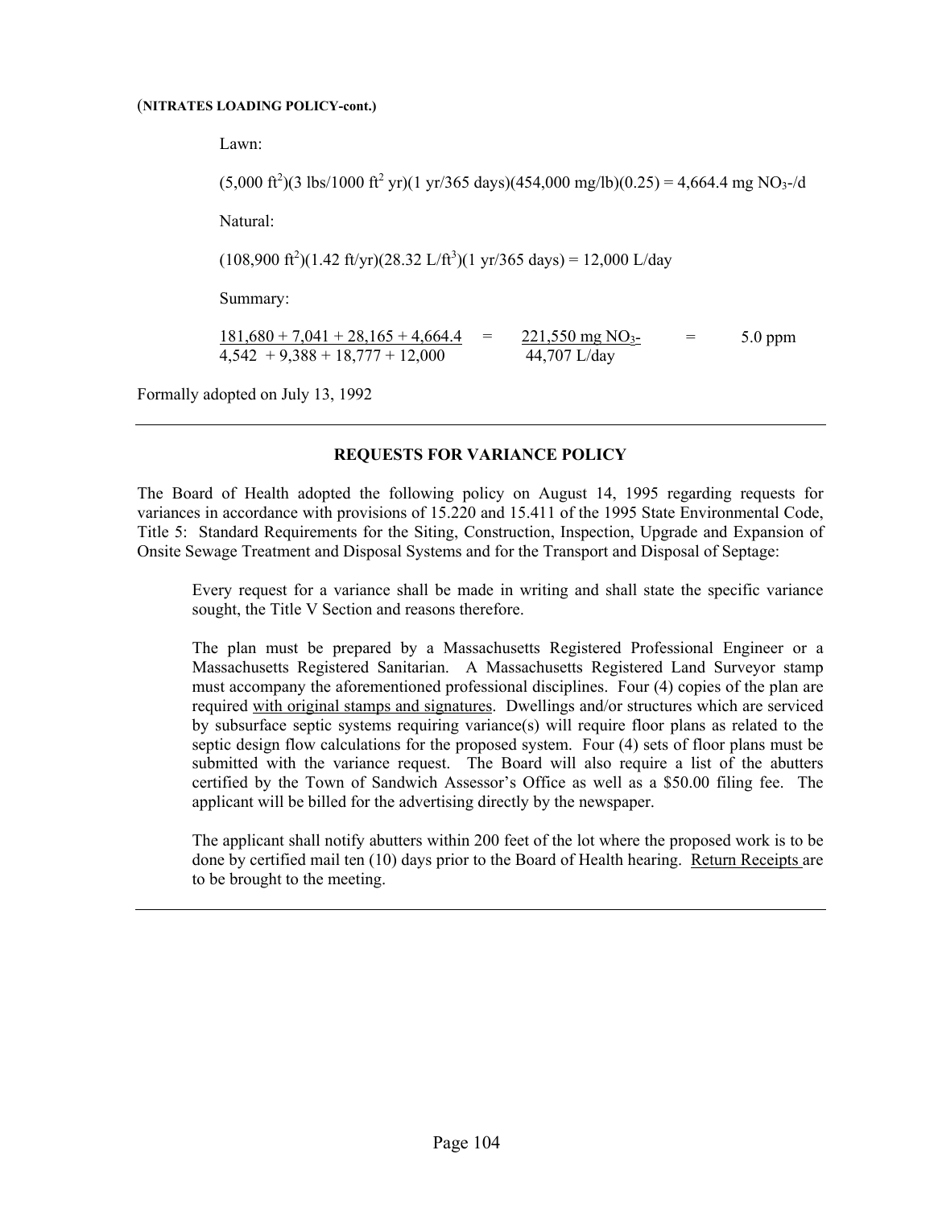(**NITRATES LOADING POLICY-cont.)**

Lawn:

$(5{,}000\ \text{ft}^2)(3\ \text{lbs}/1000\ \text{ft}^2\ \text{yr})(1\ \text{yr}/365\ \text{days})(454{,}000\ \text{mg/lb})(0.25) = 4{,}664.4\ \text{mg}\ NO_3\text{-/d}$

Natural:

$(108{,}900\ \text{ft}^2)(1.42\ \text{ft/yr})(28.32\ \text{L/ft}^3)(1\ \text{yr}/365\ \text{days}) = 12{,}000\ \text{L/day}$

Summary:

$$\frac{181{,}680 + 7{,}041 + 28{,}165 + 4{,}664.4}{4{,}542 + 9{,}388 + 18{,}777 + 12{,}000} = \frac{221{,}550\ \text{mg}\ NO_3\text{-}}{44{,}707\ \text{L/day}} = 5.0\ \text{ppm}$$

Formally adopted on July 13, 1992

---

## REQUESTS FOR VARIANCE POLICY

The Board of Health adopted the following policy on August 14, 1995 regarding requests for variances in accordance with provisions of 15.220 and 15.411 of the 1995 State Environmental Code, Title 5: Standard Requirements for the Siting, Construction, Inspection, Upgrade and Expansion of Onsite Sewage Treatment and Disposal Systems and for the Transport and Disposal of Septage:

> Every request for a variance shall be made in writing and shall state the specific variance sought, the Title V Section and reasons therefore.
>
> The plan must be prepared by a Massachusetts Registered Professional Engineer or a Massachusetts Registered Sanitarian. A Massachusetts Registered Land Surveyor stamp must accompany the aforementioned professional disciplines. Four (4) copies of the plan are required with original stamps and signatures. Dwellings and/or structures which are serviced by subsurface septic systems requiring variance(s) will require floor plans as related to the septic design flow calculations for the proposed system. Four (4) sets of floor plans must be submitted with the variance request. The Board will also require a list of the abutters certified by the Town of Sandwich Assessor's Office as well as a $50.00 filing fee. The applicant will be billed for the advertising directly by the newspaper.
>
> The applicant shall notify abutters within 200 feet of the lot where the proposed work is to be done by certified mail ten (10) days prior to the Board of Health hearing. Return Receipts are to be brought to the meeting.

---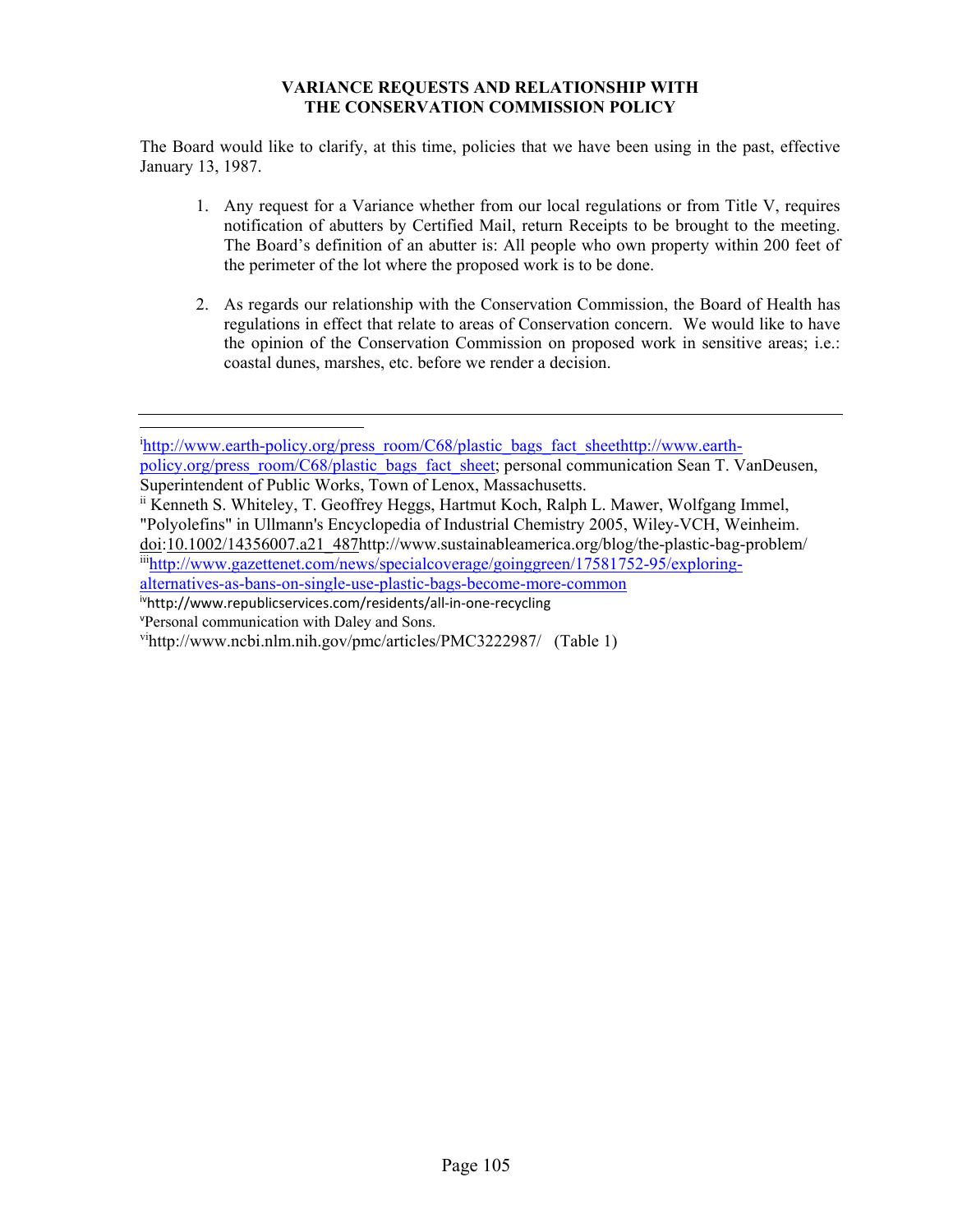**VARIANCE REQUESTS AND RELATIONSHIP WITH THE CONSERVATION COMMISSION POLICY**

The Board would like to clarify, at this time, policies that we have been using in the past, effective January 13, 1987.

1. Any request for a Variance whether from our local regulations or from Title V, requires notification of abutters by Certified Mail, return Receipts to be brought to the meeting. The Board's definition of an abutter is: All people who own property within 200 feet of the perimeter of the lot where the proposed work is to be done.

2. As regards our relationship with the Conservation Commission, the Board of Health has regulations in effect that relate to areas of Conservation concern. We would like to have the opinion of the Conservation Commission on proposed work in sensitive areas; i.e.: coastal dunes, marshes, etc. before we render a decision.

---

[i] http://www.earth-policy.org/press_room/C68/plastic_bags_fact_sheethttp://www.earth-policy.org/press_room/C68/plastic_bags_fact_sheet; personal communication Sean T. VanDeusen, Superintendent of Public Works, Town of Lenox, Massachusetts.

[ii] Kenneth S. Whiteley, T. Geoffrey Heggs, Hartmut Koch, Ralph L. Mawer, Wolfgang Immel, "Polyolefins" in Ullmann's Encyclopedia of Industrial Chemistry 2005, Wiley-VCH, Weinheim. doi:10.1002/14356007.a21_487http://www.sustainableamerica.org/blog/the-plastic-bag-problem/

[iii] http://www.gazettenet.com/news/specialcoverage/goinggreen/17581752-95/exploring-alternatives-as-bans-on-single-use-plastic-bags-become-more-common

[iv] http://www.republicservices.com/residents/all-in-one-recycling

[v] Personal communication with Daley and Sons.

[vi] http://www.ncbi.nlm.nih.gov/pmc/articles/PMC3222987/ (Table 1)